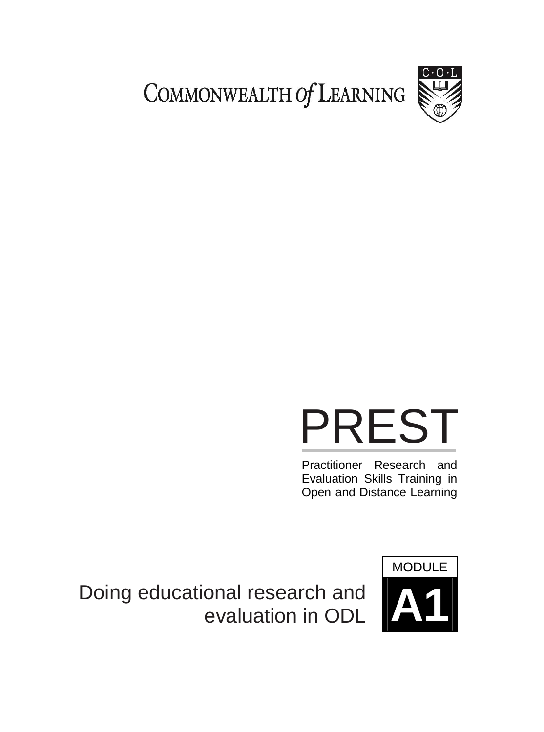COMMONWEALTH *of* LEARNING

C·O·L

# PREST

Practitioner Research and Evaluation Skills Training in Open and Distance Learning

## Doing educational research and evaluation in ODL

MODULE

**A1**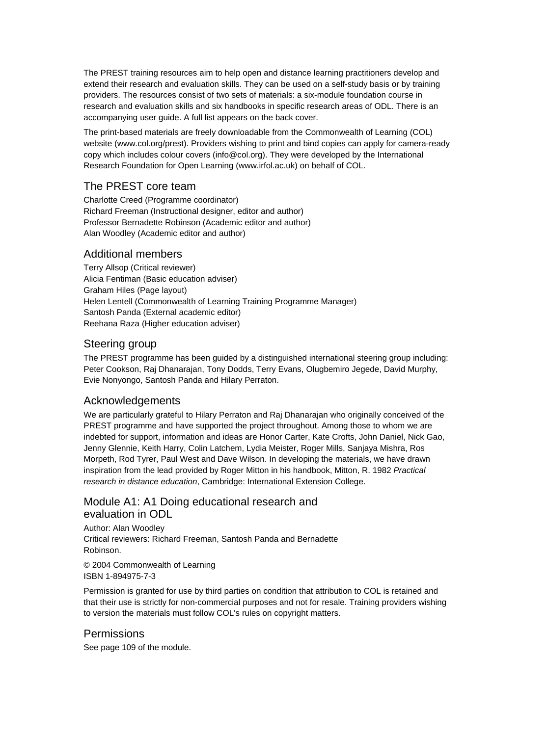The PREST training resources aim to help open and distance learning practitioners develop and extend their research and evaluation skills. They can be used on a self-study basis or by training providers. The resources consist of two sets of materials: a six-module foundation course in research and evaluation skills and six handbooks in specific research areas of ODL. There is an accompanying user guide. A full list appears on the back cover.

The print-based materials are freely downloadable from the Commonwealth of Learning (COL) website (www.col.org/prest). Providers wishing to print and bind copies can apply for camera-ready copy which includes colour covers (info@col.org). They were developed by the International Research Foundation for Open Learning (www.irfol.ac.uk) on behalf of COL.

## The PREST core team

Charlotte Creed (Programme coordinator)
Richard Freeman (Instructional designer, editor and author)
Professor Bernadette Robinson (Academic editor and author)
Alan Woodley (Academic editor and author)

## Additional members

Terry Allsop (Critical reviewer)
Alicia Fentiman (Basic education adviser)
Graham Hiles (Page layout)
Helen Lentell (Commonwealth of Learning Training Programme Manager)
Santosh Panda (External academic editor)
Reehana Raza (Higher education adviser)

## Steering group

The PREST programme has been guided by a distinguished international steering group including: Peter Cookson, Raj Dhanarajan, Tony Dodds, Terry Evans, Olugbemiro Jegede, David Murphy, Evie Nonyongo, Santosh Panda and Hilary Perraton.

## Acknowledgements

We are particularly grateful to Hilary Perraton and Raj Dhanarajan who originally conceived of the PREST programme and have supported the project throughout. Among those to whom we are indebted for support, information and ideas are Honor Carter, Kate Crofts, John Daniel, Nick Gao, Jenny Glennie, Keith Harry, Colin Latchem, Lydia Meister, Roger Mills, Sanjaya Mishra, Ros Morpeth, Rod Tyrer, Paul West and Dave Wilson. In developing the materials, we have drawn inspiration from the lead provided by Roger Mitton in his handbook, Mitton, R. 1982 *Practical research in distance education*, Cambridge: International Extension College.

## Module A1: A1 Doing educational research and evaluation in ODL

Author: Alan Woodley
Critical reviewers: Richard Freeman, Santosh Panda and Bernadette Robinson.

© 2004 Commonwealth of Learning
ISBN 1-894975-7-3

Permission is granted for use by third parties on condition that attribution to COL is retained and that their use is strictly for non-commercial purposes and not for resale. Training providers wishing to version the materials must follow COL's rules on copyright matters.

## Permissions

See page 109 of the module.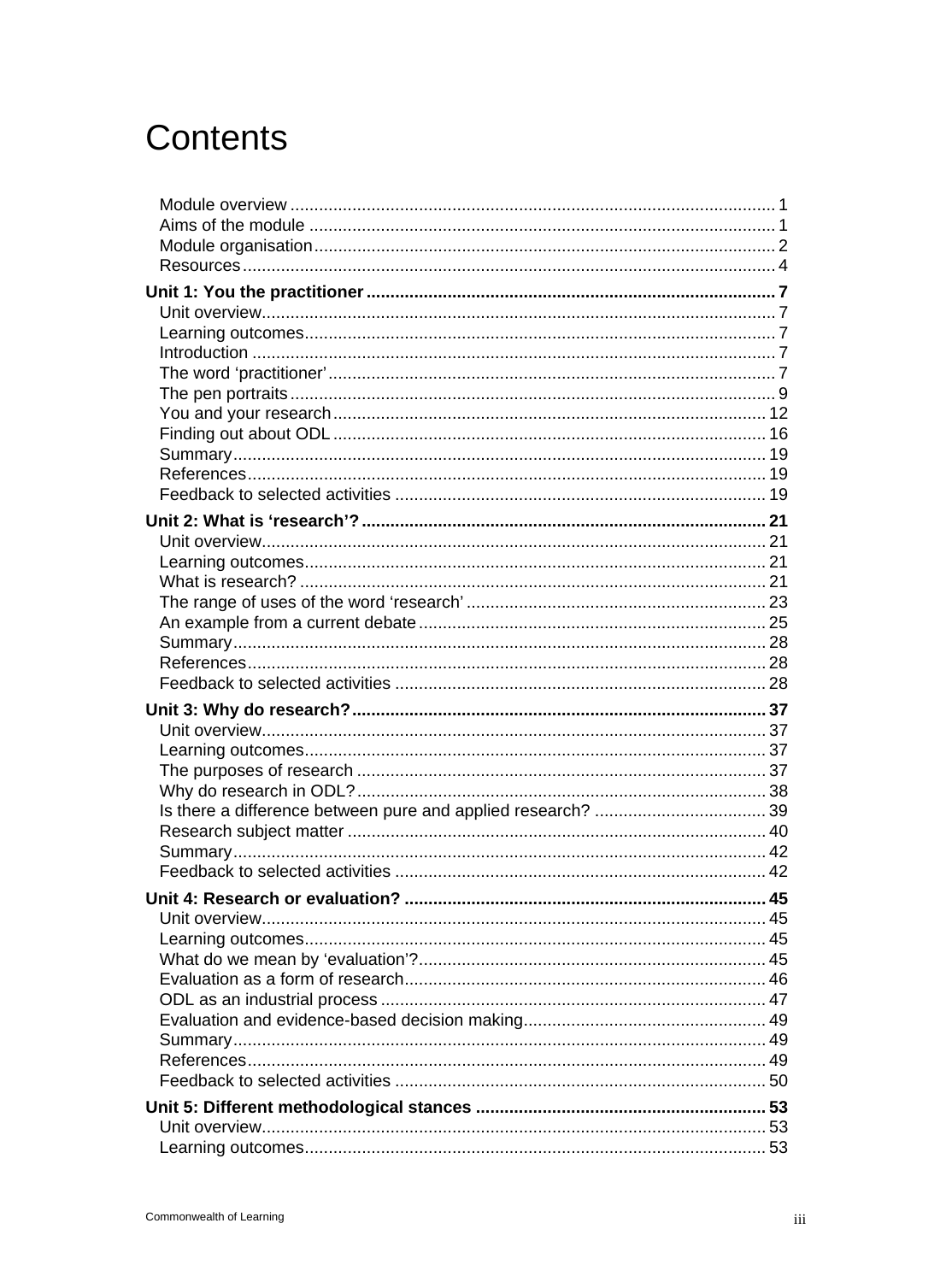# Contents

Module overview ..................................................................................................... 1
Aims of the module ................................................................................................. 1
Module organisation................................................................................................ 2
Resources............................................................................................................... 4

**Unit 1: You the practitioner ..................................................................................... 7**
Unit overview........................................................................................................... 7
Learning outcomes.................................................................................................. 7
Introduction ............................................................................................................. 7
The word ‘practitioner’............................................................................................. 7
The pen portraits..................................................................................................... 9
You and your research ........................................................................................... 12
Finding out about ODL ........................................................................................... 16
Summary................................................................................................................ 19
References............................................................................................................. 19
Feedback to selected activities .............................................................................. 19

**Unit 2: What is ‘research’? .................................................................................... 21**
Unit overview.......................................................................................................... 21
Learning outcomes................................................................................................. 21
What is research? .................................................................................................. 21
The range of uses of the word ‘research’ ............................................................... 23
An example from a current debate ......................................................................... 25
Summary................................................................................................................ 28
References............................................................................................................. 28
Feedback to selected activities .............................................................................. 28

**Unit 3: Why do research?...................................................................................... 37**
Unit overview.......................................................................................................... 37
Learning outcomes................................................................................................. 37
The purposes of research ...................................................................................... 37
Why do research in ODL?...................................................................................... 38
Is there a difference between pure and applied research? .................................... 39
Research subject matter ........................................................................................ 40
Summary................................................................................................................ 42
Feedback to selected activities .............................................................................. 42

**Unit 4: Research or evaluation? ........................................................................... 45**
Unit overview.......................................................................................................... 45
Learning outcomes................................................................................................. 45
What do we mean by ‘evaluation’?......................................................................... 45
Evaluation as a form of research............................................................................ 46
ODL as an industrial process ................................................................................. 47
Evaluation and evidence-based decision making................................................... 49
Summary................................................................................................................ 49
References............................................................................................................. 49
Feedback to selected activities .............................................................................. 50

**Unit 5: Different methodological stances ............................................................. 53**
Unit overview.......................................................................................................... 53
Learning outcomes................................................................................................. 53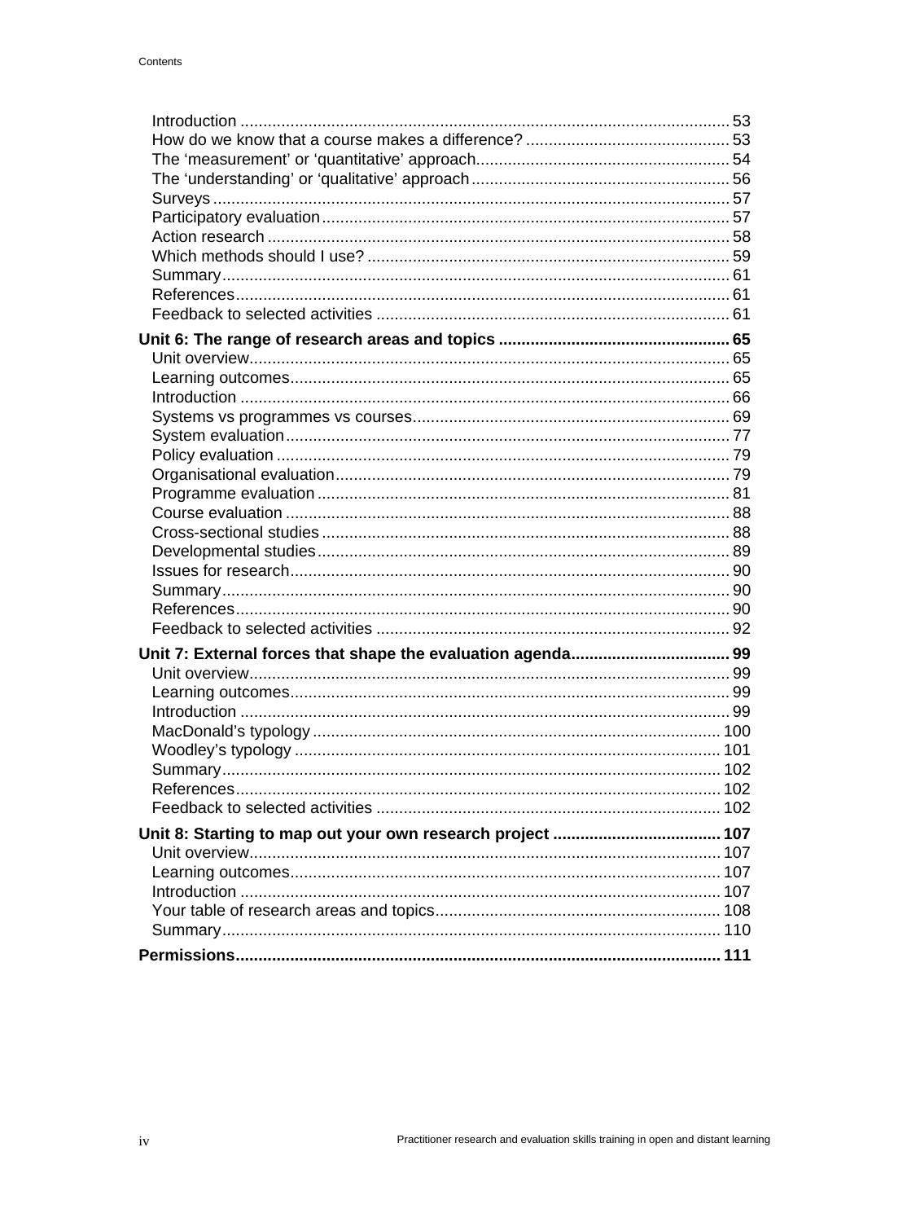Introduction ... 53
How do we know that a course makes a difference? ... 53
The 'measurement' or 'quantitative' approach ... 54
The 'understanding' or 'qualitative' approach ... 56
Surveys ... 57
Participatory evaluation ... 57
Action research ... 58
Which methods should I use? ... 59
Summary ... 61
References ... 61
Feedback to selected activities ... 61

**Unit 6: The range of research areas and topics ... 65**

Unit overview ... 65
Learning outcomes ... 65
Introduction ... 66
Systems vs programmes vs courses ... 69
System evaluation ... 77
Policy evaluation ... 79
Organisational evaluation ... 79
Programme evaluation ... 81
Course evaluation ... 88
Cross-sectional studies ... 88
Developmental studies ... 89
Issues for research ... 90
Summary ... 90
References ... 90
Feedback to selected activities ... 92

**Unit 7: External forces that shape the evaluation agenda ... 99**

Unit overview ... 99
Learning outcomes ... 99
Introduction ... 99
MacDonald's typology ... 100
Woodley's typology ... 101
Summary ... 102
References ... 102
Feedback to selected activities ... 102

**Unit 8: Starting to map out your own research project ... 107**

Unit overview ... 107
Learning outcomes ... 107
Introduction ... 107
Your table of research areas and topics ... 108
Summary ... 110

**Permissions ... 111**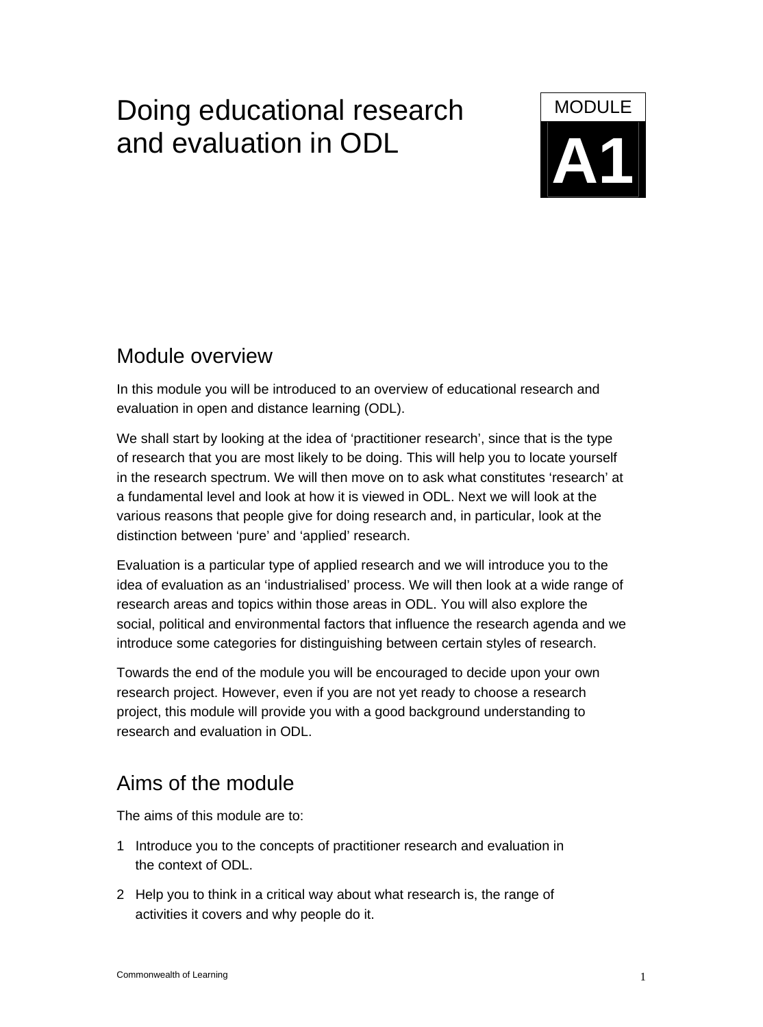# Doing educational research and evaluation in ODL

MODULE

**A1**

## Module overview

In this module you will be introduced to an overview of educational research and evaluation in open and distance learning (ODL).

We shall start by looking at the idea of 'practitioner research', since that is the type of research that you are most likely to be doing. This will help you to locate yourself in the research spectrum. We will then move on to ask what constitutes 'research' at a fundamental level and look at how it is viewed in ODL. Next we will look at the various reasons that people give for doing research and, in particular, look at the distinction between 'pure' and 'applied' research.

Evaluation is a particular type of applied research and we will introduce you to the idea of evaluation as an 'industrialised' process. We will then look at a wide range of research areas and topics within those areas in ODL. You will also explore the social, political and environmental factors that influence the research agenda and we introduce some categories for distinguishing between certain styles of research.

Towards the end of the module you will be encouraged to decide upon your own research project. However, even if you are not yet ready to choose a research project, this module will provide you with a good background understanding to research and evaluation in ODL.

## Aims of the module

The aims of this module are to:

1 Introduce you to the concepts of practitioner research and evaluation in the context of ODL.

2 Help you to think in a critical way about what research is, the range of activities it covers and why people do it.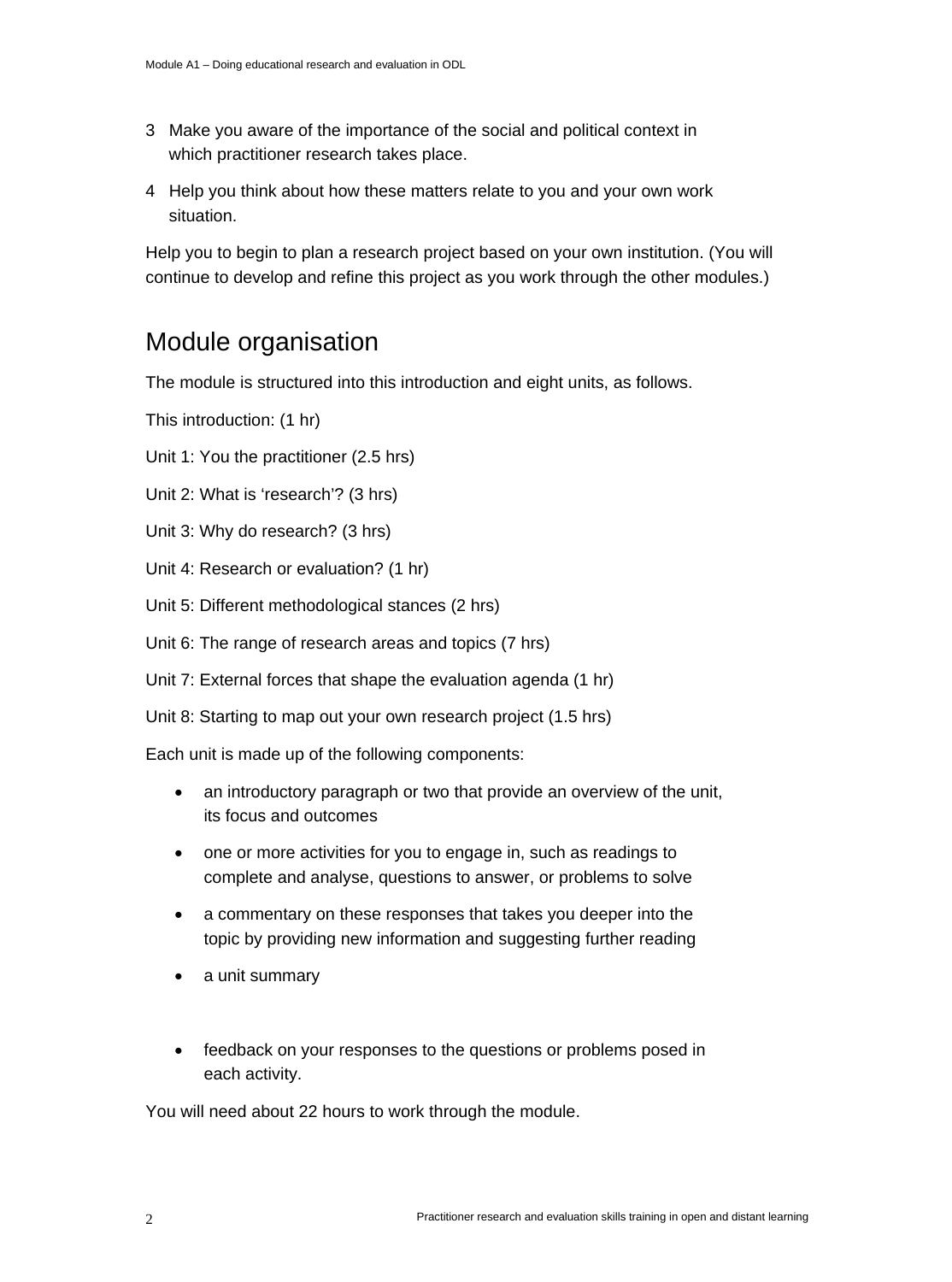3 Make you aware of the importance of the social and political context in which practitioner research takes place.

4 Help you think about how these matters relate to you and your own work situation.

Help you to begin to plan a research project based on your own institution. (You will continue to develop and refine this project as you work through the other modules.)

## Module organisation

The module is structured into this introduction and eight units, as follows.

This introduction: (1 hr)

Unit 1: You the practitioner (2.5 hrs)

Unit 2: What is 'research'? (3 hrs)

Unit 3: Why do research? (3 hrs)

Unit 4: Research or evaluation? (1 hr)

Unit 5: Different methodological stances (2 hrs)

Unit 6: The range of research areas and topics (7 hrs)

Unit 7: External forces that shape the evaluation agenda (1 hr)

Unit 8: Starting to map out your own research project (1.5 hrs)

Each unit is made up of the following components:

- an introductory paragraph or two that provide an overview of the unit, its focus and outcomes
- one or more activities for you to engage in, such as readings to complete and analyse, questions to answer, or problems to solve
- a commentary on these responses that takes you deeper into the topic by providing new information and suggesting further reading
- a unit summary
- feedback on your responses to the questions or problems posed in each activity.

You will need about 22 hours to work through the module.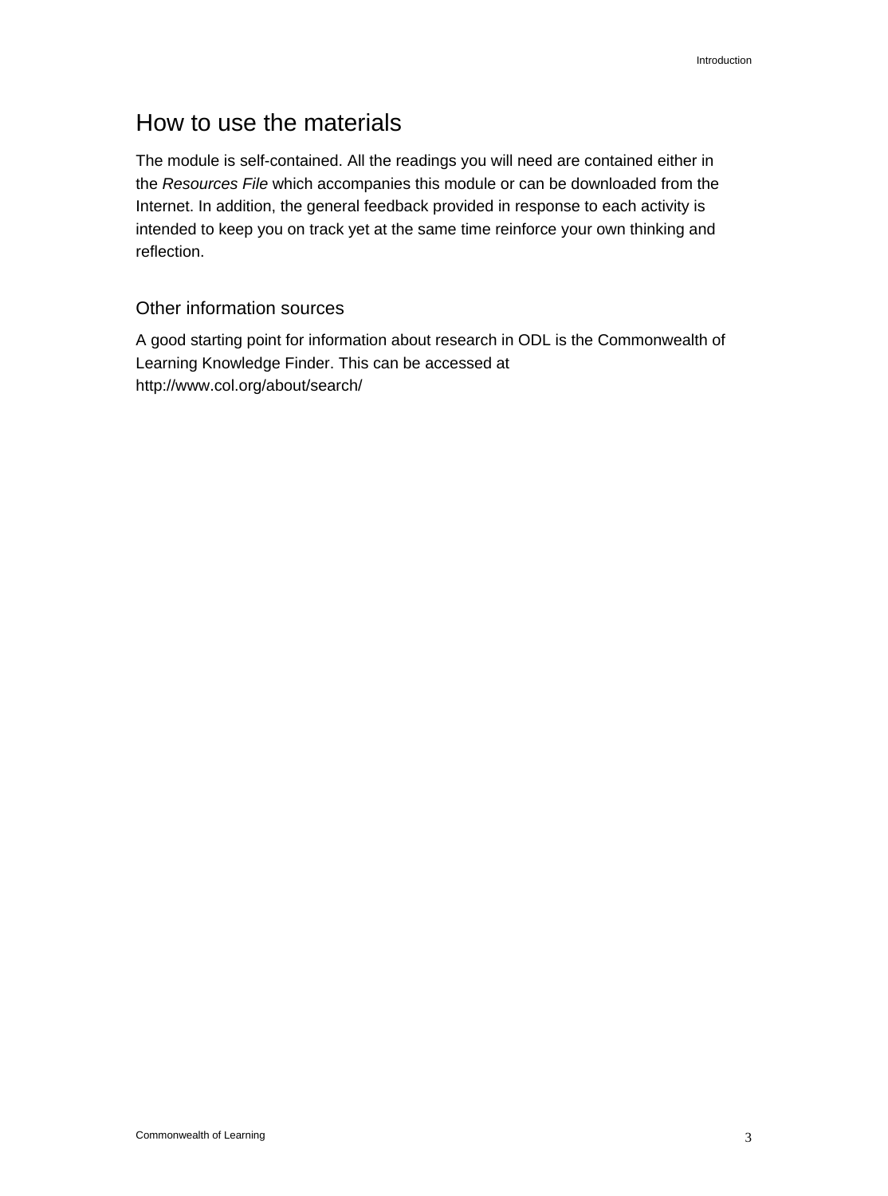## How to use the materials

The module is self-contained. All the readings you will need are contained either in the *Resources File* which accompanies this module or can be downloaded from the Internet. In addition, the general feedback provided in response to each activity is intended to keep you on track yet at the same time reinforce your own thinking and reflection.

### Other information sources

A good starting point for information about research in ODL is the Commonwealth of Learning Knowledge Finder. This can be accessed at http://www.col.org/about/search/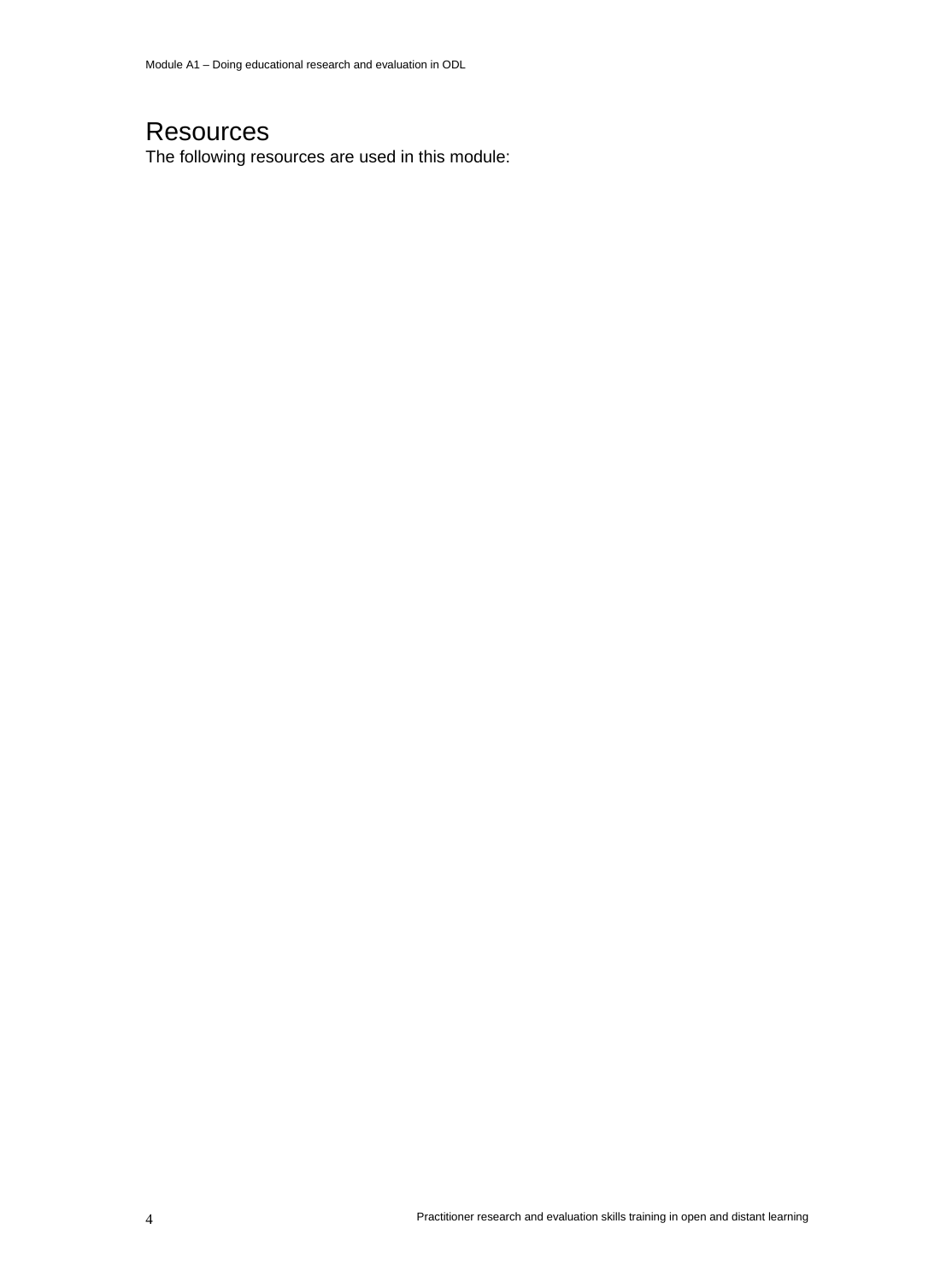# Resources

The following resources are used in this module: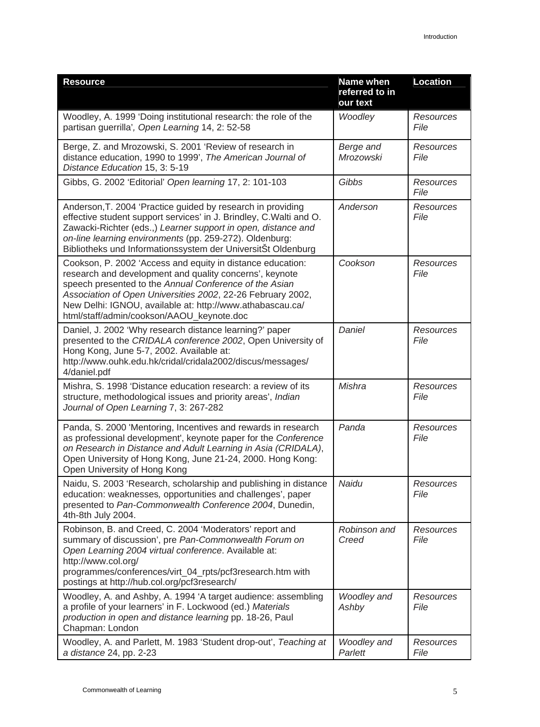| Resource | Name when referred to in our text | Location |
|---|---|---|
| Woodley, A. 1999 'Doing institutional research: the role of the partisan guerrilla', *Open Learning* 14, 2: 52-58 | *Woodley* | *Resources File* |
| Berge, Z. and Mrozowski, S. 2001 'Review of research in distance education, 1990 to 1999', *The American Journal of Distance Education* 15, 3: 5-19 | *Berge and Mrozowski* | *Resources File* |
| Gibbs, G. 2002 'Editorial' *Open learning* 17, 2: 101-103 | *Gibbs* | *Resources File* |
| Anderson,T. 2004 'Practice guided by research in providing effective student support services' in J. Brindley, C.Walti and O. Zawacki-Richter (eds.,) *Learner support in open, distance and on-line learning environments* (pp. 259-272). Oldenburg: Bibliotheks und Informationssystem der UniversitŠt Oldenburg | *Anderson* | *Resources File* |
| Cookson, P. 2002 'Access and equity in distance education: research and development and quality concerns', keynote speech presented to the *Annual Conference of the Asian Association of Open Universities 2002*, 22-26 February 2002, New Delhi: IGNOU, available at: http://www.athabascau.ca/html/staff/admin/cookson/AAOU_keynote.doc | *Cookson* | *Resources File* |
| Daniel, J. 2002 'Why research distance learning?' paper presented to the *CRIDALA conference 2002*, Open University of Hong Kong, June 5-7, 2002. Available at: http://www.ouhk.edu.hk/cridal/cridala2002/discus/messages/4/daniel.pdf | *Daniel* | *Resources File* |
| Mishra, S. 1998 'Distance education research: a review of its structure, methodological issues and priority areas', *Indian Journal of Open Learning* 7, 3: 267-282 | *Mishra* | *Resources File* |
| Panda, S. 2000 'Mentoring, Incentives and rewards in research as professional development', keynote paper for the *Conference on Research in Distance and Adult Learning in Asia (CRIDALA)*, Open University of Hong Kong, June 21-24, 2000. Hong Kong: Open University of Hong Kong | *Panda* | *Resources File* |
| Naidu, S. 2003 'Research, scholarship and publishing in distance education: weaknesses, opportunities and challenges', paper presented to *Pan-Commonwealth Conference 2004*, Dunedin, 4th-8th July 2004. | *Naidu* | *Resources File* |
| Robinson, B. and Creed, C. 2004 'Moderators' report and summary of discussion', pre *Pan-Commonwealth Forum on Open Learning 2004 virtual conference*. Available at: http://www.col.org/programmes/conferences/virt_04_rpts/pcf3research.htm with postings at http://hub.col.org/pcf3research/ | *Robinson and Creed* | *Resources File* |
| Woodley, A. and Ashby, A. 1994 'A target audience: assembling a profile of your learners' in F. Lockwood (ed.) *Materials production in open and distance learning* pp. 18-26, Paul Chapman: London | *Woodley and Ashby* | *Resources File* |
| Woodley, A. and Parlett, M. 1983 'Student drop-out', *Teaching at a distance* 24, pp. 2-23 | *Woodley and Parlett* | *Resources File* |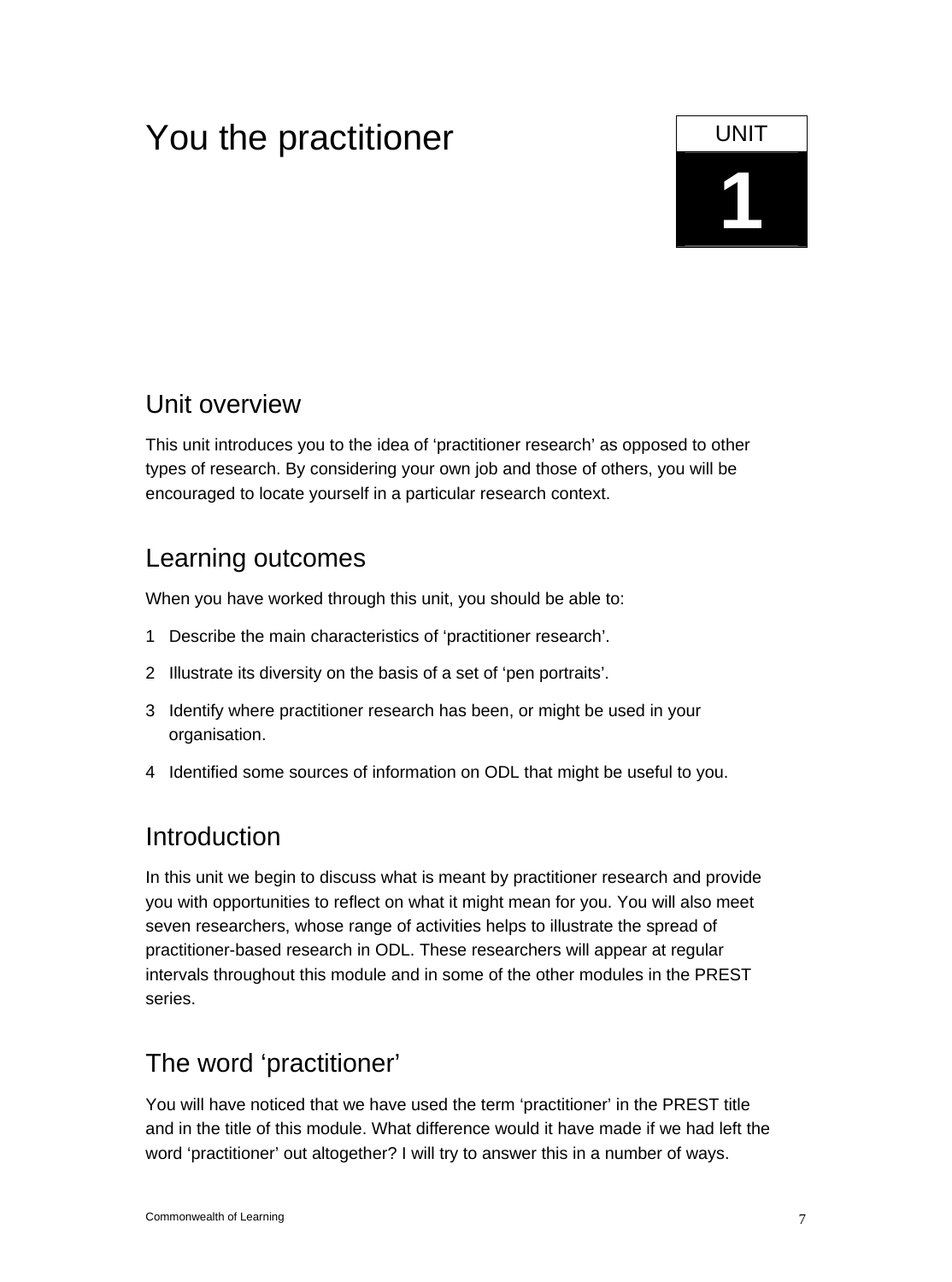# You the practitioner

UNIT
1

## Unit overview

This unit introduces you to the idea of 'practitioner research' as opposed to other types of research. By considering your own job and those of others, you will be encouraged to locate yourself in a particular research context.

## Learning outcomes

When you have worked through this unit, you should be able to:

1. Describe the main characteristics of 'practitioner research'.
2. Illustrate its diversity on the basis of a set of 'pen portraits'.
3. Identify where practitioner research has been, or might be used in your organisation.
4. Identified some sources of information on ODL that might be useful to you.

## Introduction

In this unit we begin to discuss what is meant by practitioner research and provide you with opportunities to reflect on what it might mean for you. You will also meet seven researchers, whose range of activities helps to illustrate the spread of practitioner-based research in ODL. These researchers will appear at regular intervals throughout this module and in some of the other modules in the PREST series.

## The word 'practitioner'

You will have noticed that we have used the term 'practitioner' in the PREST title and in the title of this module. What difference would it have made if we had left the word 'practitioner' out altogether? I will try to answer this in a number of ways.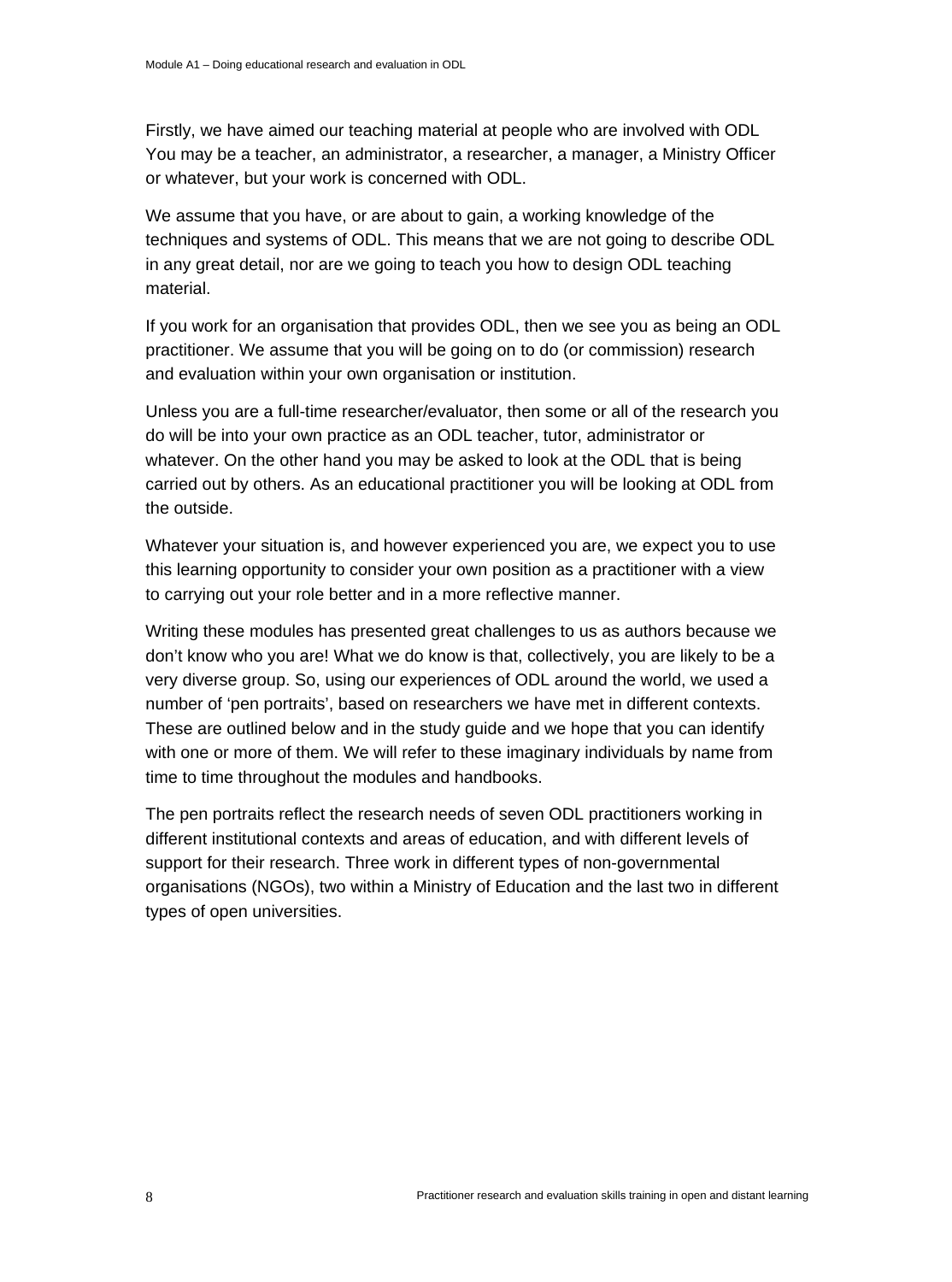Firstly, we have aimed our teaching material at people who are involved with ODL You may be a teacher, an administrator, a researcher, a manager, a Ministry Officer or whatever, but your work is concerned with ODL.

We assume that you have, or are about to gain, a working knowledge of the techniques and systems of ODL. This means that we are not going to describe ODL in any great detail, nor are we going to teach you how to design ODL teaching material.

If you work for an organisation that provides ODL, then we see you as being an ODL practitioner. We assume that you will be going on to do (or commission) research and evaluation within your own organisation or institution.

Unless you are a full-time researcher/evaluator, then some or all of the research you do will be into your own practice as an ODL teacher, tutor, administrator or whatever. On the other hand you may be asked to look at the ODL that is being carried out by others. As an educational practitioner you will be looking at ODL from the outside.

Whatever your situation is, and however experienced you are, we expect you to use this learning opportunity to consider your own position as a practitioner with a view to carrying out your role better and in a more reflective manner.

Writing these modules has presented great challenges to us as authors because we don't know who you are! What we do know is that, collectively, you are likely to be a very diverse group. So, using our experiences of ODL around the world, we used a number of 'pen portraits', based on researchers we have met in different contexts. These are outlined below and in the study guide and we hope that you can identify with one or more of them. We will refer to these imaginary individuals by name from time to time throughout the modules and handbooks.

The pen portraits reflect the research needs of seven ODL practitioners working in different institutional contexts and areas of education, and with different levels of support for their research. Three work in different types of non-governmental organisations (NGOs), two within a Ministry of Education and the last two in different types of open universities.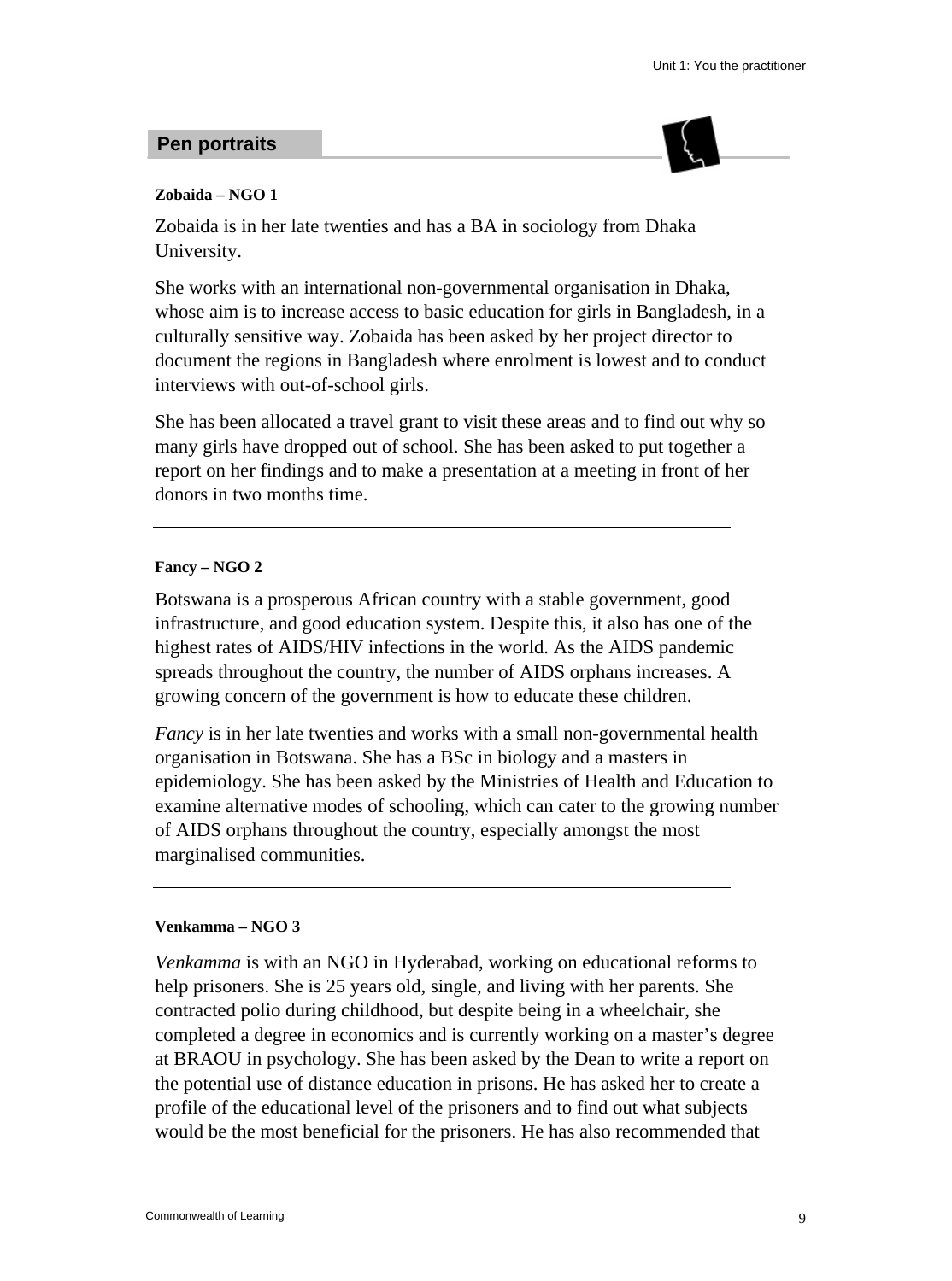## Pen portraits

**Zobaida – NGO 1**

Zobaida is in her late twenties and has a BA in sociology from Dhaka University.

She works with an international non-governmental organisation in Dhaka, whose aim is to increase access to basic education for girls in Bangladesh, in a culturally sensitive way. Zobaida has been asked by her project director to document the regions in Bangladesh where enrolment is lowest and to conduct interviews with out-of-school girls.

She has been allocated a travel grant to visit these areas and to find out why so many girls have dropped out of school. She has been asked to put together a report on her findings and to make a presentation at a meeting in front of her donors in two months time.

---

**Fancy – NGO 2**

Botswana is a prosperous African country with a stable government, good infrastructure, and good education system. Despite this, it also has one of the highest rates of AIDS/HIV infections in the world. As the AIDS pandemic spreads throughout the country, the number of AIDS orphans increases. A growing concern of the government is how to educate these children.

*Fancy* is in her late twenties and works with a small non-governmental health organisation in Botswana. She has a BSc in biology and a masters in epidemiology. She has been asked by the Ministries of Health and Education to examine alternative modes of schooling, which can cater to the growing number of AIDS orphans throughout the country, especially amongst the most marginalised communities.

---

**Venkamma – NGO 3**

*Venkamma* is with an NGO in Hyderabad, working on educational reforms to help prisoners. She is 25 years old, single, and living with her parents. She contracted polio during childhood, but despite being in a wheelchair, she completed a degree in economics and is currently working on a master's degree at BRAOU in psychology. She has been asked by the Dean to write a report on the potential use of distance education in prisons. He has asked her to create a profile of the educational level of the prisoners and to find out what subjects would be the most beneficial for the prisoners. He has also recommended that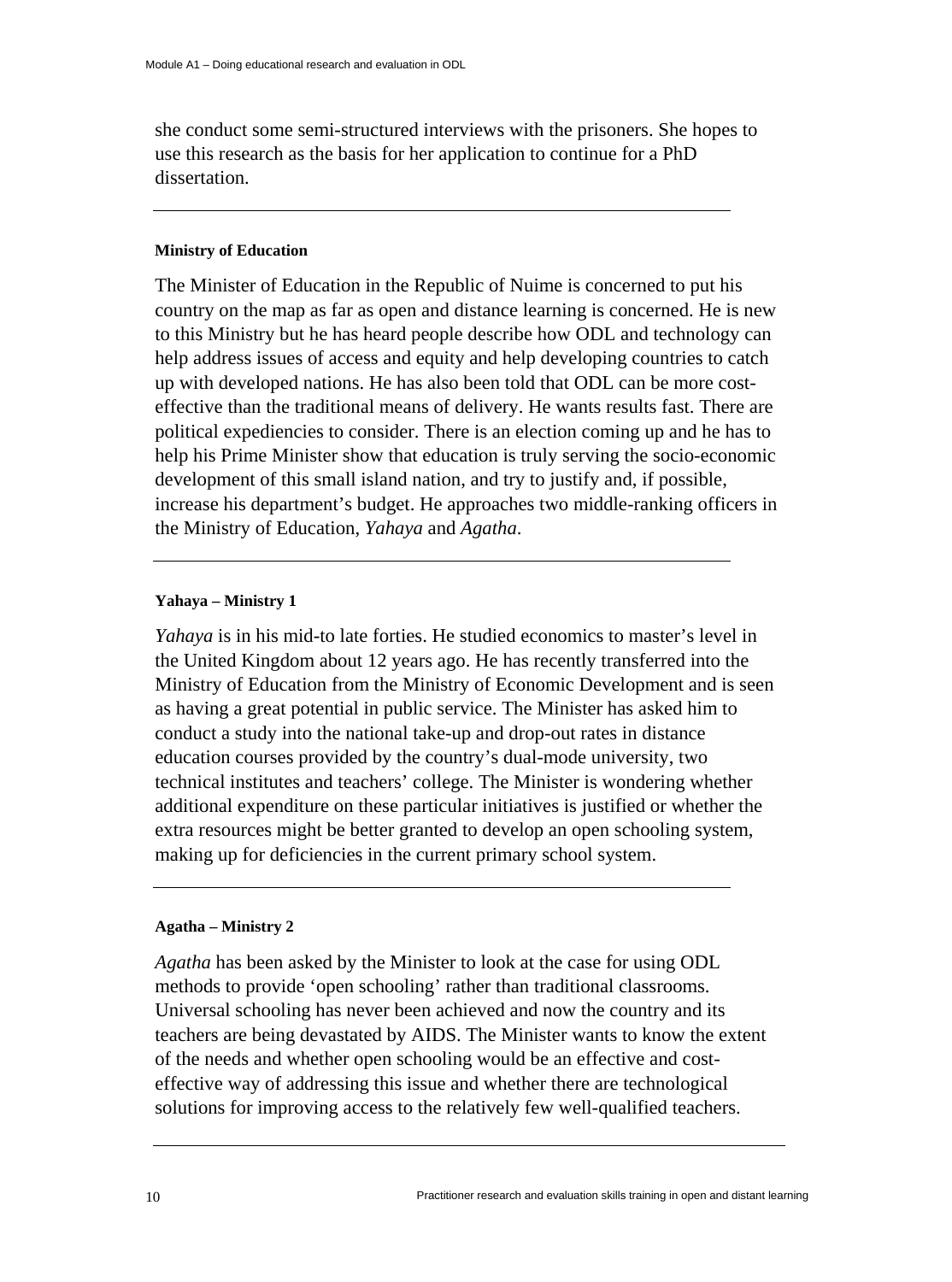she conduct some semi-structured interviews with the prisoners. She hopes to use this research as the basis for her application to continue for a PhD dissertation.

---

**Ministry of Education**

The Minister of Education in the Republic of Nuime is concerned to put his country on the map as far as open and distance learning is concerned. He is new to this Ministry but he has heard people describe how ODL and technology can help address issues of access and equity and help developing countries to catch up with developed nations. He has also been told that ODL can be more cost-effective than the traditional means of delivery. He wants results fast. There are political expediencies to consider. There is an election coming up and he has to help his Prime Minister show that education is truly serving the socio-economic development of this small island nation, and try to justify and, if possible, increase his department's budget. He approaches two middle-ranking officers in the Ministry of Education, *Yahaya* and *Agatha*.

---

**Yahaya – Ministry 1**

*Yahaya* is in his mid-to late forties. He studied economics to master's level in the United Kingdom about 12 years ago. He has recently transferred into the Ministry of Education from the Ministry of Economic Development and is seen as having a great potential in public service. The Minister has asked him to conduct a study into the national take-up and drop-out rates in distance education courses provided by the country's dual-mode university, two technical institutes and teachers' college. The Minister is wondering whether additional expenditure on these particular initiatives is justified or whether the extra resources might be better granted to develop an open schooling system, making up for deficiencies in the current primary school system.

---

**Agatha – Ministry 2**

*Agatha* has been asked by the Minister to look at the case for using ODL methods to provide 'open schooling' rather than traditional classrooms. Universal schooling has never been achieved and now the country and its teachers are being devastated by AIDS. The Minister wants to know the extent of the needs and whether open schooling would be an effective and cost-effective way of addressing this issue and whether there are technological solutions for improving access to the relatively few well-qualified teachers.

---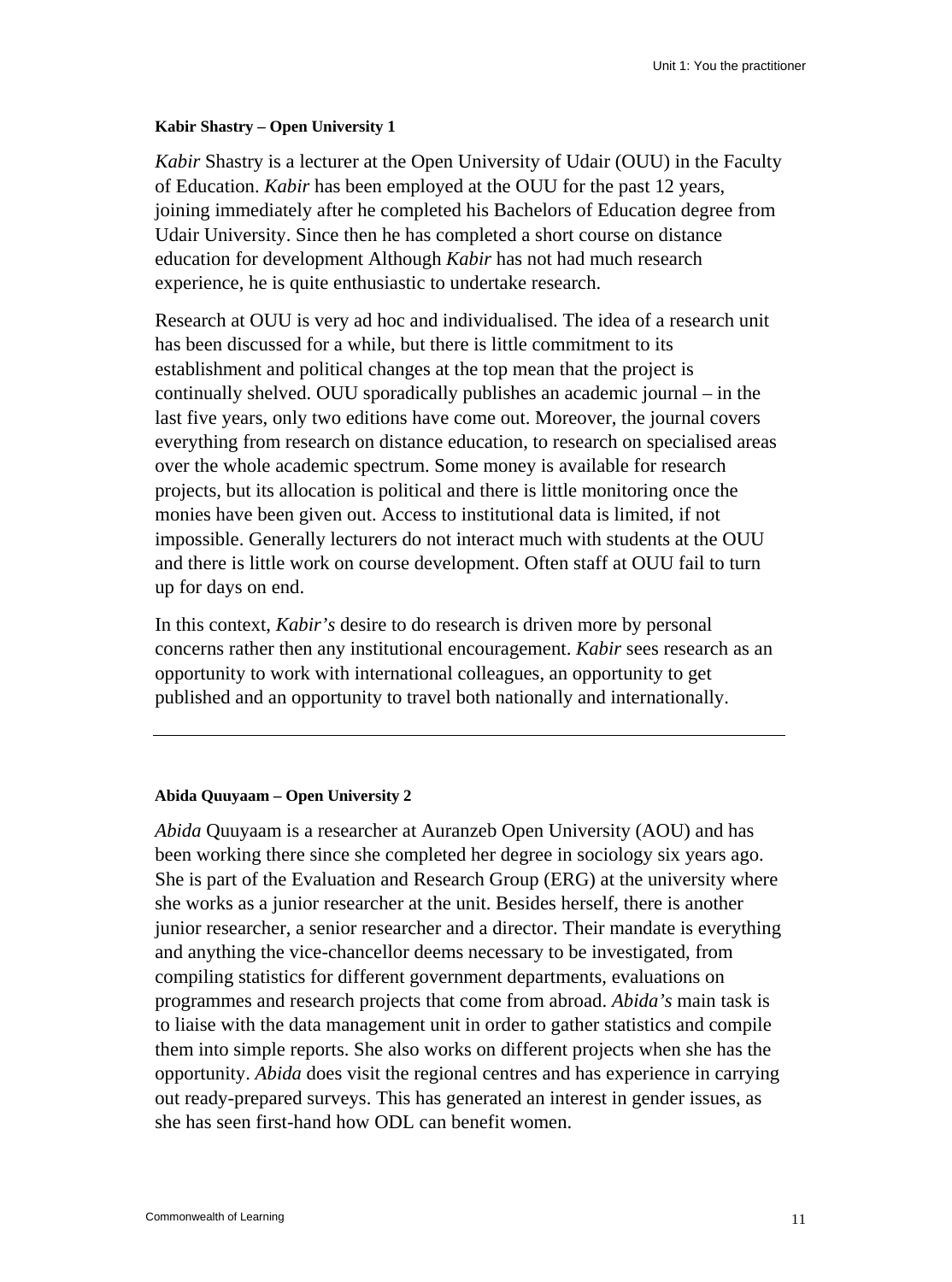**Kabir Shastry – Open University 1**

*Kabir* Shastry is a lecturer at the Open University of Udair (OUU) in the Faculty of Education. *Kabir* has been employed at the OUU for the past 12 years, joining immediately after he completed his Bachelors of Education degree from Udair University. Since then he has completed a short course on distance education for development Although *Kabir* has not had much research experience, he is quite enthusiastic to undertake research.

Research at OUU is very ad hoc and individualised. The idea of a research unit has been discussed for a while, but there is little commitment to its establishment and political changes at the top mean that the project is continually shelved. OUU sporadically publishes an academic journal – in the last five years, only two editions have come out. Moreover, the journal covers everything from research on distance education, to research on specialised areas over the whole academic spectrum. Some money is available for research projects, but its allocation is political and there is little monitoring once the monies have been given out. Access to institutional data is limited, if not impossible. Generally lecturers do not interact much with students at the OUU and there is little work on course development. Often staff at OUU fail to turn up for days on end.

In this context, *Kabir's* desire to do research is driven more by personal concerns rather then any institutional encouragement. *Kabir* sees research as an opportunity to work with international colleagues, an opportunity to get published and an opportunity to travel both nationally and internationally.

---

**Abida Quuyaam – Open University 2**

*Abida* Quuyaam is a researcher at Auranzeb Open University (AOU) and has been working there since she completed her degree in sociology six years ago. She is part of the Evaluation and Research Group (ERG) at the university where she works as a junior researcher at the unit. Besides herself, there is another junior researcher, a senior researcher and a director. Their mandate is everything and anything the vice-chancellor deems necessary to be investigated, from compiling statistics for different government departments, evaluations on programmes and research projects that come from abroad. *Abida's* main task is to liaise with the data management unit in order to gather statistics and compile them into simple reports. She also works on different projects when she has the opportunity. *Abida* does visit the regional centres and has experience in carrying out ready-prepared surveys. This has generated an interest in gender issues, as she has seen first-hand how ODL can benefit women.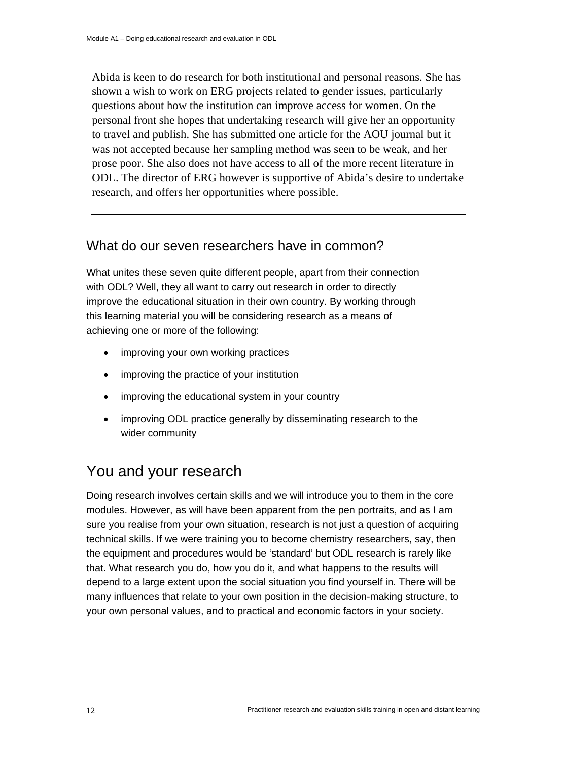Abida is keen to do research for both institutional and personal reasons. She has shown a wish to work on ERG projects related to gender issues, particularly questions about how the institution can improve access for women. On the personal front she hopes that undertaking research will give her an opportunity to travel and publish. She has submitted one article for the AOU journal but it was not accepted because her sampling method was seen to be weak, and her prose poor. She also does not have access to all of the more recent literature in ODL. The director of ERG however is supportive of Abida's desire to undertake research, and offers her opportunities where possible.

---

### What do our seven researchers have in common?

What unites these seven quite different people, apart from their connection with ODL? Well, they all want to carry out research in order to directly improve the educational situation in their own country. By working through this learning material you will be considering research as a means of achieving one or more of the following:

- improving your own working practices
- improving the practice of your institution
- improving the educational system in your country
- improving ODL practice generally by disseminating research to the wider community

## You and your research

Doing research involves certain skills and we will introduce you to them in the core modules. However, as will have been apparent from the pen portraits, and as I am sure you realise from your own situation, research is not just a question of acquiring technical skills. If we were training you to become chemistry researchers, say, then the equipment and procedures would be 'standard' but ODL research is rarely like that. What research you do, how you do it, and what happens to the results will depend to a large extent upon the social situation you find yourself in. There will be many influences that relate to your own position in the decision-making structure, to your own personal values, and to practical and economic factors in your society.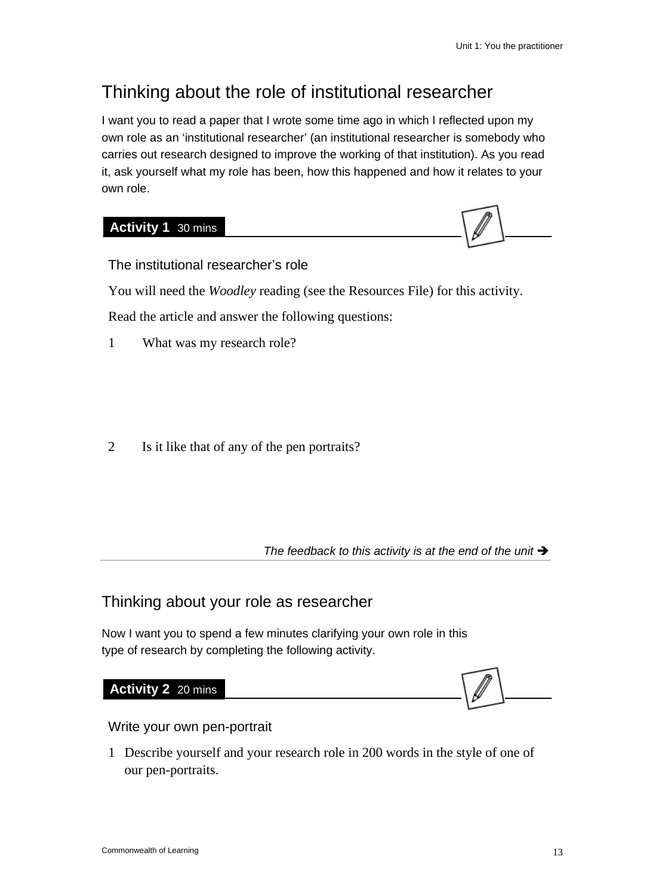## Thinking about the role of institutional researcher

I want you to read a paper that I wrote some time ago in which I reflected upon my own role as an 'institutional researcher' (an institutional researcher is somebody who carries out research designed to improve the working of that institution). As you read it, ask yourself what my role has been, how this happened and how it relates to your own role.

**Activity 1** 30 mins

### The institutional researcher's role

You will need the *Woodley* reading (see the Resources File) for this activity.

Read the article and answer the following questions:

1 What was my research role?

2 Is it like that of any of the pen portraits?

*The feedback to this activity is at the end of the unit* ➔

## Thinking about your role as researcher

Now I want you to spend a few minutes clarifying your own role in this type of research by completing the following activity.

**Activity 2** 20 mins

### Write your own pen-portrait

1 Describe yourself and your research role in 200 words in the style of one of our pen-portraits.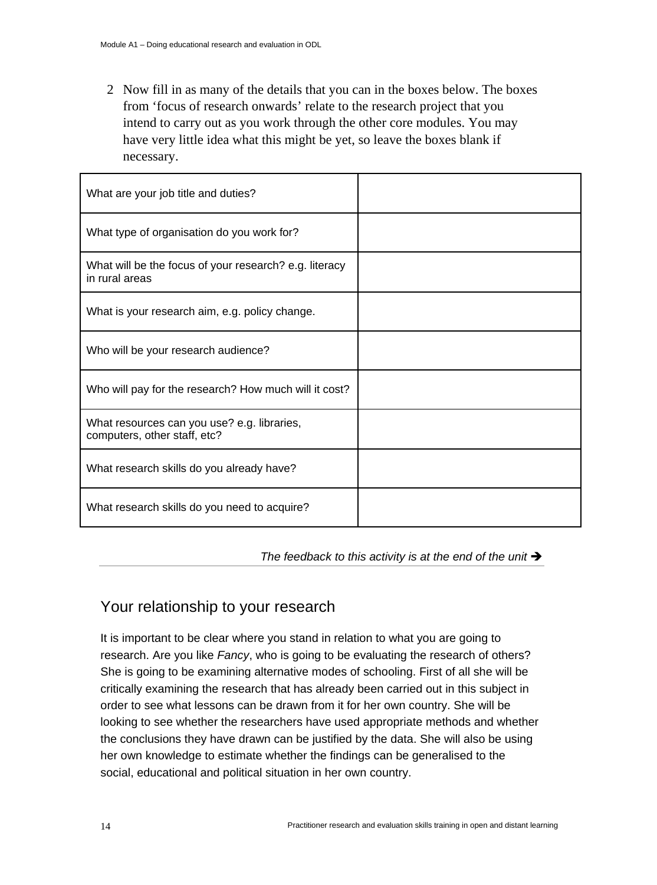2 Now fill in as many of the details that you can in the boxes below. The boxes from 'focus of research onwards' relate to the research project that you intend to carry out as you work through the other core modules. You may have very little idea what this might be yet, so leave the boxes blank if necessary.

| | |
|---|---|
| What are your job title and duties? | |
| What type of organisation do you work for? | |
| What will be the focus of your research? e.g. literacy in rural areas | |
| What is your research aim, e.g. policy change. | |
| Who will be your research audience? | |
| Who will pay for the research? How much will it cost? | |
| What resources can you use? e.g. libraries, computers, other staff, etc? | |
| What research skills do you already have? | |
| What research skills do you need to acquire? | |

*The feedback to this activity is at the end of the unit* ➔

## Your relationship to your research

It is important to be clear where you stand in relation to what you are going to research. Are you like *Fancy*, who is going to be evaluating the research of others? She is going to be examining alternative modes of schooling. First of all she will be critically examining the research that has already been carried out in this subject in order to see what lessons can be drawn from it for her own country. She will be looking to see whether the researchers have used appropriate methods and whether the conclusions they have drawn can be justified by the data. She will also be using her own knowledge to estimate whether the findings can be generalised to the social, educational and political situation in her own country.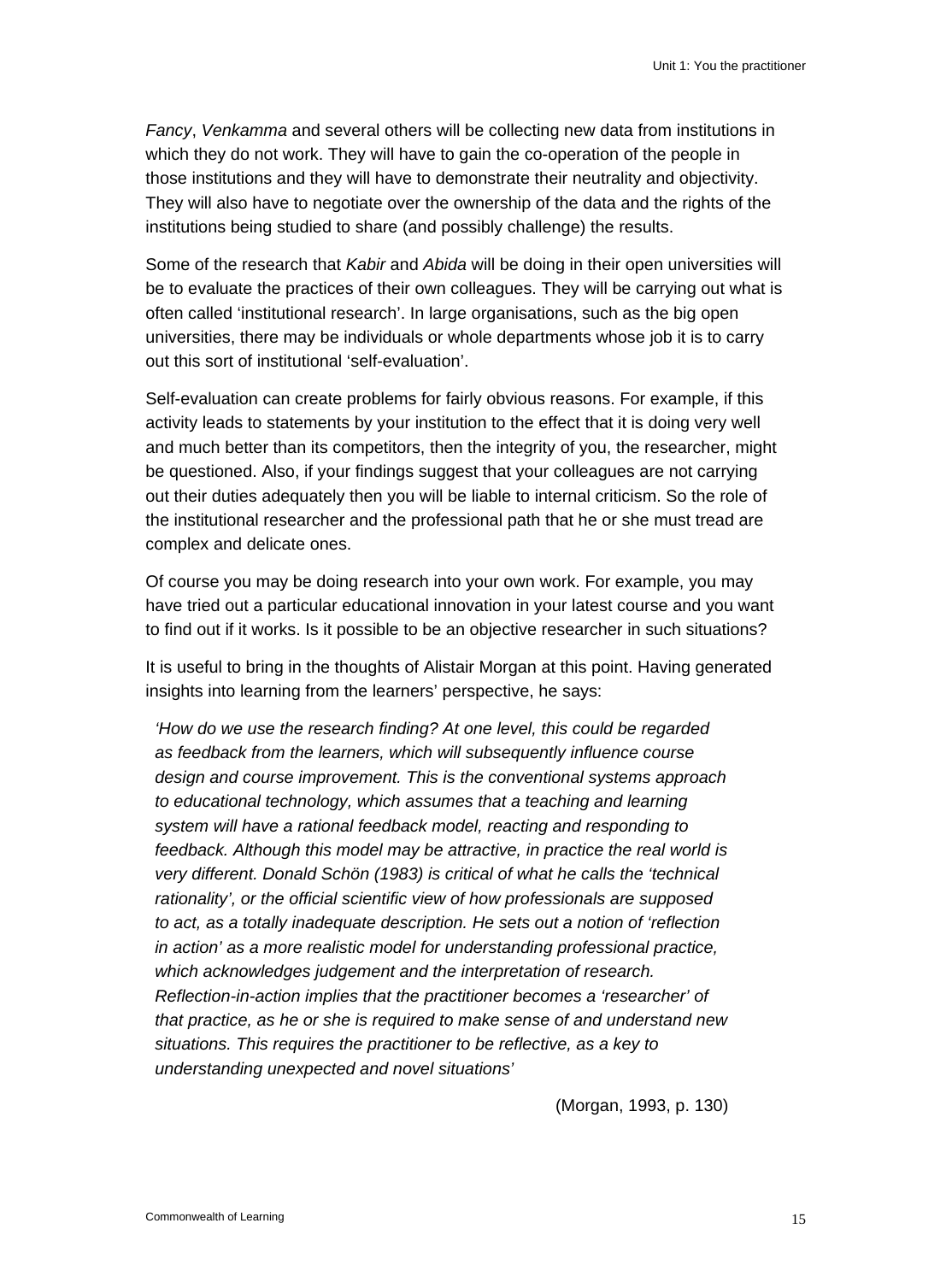*Fancy*, *Venkamma* and several others will be collecting new data from institutions in which they do not work. They will have to gain the co-operation of the people in those institutions and they will have to demonstrate their neutrality and objectivity. They will also have to negotiate over the ownership of the data and the rights of the institutions being studied to share (and possibly challenge) the results.

Some of the research that *Kabir* and *Abida* will be doing in their open universities will be to evaluate the practices of their own colleagues. They will be carrying out what is often called 'institutional research'. In large organisations, such as the big open universities, there may be individuals or whole departments whose job it is to carry out this sort of institutional 'self-evaluation'.

Self-evaluation can create problems for fairly obvious reasons. For example, if this activity leads to statements by your institution to the effect that it is doing very well and much better than its competitors, then the integrity of you, the researcher, might be questioned. Also, if your findings suggest that your colleagues are not carrying out their duties adequately then you will be liable to internal criticism. So the role of the institutional researcher and the professional path that he or she must tread are complex and delicate ones.

Of course you may be doing research into your own work. For example, you may have tried out a particular educational innovation in your latest course and you want to find out if it works. Is it possible to be an objective researcher in such situations?

It is useful to bring in the thoughts of Alistair Morgan at this point. Having generated insights into learning from the learners' perspective, he says:

> *'How do we use the research finding? At one level, this could be regarded as feedback from the learners, which will subsequently influence course design and course improvement. This is the conventional systems approach to educational technology, which assumes that a teaching and learning system will have a rational feedback model, reacting and responding to feedback. Although this model may be attractive, in practice the real world is very different. Donald Schön (1983) is critical of what he calls the 'technical rationality', or the official scientific view of how professionals are supposed to act, as a totally inadequate description. He sets out a notion of 'reflection in action' as a more realistic model for understanding professional practice, which acknowledges judgement and the interpretation of research. Reflection-in-action implies that the practitioner becomes a 'researcher' of that practice, as he or she is required to make sense of and understand new situations. This requires the practitioner to be reflective, as a key to understanding unexpected and novel situations'*
>
> (Morgan, 1993, p. 130)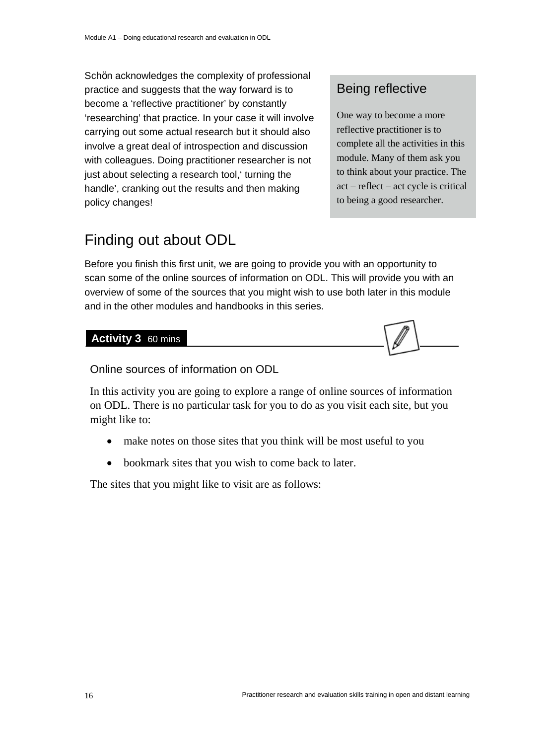Schön acknowledges the complexity of professional practice and suggests that the way forward is to become a 'reflective practitioner' by constantly 'researching' that practice. In your case it will involve carrying out some actual research but it should also involve a great deal of introspection and discussion with colleagues. Doing practitioner researcher is not just about selecting a research tool,' turning the handle', cranking out the results and then making policy changes!

> **Being reflective**
>
> One way to become a more reflective practitioner is to complete all the activities in this module. Many of them ask you to think about your practice. The act – reflect – act cycle is critical to being a good researcher.

## Finding out about ODL

Before you finish this first unit, we are going to provide you with an opportunity to scan some of the online sources of information on ODL. This will provide you with an overview of some of the sources that you might wish to use both later in this module and in the other modules and handbooks in this series.

### Activity 3 60 mins

Online sources of information on ODL

In this activity you are going to explore a range of online sources of information on ODL. There is no particular task for you to do as you visit each site, but you might like to:

- make notes on those sites that you think will be most useful to you
- bookmark sites that you wish to come back to later.

The sites that you might like to visit are as follows: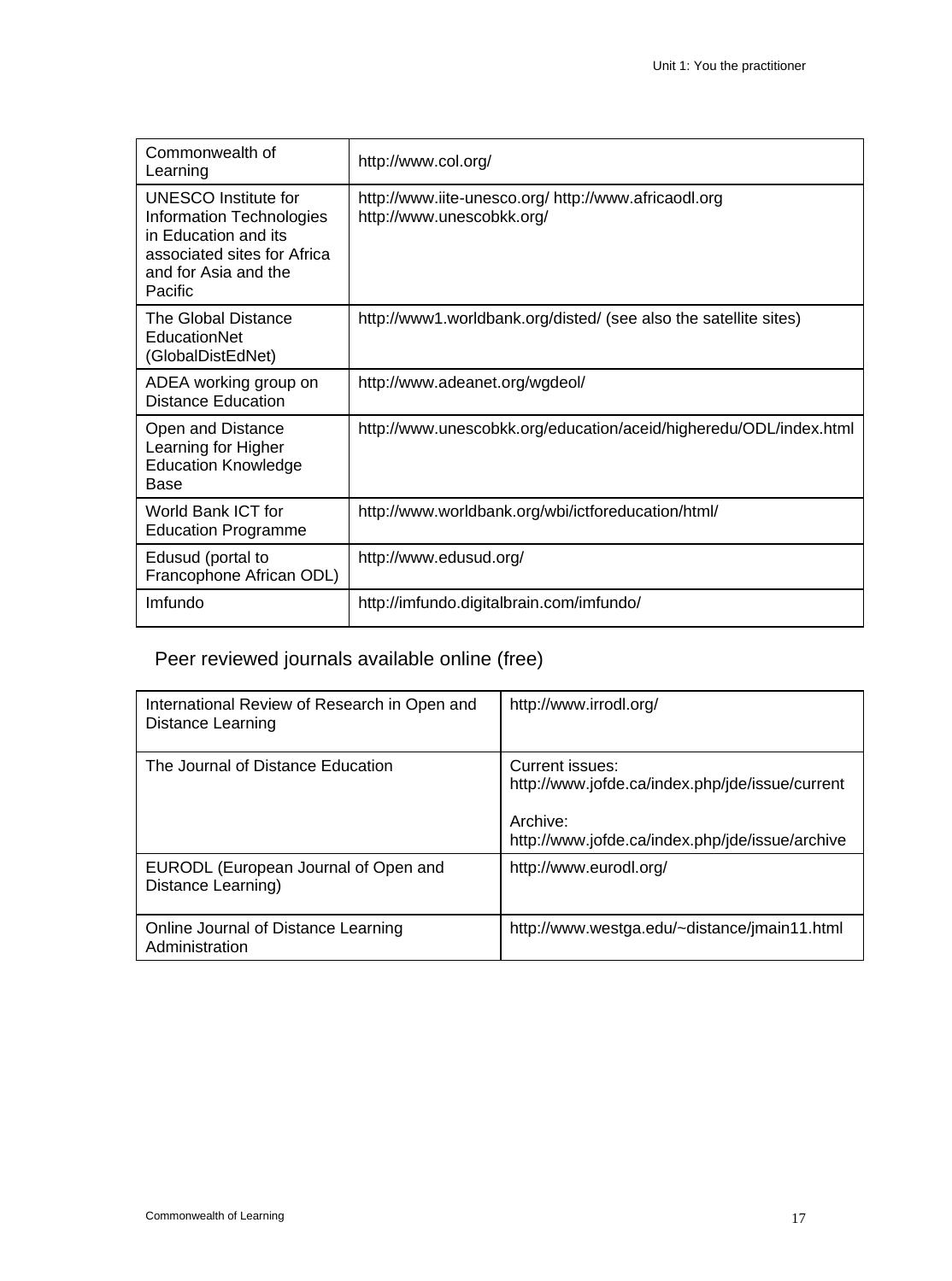| | |
|---|---|
| Commonwealth of Learning | http://www.col.org/ |
| UNESCO Institute for Information Technologies in Education and its associated sites for Africa and for Asia and the Pacific | http://www.iite-unesco.org/ http://www.africaodl.org http://www.unescobkk.org/ |
| The Global Distance EducationNet (GlobalDistEdNet) | http://www1.worldbank.org/disted/ (see also the satellite sites) |
| ADEA working group on Distance Education | http://www.adeanet.org/wgdeol/ |
| Open and Distance Learning for Higher Education Knowledge Base | http://www.unescobkk.org/education/aceid/higheredu/ODL/index.html |
| World Bank ICT for Education Programme | http://www.worldbank.org/wbi/ictforeducation/html/ |
| Edusud (portal to Francophone African ODL) | http://www.edusud.org/ |
| Imfundo | http://imfundo.digitalbrain.com/imfundo/ |

## Peer reviewed journals available online (free)

| | |
|---|---|
| International Review of Research in Open and Distance Learning | http://www.irrodl.org/ |
| The Journal of Distance Education | Current issues: http://www.jofde.ca/index.php/jde/issue/current<br><br>Archive: http://www.jofde.ca/index.php/jde/issue/archive |
| EURODL (European Journal of Open and Distance Learning) | http://www.eurodl.org/ |
| Online Journal of Distance Learning Administration | http://www.westga.edu/~distance/jmain11.html |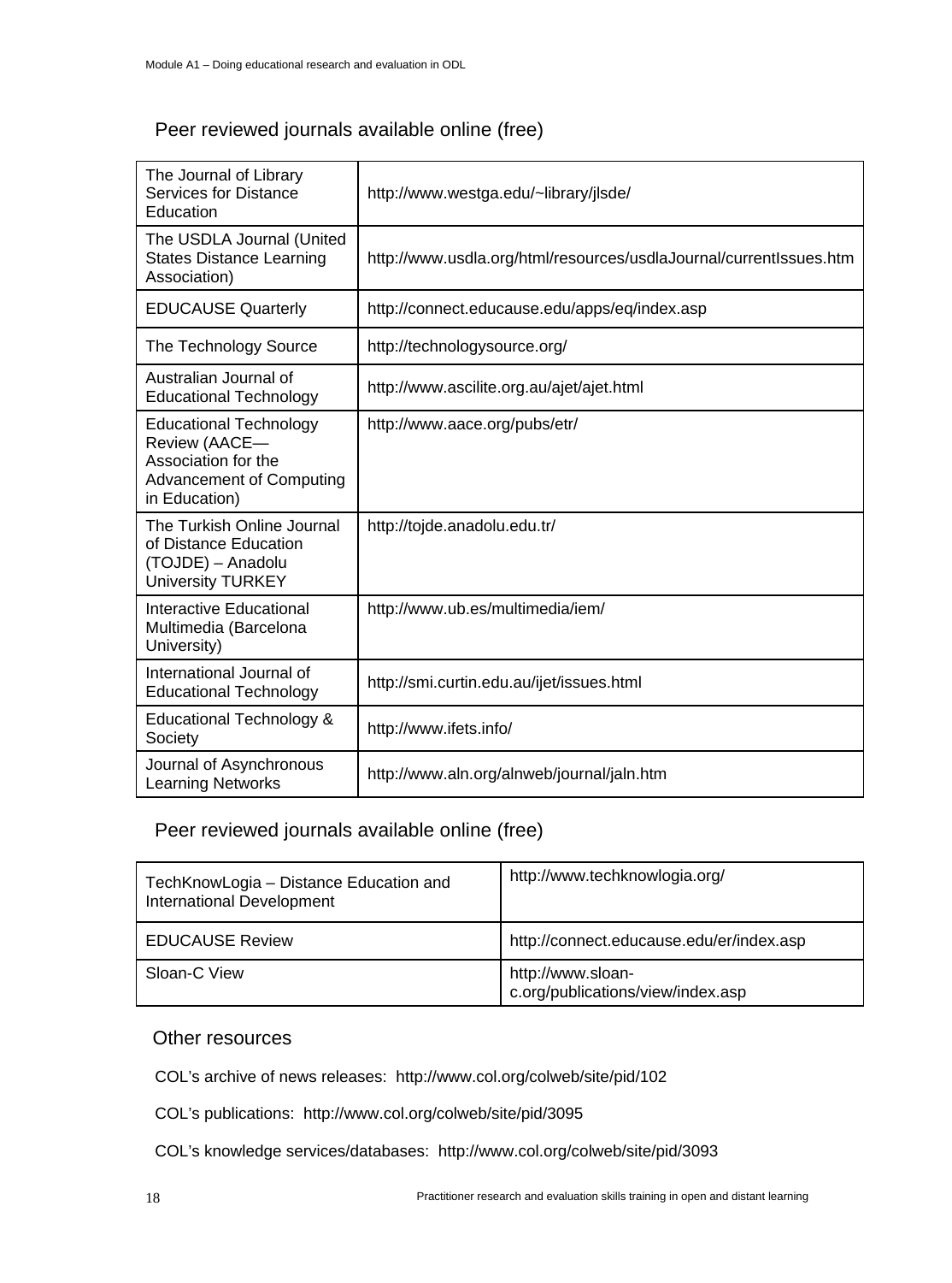## Peer reviewed journals available online (free)

| | |
|---|---|
| The Journal of Library Services for Distance Education | http://www.westga.edu/~library/jlsde/ |
| The USDLA Journal (United States Distance Learning Association) | http://www.usdla.org/html/resources/usdlaJournal/currentIssues.htm |
| EDUCAUSE Quarterly | http://connect.educause.edu/apps/eq/index.asp |
| The Technology Source | http://technologysource.org/ |
| Australian Journal of Educational Technology | http://www.ascilite.org.au/ajet/ajet.html |
| Educational Technology Review (AACE—Association for the Advancement of Computing in Education) | http://www.aace.org/pubs/etr/ |
| The Turkish Online Journal of Distance Education (TOJDE) – Anadolu University TURKEY | http://tojde.anadolu.edu.tr/ |
| Interactive Educational Multimedia (Barcelona University) | http://www.ub.es/multimedia/iem/ |
| International Journal of Educational Technology | http://smi.curtin.edu.au/ijet/issues.html |
| Educational Technology & Society | http://www.ifets.info/ |
| Journal of Asynchronous Learning Networks | http://www.aln.org/alnweb/journal/jaln.htm |

## Peer reviewed journals available online (free)

| | |
|---|---|
| TechKnowLogia – Distance Education and International Development | http://www.techknowlogia.org/ |
| EDUCAUSE Review | http://connect.educause.edu/er/index.asp |
| Sloan-C View | http://www.sloan-c.org/publications/view/index.asp |

## Other resources

COL's archive of news releases: http://www.col.org/colweb/site/pid/102

COL's publications: http://www.col.org/colweb/site/pid/3095

COL's knowledge services/databases: http://www.col.org/colweb/site/pid/3093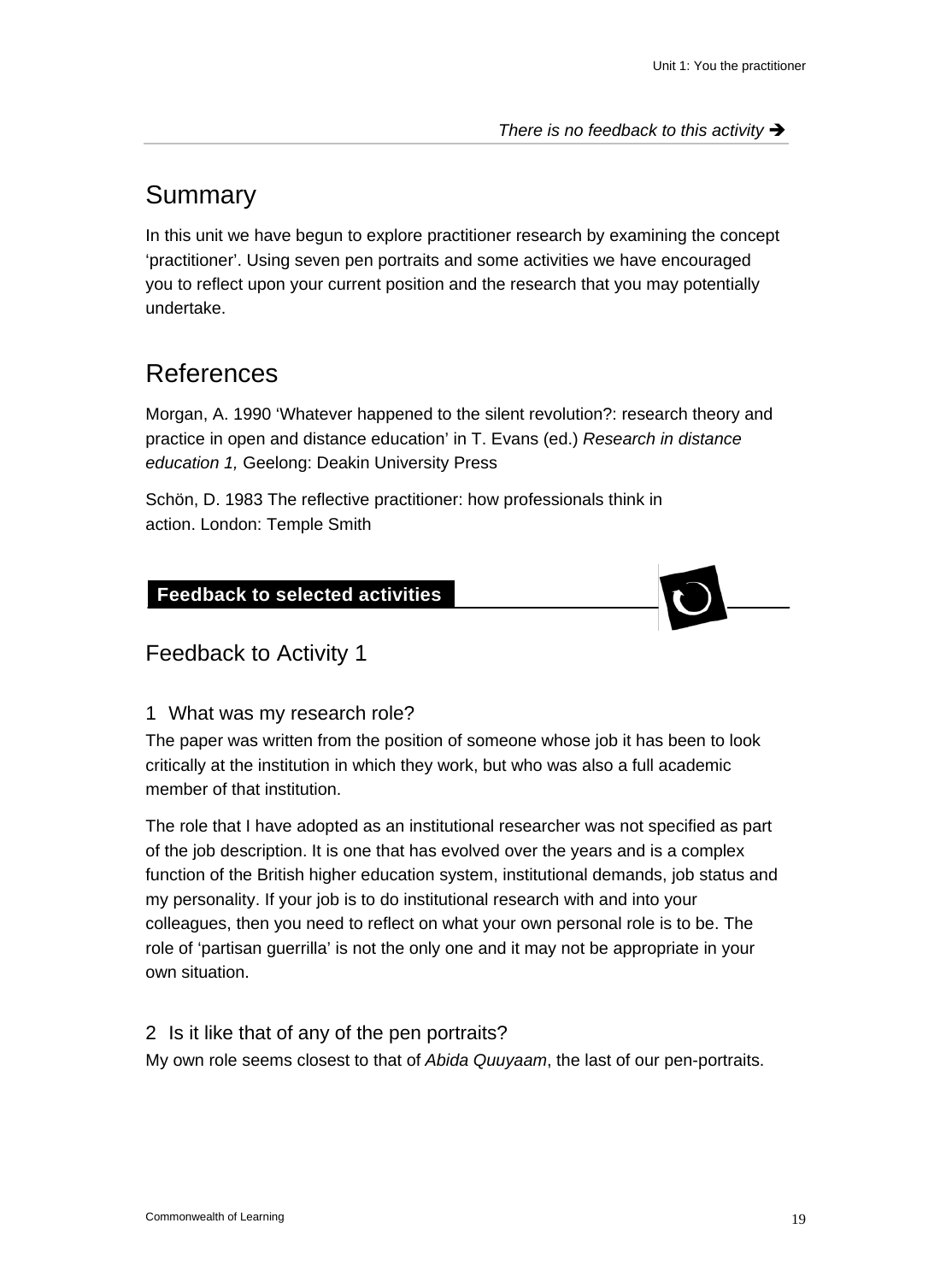*There is no feedback to this activity* ➔

## Summary

In this unit we have begun to explore practitioner research by examining the concept 'practitioner'. Using seven pen portraits and some activities we have encouraged you to reflect upon your current position and the research that you may potentially undertake.

## References

Morgan, A. 1990 'Whatever happened to the silent revolution?: research theory and practice in open and distance education' in T. Evans (ed.) *Research in distance education 1,* Geelong: Deakin University Press

Schön, D. 1983 The reflective practitioner: how professionals think in action. London: Temple Smith

**Feedback to selected activities**

## Feedback to Activity 1

### 1 What was my research role?

The paper was written from the position of someone whose job it has been to look critically at the institution in which they work, but who was also a full academic member of that institution.

The role that I have adopted as an institutional researcher was not specified as part of the job description. It is one that has evolved over the years and is a complex function of the British higher education system, institutional demands, job status and my personality. If your job is to do institutional research with and into your colleagues, then you need to reflect on what your own personal role is to be. The role of 'partisan guerrilla' is not the only one and it may not be appropriate in your own situation.

### 2 Is it like that of any of the pen portraits?

My own role seems closest to that of *Abida Quuyaam*, the last of our pen-portraits.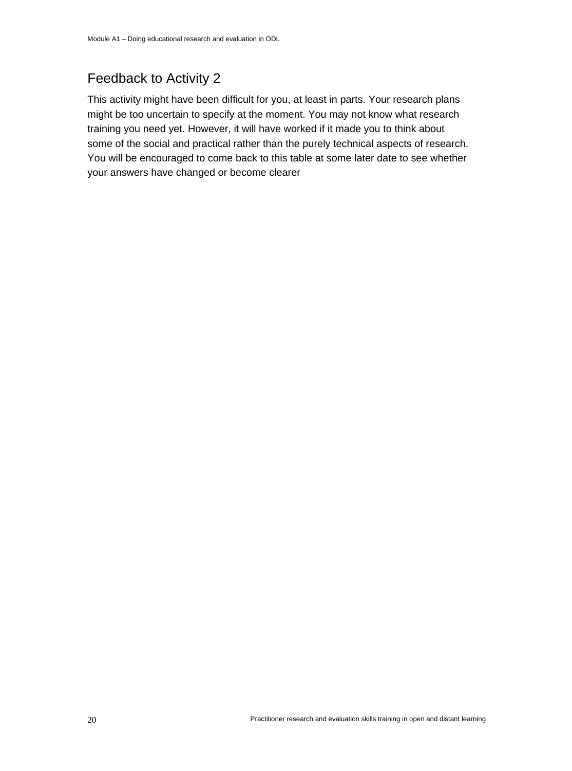## Feedback to Activity 2

This activity might have been difficult for you, at least in parts. Your research plans might be too uncertain to specify at the moment. You may not know what research training you need yet. However, it will have worked if it made you to think about some of the social and practical rather than the purely technical aspects of research. You will be encouraged to come back to this table at some later date to see whether your answers have changed or become clearer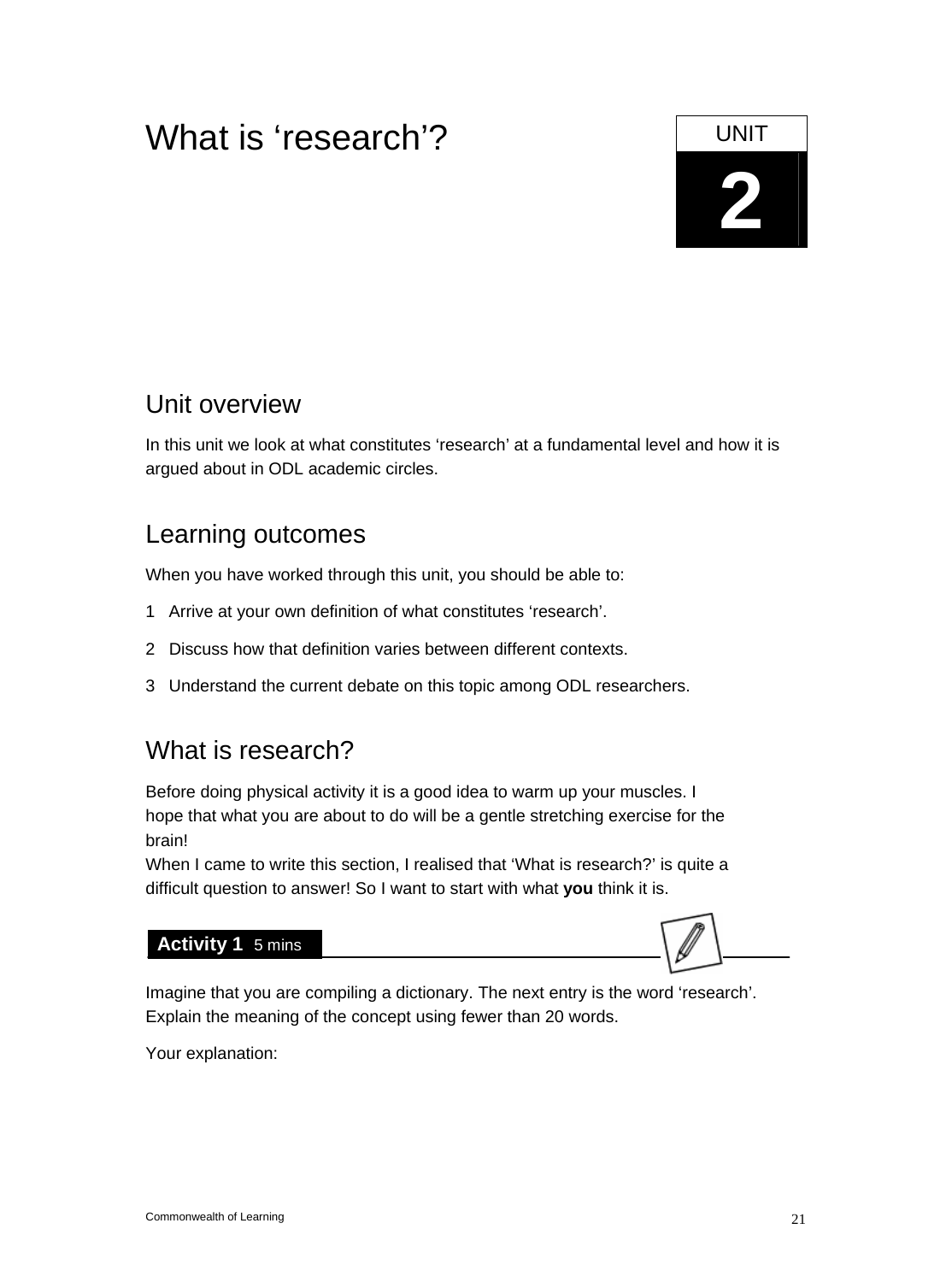# What is 'research'?

UNIT

**2**

## Unit overview

In this unit we look at what constitutes 'research' at a fundamental level and how it is argued about in ODL academic circles.

## Learning outcomes

When you have worked through this unit, you should be able to:

1 Arrive at your own definition of what constitutes 'research'.

2 Discuss how that definition varies between different contexts.

3 Understand the current debate on this topic among ODL researchers.

## What is research?

Before doing physical activity it is a good idea to warm up your muscles. I hope that what you are about to do will be a gentle stretching exercise for the brain!

When I came to write this section, I realised that 'What is research?' is quite a difficult question to answer! So I want to start with what **you** think it is.

**Activity 1** 5 mins

Imagine that you are compiling a dictionary. The next entry is the word 'research'. Explain the meaning of the concept using fewer than 20 words.

Your explanation: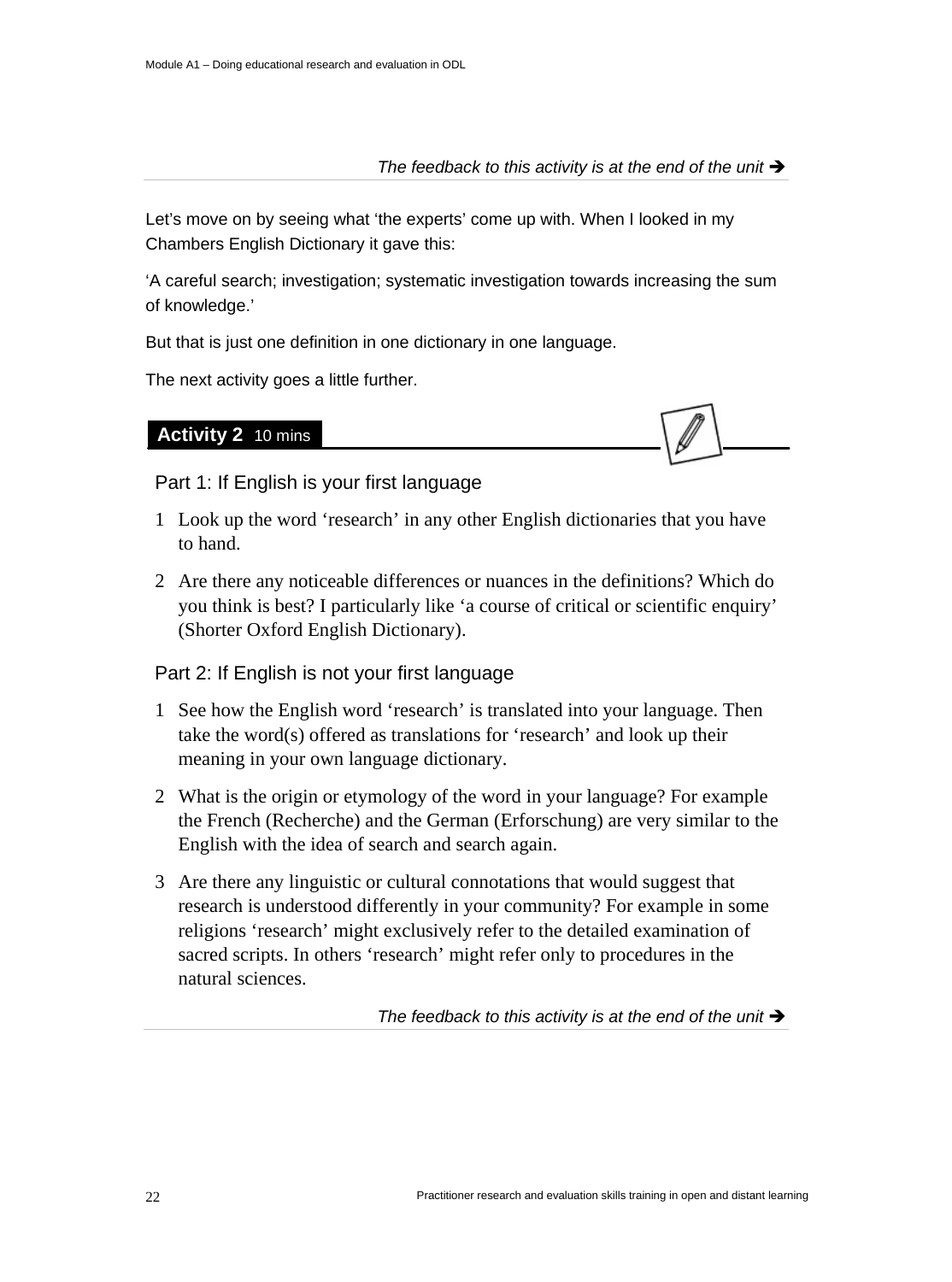*The feedback to this activity is at the end of the unit ➔*

Let's move on by seeing what 'the experts' come up with. When I looked in my Chambers English Dictionary it gave this:

'A careful search; investigation; systematic investigation towards increasing the sum of knowledge.'

But that is just one definition in one dictionary in one language.

The next activity goes a little further.

## Activity 2 10 mins

Part 1: If English is your first language

1. Look up the word 'research' in any other English dictionaries that you have to hand.
2. Are there any noticeable differences or nuances in the definitions? Which do you think is best? I particularly like 'a course of critical or scientific enquiry' (Shorter Oxford English Dictionary).

Part 2: If English is not your first language

1. See how the English word 'research' is translated into your language. Then take the word(s) offered as translations for 'research' and look up their meaning in your own language dictionary.
2. What is the origin or etymology of the word in your language? For example the French (Recherche) and the German (Erforschung) are very similar to the English with the idea of search and search again.
3. Are there any linguistic or cultural connotations that would suggest that research is understood differently in your community? For example in some religions 'research' might exclusively refer to the detailed examination of sacred scripts. In others 'research' might refer only to procedures in the natural sciences.

*The feedback to this activity is at the end of the unit ➔*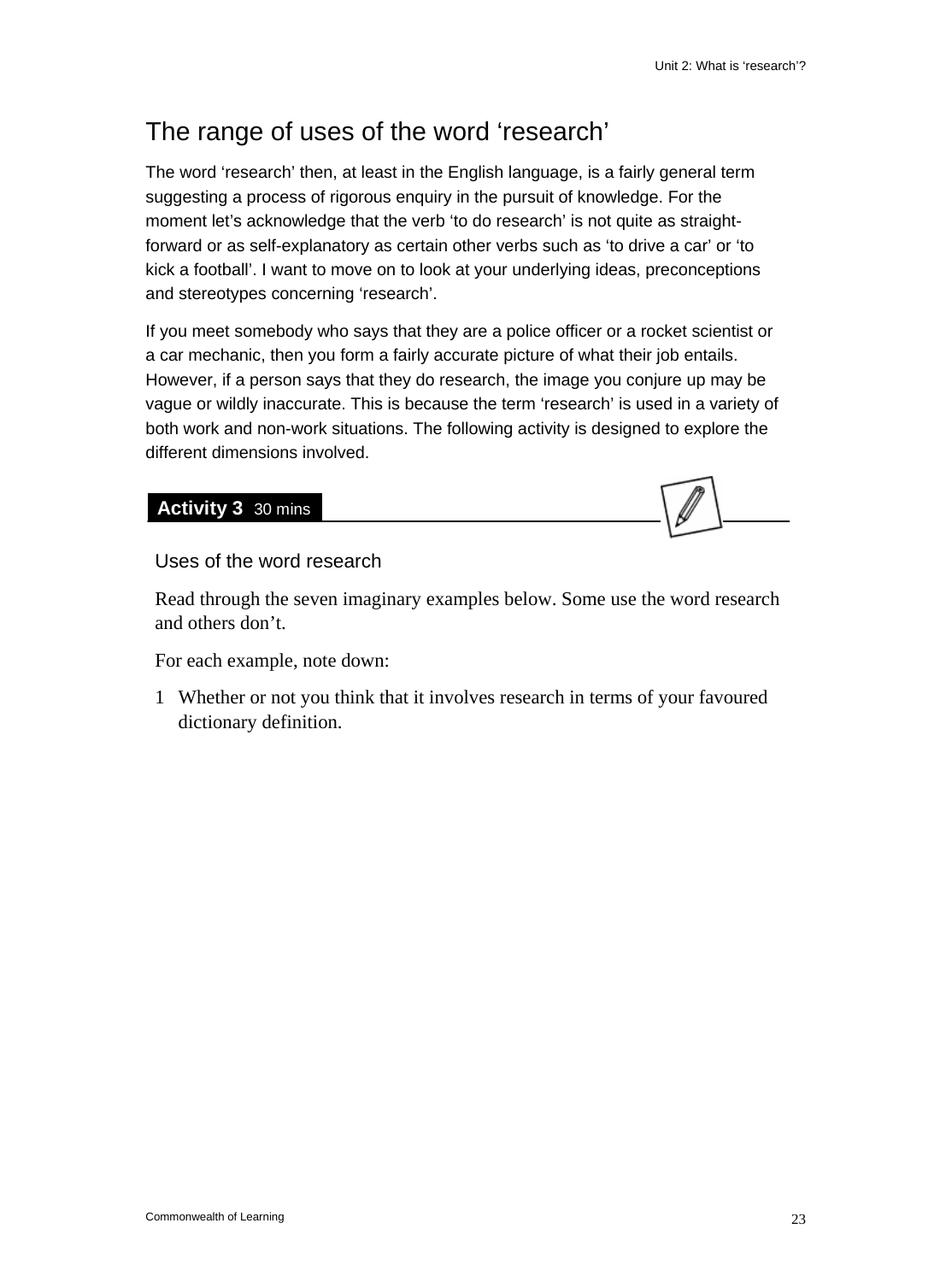## The range of uses of the word 'research'

The word 'research' then, at least in the English language, is a fairly general term suggesting a process of rigorous enquiry in the pursuit of knowledge. For the moment let's acknowledge that the verb 'to do research' is not quite as straight-forward or as self-explanatory as certain other verbs such as 'to drive a car' or 'to kick a football'. I want to move on to look at your underlying ideas, preconceptions and stereotypes concerning 'research'.

If you meet somebody who says that they are a police officer or a rocket scientist or a car mechanic, then you form a fairly accurate picture of what their job entails. However, if a person says that they do research, the image you conjure up may be vague or wildly inaccurate. This is because the term 'research' is used in a variety of both work and non-work situations. The following activity is designed to explore the different dimensions involved.

**Activity 3** 30 mins

### Uses of the word research

Read through the seven imaginary examples below. Some use the word research and others don't.

For each example, note down:

1. Whether or not you think that it involves research in terms of your favoured dictionary definition.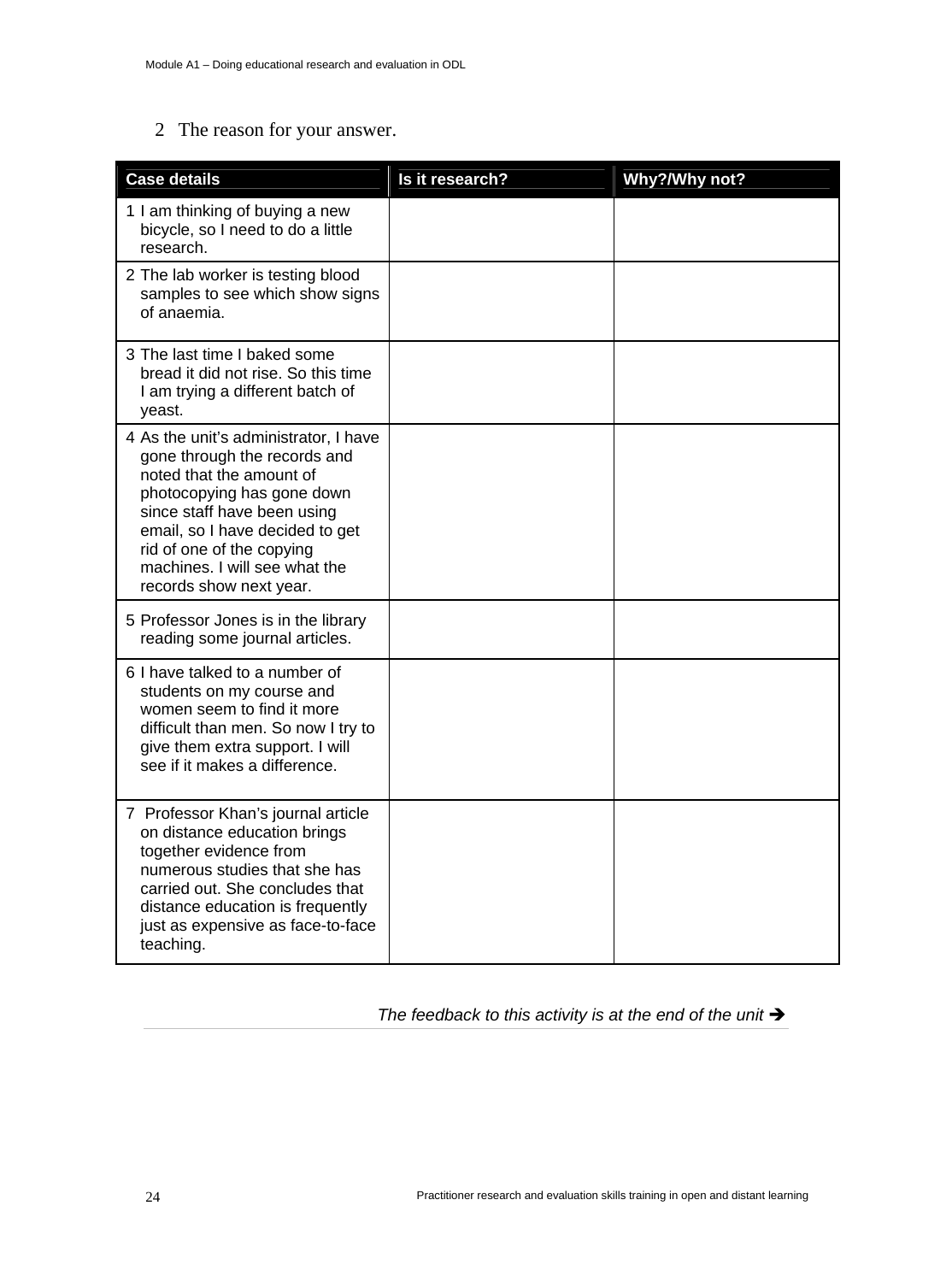2 The reason for your answer.

| Case details | Is it research? | Why?/Why not? |
|---|---|---|
| 1 I am thinking of buying a new bicycle, so I need to do a little research. | | |
| 2 The lab worker is testing blood samples to see which show signs of anaemia. | | |
| 3 The last time I baked some bread it did not rise. So this time I am trying a different batch of yeast. | | |
| 4 As the unit's administrator, I have gone through the records and noted that the amount of photocopying has gone down since staff have been using email, so I have decided to get rid of one of the copying machines. I will see what the records show next year. | | |
| 5 Professor Jones is in the library reading some journal articles. | | |
| 6 I have talked to a number of students on my course and women seem to find it more difficult than men. So now I try to give them extra support. I will see if it makes a difference. | | |
| 7 Professor Khan's journal article on distance education brings together evidence from numerous studies that she has carried out. She concludes that distance education is frequently just as expensive as face-to-face teaching. | | |

*The feedback to this activity is at the end of the unit* ➔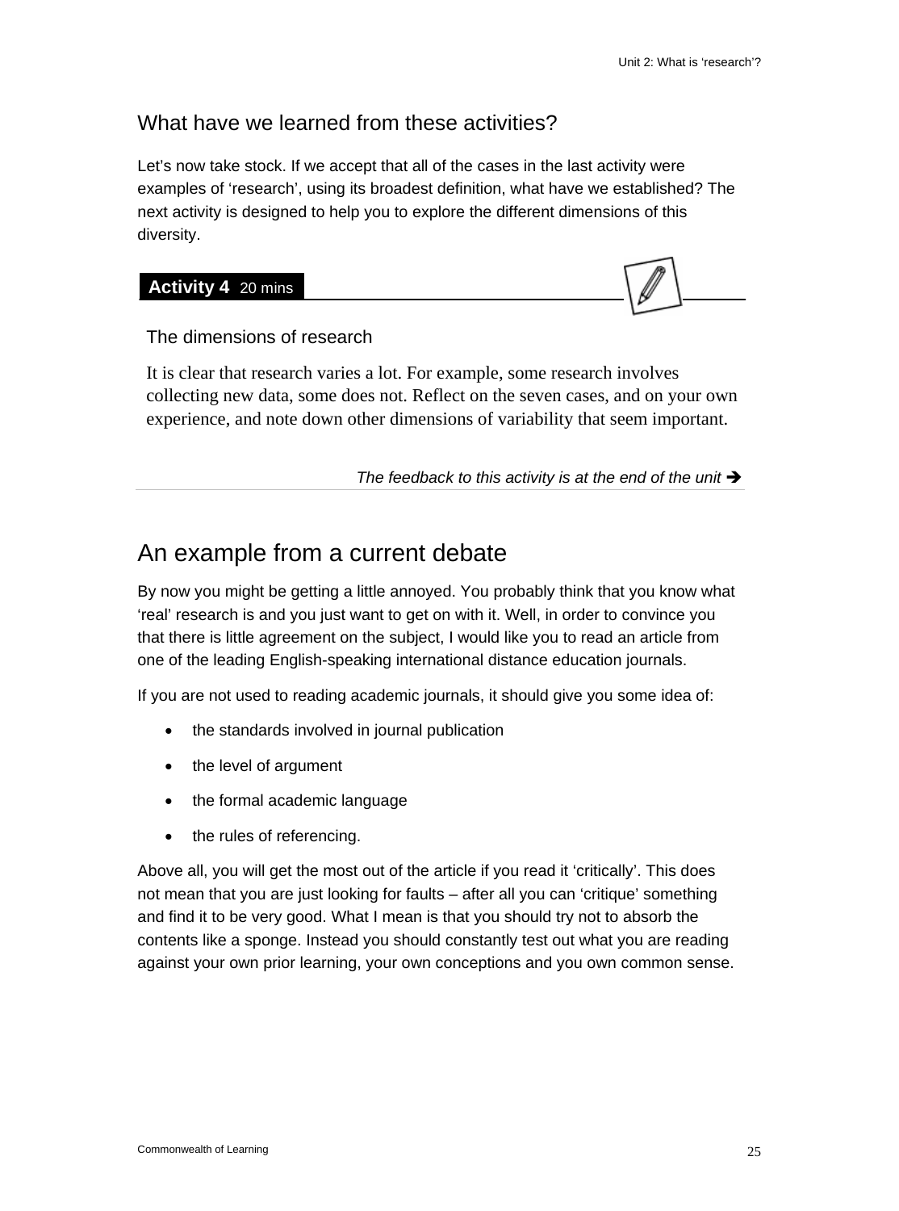## What have we learned from these activities?

Let's now take stock. If we accept that all of the cases in the last activity were examples of 'research', using its broadest definition, what have we established? The next activity is designed to help you to explore the different dimensions of this diversity.

**Activity 4** 20 mins

### The dimensions of research

It is clear that research varies a lot. For example, some research involves collecting new data, some does not. Reflect on the seven cases, and on your own experience, and note down other dimensions of variability that seem important.

*The feedback to this activity is at the end of the unit* ➔

## An example from a current debate

By now you might be getting a little annoyed. You probably think that you know what 'real' research is and you just want to get on with it. Well, in order to convince you that there is little agreement on the subject, I would like you to read an article from one of the leading English-speaking international distance education journals.

If you are not used to reading academic journals, it should give you some idea of:

- the standards involved in journal publication
- the level of argument
- the formal academic language
- the rules of referencing.

Above all, you will get the most out of the article if you read it 'critically'. This does not mean that you are just looking for faults – after all you can 'critique' something and find it to be very good. What I mean is that you should try not to absorb the contents like a sponge. Instead you should constantly test out what you are reading against your own prior learning, your own conceptions and you own common sense.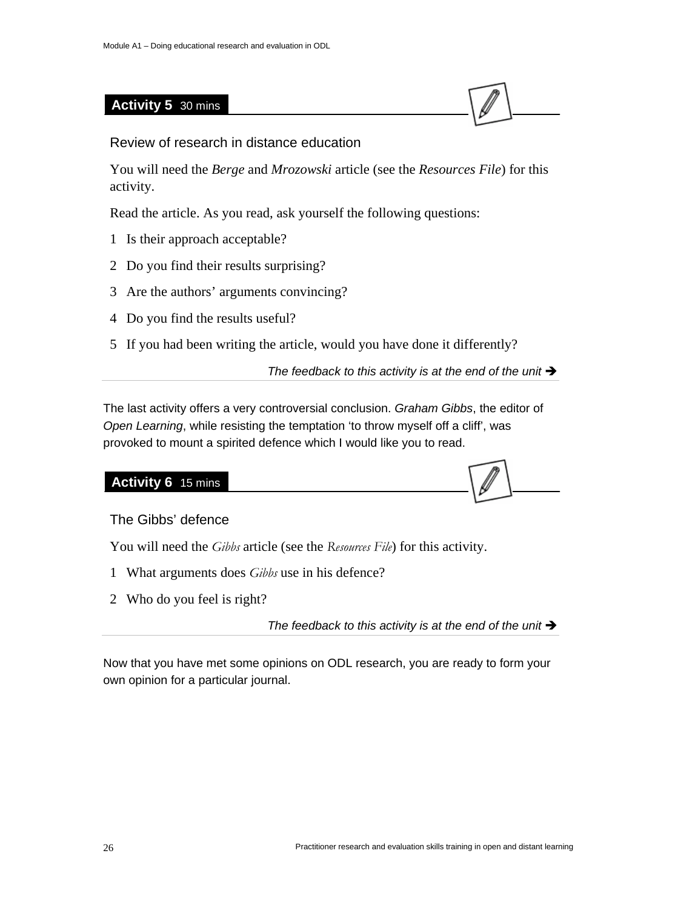**Activity 5** 30 mins

Review of research in distance education

You will need the *Berge* and *Mrozowski* article (see the *Resources File*) for this activity.

Read the article. As you read, ask yourself the following questions:

1. Is their approach acceptable?
2. Do you find their results surprising?
3. Are the authors' arguments convincing?
4. Do you find the results useful?
5. If you had been writing the article, would you have done it differently?

*The feedback to this activity is at the end of the unit ➔*

The last activity offers a very controversial conclusion. *Graham Gibbs*, the editor of *Open Learning*, while resisting the temptation 'to throw myself off a cliff', was provoked to mount a spirited defence which I would like you to read.

**Activity 6** 15 mins

The Gibbs' defence

You will need the *Gibbs* article (see the *Resources File*) for this activity.

1. What arguments does *Gibbs* use in his defence?
2. Who do you feel is right?

*The feedback to this activity is at the end of the unit ➔*

Now that you have met some opinions on ODL research, you are ready to form your own opinion for a particular journal.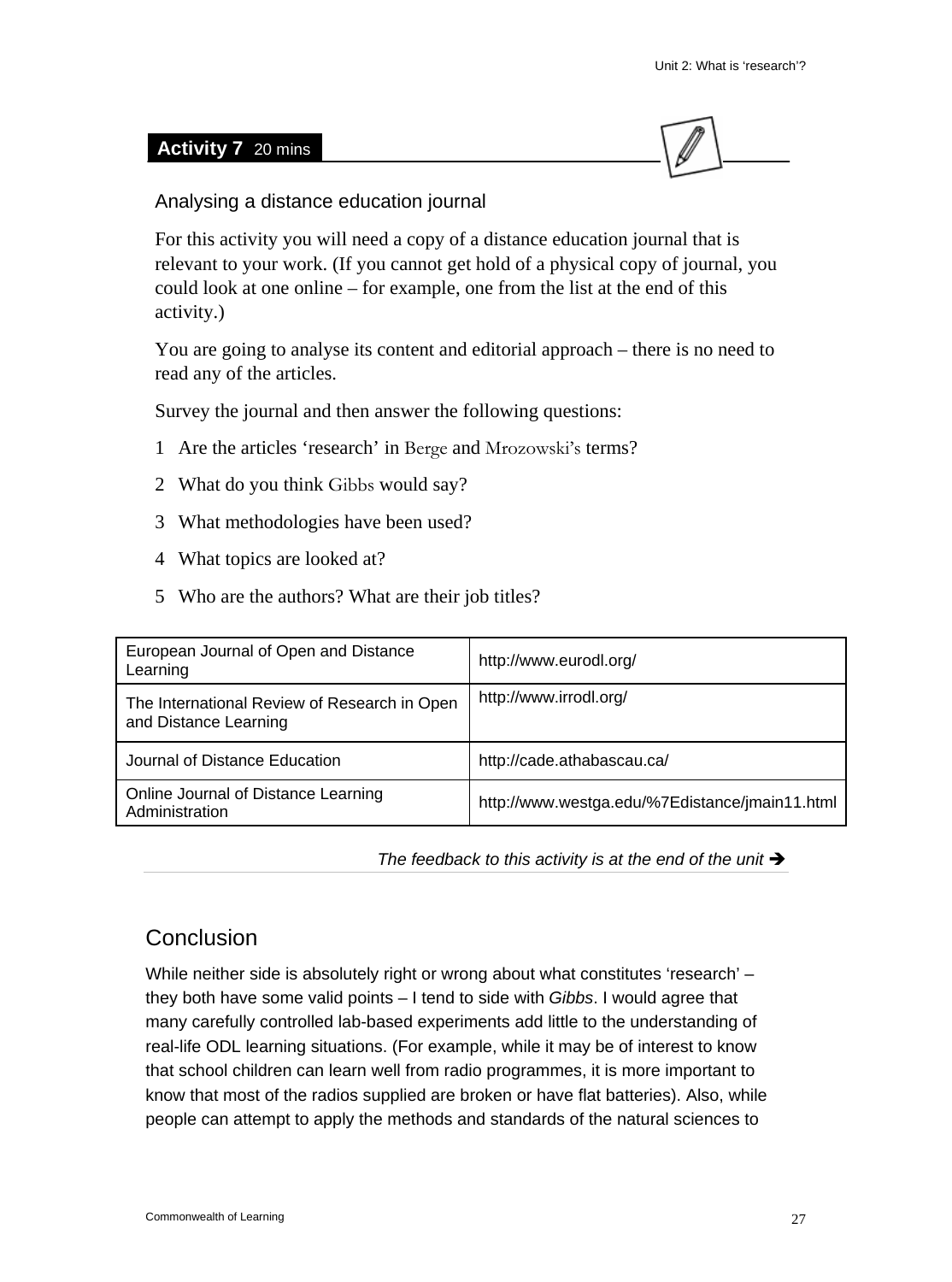**Activity 7** 20 mins

### Analysing a distance education journal

For this activity you will need a copy of a distance education journal that is relevant to your work. (If you cannot get hold of a physical copy of journal, you could look at one online – for example, one from the list at the end of this activity.)

You are going to analyse its content and editorial approach – there is no need to read any of the articles.

Survey the journal and then answer the following questions:

1. Are the articles 'research' in Berge and Mrozowski's terms?
2. What do you think Gibbs would say?
3. What methodologies have been used?
4. What topics are looked at?
5. Who are the authors? What are their job titles?

| | |
|---|---|
| European Journal of Open and Distance Learning | http://www.eurodl.org/ |
| The International Review of Research in Open and Distance Learning | http://www.irrodl.org/ |
| Journal of Distance Education | http://cade.athabascau.ca/ |
| Online Journal of Distance Learning Administration | http://www.westga.edu/%7Edistance/jmain11.html |

*The feedback to this activity is at the end of the unit* ➔

## Conclusion

While neither side is absolutely right or wrong about what constitutes 'research' – they both have some valid points – I tend to side with *Gibbs*. I would agree that many carefully controlled lab-based experiments add little to the understanding of real-life ODL learning situations. (For example, while it may be of interest to know that school children can learn well from radio programmes, it is more important to know that most of the radios supplied are broken or have flat batteries). Also, while people can attempt to apply the methods and standards of the natural sciences to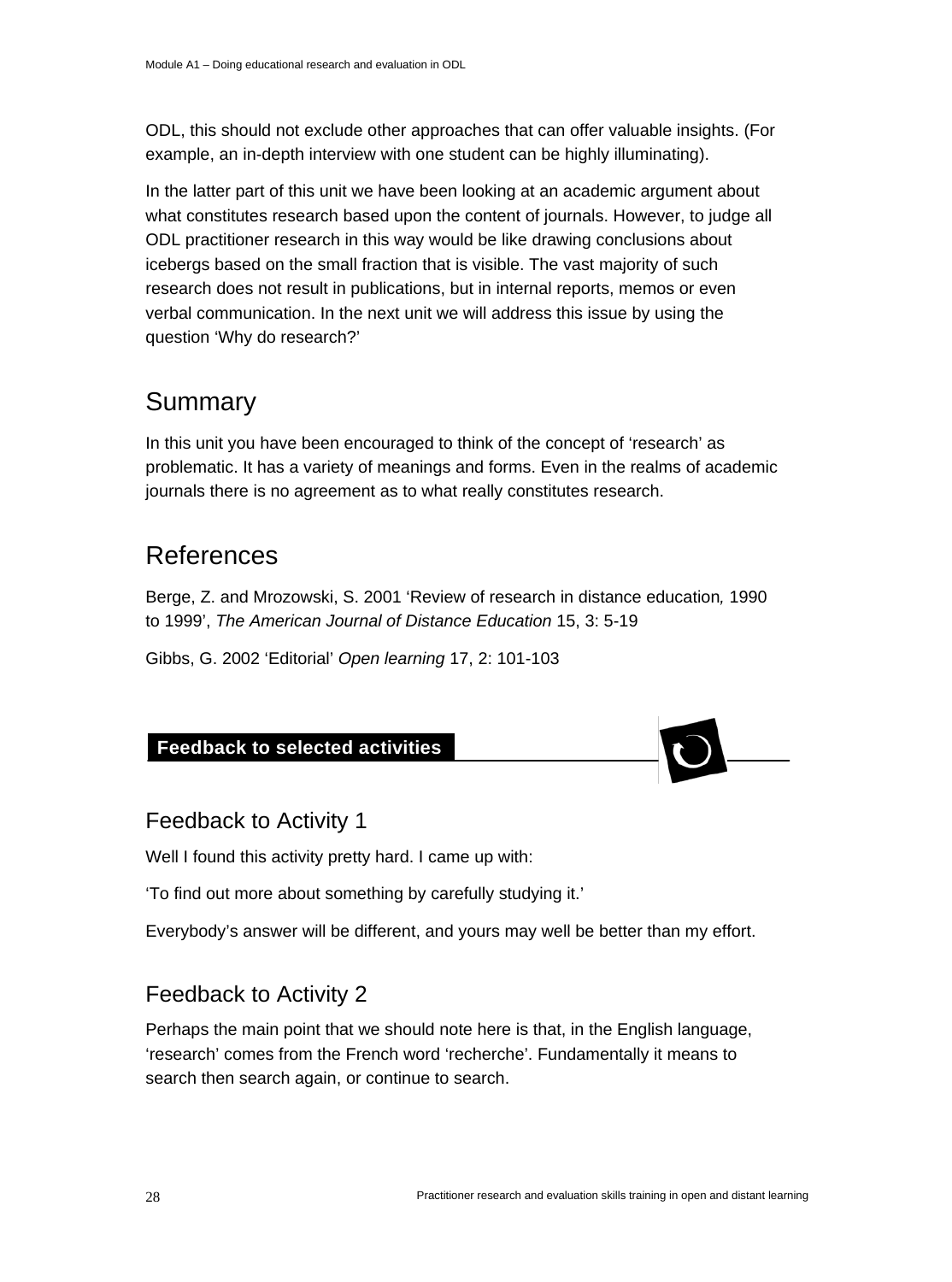ODL, this should not exclude other approaches that can offer valuable insights. (For example, an in-depth interview with one student can be highly illuminating).

In the latter part of this unit we have been looking at an academic argument about what constitutes research based upon the content of journals. However, to judge all ODL practitioner research in this way would be like drawing conclusions about icebergs based on the small fraction that is visible. The vast majority of such research does not result in publications, but in internal reports, memos or even verbal communication. In the next unit we will address this issue by using the question 'Why do research?'

## Summary

In this unit you have been encouraged to think of the concept of 'research' as problematic. It has a variety of meanings and forms. Even in the realms of academic journals there is no agreement as to what really constitutes research.

## References

Berge, Z. and Mrozowski, S. 2001 'Review of research in distance education*,* 1990 to 1999', *The American Journal of Distance Education* 15, 3: 5-19

Gibbs, G. 2002 'Editorial' *Open learning* 17, 2: 101-103

**Feedback to selected activities**

### Feedback to Activity 1

Well I found this activity pretty hard. I came up with:

'To find out more about something by carefully studying it.'

Everybody's answer will be different, and yours may well be better than my effort.

### Feedback to Activity 2

Perhaps the main point that we should note here is that, in the English language, 'research' comes from the French word 'recherche'. Fundamentally it means to search then search again, or continue to search.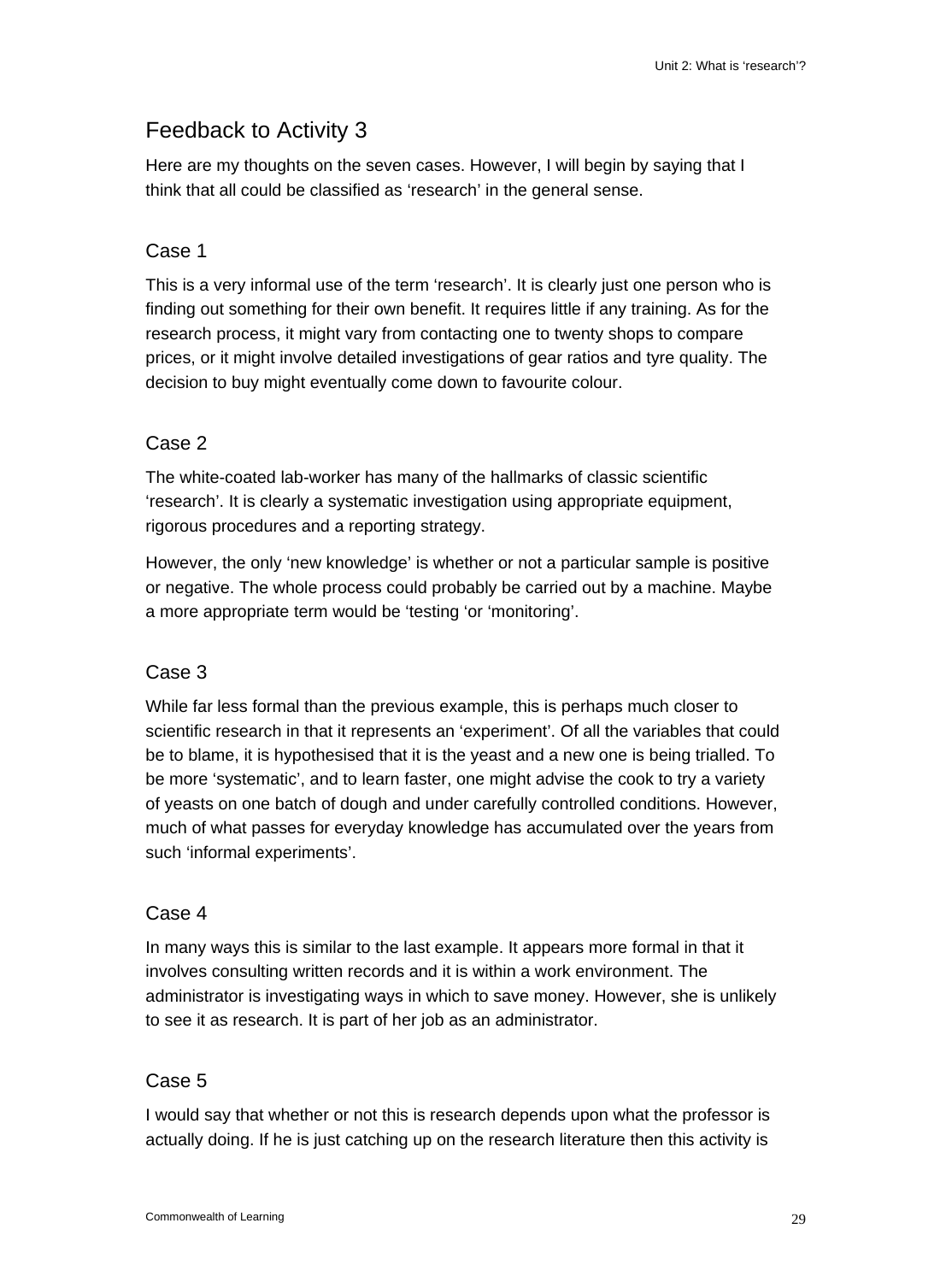## Feedback to Activity 3

Here are my thoughts on the seven cases. However, I will begin by saying that I think that all could be classified as 'research' in the general sense.

### Case 1

This is a very informal use of the term 'research'. It is clearly just one person who is finding out something for their own benefit. It requires little if any training. As for the research process, it might vary from contacting one to twenty shops to compare prices, or it might involve detailed investigations of gear ratios and tyre quality. The decision to buy might eventually come down to favourite colour.

### Case 2

The white-coated lab-worker has many of the hallmarks of classic scientific 'research'. It is clearly a systematic investigation using appropriate equipment, rigorous procedures and a reporting strategy.

However, the only 'new knowledge' is whether or not a particular sample is positive or negative. The whole process could probably be carried out by a machine. Maybe a more appropriate term would be 'testing 'or 'monitoring'.

### Case 3

While far less formal than the previous example, this is perhaps much closer to scientific research in that it represents an 'experiment'. Of all the variables that could be to blame, it is hypothesised that it is the yeast and a new one is being trialled. To be more 'systematic', and to learn faster, one might advise the cook to try a variety of yeasts on one batch of dough and under carefully controlled conditions. However, much of what passes for everyday knowledge has accumulated over the years from such 'informal experiments'.

### Case 4

In many ways this is similar to the last example. It appears more formal in that it involves consulting written records and it is within a work environment. The administrator is investigating ways in which to save money. However, she is unlikely to see it as research. It is part of her job as an administrator.

### Case 5

I would say that whether or not this is research depends upon what the professor is actually doing. If he is just catching up on the research literature then this activity is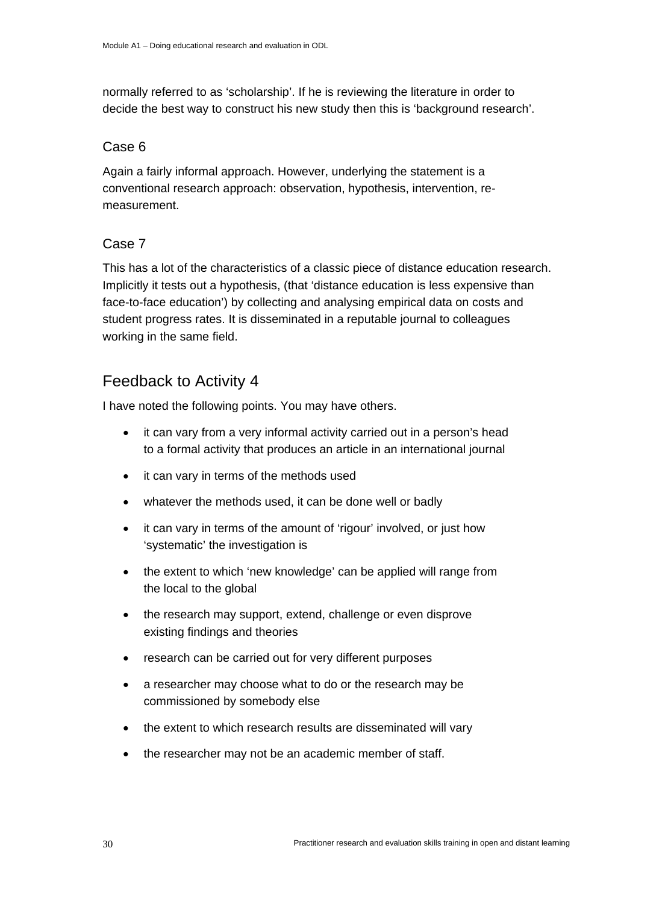normally referred to as 'scholarship'. If he is reviewing the literature in order to decide the best way to construct his new study then this is 'background research'.

### Case 6

Again a fairly informal approach. However, underlying the statement is a conventional research approach: observation, hypothesis, intervention, re-measurement.

### Case 7

This has a lot of the characteristics of a classic piece of distance education research. Implicitly it tests out a hypothesis, (that 'distance education is less expensive than face-to-face education') by collecting and analysing empirical data on costs and student progress rates. It is disseminated in a reputable journal to colleagues working in the same field.

## Feedback to Activity 4

I have noted the following points. You may have others.

- it can vary from a very informal activity carried out in a person's head to a formal activity that produces an article in an international journal
- it can vary in terms of the methods used
- whatever the methods used, it can be done well or badly
- it can vary in terms of the amount of 'rigour' involved, or just how 'systematic' the investigation is
- the extent to which 'new knowledge' can be applied will range from the local to the global
- the research may support, extend, challenge or even disprove existing findings and theories
- research can be carried out for very different purposes
- a researcher may choose what to do or the research may be commissioned by somebody else
- the extent to which research results are disseminated will vary
- the researcher may not be an academic member of staff.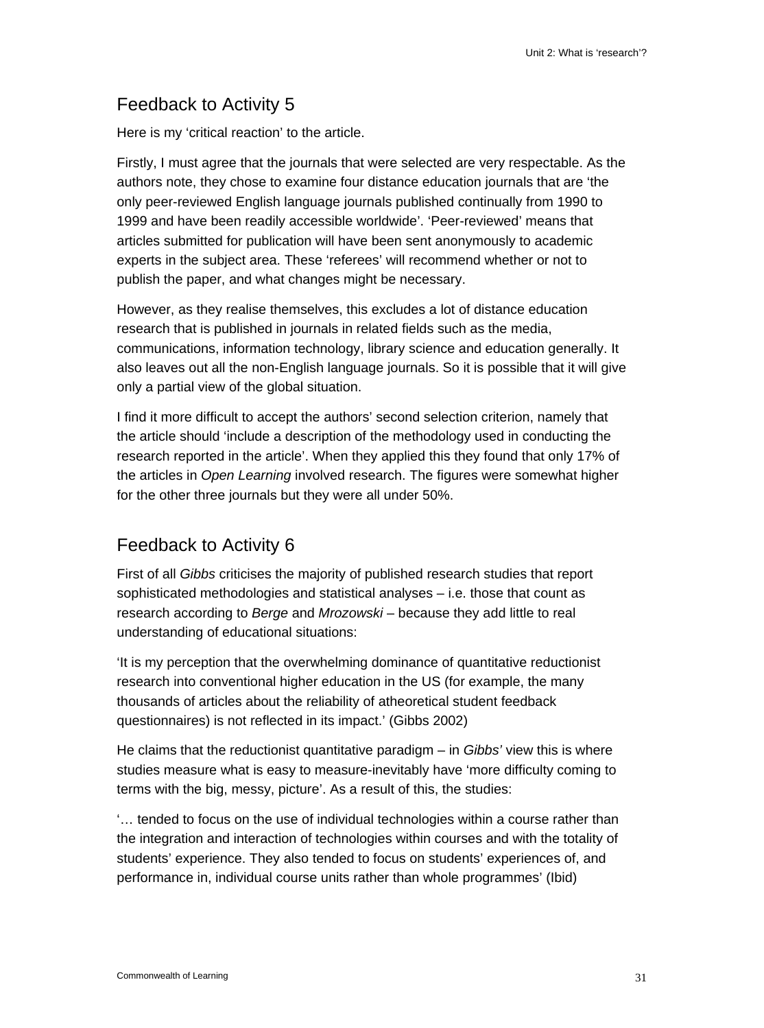## Feedback to Activity 5

Here is my ‘critical reaction’ to the article.

Firstly, I must agree that the journals that were selected are very respectable. As the authors note, they chose to examine four distance education journals that are ‘the only peer-reviewed English language journals published continually from 1990 to 1999 and have been readily accessible worldwide’. ‘Peer-reviewed’ means that articles submitted for publication will have been sent anonymously to academic experts in the subject area. These ‘referees’ will recommend whether or not to publish the paper, and what changes might be necessary.

However, as they realise themselves, this excludes a lot of distance education research that is published in journals in related fields such as the media, communications, information technology, library science and education generally. It also leaves out all the non-English language journals. So it is possible that it will give only a partial view of the global situation.

I find it more difficult to accept the authors’ second selection criterion, namely that the article should ‘include a description of the methodology used in conducting the research reported in the article’. When they applied this they found that only 17% of the articles in *Open Learning* involved research. The figures were somewhat higher for the other three journals but they were all under 50%.

## Feedback to Activity 6

First of all *Gibbs* criticises the majority of published research studies that report sophisticated methodologies and statistical analyses – i.e. those that count as research according to *Berge* and *Mrozowski* – because they add little to real understanding of educational situations:

‘It is my perception that the overwhelming dominance of quantitative reductionist research into conventional higher education in the US (for example, the many thousands of articles about the reliability of atheoretical student feedback questionnaires) is not reflected in its impact.’ (Gibbs 2002)

He claims that the reductionist quantitative paradigm – in *Gibbs’* view this is where studies measure what is easy to measure-inevitably have ‘more difficulty coming to terms with the big, messy, picture’. As a result of this, the studies:

‘… tended to focus on the use of individual technologies within a course rather than the integration and interaction of technologies within courses and with the totality of students’ experience. They also tended to focus on students’ experiences of, and performance in, individual course units rather than whole programmes’ (Ibid)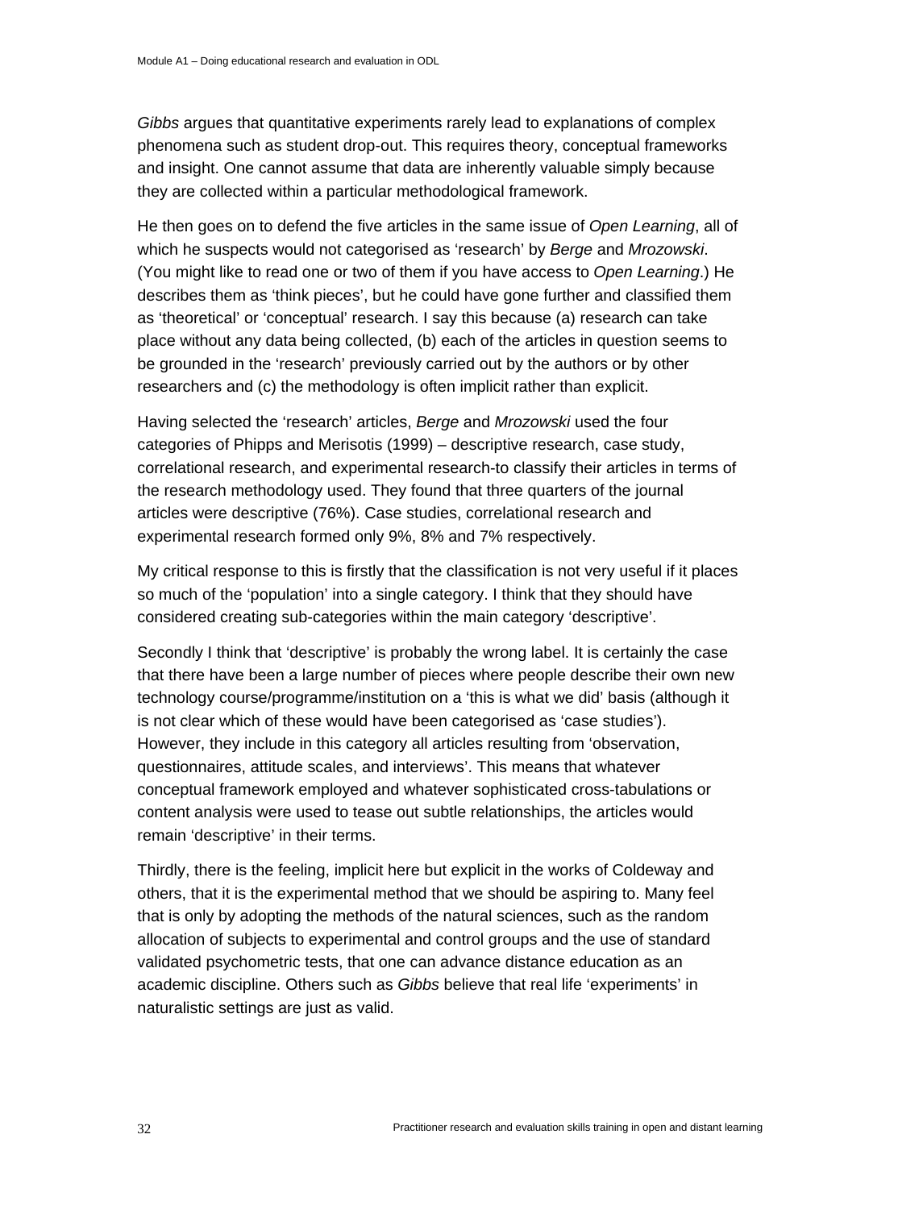*Gibbs* argues that quantitative experiments rarely lead to explanations of complex phenomena such as student drop-out. This requires theory, conceptual frameworks and insight. One cannot assume that data are inherently valuable simply because they are collected within a particular methodological framework.

He then goes on to defend the five articles in the same issue of *Open Learning*, all of which he suspects would not categorised as 'research' by *Berge* and *Mrozowski*. (You might like to read one or two of them if you have access to *Open Learning*.) He describes them as 'think pieces', but he could have gone further and classified them as 'theoretical' or 'conceptual' research. I say this because (a) research can take place without any data being collected, (b) each of the articles in question seems to be grounded in the 'research' previously carried out by the authors or by other researchers and (c) the methodology is often implicit rather than explicit.

Having selected the 'research' articles, *Berge* and *Mrozowski* used the four categories of Phipps and Merisotis (1999) – descriptive research, case study, correlational research, and experimental research-to classify their articles in terms of the research methodology used. They found that three quarters of the journal articles were descriptive (76%). Case studies, correlational research and experimental research formed only 9%, 8% and 7% respectively.

My critical response to this is firstly that the classification is not very useful if it places so much of the 'population' into a single category. I think that they should have considered creating sub-categories within the main category 'descriptive'.

Secondly I think that 'descriptive' is probably the wrong label. It is certainly the case that there have been a large number of pieces where people describe their own new technology course/programme/institution on a 'this is what we did' basis (although it is not clear which of these would have been categorised as 'case studies'). However, they include in this category all articles resulting from 'observation, questionnaires, attitude scales, and interviews'. This means that whatever conceptual framework employed and whatever sophisticated cross-tabulations or content analysis were used to tease out subtle relationships, the articles would remain 'descriptive' in their terms.

Thirdly, there is the feeling, implicit here but explicit in the works of Coldeway and others, that it is the experimental method that we should be aspiring to. Many feel that is only by adopting the methods of the natural sciences, such as the random allocation of subjects to experimental and control groups and the use of standard validated psychometric tests, that one can advance distance education as an academic discipline. Others such as *Gibbs* believe that real life 'experiments' in naturalistic settings are just as valid.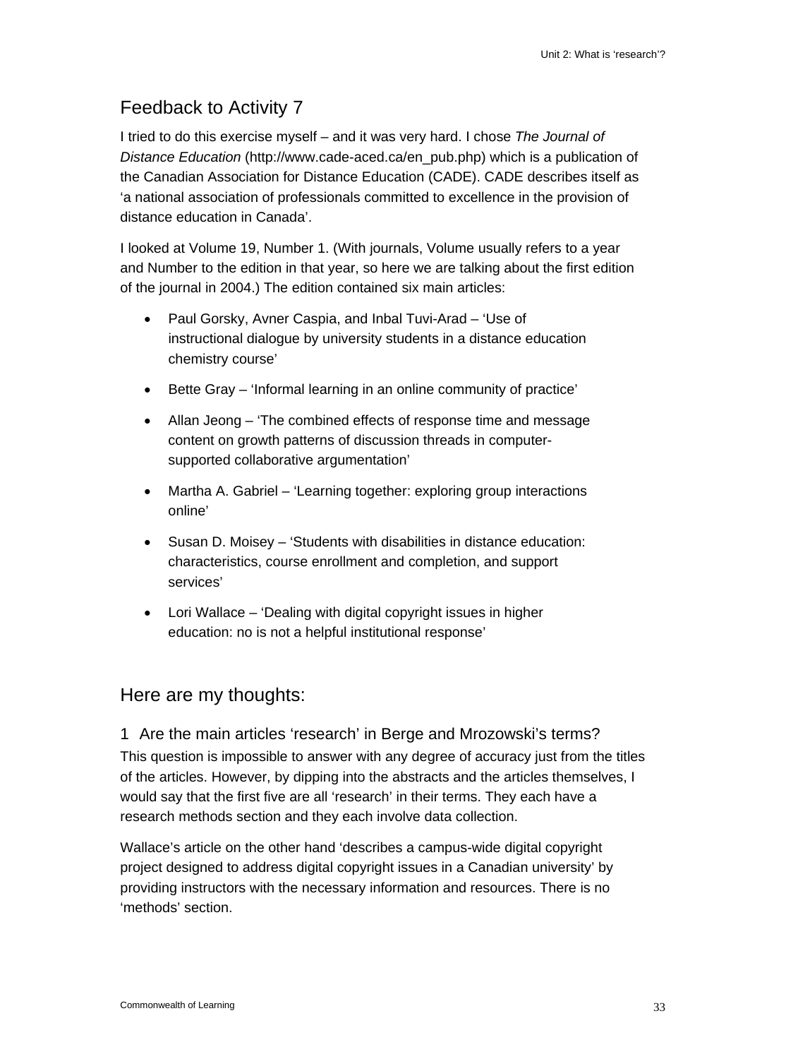## Feedback to Activity 7

I tried to do this exercise myself – and it was very hard. I chose *The Journal of Distance Education* (http://www.cade-aced.ca/en_pub.php) which is a publication of the Canadian Association for Distance Education (CADE). CADE describes itself as 'a national association of professionals committed to excellence in the provision of distance education in Canada'.

I looked at Volume 19, Number 1. (With journals, Volume usually refers to a year and Number to the edition in that year, so here we are talking about the first edition of the journal in 2004.) The edition contained six main articles:

- Paul Gorsky, Avner Caspia, and Inbal Tuvi-Arad – 'Use of instructional dialogue by university students in a distance education chemistry course'
- Bette Gray – 'Informal learning in an online community of practice'
- Allan Jeong – 'The combined effects of response time and message content on growth patterns of discussion threads in computer-supported collaborative argumentation'
- Martha A. Gabriel – 'Learning together: exploring group interactions online'
- Susan D. Moisey – 'Students with disabilities in distance education: characteristics, course enrollment and completion, and support services'
- Lori Wallace – 'Dealing with digital copyright issues in higher education: no is not a helpful institutional response'

## Here are my thoughts:

### 1 Are the main articles 'research' in Berge and Mrozowski's terms?

This question is impossible to answer with any degree of accuracy just from the titles of the articles. However, by dipping into the abstracts and the articles themselves, I would say that the first five are all 'research' in their terms. They each have a research methods section and they each involve data collection.

Wallace's article on the other hand 'describes a campus-wide digital copyright project designed to address digital copyright issues in a Canadian university' by providing instructors with the necessary information and resources. There is no 'methods' section.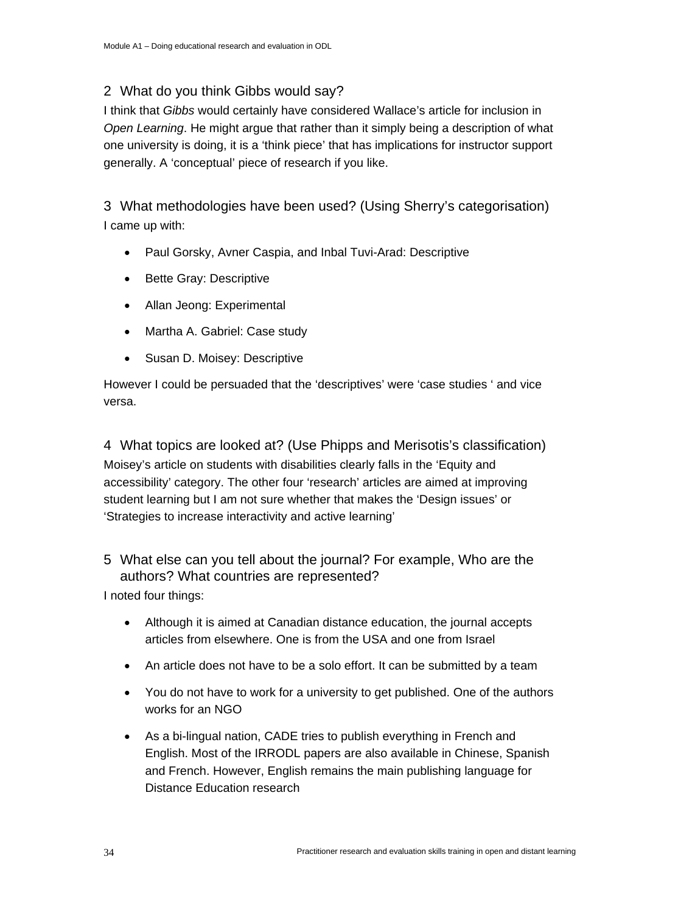## 2 What do you think Gibbs would say?

I think that *Gibbs* would certainly have considered Wallace's article for inclusion in *Open Learning*. He might argue that rather than it simply being a description of what one university is doing, it is a 'think piece' that has implications for instructor support generally. A 'conceptual' piece of research if you like.

## 3 What methodologies have been used? (Using Sherry's categorisation)

I came up with:

- Paul Gorsky, Avner Caspia, and Inbal Tuvi-Arad: Descriptive
- Bette Gray: Descriptive
- Allan Jeong: Experimental
- Martha A. Gabriel: Case study
- Susan D. Moisey: Descriptive

However I could be persuaded that the 'descriptives' were 'case studies ' and vice versa.

## 4 What topics are looked at? (Use Phipps and Merisotis's classification)

Moisey's article on students with disabilities clearly falls in the 'Equity and accessibility' category. The other four 'research' articles are aimed at improving student learning but I am not sure whether that makes the 'Design issues' or 'Strategies to increase interactivity and active learning'

## 5 What else can you tell about the journal? For example, Who are the authors? What countries are represented?

I noted four things:

- Although it is aimed at Canadian distance education, the journal accepts articles from elsewhere. One is from the USA and one from Israel
- An article does not have to be a solo effort. It can be submitted by a team
- You do not have to work for a university to get published. One of the authors works for an NGO
- As a bi-lingual nation, CADE tries to publish everything in French and English. Most of the IRRODL papers are also available in Chinese, Spanish and French. However, English remains the main publishing language for Distance Education research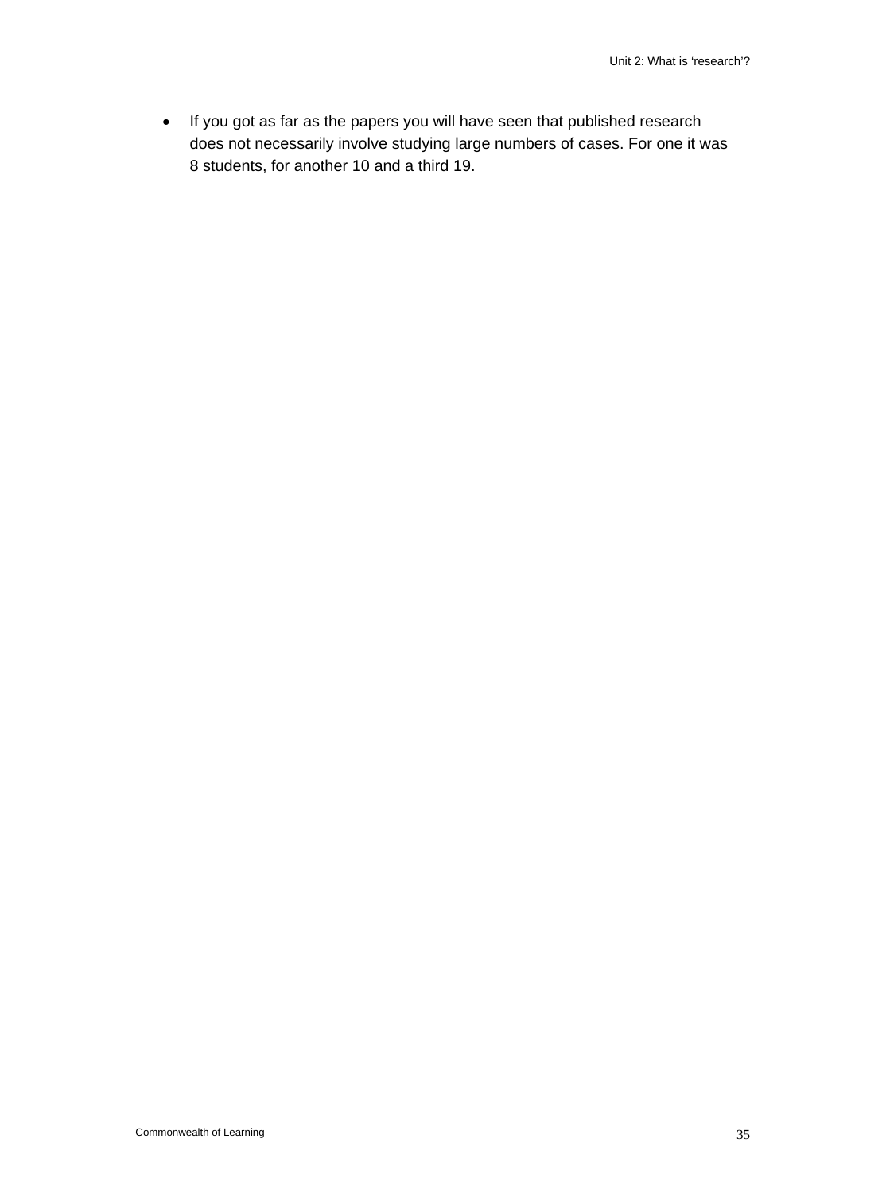- If you got as far as the papers you will have seen that published research does not necessarily involve studying large numbers of cases. For one it was 8 students, for another 10 and a third 19.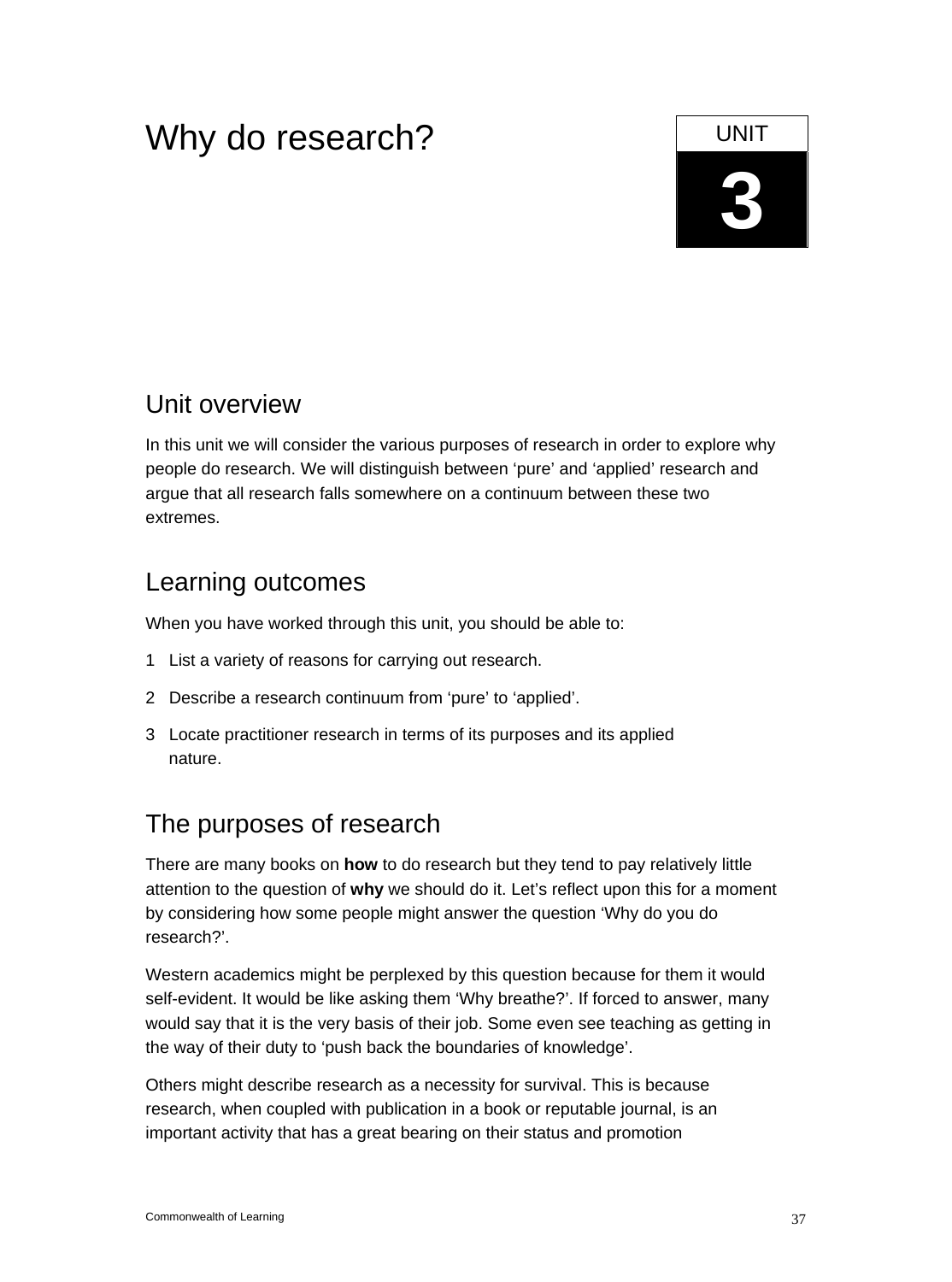# Why do research?

UNIT

**3**

## Unit overview

In this unit we will consider the various purposes of research in order to explore why people do research. We will distinguish between 'pure' and 'applied' research and argue that all research falls somewhere on a continuum between these two extremes.

## Learning outcomes

When you have worked through this unit, you should be able to:

1. List a variety of reasons for carrying out research.
2. Describe a research continuum from 'pure' to 'applied'.
3. Locate practitioner research in terms of its purposes and its applied nature.

## The purposes of research

There are many books on **how** to do research but they tend to pay relatively little attention to the question of **why** we should do it. Let's reflect upon this for a moment by considering how some people might answer the question 'Why do you do research?'.

Western academics might be perplexed by this question because for them it would self-evident. It would be like asking them 'Why breathe?'. If forced to answer, many would say that it is the very basis of their job. Some even see teaching as getting in the way of their duty to 'push back the boundaries of knowledge'.

Others might describe research as a necessity for survival. This is because research, when coupled with publication in a book or reputable journal, is an important activity that has a great bearing on their status and promotion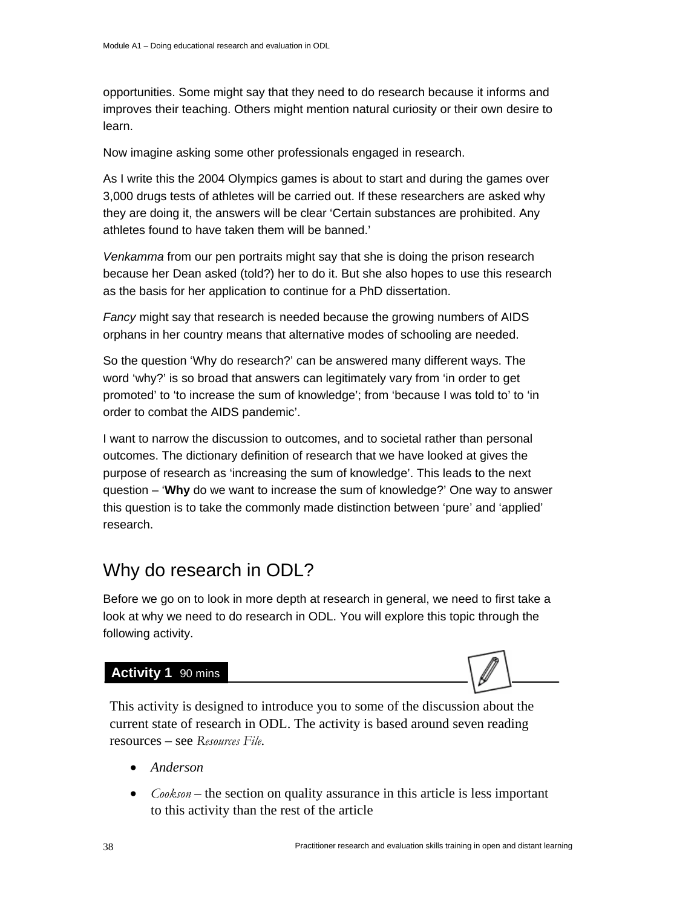opportunities. Some might say that they need to do research because it informs and improves their teaching. Others might mention natural curiosity or their own desire to learn.

Now imagine asking some other professionals engaged in research.

As I write this the 2004 Olympics games is about to start and during the games over 3,000 drugs tests of athletes will be carried out. If these researchers are asked why they are doing it, the answers will be clear 'Certain substances are prohibited. Any athletes found to have taken them will be banned.'

*Venkamma* from our pen portraits might say that she is doing the prison research because her Dean asked (told?) her to do it. But she also hopes to use this research as the basis for her application to continue for a PhD dissertation.

*Fancy* might say that research is needed because the growing numbers of AIDS orphans in her country means that alternative modes of schooling are needed.

So the question 'Why do research?' can be answered many different ways. The word 'why?' is so broad that answers can legitimately vary from 'in order to get promoted' to 'to increase the sum of knowledge'; from 'because I was told to' to 'in order to combat the AIDS pandemic'.

I want to narrow the discussion to outcomes, and to societal rather than personal outcomes. The dictionary definition of research that we have looked at gives the purpose of research as 'increasing the sum of knowledge'. This leads to the next question – '**Why** do we want to increase the sum of knowledge?' One way to answer this question is to take the commonly made distinction between 'pure' and 'applied' research.

## Why do research in ODL?

Before we go on to look in more depth at research in general, we need to first take a look at why we need to do research in ODL. You will explore this topic through the following activity.

**Activity 1** 90 mins

This activity is designed to introduce you to some of the discussion about the current state of research in ODL. The activity is based around seven reading resources – see *Resources File*.

- *Anderson*
- *Cookson* – the section on quality assurance in this article is less important to this activity than the rest of the article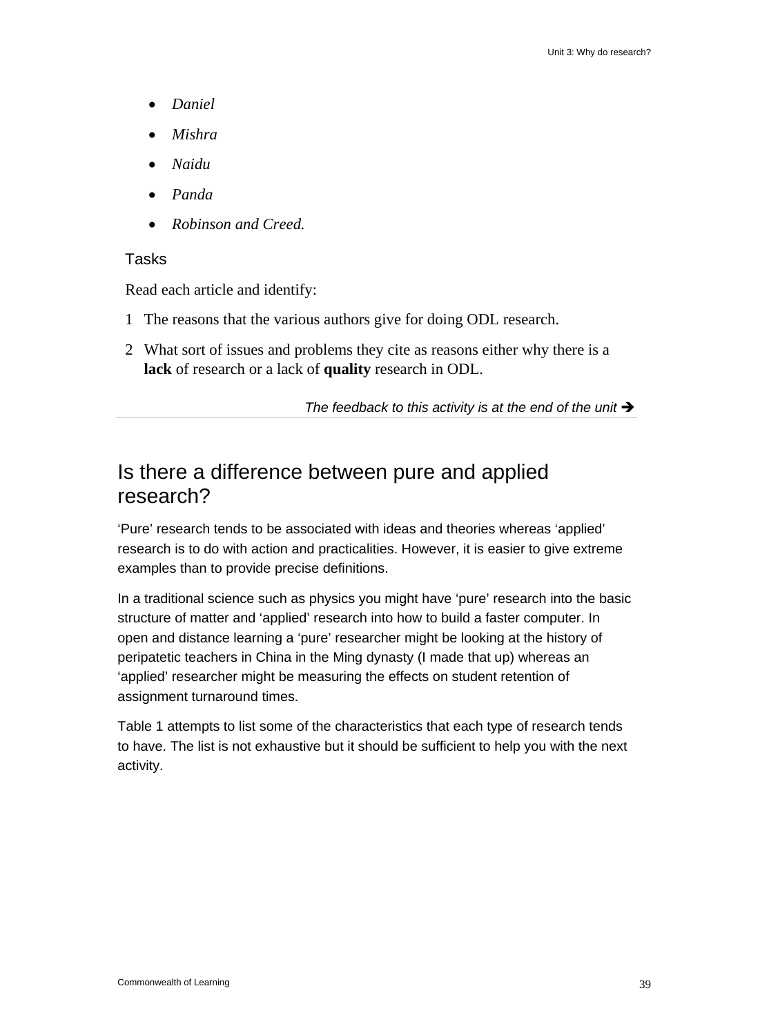- *Daniel*
- *Mishra*
- *Naidu*
- *Panda*
- *Robinson and Creed.*

Tasks

Read each article and identify:

1. The reasons that the various authors give for doing ODL research.
2. What sort of issues and problems they cite as reasons either why there is a **lack** of research or a lack of **quality** research in ODL.

*The feedback to this activity is at the end of the unit* ➔

## Is there a difference between pure and applied research?

'Pure' research tends to be associated with ideas and theories whereas 'applied' research is to do with action and practicalities. However, it is easier to give extreme examples than to provide precise definitions.

In a traditional science such as physics you might have 'pure' research into the basic structure of matter and 'applied' research into how to build a faster computer. In open and distance learning a 'pure' researcher might be looking at the history of peripatetic teachers in China in the Ming dynasty (I made that up) whereas an 'applied' researcher might be measuring the effects on student retention of assignment turnaround times.

Table 1 attempts to list some of the characteristics that each type of research tends to have. The list is not exhaustive but it should be sufficient to help you with the next activity.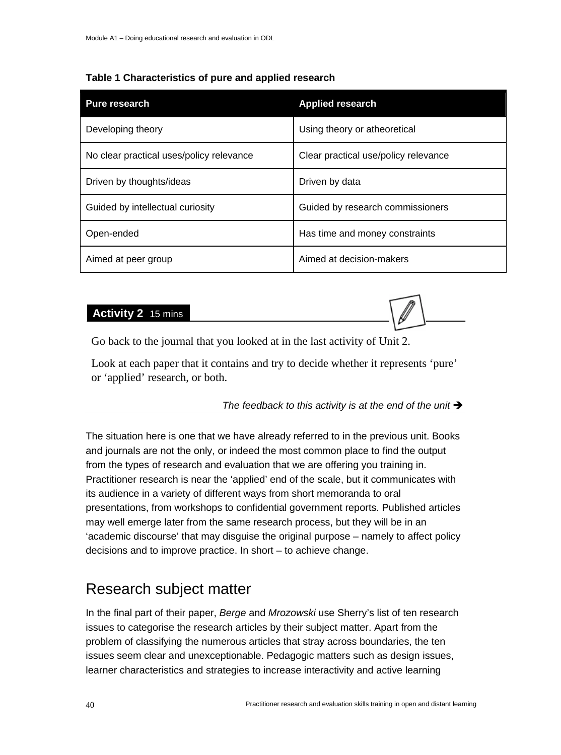**Table 1 Characteristics of pure and applied research**

| Pure research | Applied research |
| --- | --- |
| Developing theory | Using theory or atheoretical |
| No clear practical uses/policy relevance | Clear practical use/policy relevance |
| Driven by thoughts/ideas | Driven by data |
| Guided by intellectual curiosity | Guided by research commissioners |
| Open-ended | Has time and money constraints |
| Aimed at peer group | Aimed at decision-makers |

**Activity 2** 15 mins

Go back to the journal that you looked at in the last activity of Unit 2.

Look at each paper that it contains and try to decide whether it represents 'pure' or 'applied' research, or both.

*The feedback to this activity is at the end of the unit* ➔

The situation here is one that we have already referred to in the previous unit. Books and journals are not the only, or indeed the most common place to find the output from the types of research and evaluation that we are offering you training in. Practitioner research is near the 'applied' end of the scale, but it communicates with its audience in a variety of different ways from short memoranda to oral presentations, from workshops to confidential government reports. Published articles may well emerge later from the same research process, but they will be in an 'academic discourse' that may disguise the original purpose – namely to affect policy decisions and to improve practice. In short – to achieve change.

## Research subject matter

In the final part of their paper, *Berge* and *Mrozowski* use Sherry's list of ten research issues to categorise the research articles by their subject matter. Apart from the problem of classifying the numerous articles that stray across boundaries, the ten issues seem clear and unexceptionable. Pedagogic matters such as design issues, learner characteristics and strategies to increase interactivity and active learning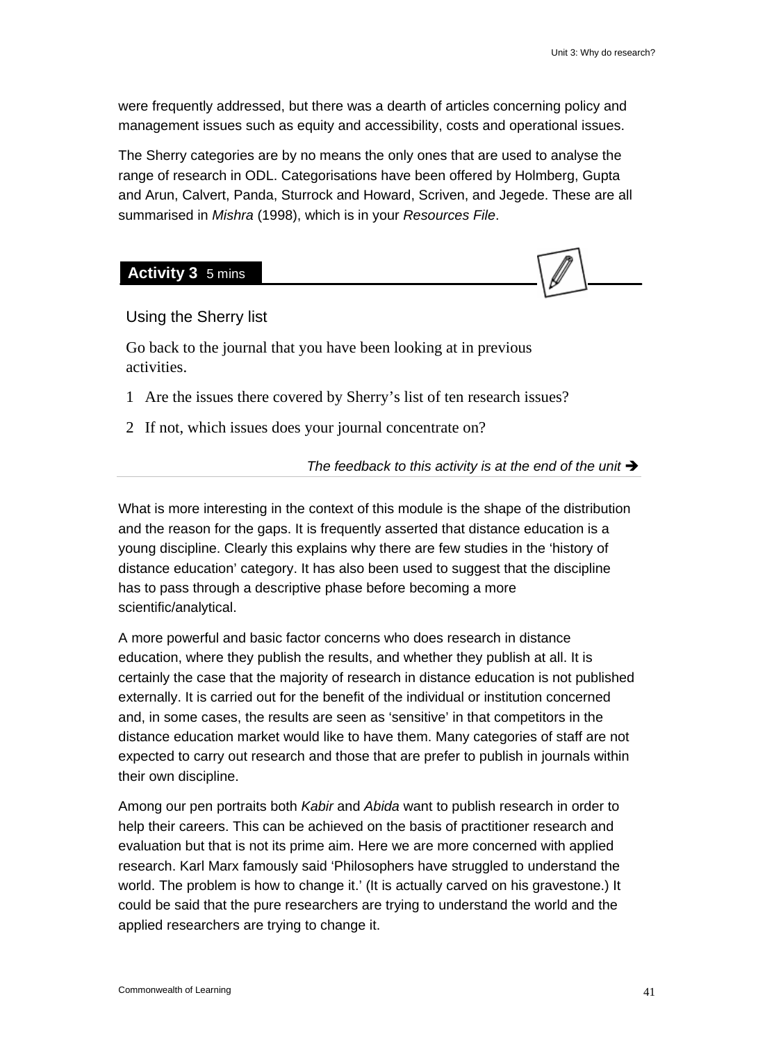were frequently addressed, but there was a dearth of articles concerning policy and management issues such as equity and accessibility, costs and operational issues.

The Sherry categories are by no means the only ones that are used to analyse the range of research in ODL. Categorisations have been offered by Holmberg, Gupta and Arun, Calvert, Panda, Sturrock and Howard, Scriven, and Jegede. These are all summarised in *Mishra* (1998), which is in your *Resources File*.

### **Activity 3** 5 mins

Using the Sherry list

Go back to the journal that you have been looking at in previous activities.

1 Are the issues there covered by Sherry's list of ten research issues?

2 If not, which issues does your journal concentrate on?

*The feedback to this activity is at the end of the unit* ➔

What is more interesting in the context of this module is the shape of the distribution and the reason for the gaps. It is frequently asserted that distance education is a young discipline. Clearly this explains why there are few studies in the 'history of distance education' category. It has also been used to suggest that the discipline has to pass through a descriptive phase before becoming a more scientific/analytical.

A more powerful and basic factor concerns who does research in distance education, where they publish the results, and whether they publish at all. It is certainly the case that the majority of research in distance education is not published externally. It is carried out for the benefit of the individual or institution concerned and, in some cases, the results are seen as 'sensitive' in that competitors in the distance education market would like to have them. Many categories of staff are not expected to carry out research and those that are prefer to publish in journals within their own discipline.

Among our pen portraits both *Kabir* and *Abida* want to publish research in order to help their careers. This can be achieved on the basis of practitioner research and evaluation but that is not its prime aim. Here we are more concerned with applied research. Karl Marx famously said 'Philosophers have struggled to understand the world. The problem is how to change it.' (It is actually carved on his gravestone.) It could be said that the pure researchers are trying to understand the world and the applied researchers are trying to change it.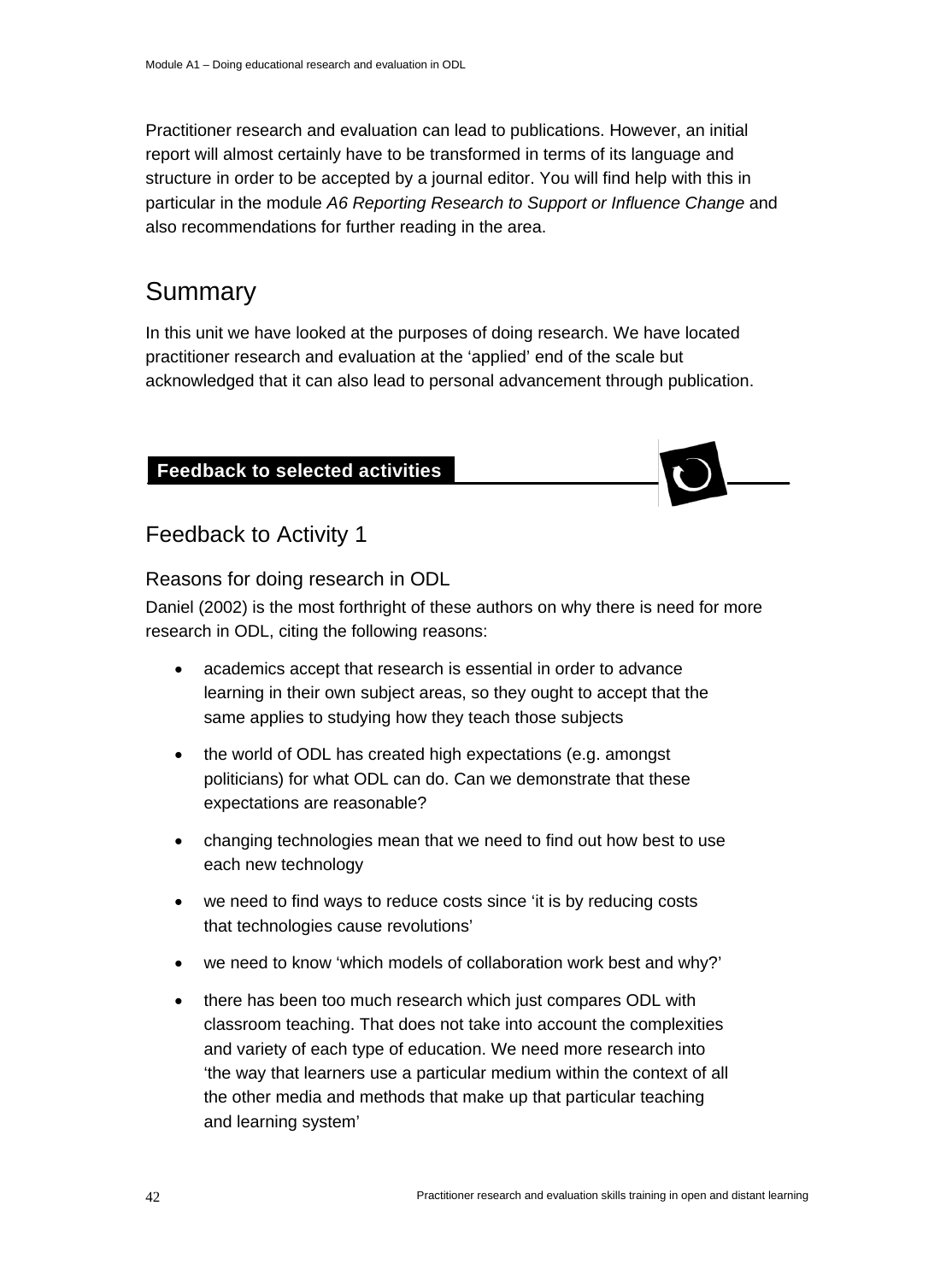Practitioner research and evaluation can lead to publications. However, an initial report will almost certainly have to be transformed in terms of its language and structure in order to be accepted by a journal editor. You will find help with this in particular in the module *A6 Reporting Research to Support or Influence Change* and also recommendations for further reading in the area.

## Summary

In this unit we have looked at the purposes of doing research. We have located practitioner research and evaluation at the 'applied' end of the scale but acknowledged that it can also lead to personal advancement through publication.

**Feedback to selected activities**

## Feedback to Activity 1

### Reasons for doing research in ODL

Daniel (2002) is the most forthright of these authors on why there is need for more research in ODL, citing the following reasons:

- academics accept that research is essential in order to advance learning in their own subject areas, so they ought to accept that the same applies to studying how they teach those subjects
- the world of ODL has created high expectations (e.g. amongst politicians) for what ODL can do. Can we demonstrate that these expectations are reasonable?
- changing technologies mean that we need to find out how best to use each new technology
- we need to find ways to reduce costs since 'it is by reducing costs that technologies cause revolutions'
- we need to know 'which models of collaboration work best and why?'
- there has been too much research which just compares ODL with classroom teaching. That does not take into account the complexities and variety of each type of education. We need more research into 'the way that learners use a particular medium within the context of all the other media and methods that make up that particular teaching and learning system'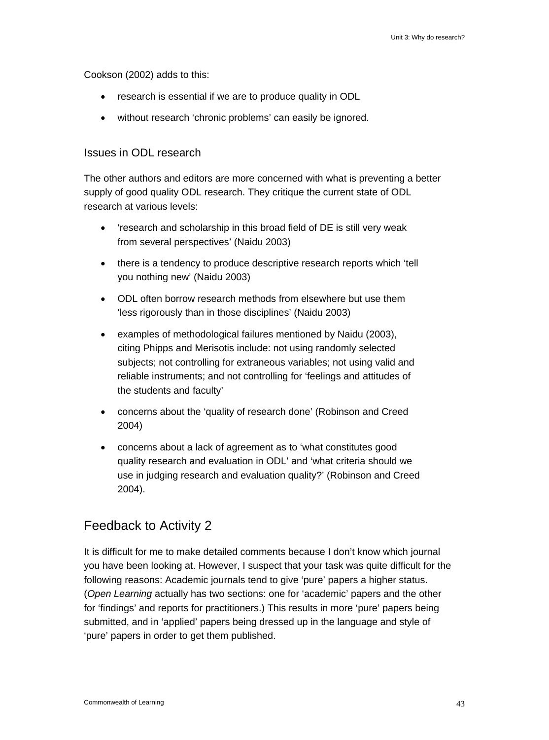Cookson (2002) adds to this:

- research is essential if we are to produce quality in ODL
- without research 'chronic problems' can easily be ignored.

### Issues in ODL research

The other authors and editors are more concerned with what is preventing a better supply of good quality ODL research. They critique the current state of ODL research at various levels:

- 'research and scholarship in this broad field of DE is still very weak from several perspectives' (Naidu 2003)
- there is a tendency to produce descriptive research reports which 'tell you nothing new' (Naidu 2003)
- ODL often borrow research methods from elsewhere but use them 'less rigorously than in those disciplines' (Naidu 2003)
- examples of methodological failures mentioned by Naidu (2003), citing Phipps and Merisotis include: not using randomly selected subjects; not controlling for extraneous variables; not using valid and reliable instruments; and not controlling for 'feelings and attitudes of the students and faculty'
- concerns about the 'quality of research done' (Robinson and Creed 2004)
- concerns about a lack of agreement as to 'what constitutes good quality research and evaluation in ODL' and 'what criteria should we use in judging research and evaluation quality?' (Robinson and Creed 2004).

## Feedback to Activity 2

It is difficult for me to make detailed comments because I don't know which journal you have been looking at. However, I suspect that your task was quite difficult for the following reasons: Academic journals tend to give 'pure' papers a higher status. (*Open Learning* actually has two sections: one for 'academic' papers and the other for 'findings' and reports for practitioners.) This results in more 'pure' papers being submitted, and in 'applied' papers being dressed up in the language and style of 'pure' papers in order to get them published.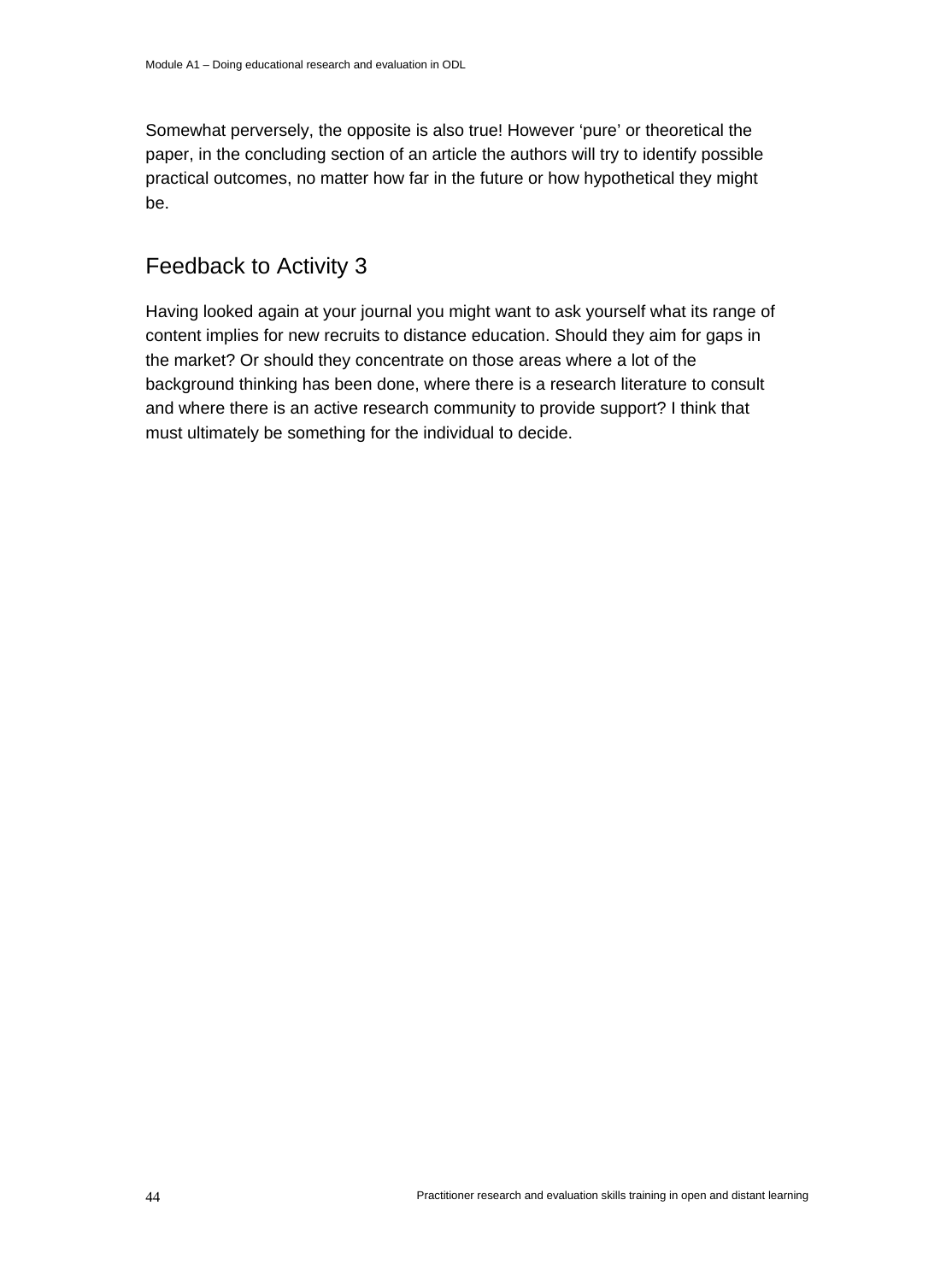Somewhat perversely, the opposite is also true! However 'pure' or theoretical the paper, in the concluding section of an article the authors will try to identify possible practical outcomes, no matter how far in the future or how hypothetical they might be.

## Feedback to Activity 3

Having looked again at your journal you might want to ask yourself what its range of content implies for new recruits to distance education. Should they aim for gaps in the market? Or should they concentrate on those areas where a lot of the background thinking has been done, where there is a research literature to consult and where there is an active research community to provide support? I think that must ultimately be something for the individual to decide.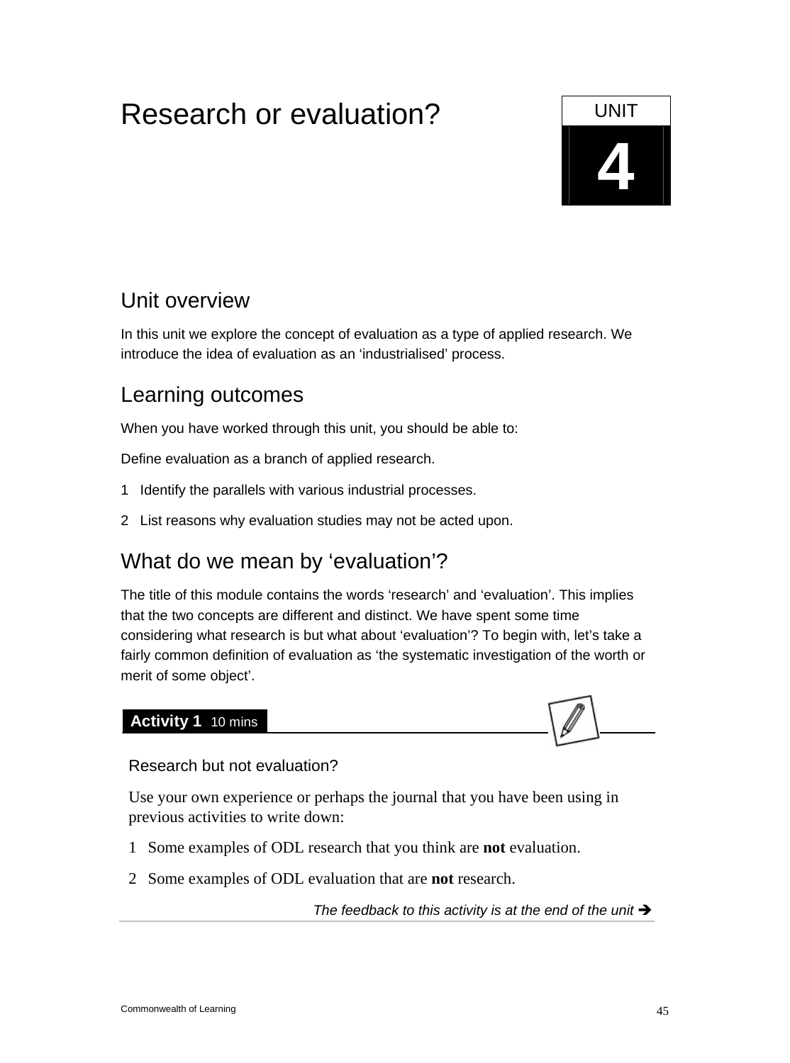# Research or evaluation?

UNIT **4**

## Unit overview

In this unit we explore the concept of evaluation as a type of applied research. We introduce the idea of evaluation as an 'industrialised' process.

## Learning outcomes

When you have worked through this unit, you should be able to:

Define evaluation as a branch of applied research.

1 Identify the parallels with various industrial processes.

2 List reasons why evaluation studies may not be acted upon.

## What do we mean by 'evaluation'?

The title of this module contains the words 'research' and 'evaluation'. This implies that the two concepts are different and distinct. We have spent some time considering what research is but what about 'evaluation'? To begin with, let's take a fairly common definition of evaluation as 'the systematic investigation of the worth or merit of some object'.

**Activity 1** 10 mins

Research but not evaluation?

Use your own experience or perhaps the journal that you have been using in previous activities to write down:

1 Some examples of ODL research that you think are **not** evaluation.

2 Some examples of ODL evaluation that are **not** research.

*The feedback to this activity is at the end of the unit ➔*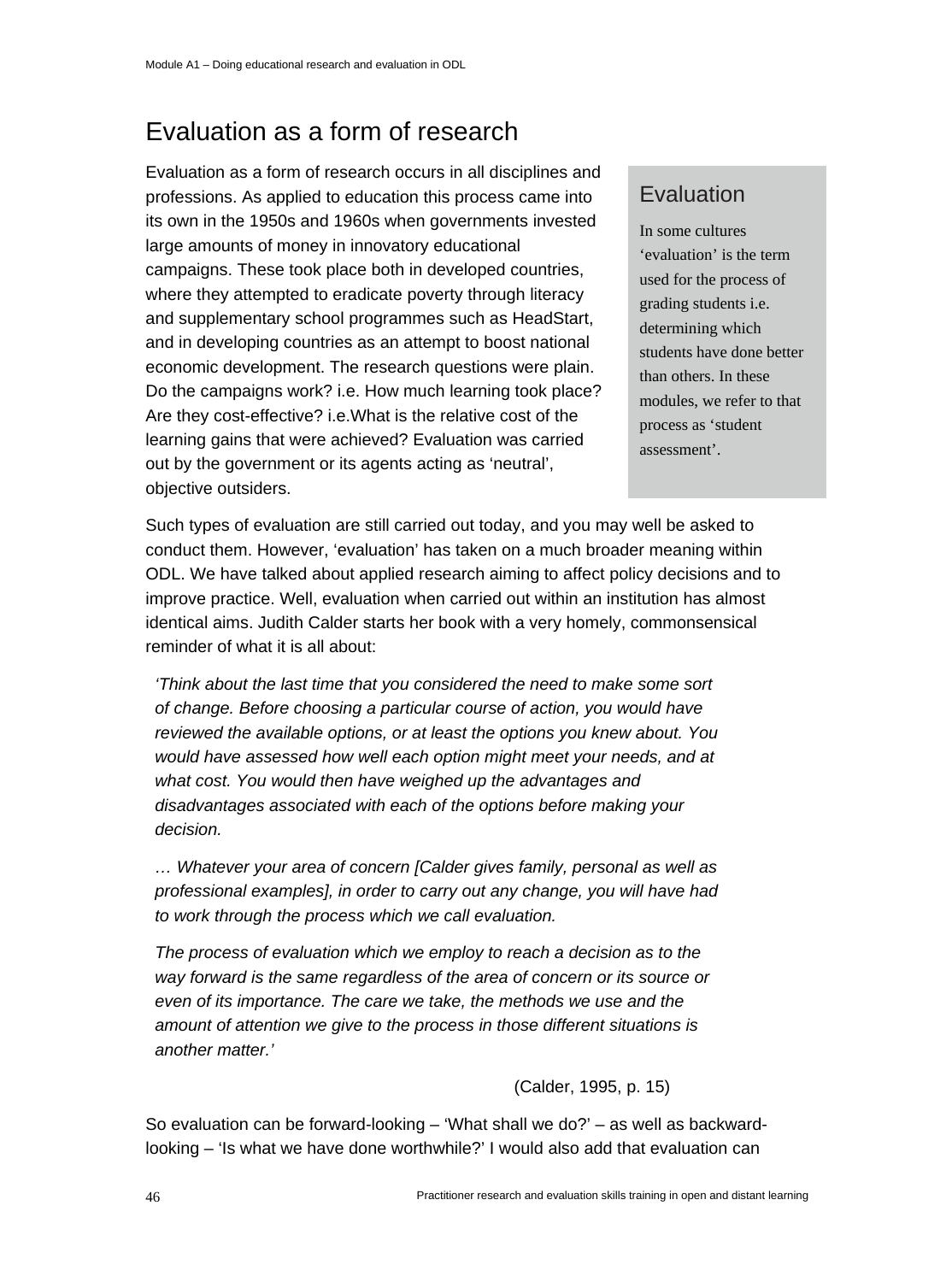# Evaluation as a form of research

Evaluation as a form of research occurs in all disciplines and professions. As applied to education this process came into its own in the 1950s and 1960s when governments invested large amounts of money in innovatory educational campaigns. These took place both in developed countries, where they attempted to eradicate poverty through literacy and supplementary school programmes such as HeadStart, and in developing countries as an attempt to boost national economic development. The research questions were plain. Do the campaigns work? i.e. How much learning took place? Are they cost-effective? i.e.What is the relative cost of the learning gains that were achieved? Evaluation was carried out by the government or its agents acting as 'neutral', objective outsiders.

> ### Evaluation
>
> In some cultures 'evaluation' is the term used for the process of grading students i.e. determining which students have done better than others. In these modules, we refer to that process as 'student assessment'.

Such types of evaluation are still carried out today, and you may well be asked to conduct them. However, 'evaluation' has taken on a much broader meaning within ODL. We have talked about applied research aiming to affect policy decisions and to improve practice. Well, evaluation when carried out within an institution has almost identical aims. Judith Calder starts her book with a very homely, commonsensical reminder of what it is all about:

> *'Think about the last time that you considered the need to make some sort of change. Before choosing a particular course of action, you would have reviewed the available options, or at least the options you knew about. You would have assessed how well each option might meet your needs, and at what cost. You would then have weighed up the advantages and disadvantages associated with each of the options before making your decision.*
>
> *… Whatever your area of concern [Calder gives family, personal as well as professional examples], in order to carry out any change, you will have had to work through the process which we call evaluation.*
>
> *The process of evaluation which we employ to reach a decision as to the way forward is the same regardless of the area of concern or its source or even of its importance. The care we take, the methods we use and the amount of attention we give to the process in those different situations is another matter.'*
>
> (Calder, 1995, p. 15)

So evaluation can be forward-looking – 'What shall we do?' – as well as backward-looking – 'Is what we have done worthwhile?' I would also add that evaluation can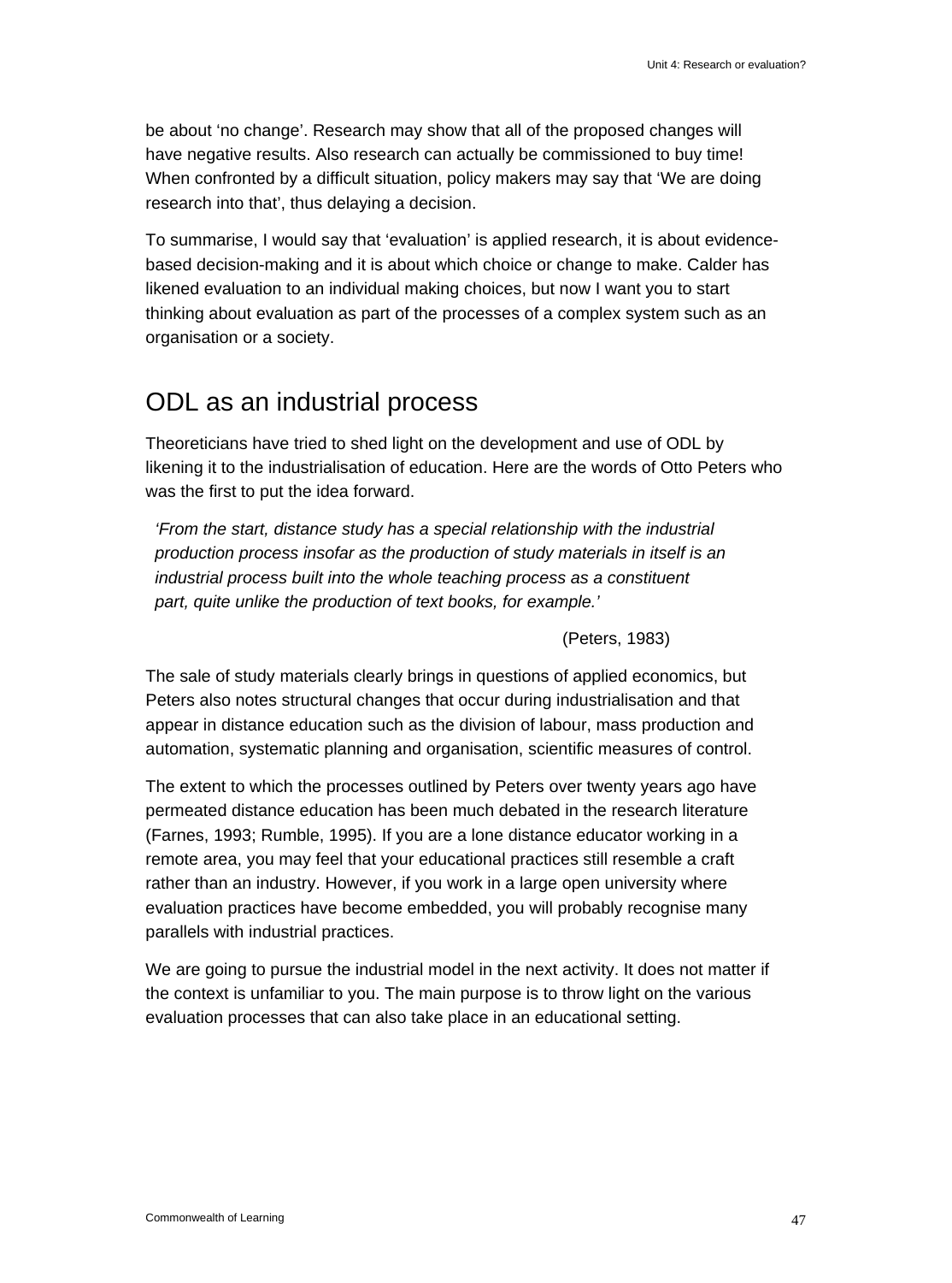be about 'no change'. Research may show that all of the proposed changes will have negative results. Also research can actually be commissioned to buy time! When confronted by a difficult situation, policy makers may say that 'We are doing research into that', thus delaying a decision.

To summarise, I would say that 'evaluation' is applied research, it is about evidence-based decision-making and it is about which choice or change to make. Calder has likened evaluation to an individual making choices, but now I want you to start thinking about evaluation as part of the processes of a complex system such as an organisation or a society.

## ODL as an industrial process

Theoreticians have tried to shed light on the development and use of ODL by likening it to the industrialisation of education. Here are the words of Otto Peters who was the first to put the idea forward.

> *'From the start, distance study has a special relationship with the industrial production process insofar as the production of study materials in itself is an industrial process built into the whole teaching process as a constituent part, quite unlike the production of text books, for example.'*
>
> (Peters, 1983)

The sale of study materials clearly brings in questions of applied economics, but Peters also notes structural changes that occur during industrialisation and that appear in distance education such as the division of labour, mass production and automation, systematic planning and organisation, scientific measures of control.

The extent to which the processes outlined by Peters over twenty years ago have permeated distance education has been much debated in the research literature (Farnes, 1993; Rumble, 1995). If you are a lone distance educator working in a remote area, you may feel that your educational practices still resemble a craft rather than an industry. However, if you work in a large open university where evaluation practices have become embedded, you will probably recognise many parallels with industrial practices.

We are going to pursue the industrial model in the next activity. It does not matter if the context is unfamiliar to you. The main purpose is to throw light on the various evaluation processes that can also take place in an educational setting.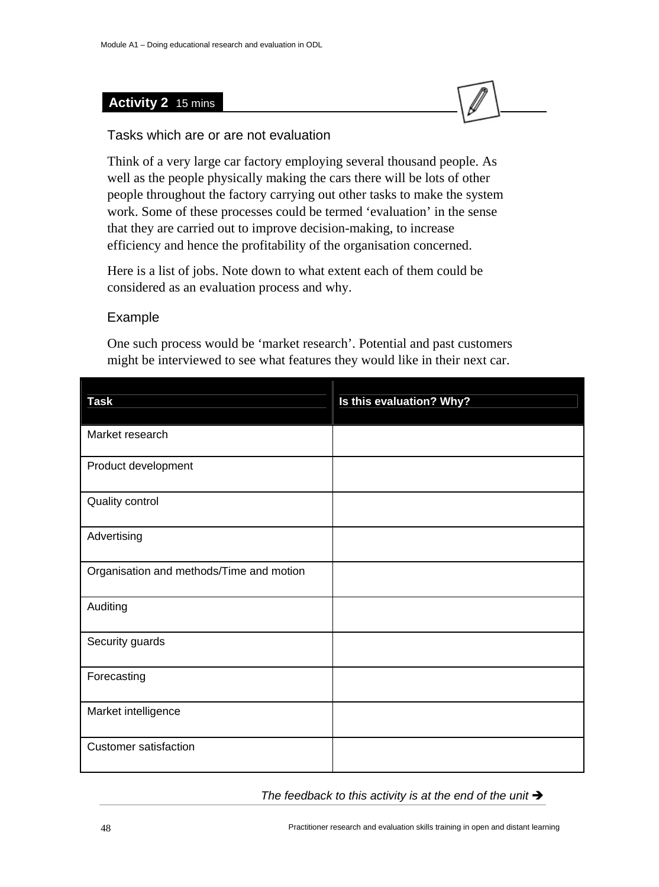## Activity 2 15 mins

### Tasks which are or are not evaluation

Think of a very large car factory employing several thousand people. As well as the people physically making the cars there will be lots of other people throughout the factory carrying out other tasks to make the system work. Some of these processes could be termed 'evaluation' in the sense that they are carried out to improve decision-making, to increase efficiency and hence the profitability of the organisation concerned.

Here is a list of jobs. Note down to what extent each of them could be considered as an evaluation process and why.

### Example

One such process would be 'market research'. Potential and past customers might be interviewed to see what features they would like in their next car.

| Task | Is this evaluation? Why? |
|---|---|
| Market research | |
| Product development | |
| Quality control | |
| Advertising | |
| Organisation and methods/Time and motion | |
| Auditing | |
| Security guards | |
| Forecasting | |
| Market intelligence | |
| Customer satisfaction | |

*The feedback to this activity is at the end of the unit ➔*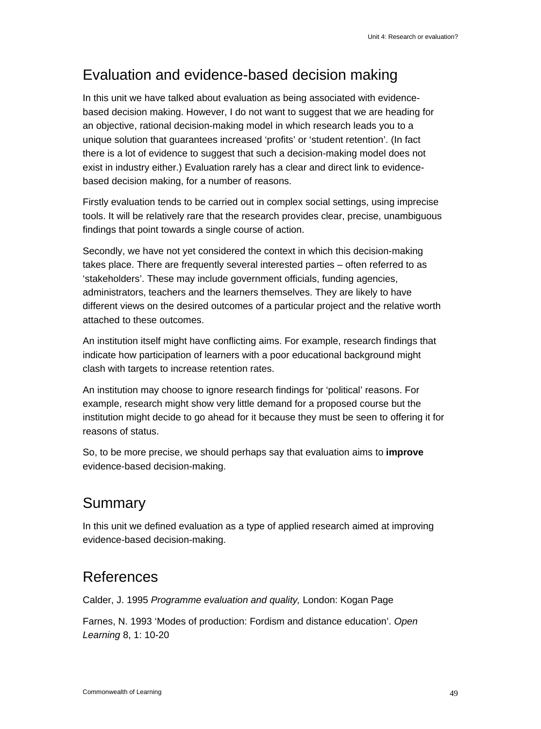## Evaluation and evidence-based decision making

In this unit we have talked about evaluation as being associated with evidence-based decision making. However, I do not want to suggest that we are heading for an objective, rational decision-making model in which research leads you to a unique solution that guarantees increased 'profits' or 'student retention'. (In fact there is a lot of evidence to suggest that such a decision-making model does not exist in industry either.) Evaluation rarely has a clear and direct link to evidence-based decision making, for a number of reasons.

Firstly evaluation tends to be carried out in complex social settings, using imprecise tools. It will be relatively rare that the research provides clear, precise, unambiguous findings that point towards a single course of action.

Secondly, we have not yet considered the context in which this decision-making takes place. There are frequently several interested parties – often referred to as 'stakeholders'. These may include government officials, funding agencies, administrators, teachers and the learners themselves. They are likely to have different views on the desired outcomes of a particular project and the relative worth attached to these outcomes.

An institution itself might have conflicting aims. For example, research findings that indicate how participation of learners with a poor educational background might clash with targets to increase retention rates.

An institution may choose to ignore research findings for 'political' reasons. For example, research might show very little demand for a proposed course but the institution might decide to go ahead for it because they must be seen to offering it for reasons of status.

So, to be more precise, we should perhaps say that evaluation aims to **improve** evidence-based decision-making.

## Summary

In this unit we defined evaluation as a type of applied research aimed at improving evidence-based decision-making.

## References

Calder, J. 1995 *Programme evaluation and quality,* London: Kogan Page

Farnes, N. 1993 'Modes of production: Fordism and distance education'. *Open Learning* 8, 1: 10-20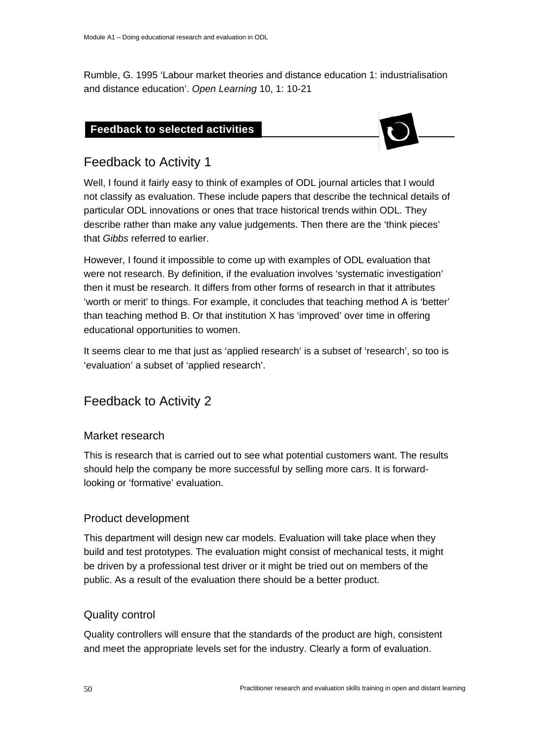Rumble, G. 1995 ‘Labour market theories and distance education 1: industrialisation and distance education’. *Open Learning* 10, 1: 10-21

## Feedback to selected activities

### Feedback to Activity 1

Well, I found it fairly easy to think of examples of ODL journal articles that I would not classify as evaluation. These include papers that describe the technical details of particular ODL innovations or ones that trace historical trends within ODL. They describe rather than make any value judgements. Then there are the ‘think pieces’ that *Gibbs* referred to earlier.

However, I found it impossible to come up with examples of ODL evaluation that were not research. By definition, if the evaluation involves ‘systematic investigation’ then it must be research. It differs from other forms of research in that it attributes ‘worth or merit’ to things. For example, it concludes that teaching method A is ‘better’ than teaching method B. Or that institution X has ‘improved’ over time in offering educational opportunities to women.

It seems clear to me that just as ‘applied research’ is a subset of ‘research’, so too is ‘evaluation’ a subset of ‘applied research’.

### Feedback to Activity 2

#### Market research

This is research that is carried out to see what potential customers want. The results should help the company be more successful by selling more cars. It is forward-looking or ‘formative’ evaluation.

#### Product development

This department will design new car models. Evaluation will take place when they build and test prototypes. The evaluation might consist of mechanical tests, it might be driven by a professional test driver or it might be tried out on members of the public. As a result of the evaluation there should be a better product.

#### Quality control

Quality controllers will ensure that the standards of the product are high, consistent and meet the appropriate levels set for the industry. Clearly a form of evaluation.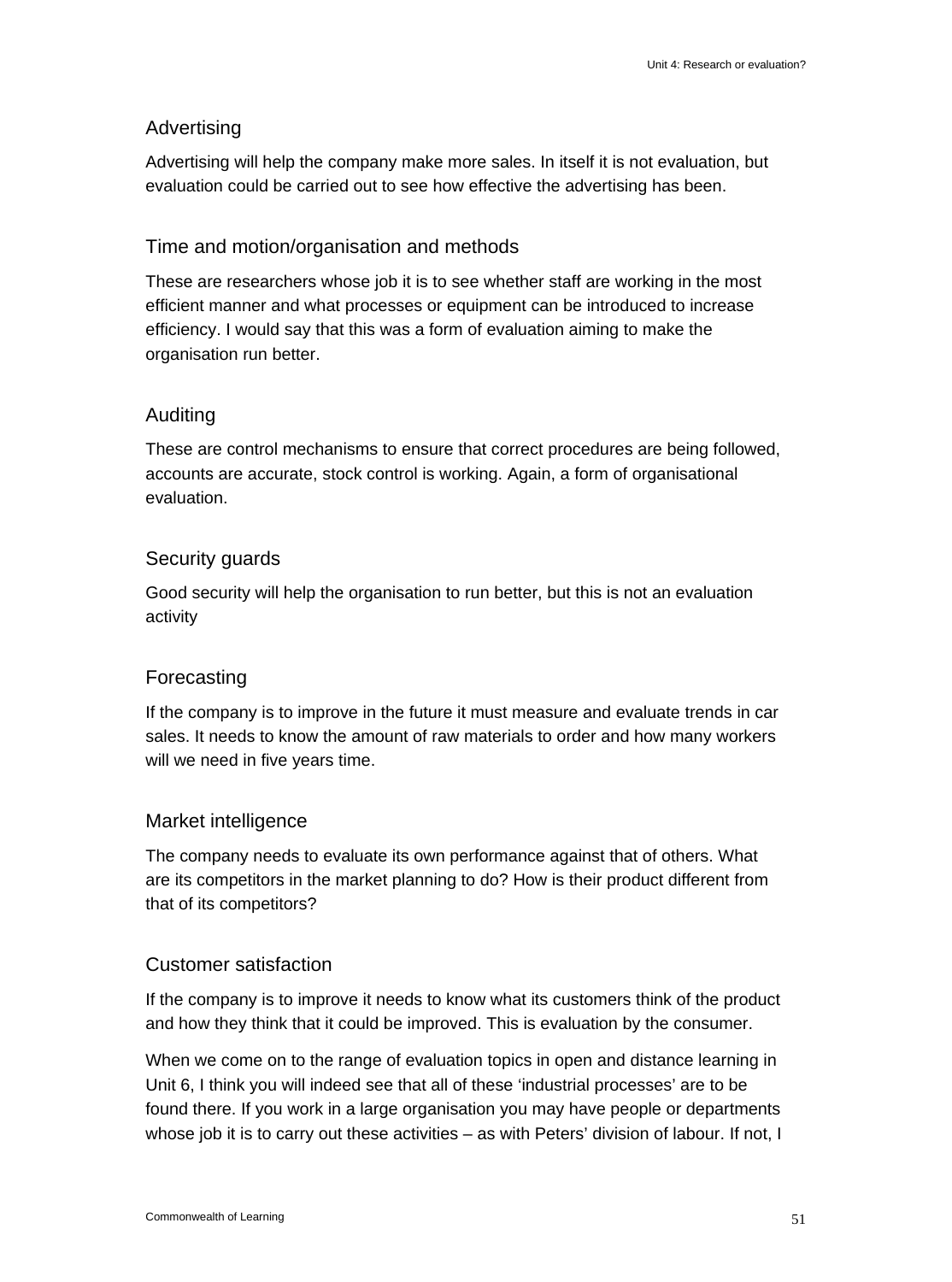### Advertising

Advertising will help the company make more sales. In itself it is not evaluation, but evaluation could be carried out to see how effective the advertising has been.

### Time and motion/organisation and methods

These are researchers whose job it is to see whether staff are working in the most efficient manner and what processes or equipment can be introduced to increase efficiency. I would say that this was a form of evaluation aiming to make the organisation run better.

### Auditing

These are control mechanisms to ensure that correct procedures are being followed, accounts are accurate, stock control is working. Again, a form of organisational evaluation.

### Security guards

Good security will help the organisation to run better, but this is not an evaluation activity

### Forecasting

If the company is to improve in the future it must measure and evaluate trends in car sales. It needs to know the amount of raw materials to order and how many workers will we need in five years time.

### Market intelligence

The company needs to evaluate its own performance against that of others. What are its competitors in the market planning to do? How is their product different from that of its competitors?

### Customer satisfaction

If the company is to improve it needs to know what its customers think of the product and how they think that it could be improved. This is evaluation by the consumer.

When we come on to the range of evaluation topics in open and distance learning in Unit 6, I think you will indeed see that all of these 'industrial processes' are to be found there. If you work in a large organisation you may have people or departments whose job it is to carry out these activities – as with Peters' division of labour. If not, I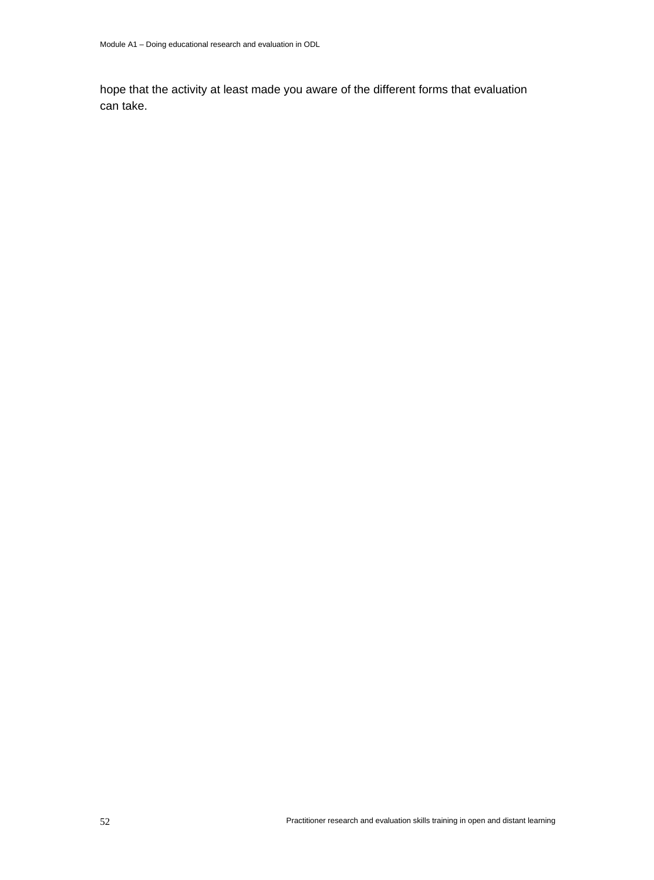hope that the activity at least made you aware of the different forms that evaluation can take.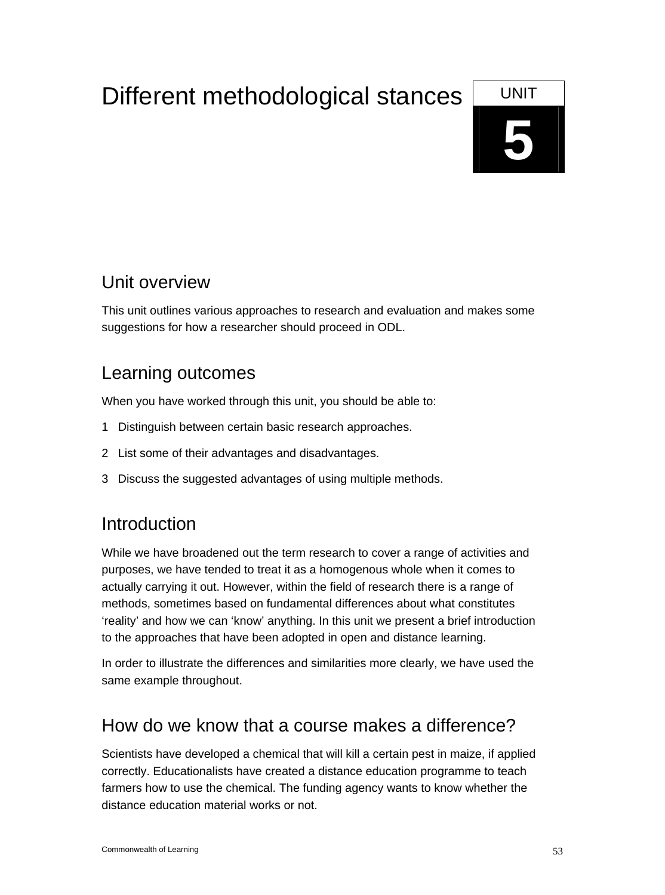# Different methodological stances

UNIT 5

## Unit overview

This unit outlines various approaches to research and evaluation and makes some suggestions for how a researcher should proceed in ODL.

## Learning outcomes

When you have worked through this unit, you should be able to:

1. Distinguish between certain basic research approaches.
2. List some of their advantages and disadvantages.
3. Discuss the suggested advantages of using multiple methods.

## Introduction

While we have broadened out the term research to cover a range of activities and purposes, we have tended to treat it as a homogenous whole when it comes to actually carrying it out. However, within the field of research there is a range of methods, sometimes based on fundamental differences about what constitutes 'reality' and how we can 'know' anything. In this unit we present a brief introduction to the approaches that have been adopted in open and distance learning.

In order to illustrate the differences and similarities more clearly, we have used the same example throughout.

## How do we know that a course makes a difference?

Scientists have developed a chemical that will kill a certain pest in maize, if applied correctly. Educationalists have created a distance education programme to teach farmers how to use the chemical. The funding agency wants to know whether the distance education material works or not.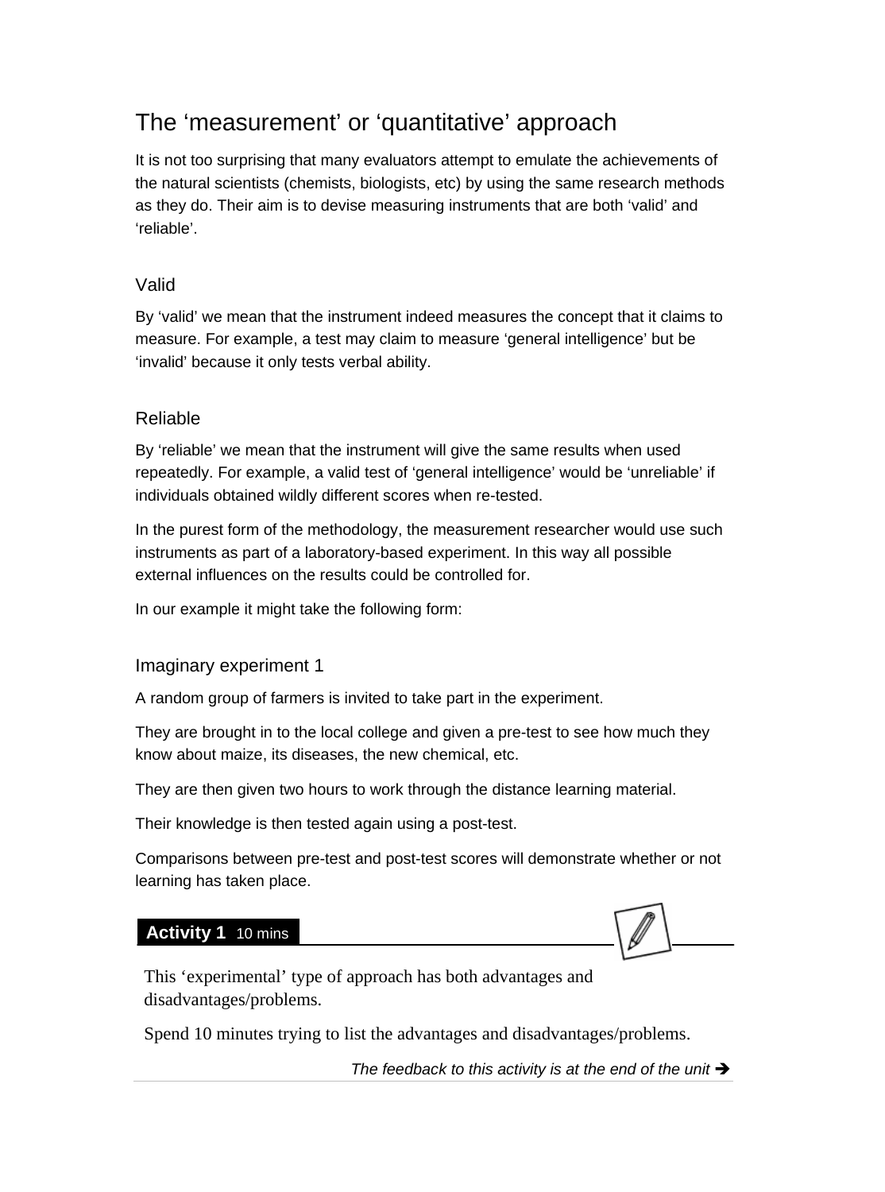## The 'measurement' or 'quantitative' approach

It is not too surprising that many evaluators attempt to emulate the achievements of the natural scientists (chemists, biologists, etc) by using the same research methods as they do. Their aim is to devise measuring instruments that are both 'valid' and 'reliable'.

### Valid

By 'valid' we mean that the instrument indeed measures the concept that it claims to measure. For example, a test may claim to measure 'general intelligence' but be 'invalid' because it only tests verbal ability.

### Reliable

By 'reliable' we mean that the instrument will give the same results when used repeatedly. For example, a valid test of 'general intelligence' would be 'unreliable' if individuals obtained wildly different scores when re-tested.

In the purest form of the methodology, the measurement researcher would use such instruments as part of a laboratory-based experiment. In this way all possible external influences on the results could be controlled for.

In our example it might take the following form:

### Imaginary experiment 1

A random group of farmers is invited to take part in the experiment.

They are brought in to the local college and given a pre-test to see how much they know about maize, its diseases, the new chemical, etc.

They are then given two hours to work through the distance learning material.

Their knowledge is then tested again using a post-test.

Comparisons between pre-test and post-test scores will demonstrate whether or not learning has taken place.

**Activity 1** 10 mins

This 'experimental' type of approach has both advantages and disadvantages/problems.

Spend 10 minutes trying to list the advantages and disadvantages/problems.

*The feedback to this activity is at the end of the unit ➔*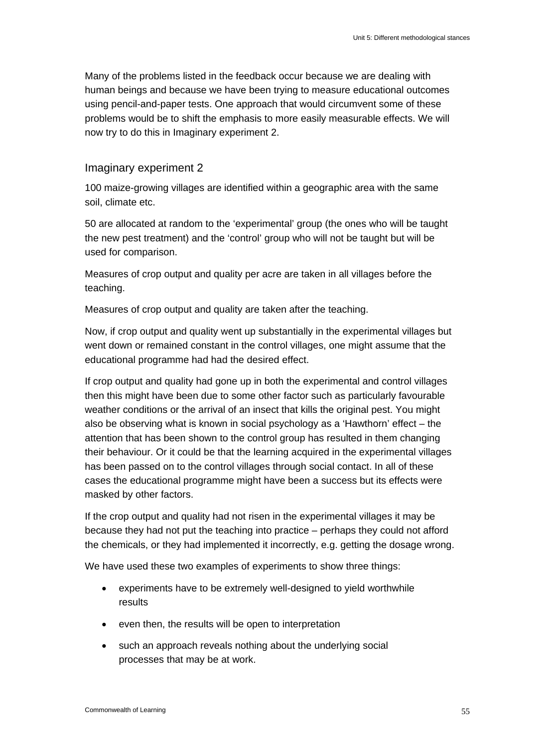Many of the problems listed in the feedback occur because we are dealing with human beings and because we have been trying to measure educational outcomes using pencil-and-paper tests. One approach that would circumvent some of these problems would be to shift the emphasis to more easily measurable effects. We will now try to do this in Imaginary experiment 2.

## Imaginary experiment 2

100 maize-growing villages are identified within a geographic area with the same soil, climate etc.

50 are allocated at random to the 'experimental' group (the ones who will be taught the new pest treatment) and the 'control' group who will not be taught but will be used for comparison.

Measures of crop output and quality per acre are taken in all villages before the teaching.

Measures of crop output and quality are taken after the teaching.

Now, if crop output and quality went up substantially in the experimental villages but went down or remained constant in the control villages, one might assume that the educational programme had had the desired effect.

If crop output and quality had gone up in both the experimental and control villages then this might have been due to some other factor such as particularly favourable weather conditions or the arrival of an insect that kills the original pest. You might also be observing what is known in social psychology as a 'Hawthorn' effect – the attention that has been shown to the control group has resulted in them changing their behaviour. Or it could be that the learning acquired in the experimental villages has been passed on to the control villages through social contact. In all of these cases the educational programme might have been a success but its effects were masked by other factors.

If the crop output and quality had not risen in the experimental villages it may be because they had not put the teaching into practice – perhaps they could not afford the chemicals, or they had implemented it incorrectly, e.g. getting the dosage wrong.

We have used these two examples of experiments to show three things:

- experiments have to be extremely well-designed to yield worthwhile results
- even then, the results will be open to interpretation
- such an approach reveals nothing about the underlying social processes that may be at work.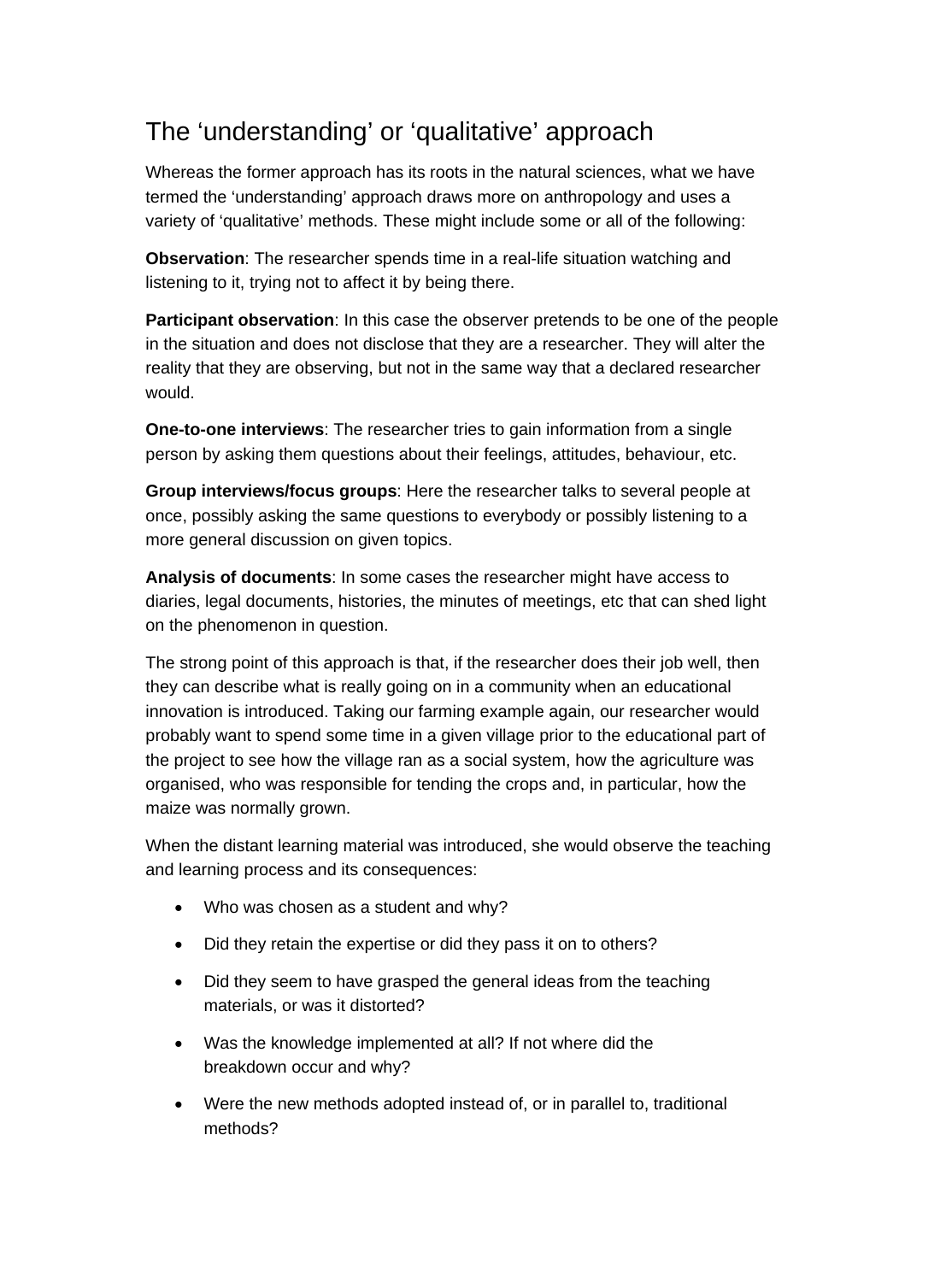## The ‘understanding’ or ‘qualitative’ approach

Whereas the former approach has its roots in the natural sciences, what we have termed the ‘understanding’ approach draws more on anthropology and uses a variety of ‘qualitative’ methods. These might include some or all of the following:

**Observation**: The researcher spends time in a real-life situation watching and listening to it, trying not to affect it by being there.

**Participant observation**: In this case the observer pretends to be one of the people in the situation and does not disclose that they are a researcher. They will alter the reality that they are observing, but not in the same way that a declared researcher would.

**One-to-one interviews**: The researcher tries to gain information from a single person by asking them questions about their feelings, attitudes, behaviour, etc.

**Group interviews/focus groups**: Here the researcher talks to several people at once, possibly asking the same questions to everybody or possibly listening to a more general discussion on given topics.

**Analysis of documents**: In some cases the researcher might have access to diaries, legal documents, histories, the minutes of meetings, etc that can shed light on the phenomenon in question.

The strong point of this approach is that, if the researcher does their job well, then they can describe what is really going on in a community when an educational innovation is introduced. Taking our farming example again, our researcher would probably want to spend some time in a given village prior to the educational part of the project to see how the village ran as a social system, how the agriculture was organised, who was responsible for tending the crops and, in particular, how the maize was normally grown.

When the distant learning material was introduced, she would observe the teaching and learning process and its consequences:

- Who was chosen as a student and why?
- Did they retain the expertise or did they pass it on to others?
- Did they seem to have grasped the general ideas from the teaching materials, or was it distorted?
- Was the knowledge implemented at all? If not where did the breakdown occur and why?
- Were the new methods adopted instead of, or in parallel to, traditional methods?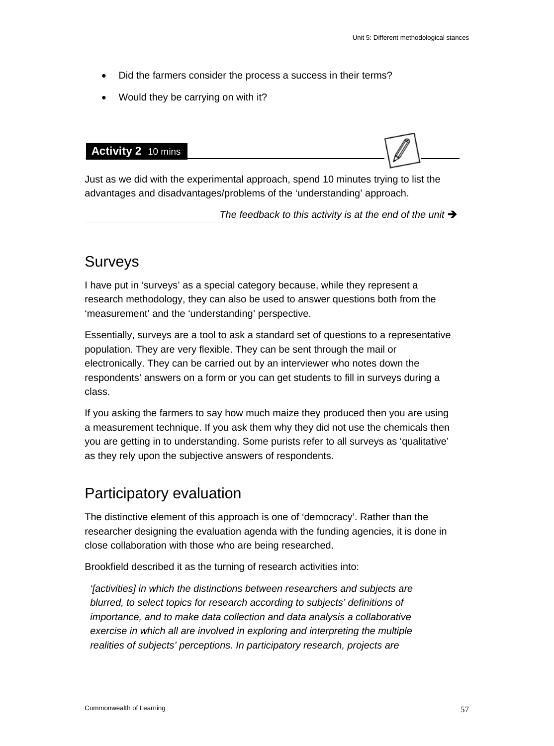- Did the farmers consider the process a success in their terms?
- Would they be carrying on with it?

**Activity 2** 10 mins

Just as we did with the experimental approach, spend 10 minutes trying to list the advantages and disadvantages/problems of the 'understanding' approach.

*The feedback to this activity is at the end of the unit* ➔

## Surveys

I have put in 'surveys' as a special category because, while they represent a research methodology, they can also be used to answer questions both from the 'measurement' and the 'understanding' perspective.

Essentially, surveys are a tool to ask a standard set of questions to a representative population. They are very flexible. They can be sent through the mail or electronically. They can be carried out by an interviewer who notes down the respondents' answers on a form or you can get students to fill in surveys during a class.

If you asking the farmers to say how much maize they produced then you are using a measurement technique. If you ask them why they did not use the chemicals then you are getting in to understanding. Some purists refer to all surveys as 'qualitative' as they rely upon the subjective answers of respondents.

## Participatory evaluation

The distinctive element of this approach is one of 'democracy'. Rather than the researcher designing the evaluation agenda with the funding agencies, it is done in close collaboration with those who are being researched.

Brookfield described it as the turning of research activities into:

> *'[activities] in which the distinctions between researchers and subjects are blurred, to select topics for research according to subjects' definitions of importance, and to make data collection and data analysis a collaborative exercise in which all are involved in exploring and interpreting the multiple realities of subjects' perceptions. In participatory research, projects are*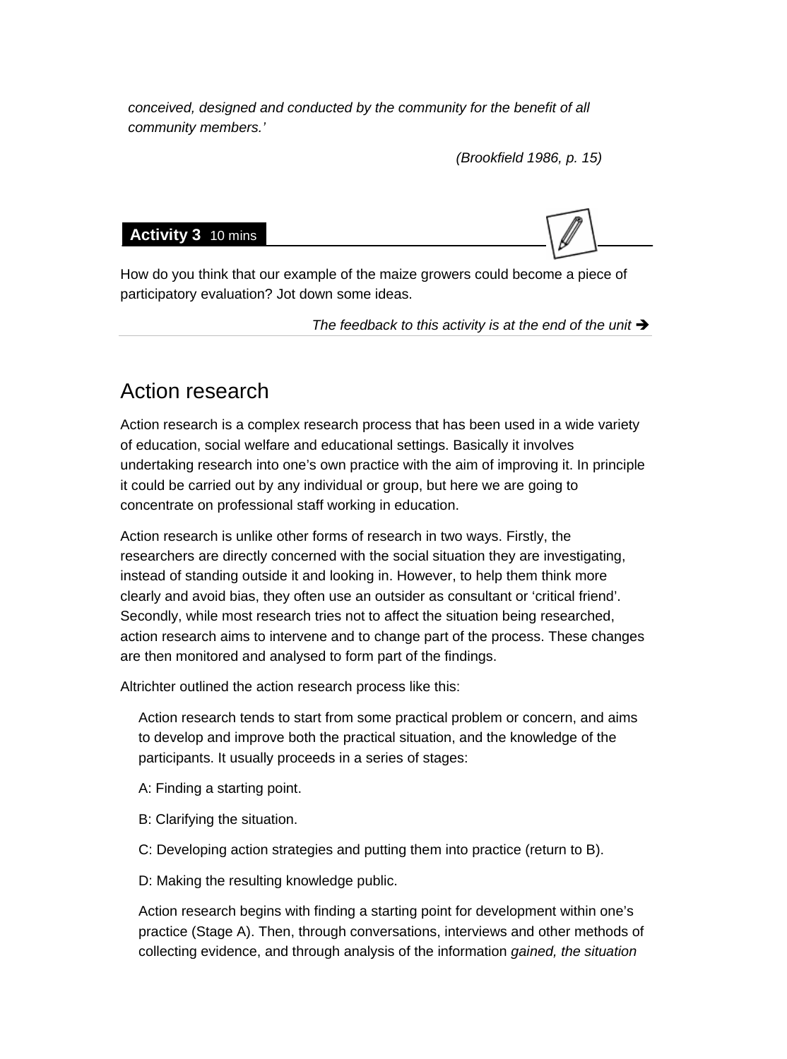*conceived, designed and conducted by the community for the benefit of all community members.'*

*(Brookfield 1986, p. 15)*

**Activity 3** 10 mins

How do you think that our example of the maize growers could become a piece of participatory evaluation? Jot down some ideas.

*The feedback to this activity is at the end of the unit* ➔

## Action research

Action research is a complex research process that has been used in a wide variety of education, social welfare and educational settings. Basically it involves undertaking research into one's own practice with the aim of improving it. In principle it could be carried out by any individual or group, but here we are going to concentrate on professional staff working in education.

Action research is unlike other forms of research in two ways. Firstly, the researchers are directly concerned with the social situation they are investigating, instead of standing outside it and looking in. However, to help them think more clearly and avoid bias, they often use an outsider as consultant or 'critical friend'. Secondly, while most research tries not to affect the situation being researched, action research aims to intervene and to change part of the process. These changes are then monitored and analysed to form part of the findings.

Altrichter outlined the action research process like this:

> Action research tends to start from some practical problem or concern, and aims to develop and improve both the practical situation, and the knowledge of the participants. It usually proceeds in a series of stages:
>
> A: Finding a starting point.
>
> B: Clarifying the situation.
>
> C: Developing action strategies and putting them into practice (return to B).
>
> D: Making the resulting knowledge public.
>
> Action research begins with finding a starting point for development within one's practice (Stage A). Then, through conversations, interviews and other methods of collecting evidence, and through analysis of the information *gained, the situation*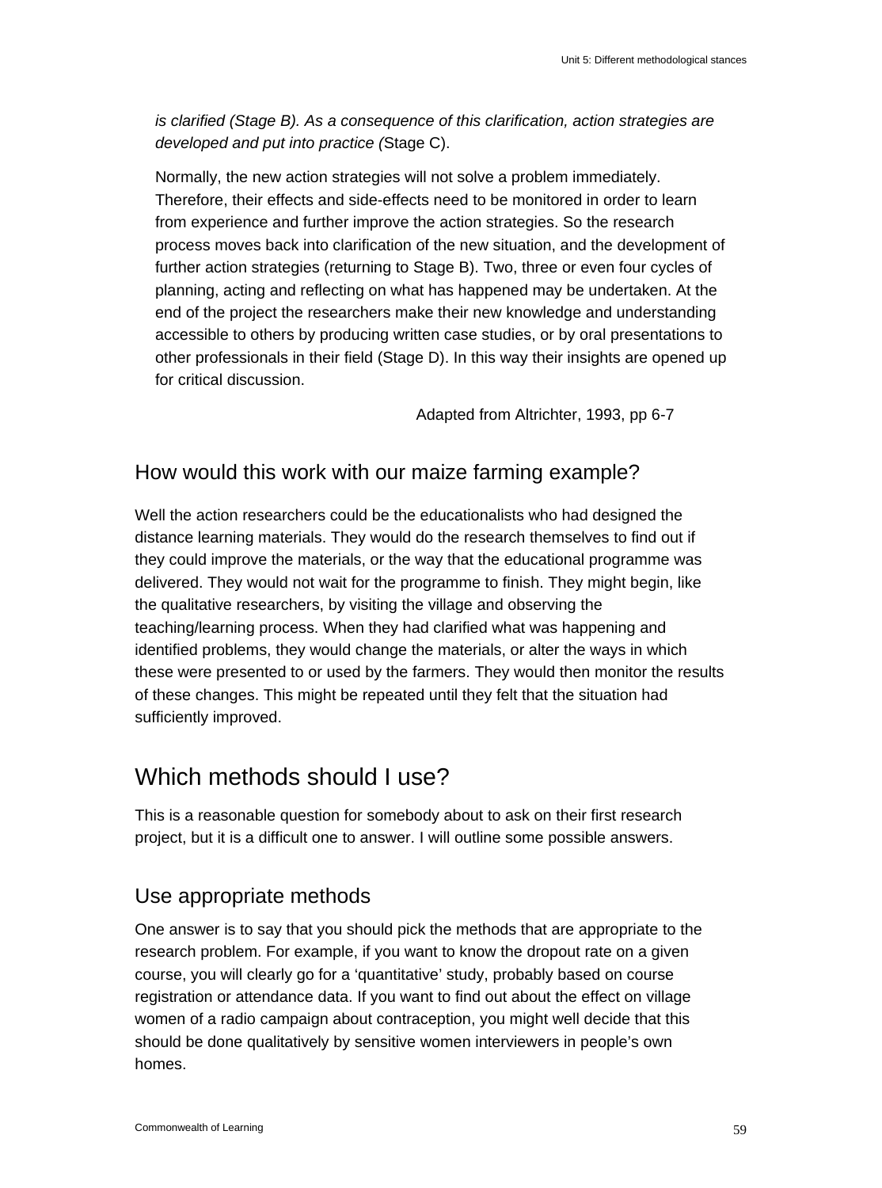*is clarified (Stage B). As a consequence of this clarification, action strategies are developed and put into practice (*Stage C).

Normally, the new action strategies will not solve a problem immediately. Therefore, their effects and side-effects need to be monitored in order to learn from experience and further improve the action strategies. So the research process moves back into clarification of the new situation, and the development of further action strategies (returning to Stage B). Two, three or even four cycles of planning, acting and reflecting on what has happened may be undertaken. At the end of the project the researchers make their new knowledge and understanding accessible to others by producing written case studies, or by oral presentations to other professionals in their field (Stage D). In this way their insights are opened up for critical discussion.

Adapted from Altrichter, 1993, pp 6-7

### How would this work with our maize farming example?

Well the action researchers could be the educationalists who had designed the distance learning materials. They would do the research themselves to find out if they could improve the materials, or the way that the educational programme was delivered. They would not wait for the programme to finish. They might begin, like the qualitative researchers, by visiting the village and observing the teaching/learning process. When they had clarified what was happening and identified problems, they would change the materials, or alter the ways in which these were presented to or used by the farmers. They would then monitor the results of these changes. This might be repeated until they felt that the situation had sufficiently improved.

## Which methods should I use?

This is a reasonable question for somebody about to ask on their first research project, but it is a difficult one to answer. I will outline some possible answers.

### Use appropriate methods

One answer is to say that you should pick the methods that are appropriate to the research problem. For example, if you want to know the dropout rate on a given course, you will clearly go for a ‘quantitative’ study, probably based on course registration or attendance data. If you want to find out about the effect on village women of a radio campaign about contraception, you might well decide that this should be done qualitatively by sensitive women interviewers in people’s own homes.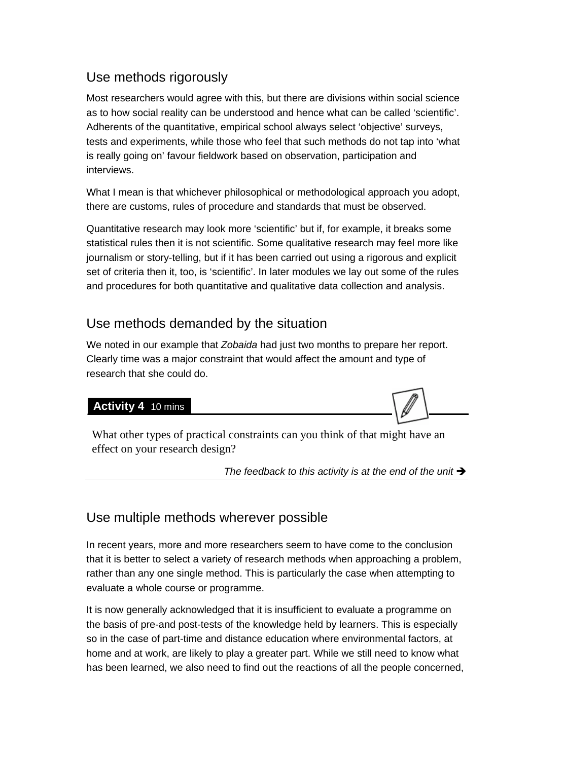## Use methods rigorously

Most researchers would agree with this, but there are divisions within social science as to how social reality can be understood and hence what can be called 'scientific'. Adherents of the quantitative, empirical school always select 'objective' surveys, tests and experiments, while those who feel that such methods do not tap into 'what is really going on' favour fieldwork based on observation, participation and interviews.

What I mean is that whichever philosophical or methodological approach you adopt, there are customs, rules of procedure and standards that must be observed.

Quantitative research may look more 'scientific' but if, for example, it breaks some statistical rules then it is not scientific. Some qualitative research may feel more like journalism or story-telling, but if it has been carried out using a rigorous and explicit set of criteria then it, too, is 'scientific'. In later modules we lay out some of the rules and procedures for both quantitative and qualitative data collection and analysis.

## Use methods demanded by the situation

We noted in our example that *Zobaida* had just two months to prepare her report. Clearly time was a major constraint that would affect the amount and type of research that she could do.

**Activity 4** 10 mins

What other types of practical constraints can you think of that might have an effect on your research design?

*The feedback to this activity is at the end of the unit ➔*

## Use multiple methods wherever possible

In recent years, more and more researchers seem to have come to the conclusion that it is better to select a variety of research methods when approaching a problem, rather than any one single method. This is particularly the case when attempting to evaluate a whole course or programme.

It is now generally acknowledged that it is insufficient to evaluate a programme on the basis of pre-and post-tests of the knowledge held by learners. This is especially so in the case of part-time and distance education where environmental factors, at home and at work, are likely to play a greater part. While we still need to know what has been learned, we also need to find out the reactions of all the people concerned,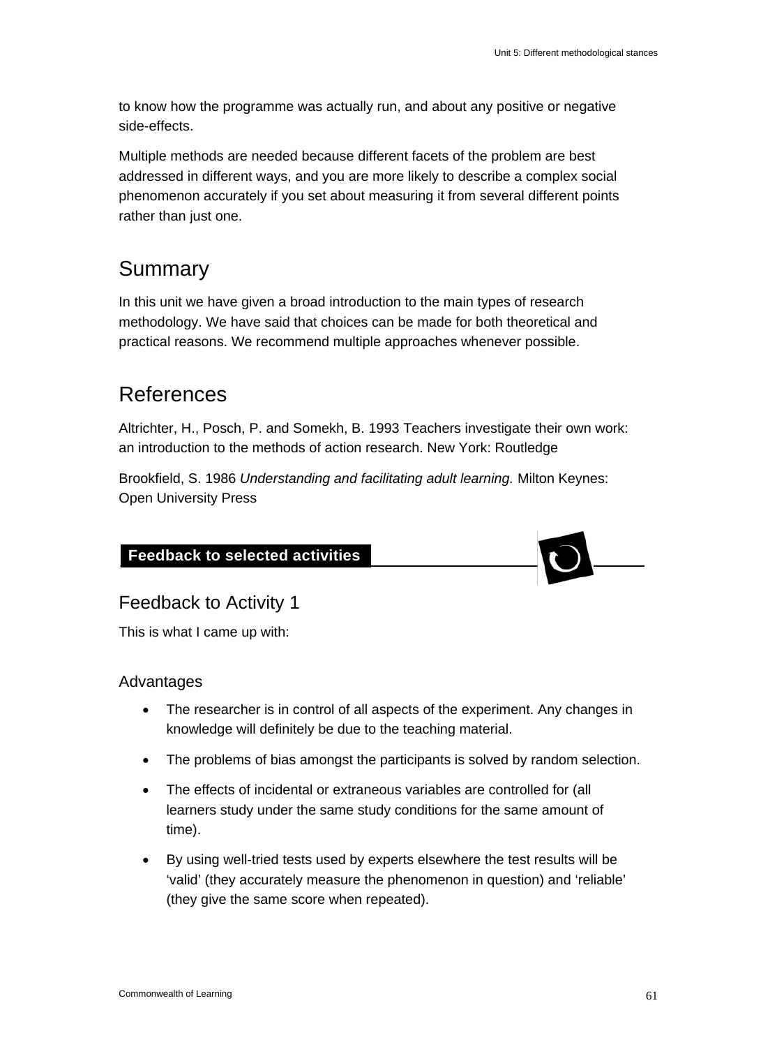to know how the programme was actually run, and about any positive or negative side-effects.

Multiple methods are needed because different facets of the problem are best addressed in different ways, and you are more likely to describe a complex social phenomenon accurately if you set about measuring it from several different points rather than just one.

## Summary

In this unit we have given a broad introduction to the main types of research methodology. We have said that choices can be made for both theoretical and practical reasons. We recommend multiple approaches whenever possible.

## References

Altrichter, H., Posch, P. and Somekh, B. 1993 Teachers investigate their own work: an introduction to the methods of action research. New York: Routledge

Brookfield, S. 1986 *Understanding and facilitating adult learning.* Milton Keynes: Open University Press

**Feedback to selected activities**

## Feedback to Activity 1

This is what I came up with:

### Advantages

- The researcher is in control of all aspects of the experiment. Any changes in knowledge will definitely be due to the teaching material.
- The problems of bias amongst the participants is solved by random selection.
- The effects of incidental or extraneous variables are controlled for (all learners study under the same study conditions for the same amount of time).
- By using well-tried tests used by experts elsewhere the test results will be 'valid' (they accurately measure the phenomenon in question) and 'reliable' (they give the same score when repeated).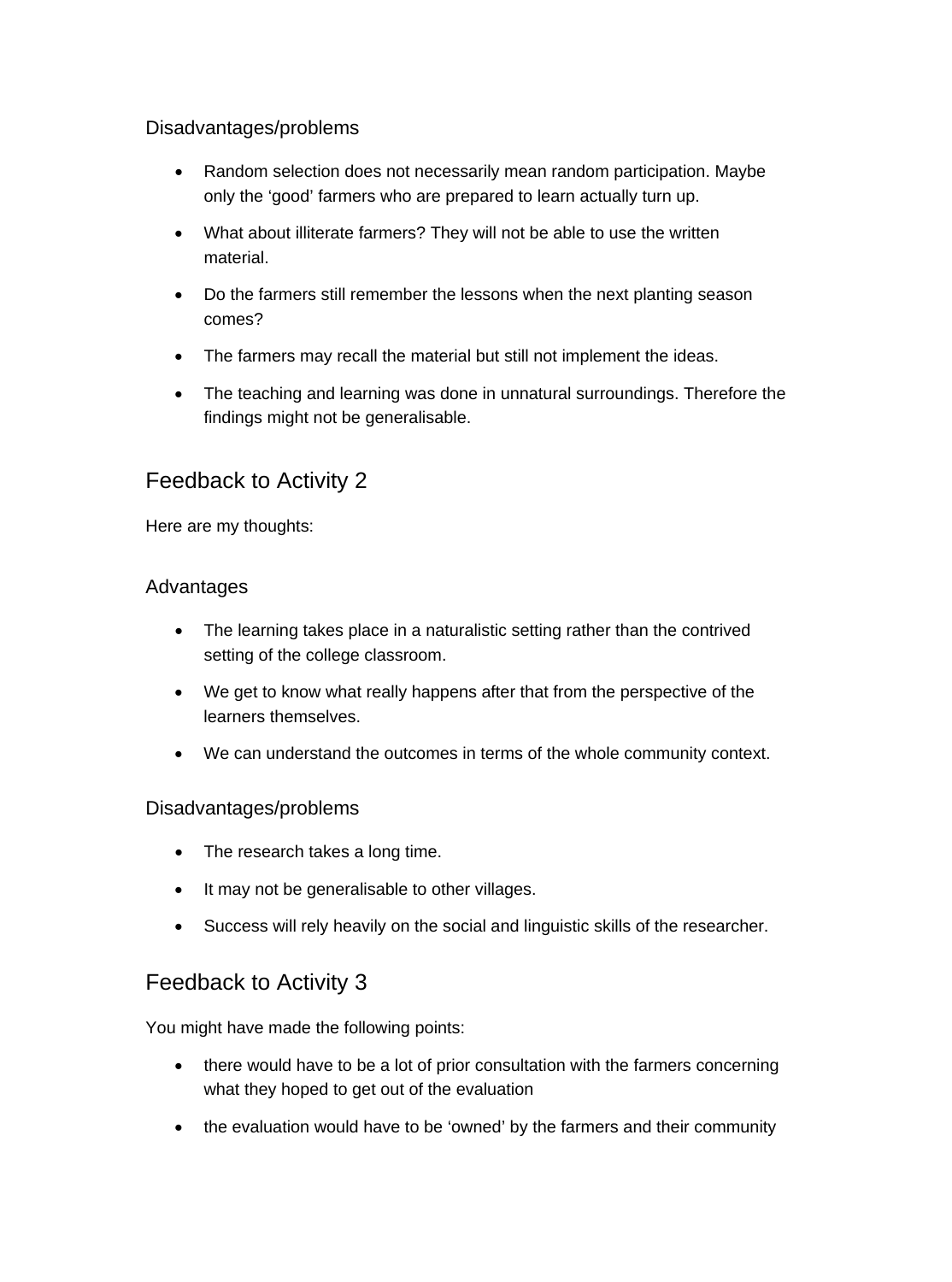### Disadvantages/problems

- Random selection does not necessarily mean random participation. Maybe only the ‘good’ farmers who are prepared to learn actually turn up.
- What about illiterate farmers? They will not be able to use the written material.
- Do the farmers still remember the lessons when the next planting season comes?
- The farmers may recall the material but still not implement the ideas.
- The teaching and learning was done in unnatural surroundings. Therefore the findings might not be generalisable.

## Feedback to Activity 2

Here are my thoughts:

### Advantages

- The learning takes place in a naturalistic setting rather than the contrived setting of the college classroom.
- We get to know what really happens after that from the perspective of the learners themselves.
- We can understand the outcomes in terms of the whole community context.

### Disadvantages/problems

- The research takes a long time.
- It may not be generalisable to other villages.
- Success will rely heavily on the social and linguistic skills of the researcher.

## Feedback to Activity 3

You might have made the following points:

- there would have to be a lot of prior consultation with the farmers concerning what they hoped to get out of the evaluation
- the evaluation would have to be ‘owned’ by the farmers and their community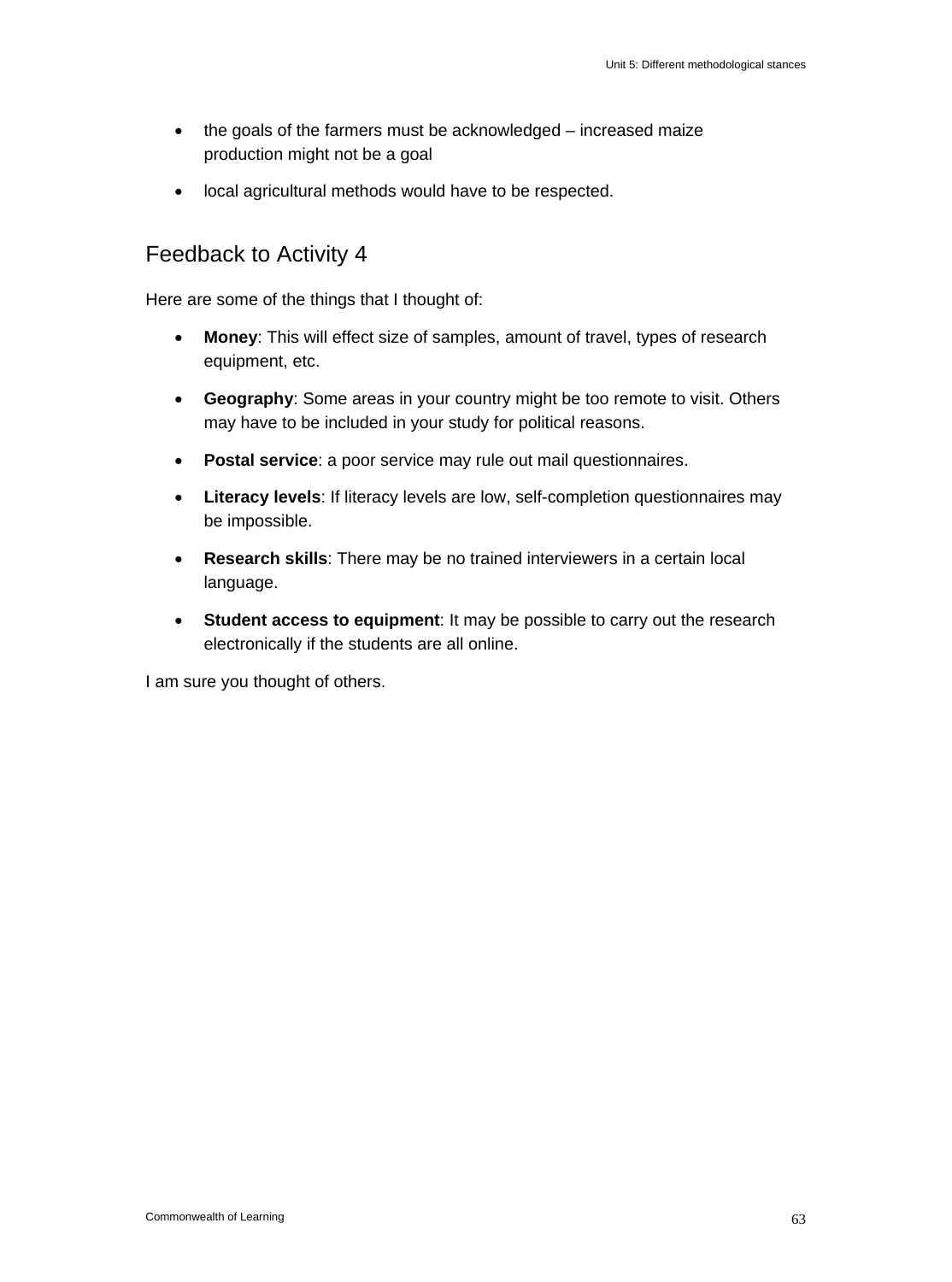- the goals of the farmers must be acknowledged – increased maize production might not be a goal
- local agricultural methods would have to be respected.

## Feedback to Activity 4

Here are some of the things that I thought of:

- **Money**: This will effect size of samples, amount of travel, types of research equipment, etc.
- **Geography**: Some areas in your country might be too remote to visit. Others may have to be included in your study for political reasons.
- **Postal service**: a poor service may rule out mail questionnaires.
- **Literacy levels**: If literacy levels are low, self-completion questionnaires may be impossible.
- **Research skills**: There may be no trained interviewers in a certain local language.
- **Student access to equipment**: It may be possible to carry out the research electronically if the students are all online.

I am sure you thought of others.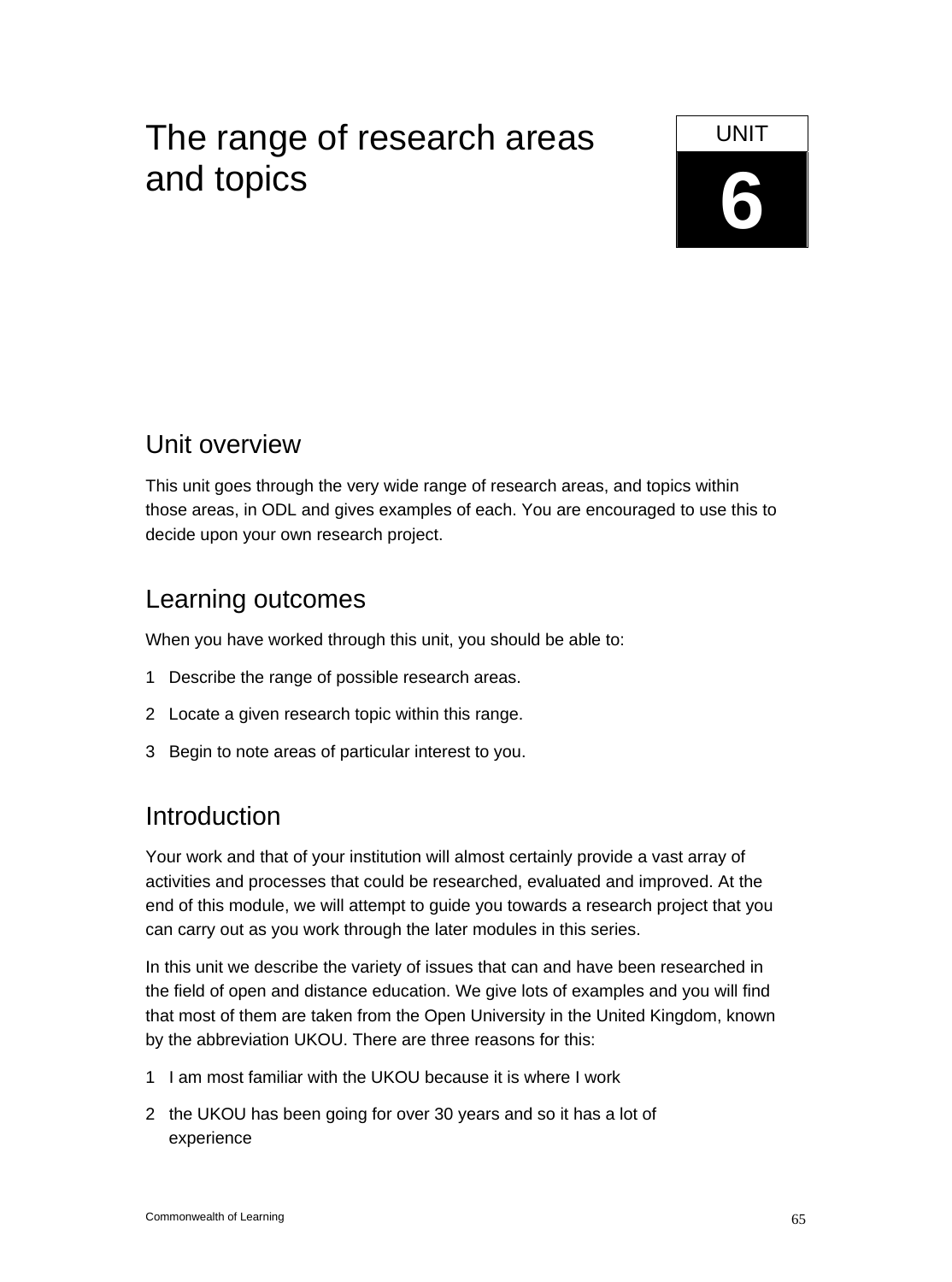# The range of research areas and topics

UNIT 6

## Unit overview

This unit goes through the very wide range of research areas, and topics within those areas, in ODL and gives examples of each. You are encouraged to use this to decide upon your own research project.

## Learning outcomes

When you have worked through this unit, you should be able to:

1 Describe the range of possible research areas.

2 Locate a given research topic within this range.

3 Begin to note areas of particular interest to you.

## Introduction

Your work and that of your institution will almost certainly provide a vast array of activities and processes that could be researched, evaluated and improved. At the end of this module, we will attempt to guide you towards a research project that you can carry out as you work through the later modules in this series.

In this unit we describe the variety of issues that can and have been researched in the field of open and distance education. We give lots of examples and you will find that most of them are taken from the Open University in the United Kingdom, known by the abbreviation UKOU. There are three reasons for this:

1 I am most familiar with the UKOU because it is where I work

2 the UKOU has been going for over 30 years and so it has a lot of experience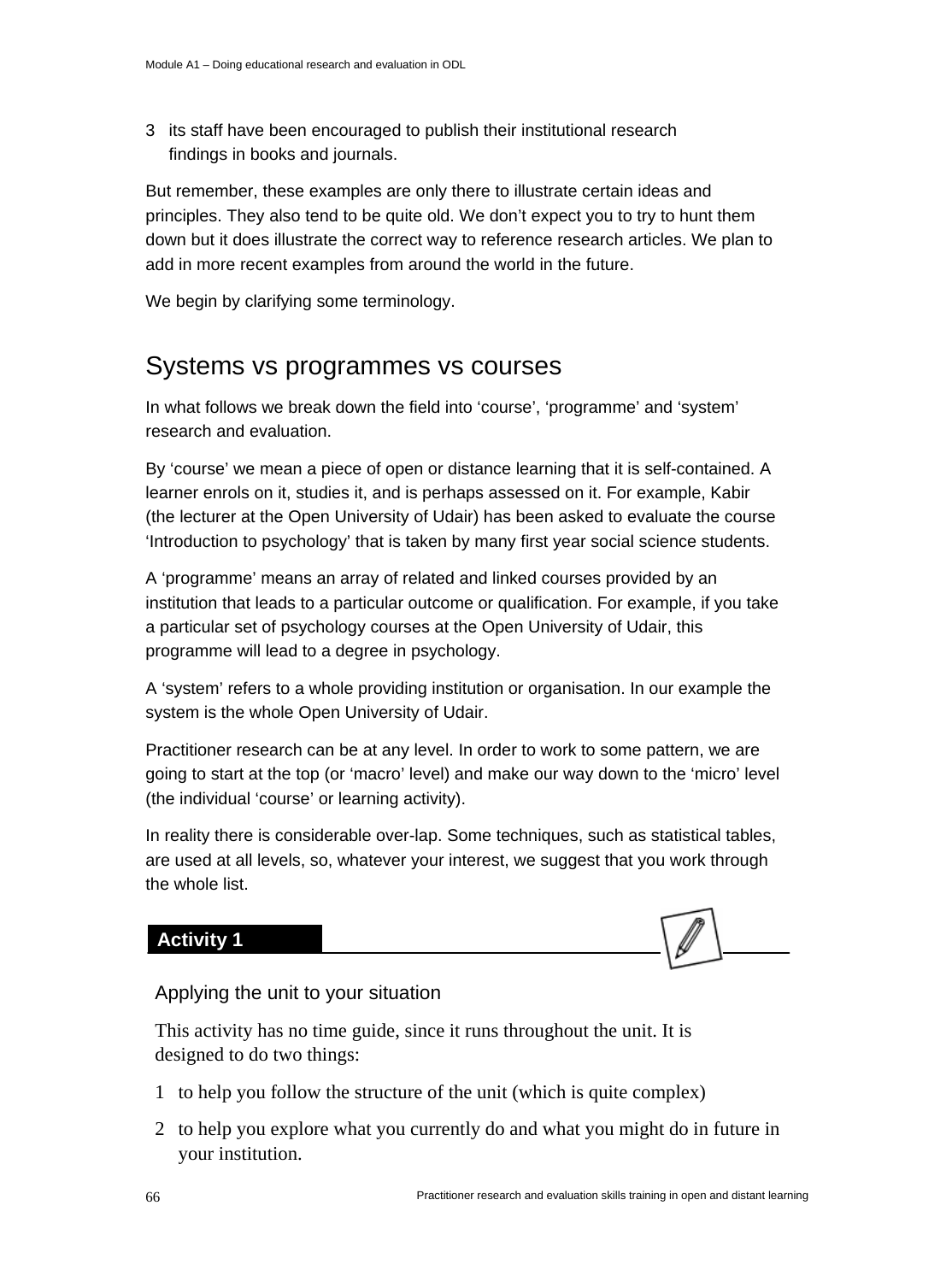3 its staff have been encouraged to publish their institutional research findings in books and journals.

But remember, these examples are only there to illustrate certain ideas and principles. They also tend to be quite old. We don't expect you to try to hunt them down but it does illustrate the correct way to reference research articles. We plan to add in more recent examples from around the world in the future.

We begin by clarifying some terminology.

## Systems vs programmes vs courses

In what follows we break down the field into 'course', 'programme' and 'system' research and evaluation.

By 'course' we mean a piece of open or distance learning that it is self-contained. A learner enrols on it, studies it, and is perhaps assessed on it. For example, Kabir (the lecturer at the Open University of Udair) has been asked to evaluate the course 'Introduction to psychology' that is taken by many first year social science students.

A 'programme' means an array of related and linked courses provided by an institution that leads to a particular outcome or qualification. For example, if you take a particular set of psychology courses at the Open University of Udair, this programme will lead to a degree in psychology.

A 'system' refers to a whole providing institution or organisation. In our example the system is the whole Open University of Udair.

Practitioner research can be at any level. In order to work to some pattern, we are going to start at the top (or 'macro' level) and make our way down to the 'micro' level (the individual 'course' or learning activity).

In reality there is considerable over-lap. Some techniques, such as statistical tables, are used at all levels, so, whatever your interest, we suggest that you work through the whole list.

### Activity 1

Applying the unit to your situation

This activity has no time guide, since it runs throughout the unit. It is designed to do two things:

1 to help you follow the structure of the unit (which is quite complex)

2 to help you explore what you currently do and what you might do in future in your institution.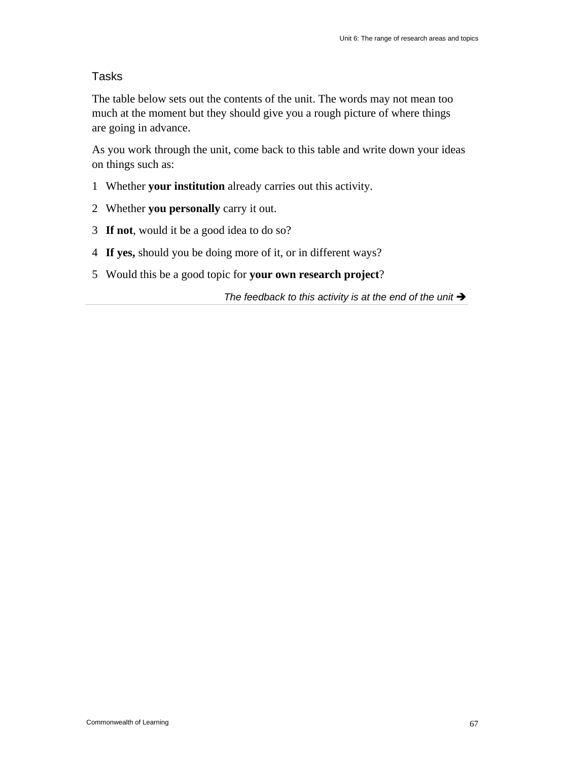### Tasks

The table below sets out the contents of the unit. The words may not mean too much at the moment but they should give you a rough picture of where things are going in advance.

As you work through the unit, come back to this table and write down your ideas on things such as:

1 Whether **your institution** already carries out this activity.

2 Whether **you personally** carry it out.

3 **If not**, would it be a good idea to do so?

4 **If yes,** should you be doing more of it, or in different ways?

5 Would this be a good topic for **your own research project**?

*The feedback to this activity is at the end of the unit* ➔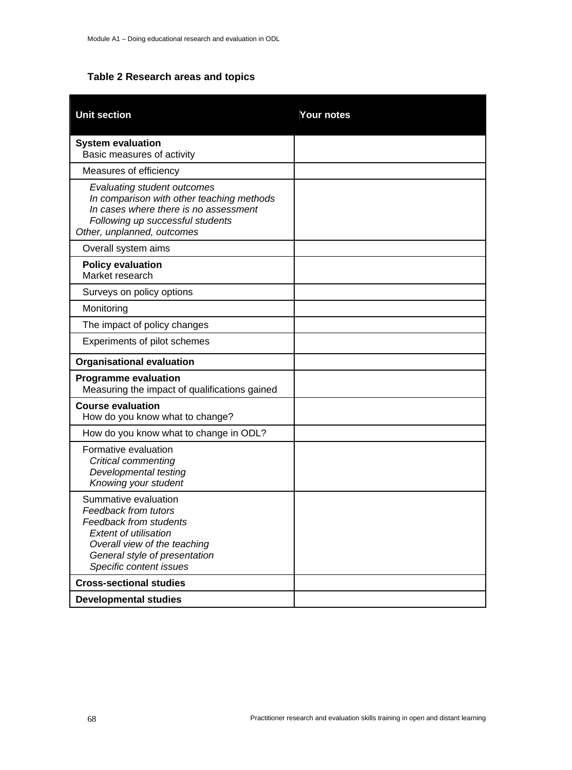**Table 2 Research areas and topics**

| Unit section | Your notes |
|---|---|
| **System evaluation**<br>Basic measures of activity | |
| Measures of efficiency | |
| *Evaluating student outcomes*<br>*In comparison with other teaching methods*<br>*In cases where there is no assessment*<br>*Following up successful students*<br>*Other, unplanned, outcomes* | |
| Overall system aims | |
| **Policy evaluation**<br>Market research | |
| Surveys on policy options | |
| Monitoring | |
| The impact of policy changes | |
| Experiments of pilot schemes | |
| **Organisational evaluation** | |
| **Programme evaluation**<br>Measuring the impact of qualifications gained | |
| **Course evaluation**<br>How do you know what to change? | |
| How do you know what to change in ODL? | |
| Formative evaluation<br>*Critical commenting*<br>*Developmental testing*<br>*Knowing your student* | |
| Summative evaluation<br>*Feedback from tutors*<br>*Feedback from students*<br>*Extent of utilisation*<br>*Overall view of the teaching*<br>*General style of presentation*<br>*Specific content issues* | |
| **Cross-sectional studies** | |
| **Developmental studies** | |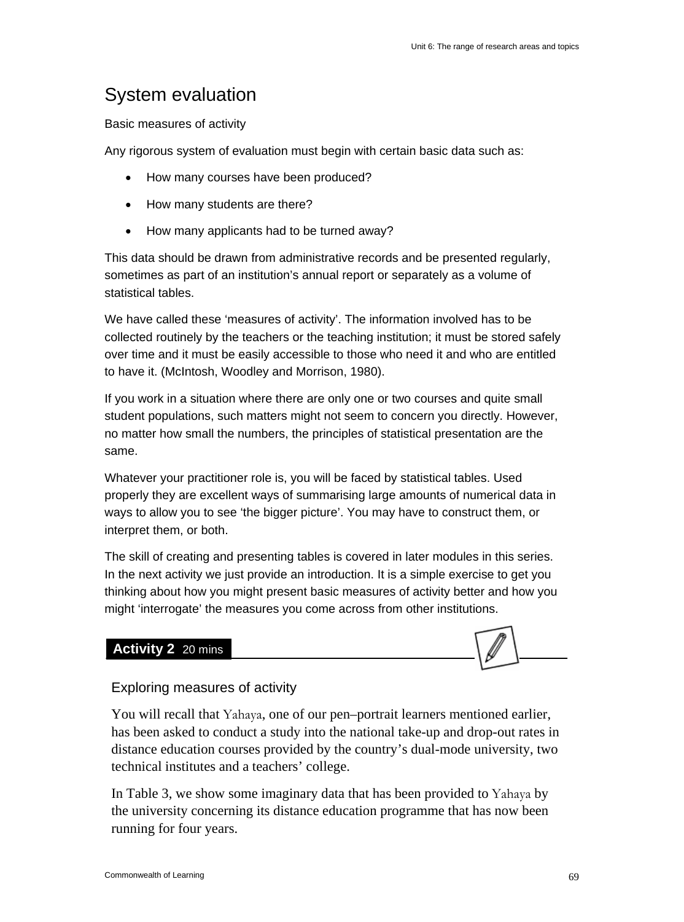# System evaluation

Basic measures of activity

Any rigorous system of evaluation must begin with certain basic data such as:

- How many courses have been produced?
- How many students are there?
- How many applicants had to be turned away?

This data should be drawn from administrative records and be presented regularly, sometimes as part of an institution's annual report or separately as a volume of statistical tables.

We have called these 'measures of activity'. The information involved has to be collected routinely by the teachers or the teaching institution; it must be stored safely over time and it must be easily accessible to those who need it and who are entitled to have it. (McIntosh, Woodley and Morrison, 1980).

If you work in a situation where there are only one or two courses and quite small student populations, such matters might not seem to concern you directly. However, no matter how small the numbers, the principles of statistical presentation are the same.

Whatever your practitioner role is, you will be faced by statistical tables. Used properly they are excellent ways of summarising large amounts of numerical data in ways to allow you to see 'the bigger picture'. You may have to construct them, or interpret them, or both.

The skill of creating and presenting tables is covered in later modules in this series. In the next activity we just provide an introduction. It is a simple exercise to get you thinking about how you might present basic measures of activity better and how you might 'interrogate' the measures you come across from other institutions.

**Activity 2** 20 mins

## Exploring measures of activity

You will recall that Yahaya, one of our pen–portrait learners mentioned earlier, has been asked to conduct a study into the national take-up and drop-out rates in distance education courses provided by the country's dual-mode university, two technical institutes and a teachers' college.

In Table 3, we show some imaginary data that has been provided to Yahaya by the university concerning its distance education programme that has now been running for four years.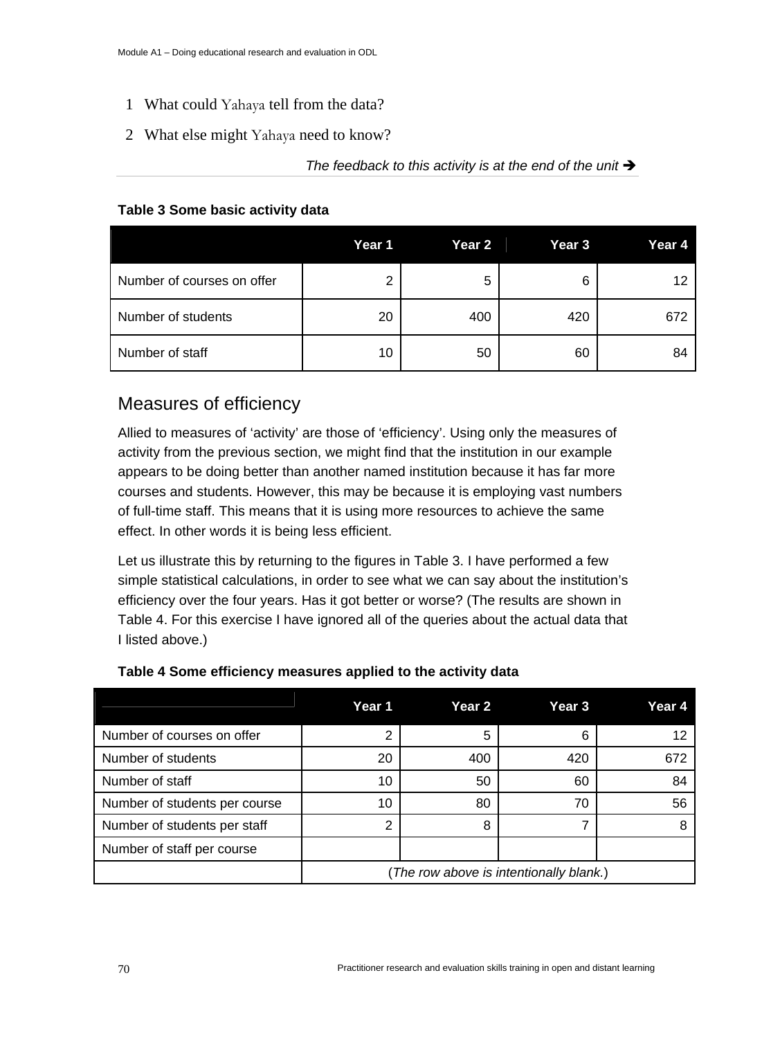1 What could Yahaya tell from the data?

2 What else might Yahaya need to know?

*The feedback to this activity is at the end of the unit* ➔

**Table 3 Some basic activity data**

| | Year 1 | Year 2 | Year 3 | Year 4 |
|---|---|---|---|---|
| Number of courses on offer | 2 | 5 | 6 | 12 |
| Number of students | 20 | 400 | 420 | 672 |
| Number of staff | 10 | 50 | 60 | 84 |

## Measures of efficiency

Allied to measures of 'activity' are those of 'efficiency'. Using only the measures of activity from the previous section, we might find that the institution in our example appears to be doing better than another named institution because it has far more courses and students. However, this may be because it is employing vast numbers of full-time staff. This means that it is using more resources to achieve the same effect. In other words it is being less efficient.

Let us illustrate this by returning to the figures in Table 3. I have performed a few simple statistical calculations, in order to see what we can say about the institution's efficiency over the four years. Has it got better or worse? (The results are shown in Table 4. For this exercise I have ignored all of the queries about the actual data that I listed above.)

**Table 4 Some efficiency measures applied to the activity data**

| | Year 1 | Year 2 | Year 3 | Year 4 |
|---|---|---|---|---|
| Number of courses on offer | 2 | 5 | 6 | 12 |
| Number of students | 20 | 400 | 420 | 672 |
| Number of staff | 10 | 50 | 60 | 84 |
| Number of students per course | 10 | 80 | 70 | 56 |
| Number of students per staff | 2 | 8 | 7 | 8 |
| Number of staff per course | | | | |
| | (*The row above is intentionally blank.*) | | | |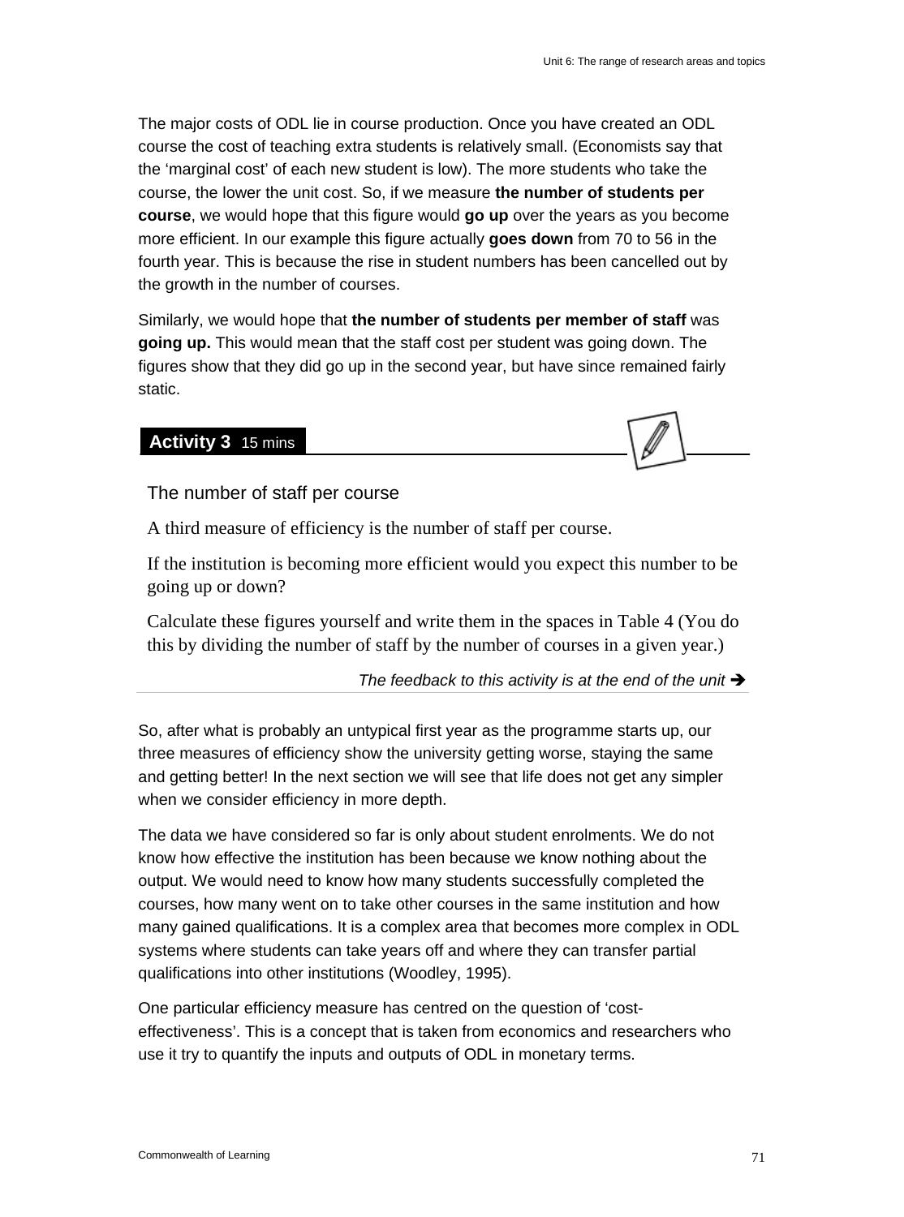The major costs of ODL lie in course production. Once you have created an ODL course the cost of teaching extra students is relatively small. (Economists say that the 'marginal cost' of each new student is low). The more students who take the course, the lower the unit cost. So, if we measure **the number of students per course**, we would hope that this figure would **go up** over the years as you become more efficient. In our example this figure actually **goes down** from 70 to 56 in the fourth year. This is because the rise in student numbers has been cancelled out by the growth in the number of courses.

Similarly, we would hope that **the number of students per member of staff** was **going up.** This would mean that the staff cost per student was going down. The figures show that they did go up in the second year, but have since remained fairly static.

**Activity 3** 15 mins

The number of staff per course

A third measure of efficiency is the number of staff per course.

If the institution is becoming more efficient would you expect this number to be going up or down?

Calculate these figures yourself and write them in the spaces in Table 4 (You do this by dividing the number of staff by the number of courses in a given year.)

*The feedback to this activity is at the end of the unit* ➔

So, after what is probably an untypical first year as the programme starts up, our three measures of efficiency show the university getting worse, staying the same and getting better! In the next section we will see that life does not get any simpler when we consider efficiency in more depth.

The data we have considered so far is only about student enrolments. We do not know how effective the institution has been because we know nothing about the output. We would need to know how many students successfully completed the courses, how many went on to take other courses in the same institution and how many gained qualifications. It is a complex area that becomes more complex in ODL systems where students can take years off and where they can transfer partial qualifications into other institutions (Woodley, 1995).

One particular efficiency measure has centred on the question of 'cost-effectiveness'. This is a concept that is taken from economics and researchers who use it try to quantify the inputs and outputs of ODL in monetary terms.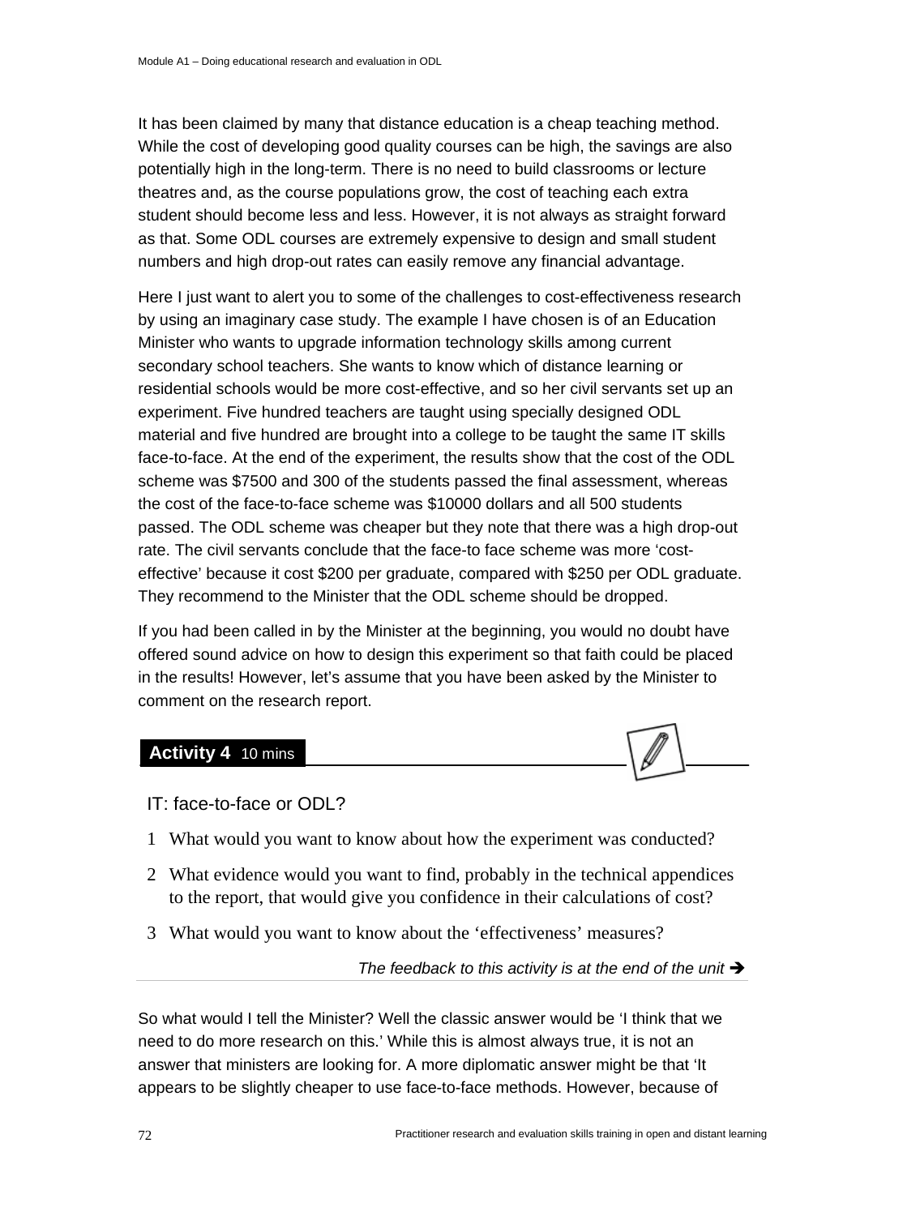It has been claimed by many that distance education is a cheap teaching method. While the cost of developing good quality courses can be high, the savings are also potentially high in the long-term. There is no need to build classrooms or lecture theatres and, as the course populations grow, the cost of teaching each extra student should become less and less. However, it is not always as straight forward as that. Some ODL courses are extremely expensive to design and small student numbers and high drop-out rates can easily remove any financial advantage.

Here I just want to alert you to some of the challenges to cost-effectiveness research by using an imaginary case study. The example I have chosen is of an Education Minister who wants to upgrade information technology skills among current secondary school teachers. She wants to know which of distance learning or residential schools would be more cost-effective, and so her civil servants set up an experiment. Five hundred teachers are taught using specially designed ODL material and five hundred are brought into a college to be taught the same IT skills face-to-face. At the end of the experiment, the results show that the cost of the ODL scheme was $7500 and 300 of the students passed the final assessment, whereas the cost of the face-to-face scheme was $10000 dollars and all 500 students passed. The ODL scheme was cheaper but they note that there was a high drop-out rate. The civil servants conclude that the face-to face scheme was more 'cost-effective' because it cost $200 per graduate, compared with $250 per ODL graduate. They recommend to the Minister that the ODL scheme should be dropped.

If you had been called in by the Minister at the beginning, you would no doubt have offered sound advice on how to design this experiment so that faith could be placed in the results! However, let's assume that you have been asked by the Minister to comment on the research report.

## Activity 4 10 mins

IT: face-to-face or ODL?

1. What would you want to know about how the experiment was conducted?
2. What evidence would you want to find, probably in the technical appendices to the report, that would give you confidence in their calculations of cost?
3. What would you want to know about the 'effectiveness' measures?

*The feedback to this activity is at the end of the unit ➔*

So what would I tell the Minister? Well the classic answer would be 'I think that we need to do more research on this.' While this is almost always true, it is not an answer that ministers are looking for. A more diplomatic answer might be that 'It appears to be slightly cheaper to use face-to-face methods. However, because of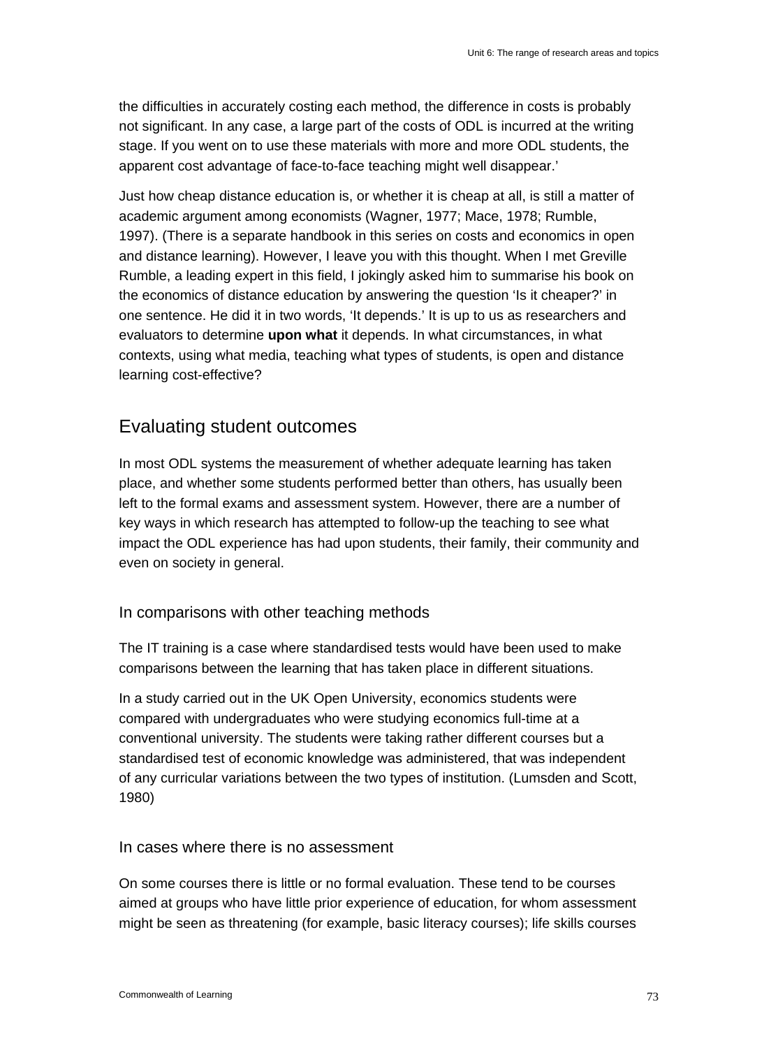the difficulties in accurately costing each method, the difference in costs is probably not significant. In any case, a large part of the costs of ODL is incurred at the writing stage. If you went on to use these materials with more and more ODL students, the apparent cost advantage of face-to-face teaching might well disappear.'

Just how cheap distance education is, or whether it is cheap at all, is still a matter of academic argument among economists (Wagner, 1977; Mace, 1978; Rumble, 1997). (There is a separate handbook in this series on costs and economics in open and distance learning). However, I leave you with this thought. When I met Greville Rumble, a leading expert in this field, I jokingly asked him to summarise his book on the economics of distance education by answering the question 'Is it cheaper?' in one sentence. He did it in two words, 'It depends.' It is up to us as researchers and evaluators to determine **upon what** it depends. In what circumstances, in what contexts, using what media, teaching what types of students, is open and distance learning cost-effective?

## Evaluating student outcomes

In most ODL systems the measurement of whether adequate learning has taken place, and whether some students performed better than others, has usually been left to the formal exams and assessment system. However, there are a number of key ways in which research has attempted to follow-up the teaching to see what impact the ODL experience has had upon students, their family, their community and even on society in general.

### In comparisons with other teaching methods

The IT training is a case where standardised tests would have been used to make comparisons between the learning that has taken place in different situations.

In a study carried out in the UK Open University, economics students were compared with undergraduates who were studying economics full-time at a conventional university. The students were taking rather different courses but a standardised test of economic knowledge was administered, that was independent of any curricular variations between the two types of institution. (Lumsden and Scott, 1980)

### In cases where there is no assessment

On some courses there is little or no formal evaluation. These tend to be courses aimed at groups who have little prior experience of education, for whom assessment might be seen as threatening (for example, basic literacy courses); life skills courses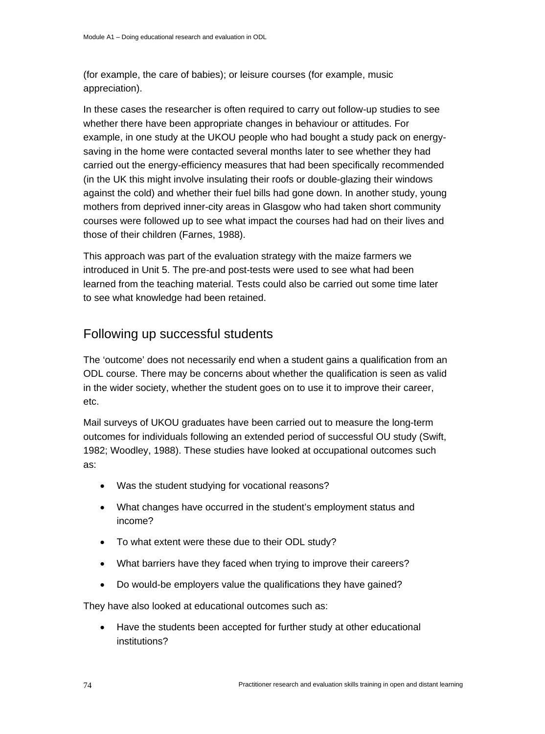(for example, the care of babies); or leisure courses (for example, music appreciation).

In these cases the researcher is often required to carry out follow-up studies to see whether there have been appropriate changes in behaviour or attitudes. For example, in one study at the UKOU people who had bought a study pack on energy-saving in the home were contacted several months later to see whether they had carried out the energy-efficiency measures that had been specifically recommended (in the UK this might involve insulating their roofs or double-glazing their windows against the cold) and whether their fuel bills had gone down. In another study, young mothers from deprived inner-city areas in Glasgow who had taken short community courses were followed up to see what impact the courses had had on their lives and those of their children (Farnes, 1988).

This approach was part of the evaluation strategy with the maize farmers we introduced in Unit 5. The pre-and post-tests were used to see what had been learned from the teaching material. Tests could also be carried out some time later to see what knowledge had been retained.

## Following up successful students

The 'outcome' does not necessarily end when a student gains a qualification from an ODL course. There may be concerns about whether the qualification is seen as valid in the wider society, whether the student goes on to use it to improve their career, etc.

Mail surveys of UKOU graduates have been carried out to measure the long-term outcomes for individuals following an extended period of successful OU study (Swift, 1982; Woodley, 1988). These studies have looked at occupational outcomes such as:

- Was the student studying for vocational reasons?
- What changes have occurred in the student's employment status and income?
- To what extent were these due to their ODL study?
- What barriers have they faced when trying to improve their careers?
- Do would-be employers value the qualifications they have gained?

They have also looked at educational outcomes such as:

- Have the students been accepted for further study at other educational institutions?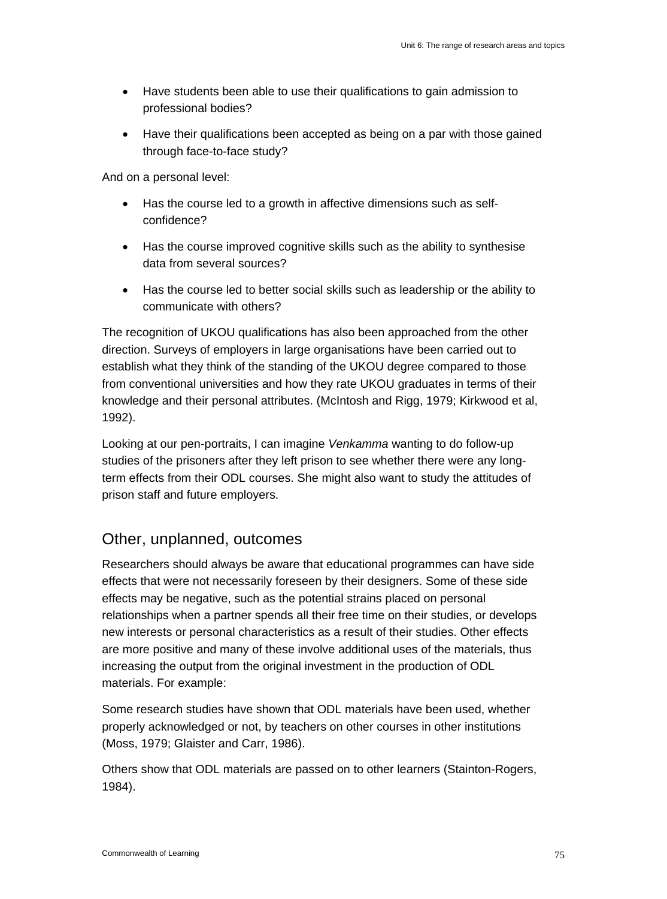- Have students been able to use their qualifications to gain admission to professional bodies?
- Have their qualifications been accepted as being on a par with those gained through face-to-face study?

And on a personal level:

- Has the course led to a growth in affective dimensions such as self-confidence?
- Has the course improved cognitive skills such as the ability to synthesise data from several sources?
- Has the course led to better social skills such as leadership or the ability to communicate with others?

The recognition of UKOU qualifications has also been approached from the other direction. Surveys of employers in large organisations have been carried out to establish what they think of the standing of the UKOU degree compared to those from conventional universities and how they rate UKOU graduates in terms of their knowledge and their personal attributes. (McIntosh and Rigg, 1979; Kirkwood et al, 1992).

Looking at our pen-portraits, I can imagine *Venkamma* wanting to do follow-up studies of the prisoners after they left prison to see whether there were any long-term effects from their ODL courses. She might also want to study the attitudes of prison staff and future employers.

## Other, unplanned, outcomes

Researchers should always be aware that educational programmes can have side effects that were not necessarily foreseen by their designers. Some of these side effects may be negative, such as the potential strains placed on personal relationships when a partner spends all their free time on their studies, or develops new interests or personal characteristics as a result of their studies. Other effects are more positive and many of these involve additional uses of the materials, thus increasing the output from the original investment in the production of ODL materials. For example:

Some research studies have shown that ODL materials have been used, whether properly acknowledged or not, by teachers on other courses in other institutions (Moss, 1979; Glaister and Carr, 1986).

Others show that ODL materials are passed on to other learners (Stainton-Rogers, 1984).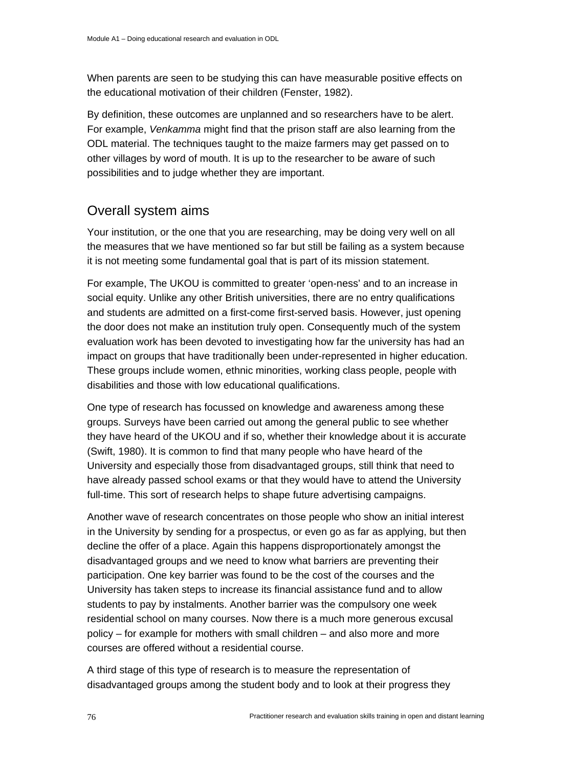When parents are seen to be studying this can have measurable positive effects on the educational motivation of their children (Fenster, 1982).

By definition, these outcomes are unplanned and so researchers have to be alert. For example, *Venkamma* might find that the prison staff are also learning from the ODL material. The techniques taught to the maize farmers may get passed on to other villages by word of mouth. It is up to the researcher to be aware of such possibilities and to judge whether they are important.

## Overall system aims

Your institution, or the one that you are researching, may be doing very well on all the measures that we have mentioned so far but still be failing as a system because it is not meeting some fundamental goal that is part of its mission statement.

For example, The UKOU is committed to greater 'open-ness' and to an increase in social equity. Unlike any other British universities, there are no entry qualifications and students are admitted on a first-come first-served basis. However, just opening the door does not make an institution truly open. Consequently much of the system evaluation work has been devoted to investigating how far the university has had an impact on groups that have traditionally been under-represented in higher education. These groups include women, ethnic minorities, working class people, people with disabilities and those with low educational qualifications.

One type of research has focussed on knowledge and awareness among these groups. Surveys have been carried out among the general public to see whether they have heard of the UKOU and if so, whether their knowledge about it is accurate (Swift, 1980). It is common to find that many people who have heard of the University and especially those from disadvantaged groups, still think that need to have already passed school exams or that they would have to attend the University full-time. This sort of research helps to shape future advertising campaigns.

Another wave of research concentrates on those people who show an initial interest in the University by sending for a prospectus, or even go as far as applying, but then decline the offer of a place. Again this happens disproportionately amongst the disadvantaged groups and we need to know what barriers are preventing their participation. One key barrier was found to be the cost of the courses and the University has taken steps to increase its financial assistance fund and to allow students to pay by instalments. Another barrier was the compulsory one week residential school on many courses. Now there is a much more generous excusal policy – for example for mothers with small children – and also more and more courses are offered without a residential course.

A third stage of this type of research is to measure the representation of disadvantaged groups among the student body and to look at their progress they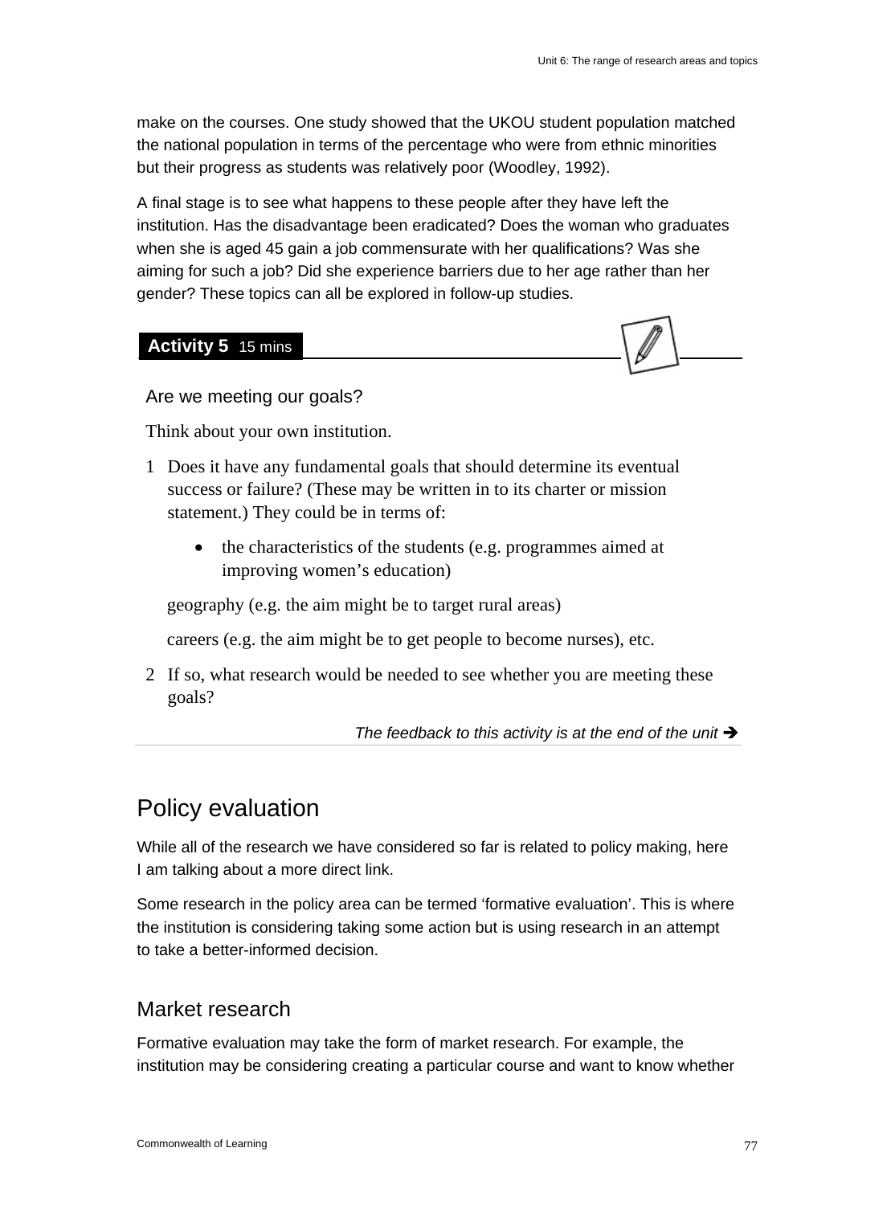make on the courses. One study showed that the UKOU student population matched the national population in terms of the percentage who were from ethnic minorities but their progress as students was relatively poor (Woodley, 1992).

A final stage is to see what happens to these people after they have left the institution. Has the disadvantage been eradicated? Does the woman who graduates when she is aged 45 gain a job commensurate with her qualifications? Was she aiming for such a job? Did she experience barriers due to her age rather than her gender? These topics can all be explored in follow-up studies.

**Activity 5** 15 mins

Are we meeting our goals?

Think about your own institution.

1. Does it have any fundamental goals that should determine its eventual success or failure? (These may be written in to its charter or mission statement.) They could be in terms of:

   - the characteristics of the students (e.g. programmes aimed at improving women's education)

   geography (e.g. the aim might be to target rural areas)

   careers (e.g. the aim might be to get people to become nurses), etc.

2. If so, what research would be needed to see whether you are meeting these goals?

*The feedback to this activity is at the end of the unit* ➔

## Policy evaluation

While all of the research we have considered so far is related to policy making, here I am talking about a more direct link.

Some research in the policy area can be termed 'formative evaluation'. This is where the institution is considering taking some action but is using research in an attempt to take a better-informed decision.

### Market research

Formative evaluation may take the form of market research. For example, the institution may be considering creating a particular course and want to know whether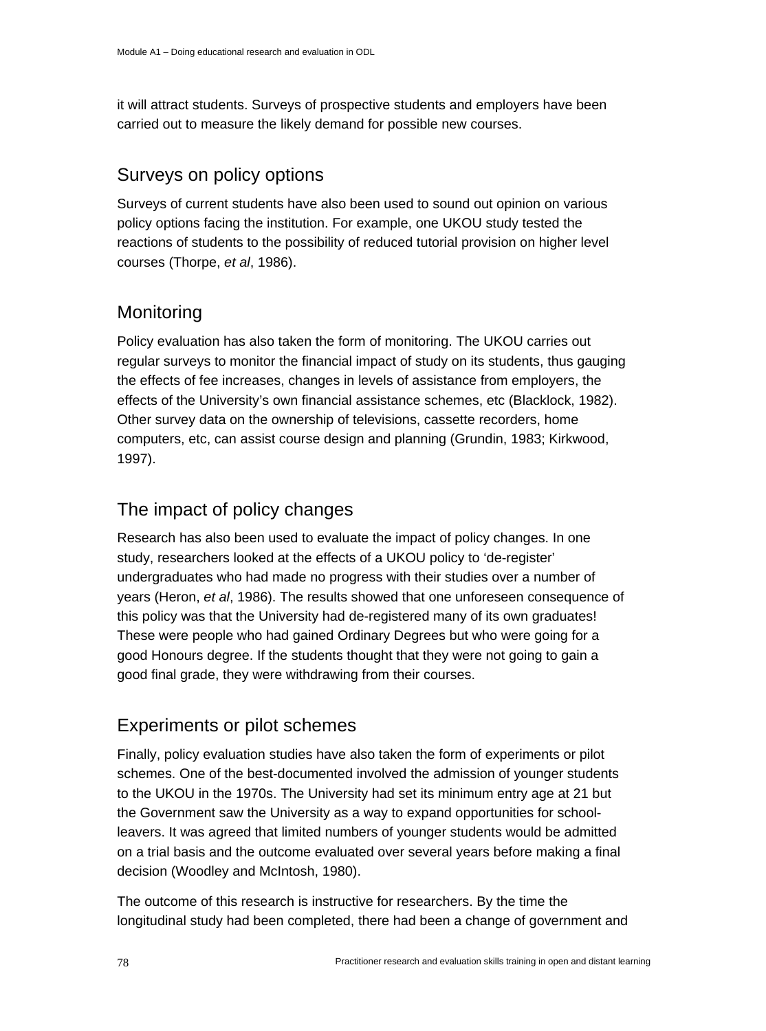it will attract students. Surveys of prospective students and employers have been carried out to measure the likely demand for possible new courses.

## Surveys on policy options

Surveys of current students have also been used to sound out opinion on various policy options facing the institution. For example, one UKOU study tested the reactions of students to the possibility of reduced tutorial provision on higher level courses (Thorpe, *et al*, 1986).

## Monitoring

Policy evaluation has also taken the form of monitoring. The UKOU carries out regular surveys to monitor the financial impact of study on its students, thus gauging the effects of fee increases, changes in levels of assistance from employers, the effects of the University's own financial assistance schemes, etc (Blacklock, 1982). Other survey data on the ownership of televisions, cassette recorders, home computers, etc, can assist course design and planning (Grundin, 1983; Kirkwood, 1997).

## The impact of policy changes

Research has also been used to evaluate the impact of policy changes. In one study, researchers looked at the effects of a UKOU policy to 'de-register' undergraduates who had made no progress with their studies over a number of years (Heron, *et al*, 1986). The results showed that one unforeseen consequence of this policy was that the University had de-registered many of its own graduates! These were people who had gained Ordinary Degrees but who were going for a good Honours degree. If the students thought that they were not going to gain a good final grade, they were withdrawing from their courses.

## Experiments or pilot schemes

Finally, policy evaluation studies have also taken the form of experiments or pilot schemes. One of the best-documented involved the admission of younger students to the UKOU in the 1970s. The University had set its minimum entry age at 21 but the Government saw the University as a way to expand opportunities for school-leavers. It was agreed that limited numbers of younger students would be admitted on a trial basis and the outcome evaluated over several years before making a final decision (Woodley and McIntosh, 1980).

The outcome of this research is instructive for researchers. By the time the longitudinal study had been completed, there had been a change of government and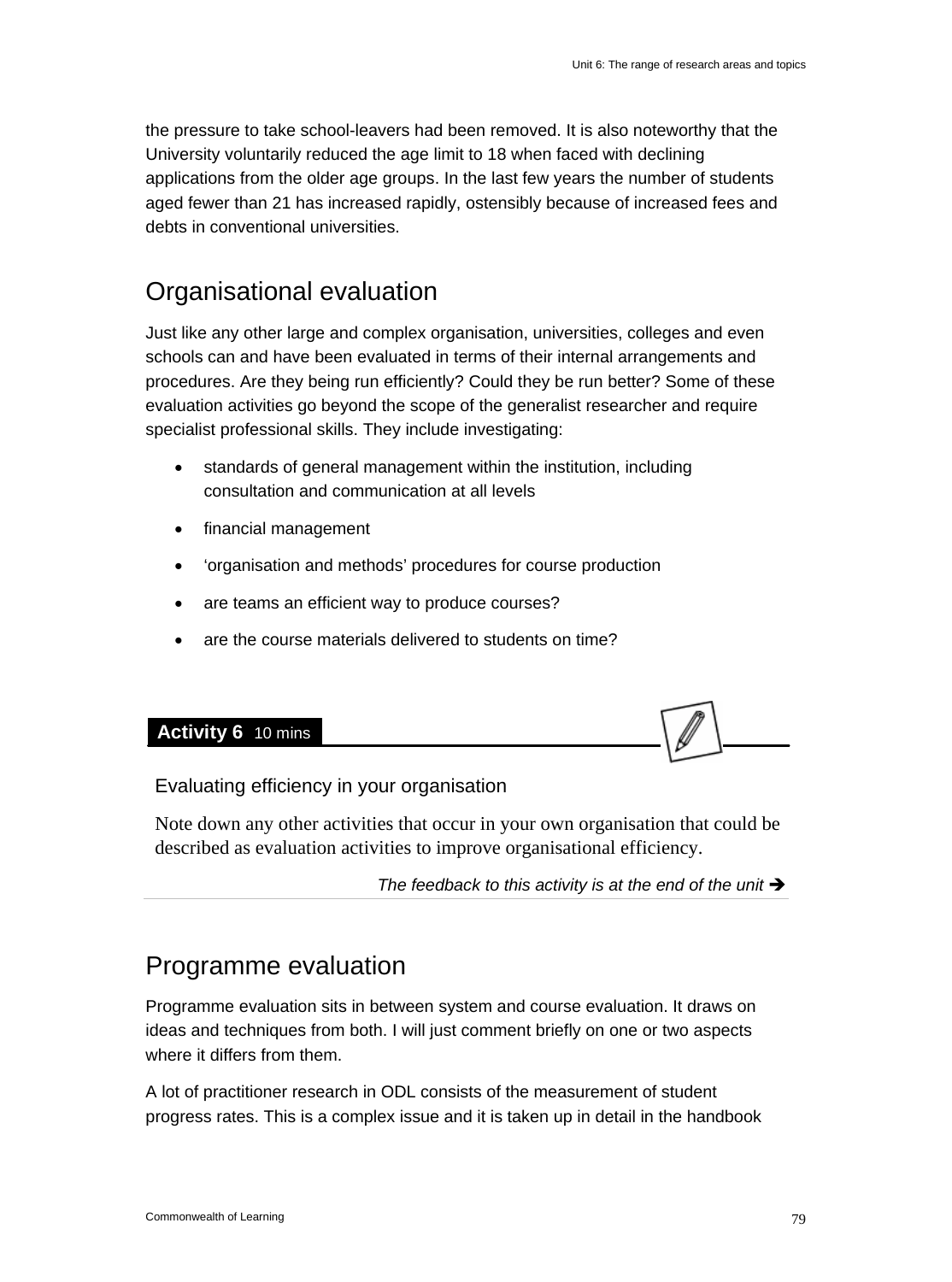the pressure to take school-leavers had been removed. It is also noteworthy that the University voluntarily reduced the age limit to 18 when faced with declining applications from the older age groups. In the last few years the number of students aged fewer than 21 has increased rapidly, ostensibly because of increased fees and debts in conventional universities.

## Organisational evaluation

Just like any other large and complex organisation, universities, colleges and even schools can and have been evaluated in terms of their internal arrangements and procedures. Are they being run efficiently? Could they be run better? Some of these evaluation activities go beyond the scope of the generalist researcher and require specialist professional skills. They include investigating:

- standards of general management within the institution, including consultation and communication at all levels
- financial management
- 'organisation and methods' procedures for course production
- are teams an efficient way to produce courses?
- are the course materials delivered to students on time?

**Activity 6** 10 mins

Evaluating efficiency in your organisation

Note down any other activities that occur in your own organisation that could be described as evaluation activities to improve organisational efficiency.

*The feedback to this activity is at the end of the unit ➔*

## Programme evaluation

Programme evaluation sits in between system and course evaluation. It draws on ideas and techniques from both. I will just comment briefly on one or two aspects where it differs from them.

A lot of practitioner research in ODL consists of the measurement of student progress rates. This is a complex issue and it is taken up in detail in the handbook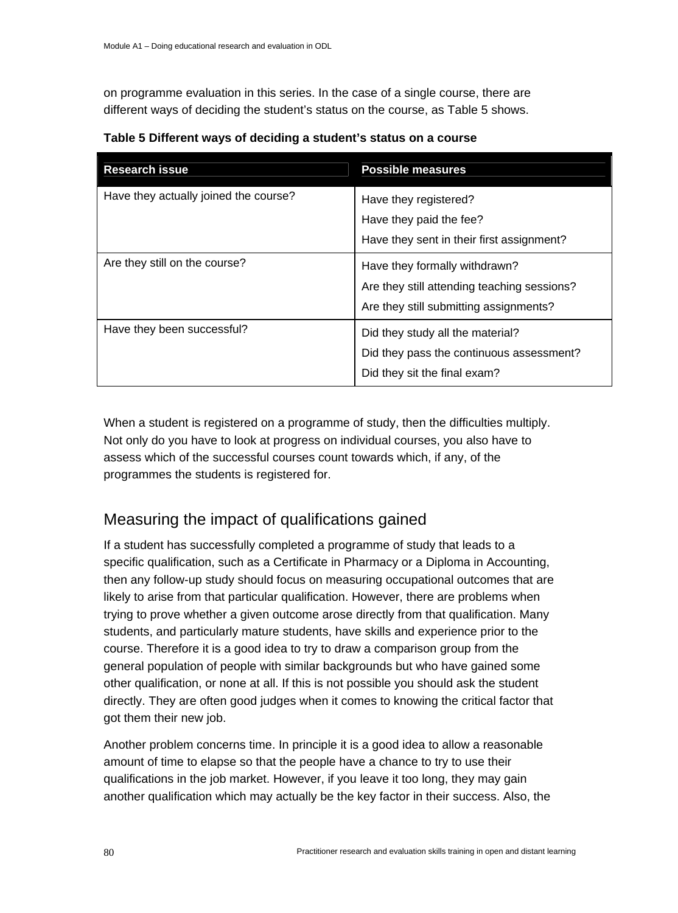on programme evaluation in this series. In the case of a single course, there are different ways of deciding the student's status on the course, as Table 5 shows.

**Table 5 Different ways of deciding a student's status on a course**

| Research issue | Possible measures |
|---|---|
| Have they actually joined the course? | Have they registered?<br>Have they paid the fee?<br>Have they sent in their first assignment? |
| Are they still on the course? | Have they formally withdrawn?<br>Are they still attending teaching sessions?<br>Are they still submitting assignments? |
| Have they been successful? | Did they study all the material?<br>Did they pass the continuous assessment?<br>Did they sit the final exam? |

When a student is registered on a programme of study, then the difficulties multiply. Not only do you have to look at progress on individual courses, you also have to assess which of the successful courses count towards which, if any, of the programmes the students is registered for.

## Measuring the impact of qualifications gained

If a student has successfully completed a programme of study that leads to a specific qualification, such as a Certificate in Pharmacy or a Diploma in Accounting, then any follow-up study should focus on measuring occupational outcomes that are likely to arise from that particular qualification. However, there are problems when trying to prove whether a given outcome arose directly from that qualification. Many students, and particularly mature students, have skills and experience prior to the course. Therefore it is a good idea to try to draw a comparison group from the general population of people with similar backgrounds but who have gained some other qualification, or none at all. If this is not possible you should ask the student directly. They are often good judges when it comes to knowing the critical factor that got them their new job.

Another problem concerns time. In principle it is a good idea to allow a reasonable amount of time to elapse so that the people have a chance to try to use their qualifications in the job market. However, if you leave it too long, they may gain another qualification which may actually be the key factor in their success. Also, the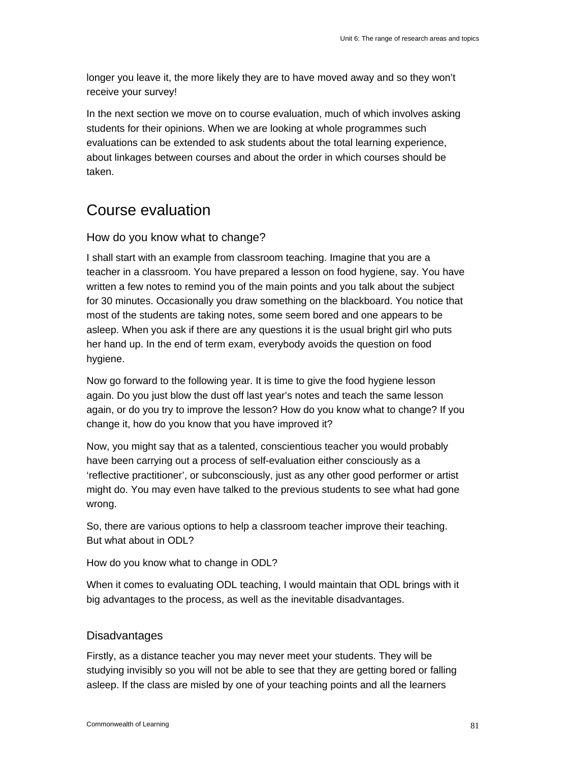longer you leave it, the more likely they are to have moved away and so they won't receive your survey!

In the next section we move on to course evaluation, much of which involves asking students for their opinions. When we are looking at whole programmes such evaluations can be extended to ask students about the total learning experience, about linkages between courses and about the order in which courses should be taken.

## Course evaluation

### How do you know what to change?

I shall start with an example from classroom teaching. Imagine that you are a teacher in a classroom. You have prepared a lesson on food hygiene, say. You have written a few notes to remind you of the main points and you talk about the subject for 30 minutes. Occasionally you draw something on the blackboard. You notice that most of the students are taking notes, some seem bored and one appears to be asleep. When you ask if there are any questions it is the usual bright girl who puts her hand up. In the end of term exam, everybody avoids the question on food hygiene.

Now go forward to the following year. It is time to give the food hygiene lesson again. Do you just blow the dust off last year's notes and teach the same lesson again, or do you try to improve the lesson? How do you know what to change? If you change it, how do you know that you have improved it?

Now, you might say that as a talented, conscientious teacher you would probably have been carrying out a process of self-evaluation either consciously as a 'reflective practitioner', or subconsciously, just as any other good performer or artist might do. You may even have talked to the previous students to see what had gone wrong.

So, there are various options to help a classroom teacher improve their teaching. But what about in ODL?

How do you know what to change in ODL?

When it comes to evaluating ODL teaching, I would maintain that ODL brings with it big advantages to the process, as well as the inevitable disadvantages.

### Disadvantages

Firstly, as a distance teacher you may never meet your students. They will be studying invisibly so you will not be able to see that they are getting bored or falling asleep. If the class are misled by one of your teaching points and all the learners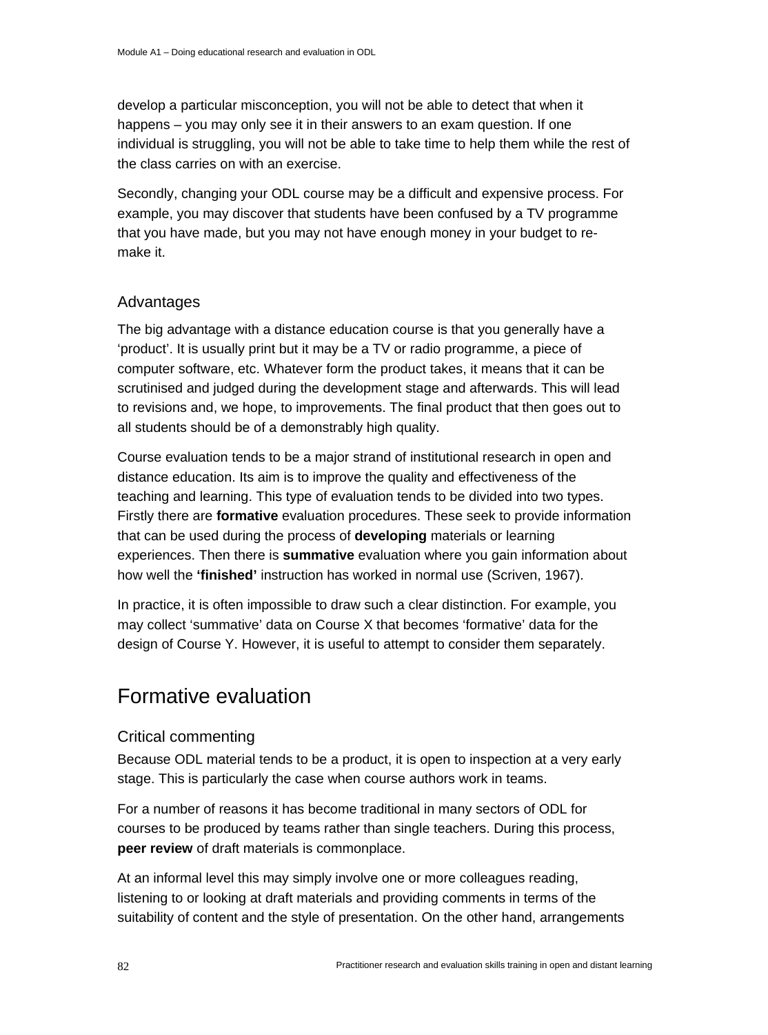develop a particular misconception, you will not be able to detect that when it happens – you may only see it in their answers to an exam question. If one individual is struggling, you will not be able to take time to help them while the rest of the class carries on with an exercise.

Secondly, changing your ODL course may be a difficult and expensive process. For example, you may discover that students have been confused by a TV programme that you have made, but you may not have enough money in your budget to re-make it.

### Advantages

The big advantage with a distance education course is that you generally have a 'product'. It is usually print but it may be a TV or radio programme, a piece of computer software, etc. Whatever form the product takes, it means that it can be scrutinised and judged during the development stage and afterwards. This will lead to revisions and, we hope, to improvements. The final product that then goes out to all students should be of a demonstrably high quality.

Course evaluation tends to be a major strand of institutional research in open and distance education. Its aim is to improve the quality and effectiveness of the teaching and learning. This type of evaluation tends to be divided into two types. Firstly there are **formative** evaluation procedures. These seek to provide information that can be used during the process of **developing** materials or learning experiences. Then there is **summative** evaluation where you gain information about how well the **'finished'** instruction has worked in normal use (Scriven, 1967).

In practice, it is often impossible to draw such a clear distinction. For example, you may collect 'summative' data on Course X that becomes 'formative' data for the design of Course Y. However, it is useful to attempt to consider them separately.

## Formative evaluation

### Critical commenting

Because ODL material tends to be a product, it is open to inspection at a very early stage. This is particularly the case when course authors work in teams.

For a number of reasons it has become traditional in many sectors of ODL for courses to be produced by teams rather than single teachers. During this process, **peer review** of draft materials is commonplace.

At an informal level this may simply involve one or more colleagues reading, listening to or looking at draft materials and providing comments in terms of the suitability of content and the style of presentation. On the other hand, arrangements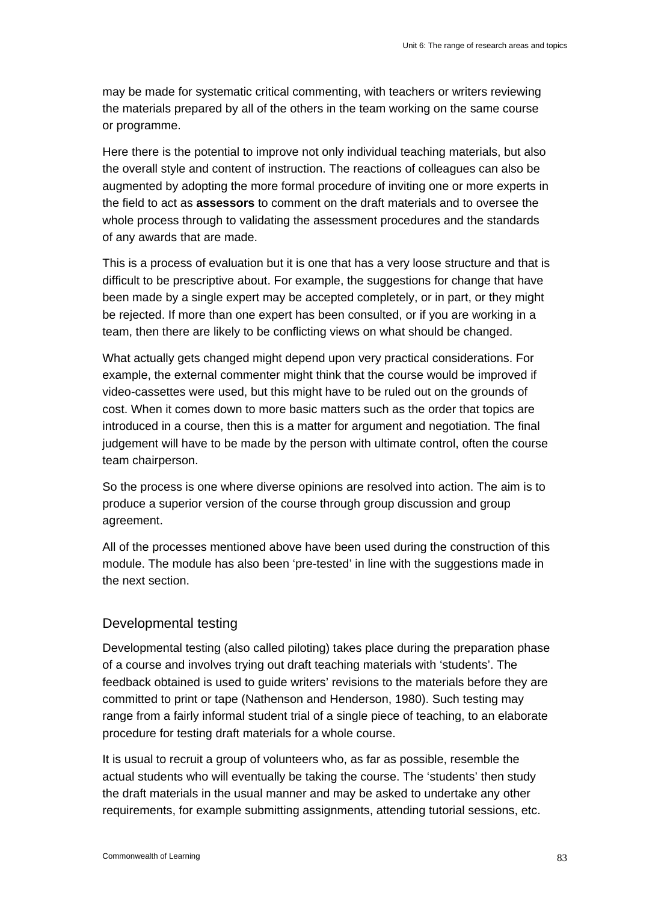may be made for systematic critical commenting, with teachers or writers reviewing the materials prepared by all of the others in the team working on the same course or programme.

Here there is the potential to improve not only individual teaching materials, but also the overall style and content of instruction. The reactions of colleagues can also be augmented by adopting the more formal procedure of inviting one or more experts in the field to act as **assessors** to comment on the draft materials and to oversee the whole process through to validating the assessment procedures and the standards of any awards that are made.

This is a process of evaluation but it is one that has a very loose structure and that is difficult to be prescriptive about. For example, the suggestions for change that have been made by a single expert may be accepted completely, or in part, or they might be rejected. If more than one expert has been consulted, or if you are working in a team, then there are likely to be conflicting views on what should be changed.

What actually gets changed might depend upon very practical considerations. For example, the external commenter might think that the course would be improved if video-cassettes were used, but this might have to be ruled out on the grounds of cost. When it comes down to more basic matters such as the order that topics are introduced in a course, then this is a matter for argument and negotiation. The final judgement will have to be made by the person with ultimate control, often the course team chairperson.

So the process is one where diverse opinions are resolved into action. The aim is to produce a superior version of the course through group discussion and group agreement.

All of the processes mentioned above have been used during the construction of this module. The module has also been 'pre-tested' in line with the suggestions made in the next section.

### Developmental testing

Developmental testing (also called piloting) takes place during the preparation phase of a course and involves trying out draft teaching materials with 'students'. The feedback obtained is used to guide writers' revisions to the materials before they are committed to print or tape (Nathenson and Henderson, 1980). Such testing may range from a fairly informal student trial of a single piece of teaching, to an elaborate procedure for testing draft materials for a whole course.

It is usual to recruit a group of volunteers who, as far as possible, resemble the actual students who will eventually be taking the course. The 'students' then study the draft materials in the usual manner and may be asked to undertake any other requirements, for example submitting assignments, attending tutorial sessions, etc.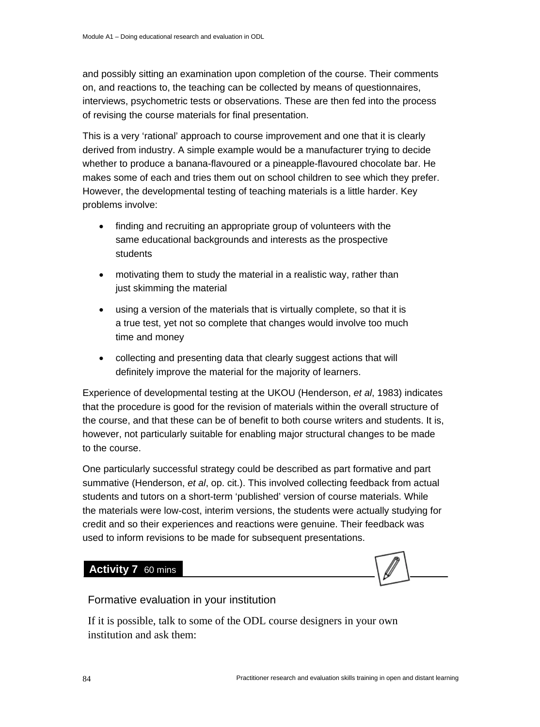and possibly sitting an examination upon completion of the course. Their comments on, and reactions to, the teaching can be collected by means of questionnaires, interviews, psychometric tests or observations. These are then fed into the process of revising the course materials for final presentation.

This is a very 'rational' approach to course improvement and one that it is clearly derived from industry. A simple example would be a manufacturer trying to decide whether to produce a banana-flavoured or a pineapple-flavoured chocolate bar. He makes some of each and tries them out on school children to see which they prefer. However, the developmental testing of teaching materials is a little harder. Key problems involve:

- finding and recruiting an appropriate group of volunteers with the same educational backgrounds and interests as the prospective students
- motivating them to study the material in a realistic way, rather than just skimming the material
- using a version of the materials that is virtually complete, so that it is a true test, yet not so complete that changes would involve too much time and money
- collecting and presenting data that clearly suggest actions that will definitely improve the material for the majority of learners.

Experience of developmental testing at the UKOU (Henderson, *et al*, 1983) indicates that the procedure is good for the revision of materials within the overall structure of the course, and that these can be of benefit to both course writers and students. It is, however, not particularly suitable for enabling major structural changes to be made to the course.

One particularly successful strategy could be described as part formative and part summative (Henderson, *et al*, op. cit.). This involved collecting feedback from actual students and tutors on a short-term 'published' version of course materials. While the materials were low-cost, interim versions, the students were actually studying for credit and so their experiences and reactions were genuine. Their feedback was used to inform revisions to be made for subsequent presentations.

**Activity 7** 60 mins

Formative evaluation in your institution

If it is possible, talk to some of the ODL course designers in your own institution and ask them: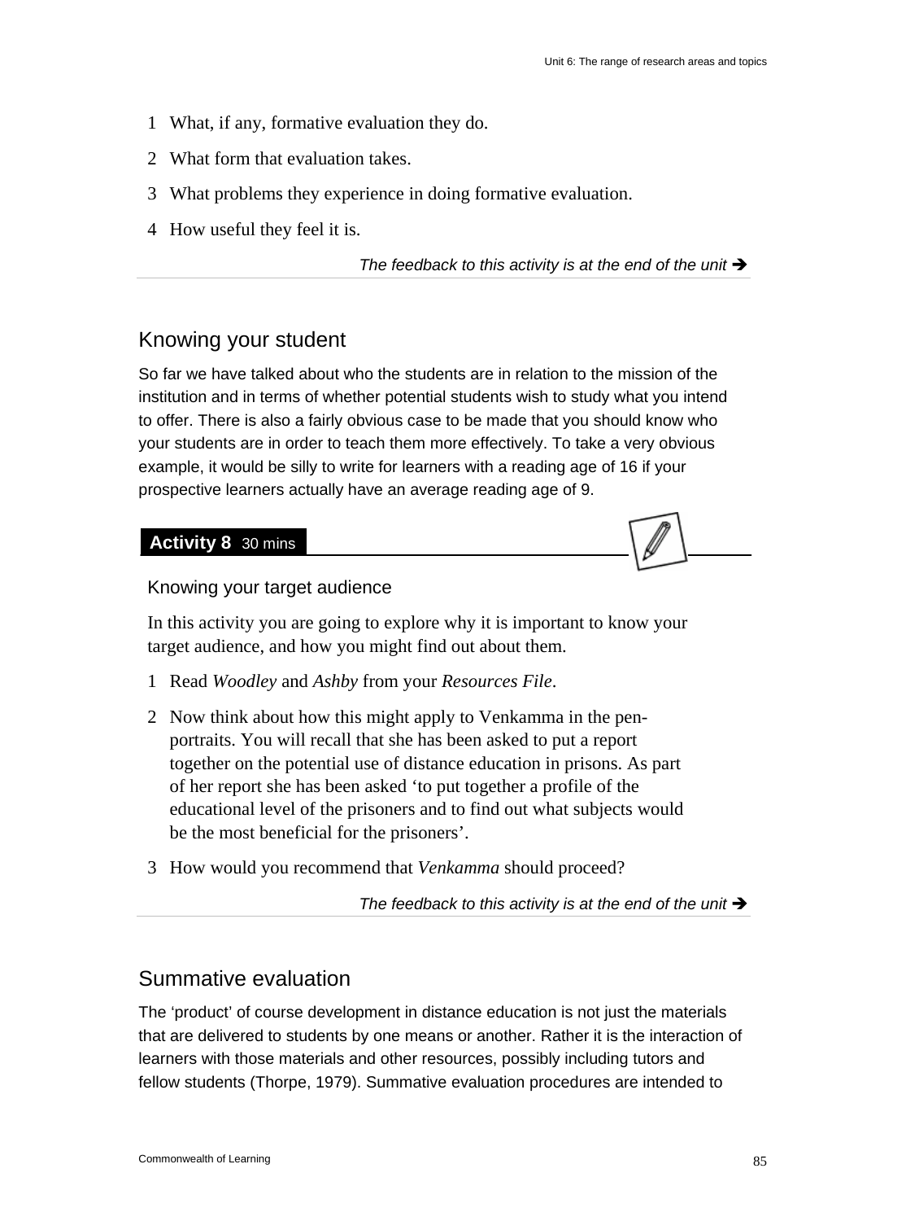1. What, if any, formative evaluation they do.
2. What form that evaluation takes.
3. What problems they experience in doing formative evaluation.
4. How useful they feel it is.

*The feedback to this activity is at the end of the unit ➔*

## Knowing your student

So far we have talked about who the students are in relation to the mission of the institution and in terms of whether potential students wish to study what you intend to offer. There is also a fairly obvious case to be made that you should know who your students are in order to teach them more effectively. To take a very obvious example, it would be silly to write for learners with a reading age of 16 if your prospective learners actually have an average reading age of 9.

### Activity 8 30 mins

Knowing your target audience

In this activity you are going to explore why it is important to know your target audience, and how you might find out about them.

1. Read *Woodley* and *Ashby* from your *Resources File*.
2. Now think about how this might apply to Venkamma in the pen-portraits. You will recall that she has been asked to put a report together on the potential use of distance education in prisons. As part of her report she has been asked 'to put together a profile of the educational level of the prisoners and to find out what subjects would be the most beneficial for the prisoners'.
3. How would you recommend that *Venkamma* should proceed?

*The feedback to this activity is at the end of the unit ➔*

## Summative evaluation

The 'product' of course development in distance education is not just the materials that are delivered to students by one means or another. Rather it is the interaction of learners with those materials and other resources, possibly including tutors and fellow students (Thorpe, 1979). Summative evaluation procedures are intended to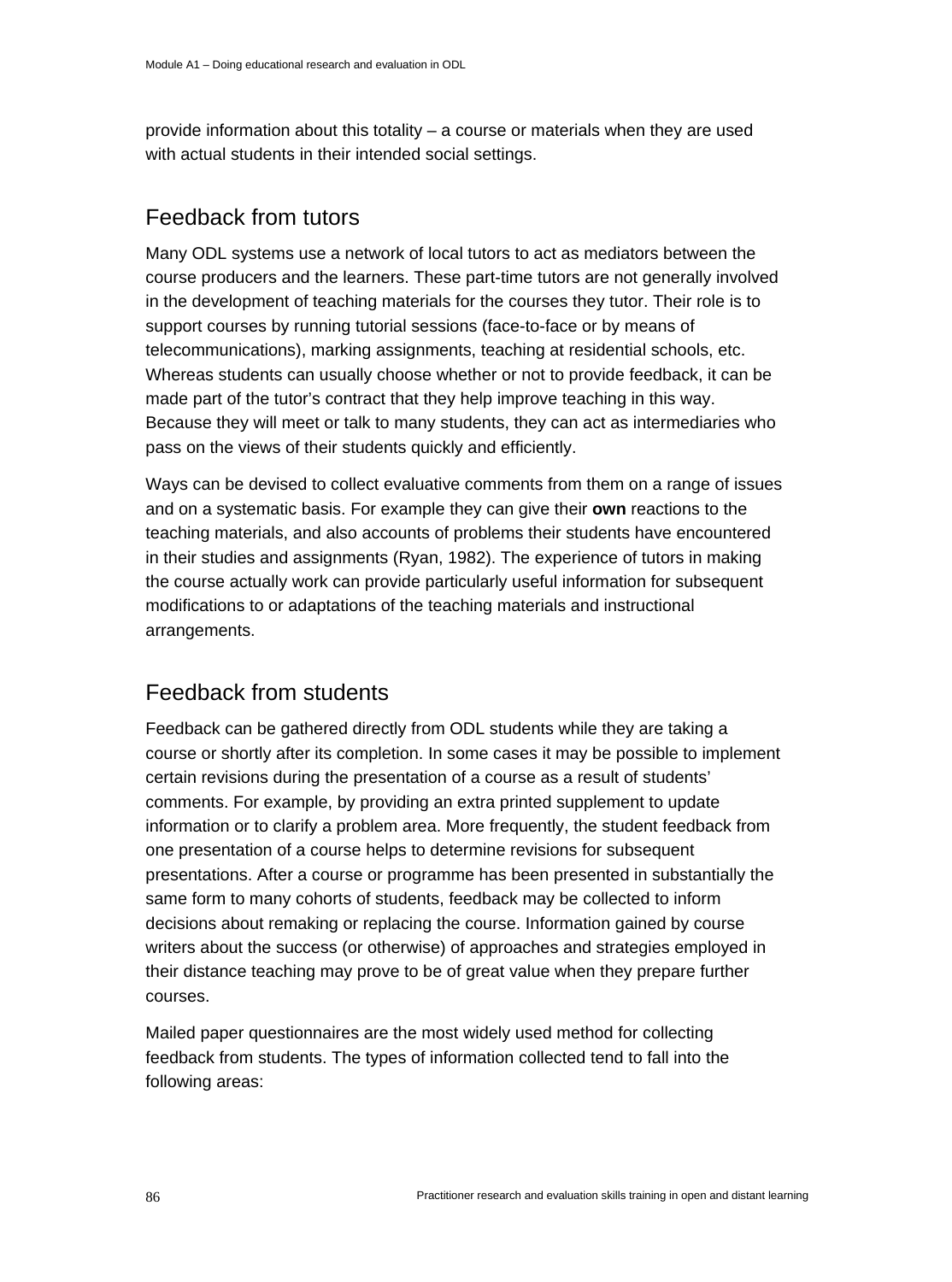provide information about this totality – a course or materials when they are used with actual students in their intended social settings.

## Feedback from tutors

Many ODL systems use a network of local tutors to act as mediators between the course producers and the learners. These part-time tutors are not generally involved in the development of teaching materials for the courses they tutor. Their role is to support courses by running tutorial sessions (face-to-face or by means of telecommunications), marking assignments, teaching at residential schools, etc. Whereas students can usually choose whether or not to provide feedback, it can be made part of the tutor's contract that they help improve teaching in this way. Because they will meet or talk to many students, they can act as intermediaries who pass on the views of their students quickly and efficiently.

Ways can be devised to collect evaluative comments from them on a range of issues and on a systematic basis. For example they can give their **own** reactions to the teaching materials, and also accounts of problems their students have encountered in their studies and assignments (Ryan, 1982). The experience of tutors in making the course actually work can provide particularly useful information for subsequent modifications to or adaptations of the teaching materials and instructional arrangements.

## Feedback from students

Feedback can be gathered directly from ODL students while they are taking a course or shortly after its completion. In some cases it may be possible to implement certain revisions during the presentation of a course as a result of students' comments. For example, by providing an extra printed supplement to update information or to clarify a problem area. More frequently, the student feedback from one presentation of a course helps to determine revisions for subsequent presentations. After a course or programme has been presented in substantially the same form to many cohorts of students, feedback may be collected to inform decisions about remaking or replacing the course. Information gained by course writers about the success (or otherwise) of approaches and strategies employed in their distance teaching may prove to be of great value when they prepare further courses.

Mailed paper questionnaires are the most widely used method for collecting feedback from students. The types of information collected tend to fall into the following areas: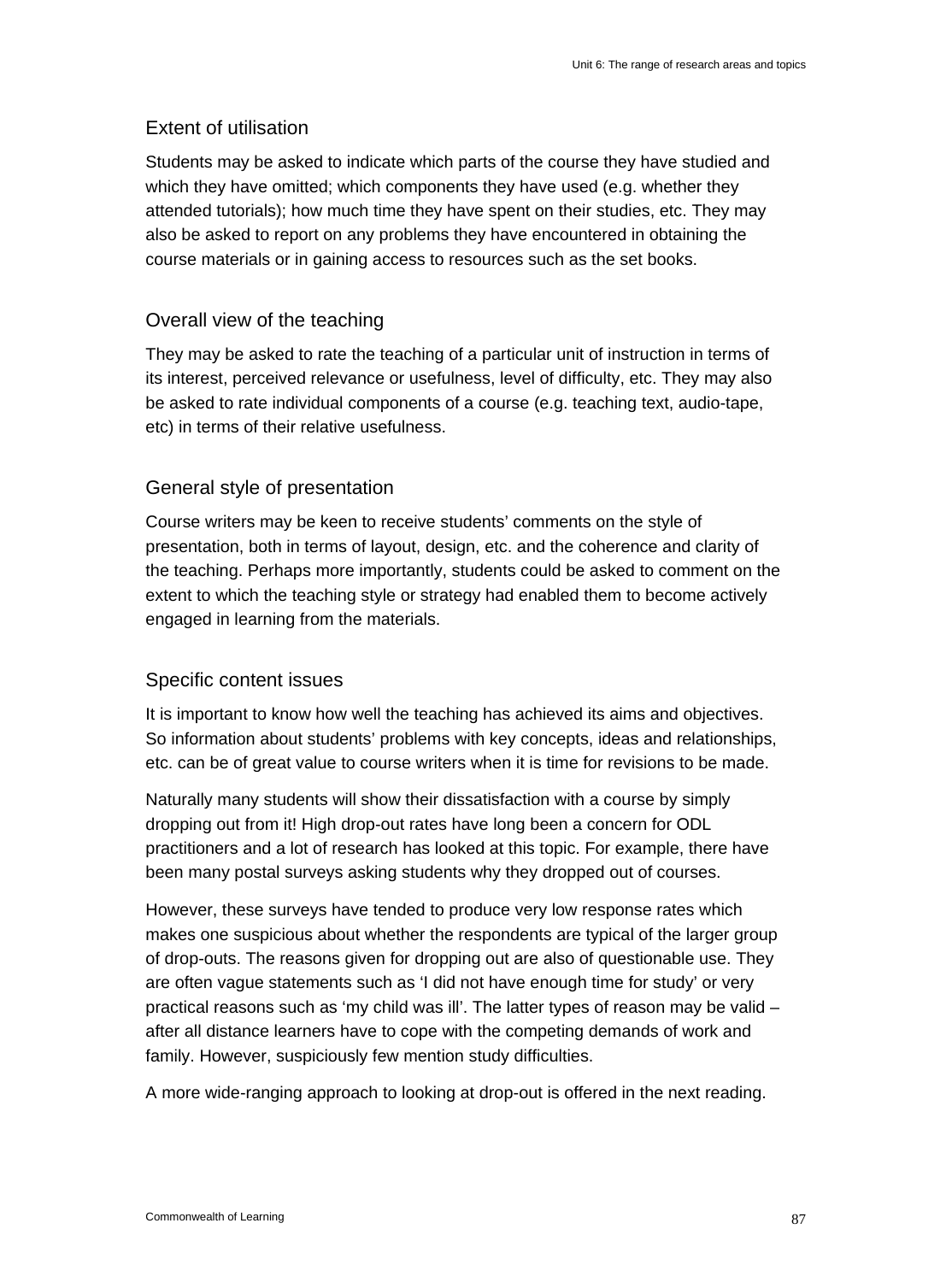## Extent of utilisation

Students may be asked to indicate which parts of the course they have studied and which they have omitted; which components they have used (e.g. whether they attended tutorials); how much time they have spent on their studies, etc. They may also be asked to report on any problems they have encountered in obtaining the course materials or in gaining access to resources such as the set books.

## Overall view of the teaching

They may be asked to rate the teaching of a particular unit of instruction in terms of its interest, perceived relevance or usefulness, level of difficulty, etc. They may also be asked to rate individual components of a course (e.g. teaching text, audio-tape, etc) in terms of their relative usefulness.

## General style of presentation

Course writers may be keen to receive students' comments on the style of presentation, both in terms of layout, design, etc. and the coherence and clarity of the teaching. Perhaps more importantly, students could be asked to comment on the extent to which the teaching style or strategy had enabled them to become actively engaged in learning from the materials.

## Specific content issues

It is important to know how well the teaching has achieved its aims and objectives. So information about students' problems with key concepts, ideas and relationships, etc. can be of great value to course writers when it is time for revisions to be made.

Naturally many students will show their dissatisfaction with a course by simply dropping out from it! High drop-out rates have long been a concern for ODL practitioners and a lot of research has looked at this topic. For example, there have been many postal surveys asking students why they dropped out of courses.

However, these surveys have tended to produce very low response rates which makes one suspicious about whether the respondents are typical of the larger group of drop-outs. The reasons given for dropping out are also of questionable use. They are often vague statements such as 'I did not have enough time for study' or very practical reasons such as 'my child was ill'. The latter types of reason may be valid – after all distance learners have to cope with the competing demands of work and family. However, suspiciously few mention study difficulties.

A more wide-ranging approach to looking at drop-out is offered in the next reading.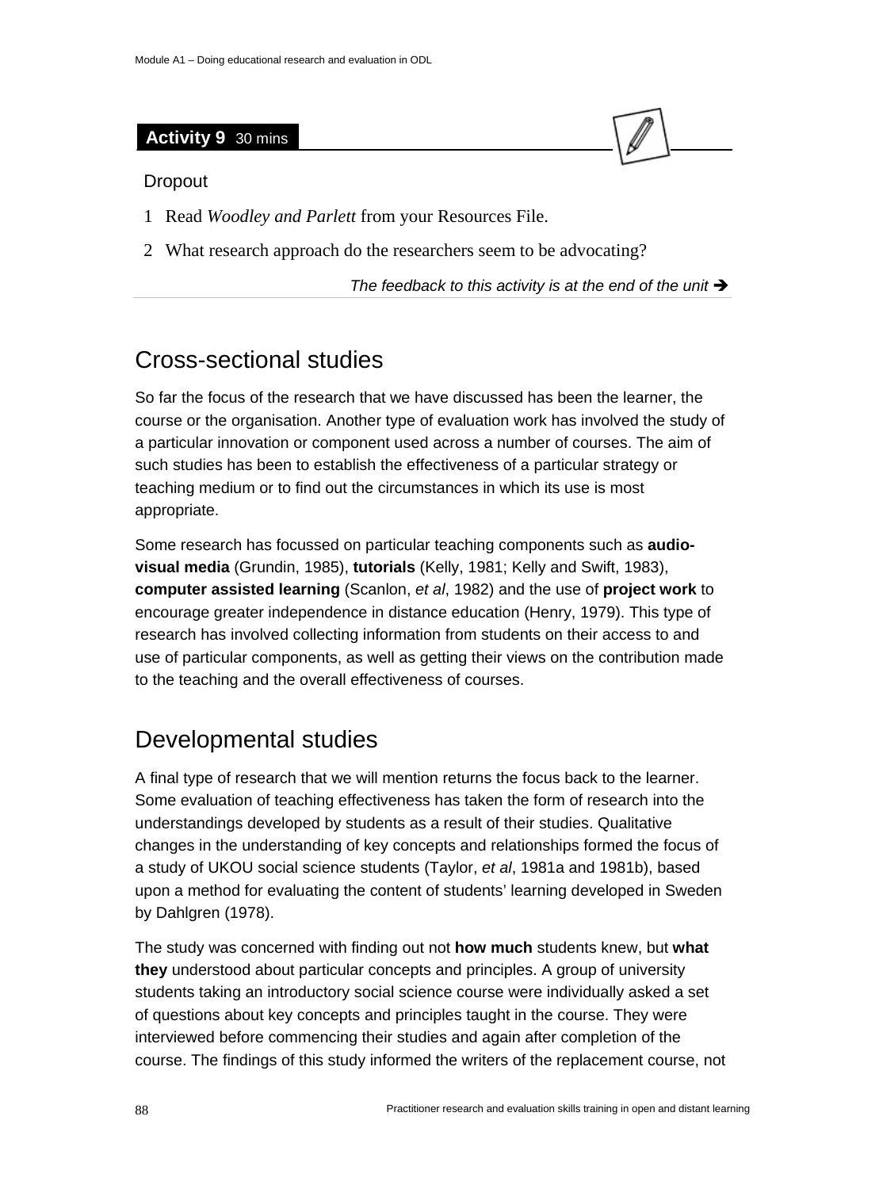**Activity 9** 30 mins

Dropout

1 Read *Woodley and Parlett* from your Resources File.

2 What research approach do the researchers seem to be advocating?

*The feedback to this activity is at the end of the unit ➔*

## Cross-sectional studies

So far the focus of the research that we have discussed has been the learner, the course or the organisation. Another type of evaluation work has involved the study of a particular innovation or component used across a number of courses. The aim of such studies has been to establish the effectiveness of a particular strategy or teaching medium or to find out the circumstances in which its use is most appropriate.

Some research has focussed on particular teaching components such as **audio-visual media** (Grundin, 1985), **tutorials** (Kelly, 1981; Kelly and Swift, 1983), **computer assisted learning** (Scanlon, *et al*, 1982) and the use of **project work** to encourage greater independence in distance education (Henry, 1979). This type of research has involved collecting information from students on their access to and use of particular components, as well as getting their views on the contribution made to the teaching and the overall effectiveness of courses.

## Developmental studies

A final type of research that we will mention returns the focus back to the learner. Some evaluation of teaching effectiveness has taken the form of research into the understandings developed by students as a result of their studies. Qualitative changes in the understanding of key concepts and relationships formed the focus of a study of UKOU social science students (Taylor, *et al*, 1981a and 1981b), based upon a method for evaluating the content of students' learning developed in Sweden by Dahlgren (1978).

The study was concerned with finding out not **how much** students knew, but **what they** understood about particular concepts and principles. A group of university students taking an introductory social science course were individually asked a set of questions about key concepts and principles taught in the course. They were interviewed before commencing their studies and again after completion of the course. The findings of this study informed the writers of the replacement course, not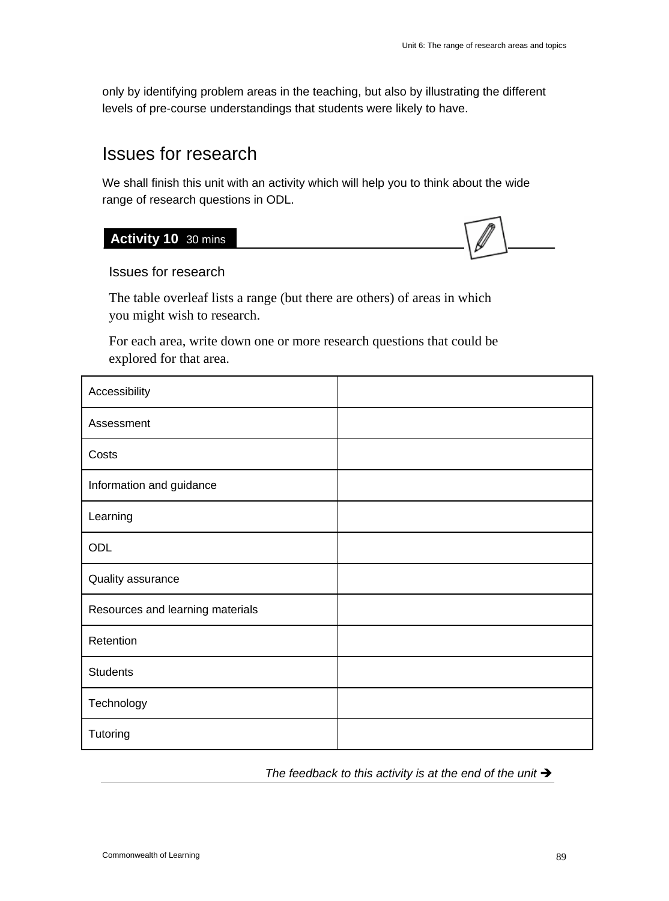only by identifying problem areas in the teaching, but also by illustrating the different levels of pre-course understandings that students were likely to have.

## Issues for research

We shall finish this unit with an activity which will help you to think about the wide range of research questions in ODL.

**Activity 10** 30 mins

Issues for research

The table overleaf lists a range (but there are others) of areas in which you might wish to research.

For each area, write down one or more research questions that could be explored for that area.

| | |
|---|---|
| Accessibility | |
| Assessment | |
| Costs | |
| Information and guidance | |
| Learning | |
| ODL | |
| Quality assurance | |
| Resources and learning materials | |
| Retention | |
| Students | |
| Technology | |
| Tutoring | |

*The feedback to this activity is at the end of the unit* ➔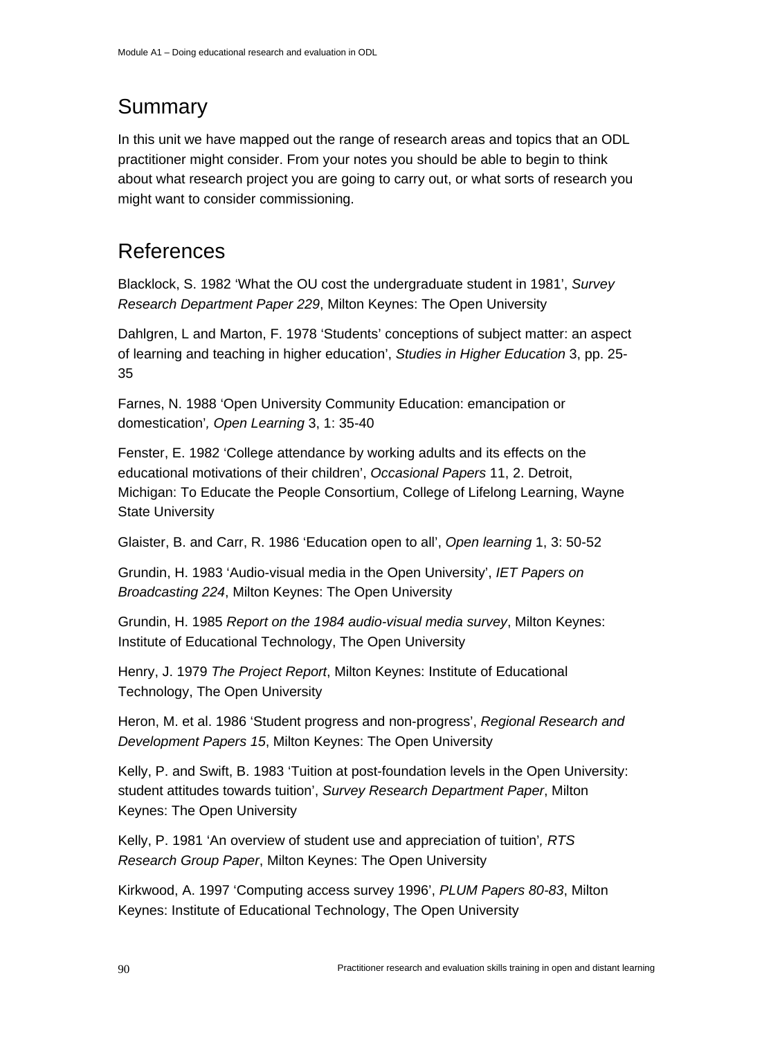## Summary

In this unit we have mapped out the range of research areas and topics that an ODL practitioner might consider. From your notes you should be able to begin to think about what research project you are going to carry out, or what sorts of research you might want to consider commissioning.

## References

Blacklock, S. 1982 'What the OU cost the undergraduate student in 1981', *Survey Research Department Paper 229*, Milton Keynes: The Open University

Dahlgren, L and Marton, F. 1978 'Students' conceptions of subject matter: an aspect of learning and teaching in higher education', *Studies in Higher Education* 3, pp. 25-35

Farnes, N. 1988 'Open University Community Education: emancipation or domestication'*, Open Learning* 3, 1: 35-40

Fenster, E. 1982 'College attendance by working adults and its effects on the educational motivations of their children', *Occasional Papers* 11, 2. Detroit, Michigan: To Educate the People Consortium, College of Lifelong Learning, Wayne State University

Glaister, B. and Carr, R. 1986 'Education open to all', *Open learning* 1, 3: 50-52

Grundin, H. 1983 'Audio-visual media in the Open University', *IET Papers on Broadcasting 224*, Milton Keynes: The Open University

Grundin, H. 1985 *Report on the 1984 audio-visual media survey*, Milton Keynes: Institute of Educational Technology, The Open University

Henry, J. 1979 *The Project Report*, Milton Keynes: Institute of Educational Technology, The Open University

Heron, M. et al. 1986 'Student progress and non-progress', *Regional Research and Development Papers 15*, Milton Keynes: The Open University

Kelly, P. and Swift, B. 1983 'Tuition at post-foundation levels in the Open University: student attitudes towards tuition', *Survey Research Department Paper*, Milton Keynes: The Open University

Kelly, P. 1981 'An overview of student use and appreciation of tuition'*, RTS Research Group Paper*, Milton Keynes: The Open University

Kirkwood, A. 1997 'Computing access survey 1996', *PLUM Papers 80-83*, Milton Keynes: Institute of Educational Technology, The Open University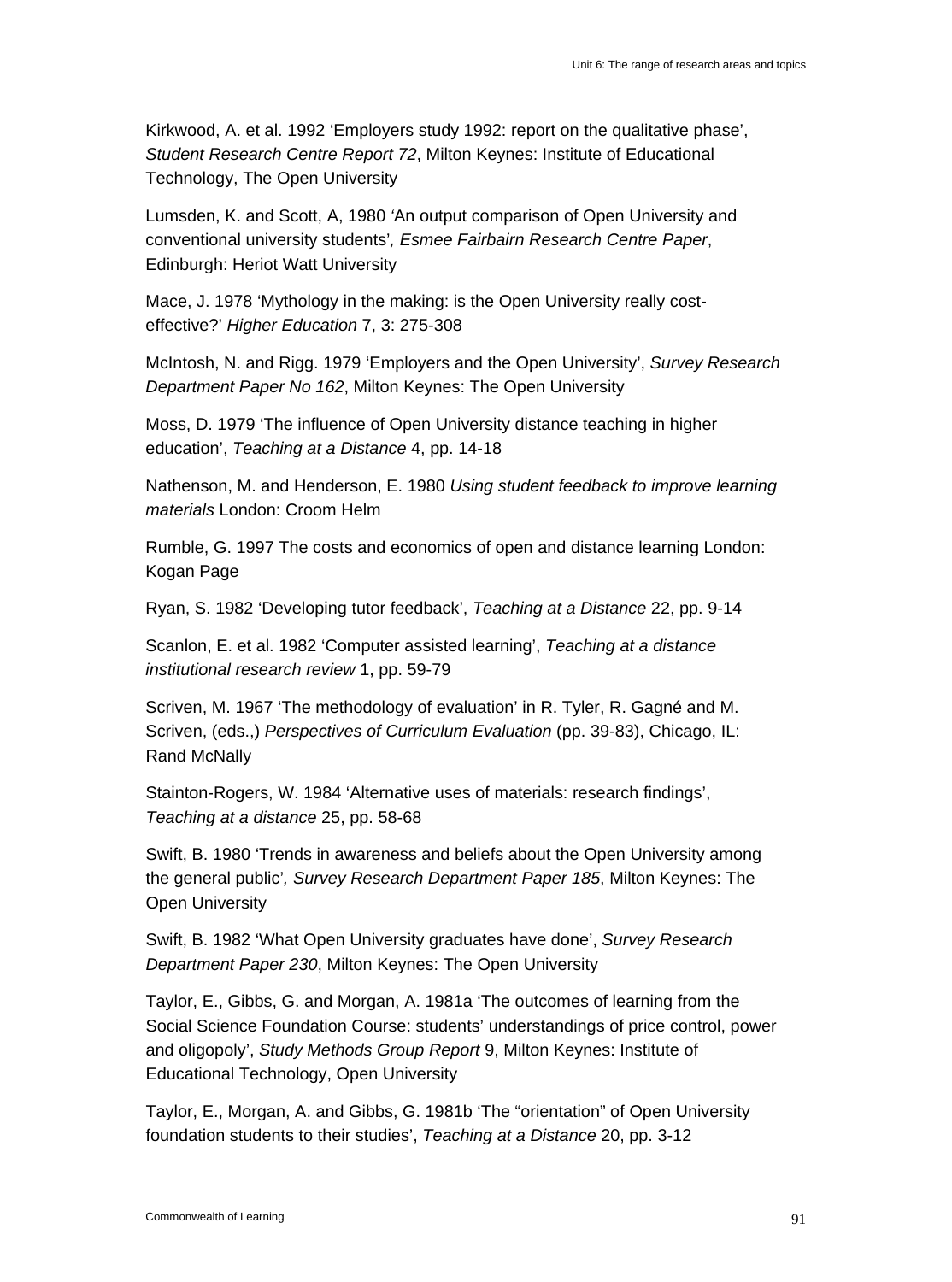Kirkwood, A. et al. 1992 ‘Employers study 1992: report on the qualitative phase’, *Student Research Centre Report 72*, Milton Keynes: Institute of Educational Technology, The Open University

Lumsden, K. and Scott, A, 1980 ‘An output comparison of Open University and conventional university students’*, Esmee Fairbairn Research Centre Paper*, Edinburgh: Heriot Watt University

Mace, J. 1978 ‘Mythology in the making: is the Open University really cost-effective?’ *Higher Education* 7, 3: 275-308

McIntosh, N. and Rigg. 1979 ‘Employers and the Open University’, *Survey Research Department Paper No 162*, Milton Keynes: The Open University

Moss, D. 1979 ‘The influence of Open University distance teaching in higher education’, *Teaching at a Distance* 4, pp. 14-18

Nathenson, M. and Henderson, E. 1980 *Using student feedback to improve learning materials* London: Croom Helm

Rumble, G. 1997 The costs and economics of open and distance learning London: Kogan Page

Ryan, S. 1982 ‘Developing tutor feedback’, *Teaching at a Distance* 22, pp. 9-14

Scanlon, E. et al. 1982 ‘Computer assisted learning’, *Teaching at a distance institutional research review* 1, pp. 59-79

Scriven, M. 1967 ‘The methodology of evaluation’ in R. Tyler, R. Gagné and M. Scriven, (eds.,) *Perspectives of Curriculum Evaluation* (pp. 39-83), Chicago, IL: Rand McNally

Stainton-Rogers, W. 1984 ‘Alternative uses of materials: research findings’, *Teaching at a distance* 25, pp. 58-68

Swift, B. 1980 ‘Trends in awareness and beliefs about the Open University among the general public’*, Survey Research Department Paper 185*, Milton Keynes: The Open University

Swift, B. 1982 ‘What Open University graduates have done’, *Survey Research Department Paper 230*, Milton Keynes: The Open University

Taylor, E., Gibbs, G. and Morgan, A. 1981a ‘The outcomes of learning from the Social Science Foundation Course: students’ understandings of price control, power and oligopoly’, *Study Methods Group Report* 9, Milton Keynes: Institute of Educational Technology, Open University

Taylor, E., Morgan, A. and Gibbs, G. 1981b ‘The “orientation” of Open University foundation students to their studies’, *Teaching at a Distance* 20, pp. 3-12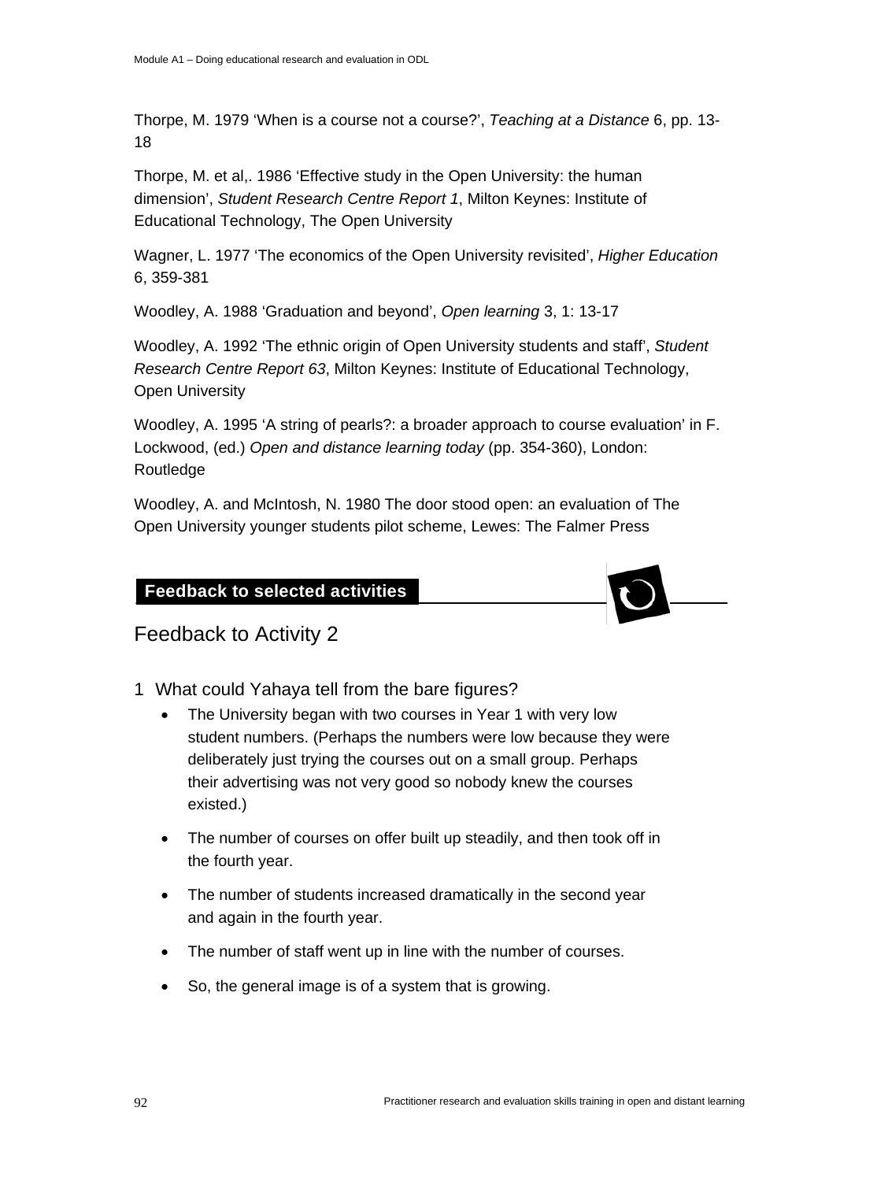Thorpe, M. 1979 'When is a course not a course?', *Teaching at a Distance* 6, pp. 13-18

Thorpe, M. et al,. 1986 'Effective study in the Open University: the human dimension', *Student Research Centre Report 1*, Milton Keynes: Institute of Educational Technology, The Open University

Wagner, L. 1977 'The economics of the Open University revisited', *Higher Education* 6, 359-381

Woodley, A. 1988 'Graduation and beyond', *Open learning* 3, 1: 13-17

Woodley, A. 1992 'The ethnic origin of Open University students and staff', *Student Research Centre Report 63*, Milton Keynes: Institute of Educational Technology, Open University

Woodley, A. 1995 'A string of pearls?: a broader approach to course evaluation' in F. Lockwood, (ed.) *Open and distance learning today* (pp. 354-360), London: Routledge

Woodley, A. and McIntosh, N. 1980 The door stood open: an evaluation of The Open University younger students pilot scheme, Lewes: The Falmer Press

## Feedback to selected activities

### Feedback to Activity 2

1 What could Yahaya tell from the bare figures?

- The University began with two courses in Year 1 with very low student numbers. (Perhaps the numbers were low because they were deliberately just trying the courses out on a small group. Perhaps their advertising was not very good so nobody knew the courses existed.)
- The number of courses on offer built up steadily, and then took off in the fourth year.
- The number of students increased dramatically in the second year and again in the fourth year.
- The number of staff went up in line with the number of courses.
- So, the general image is of a system that is growing.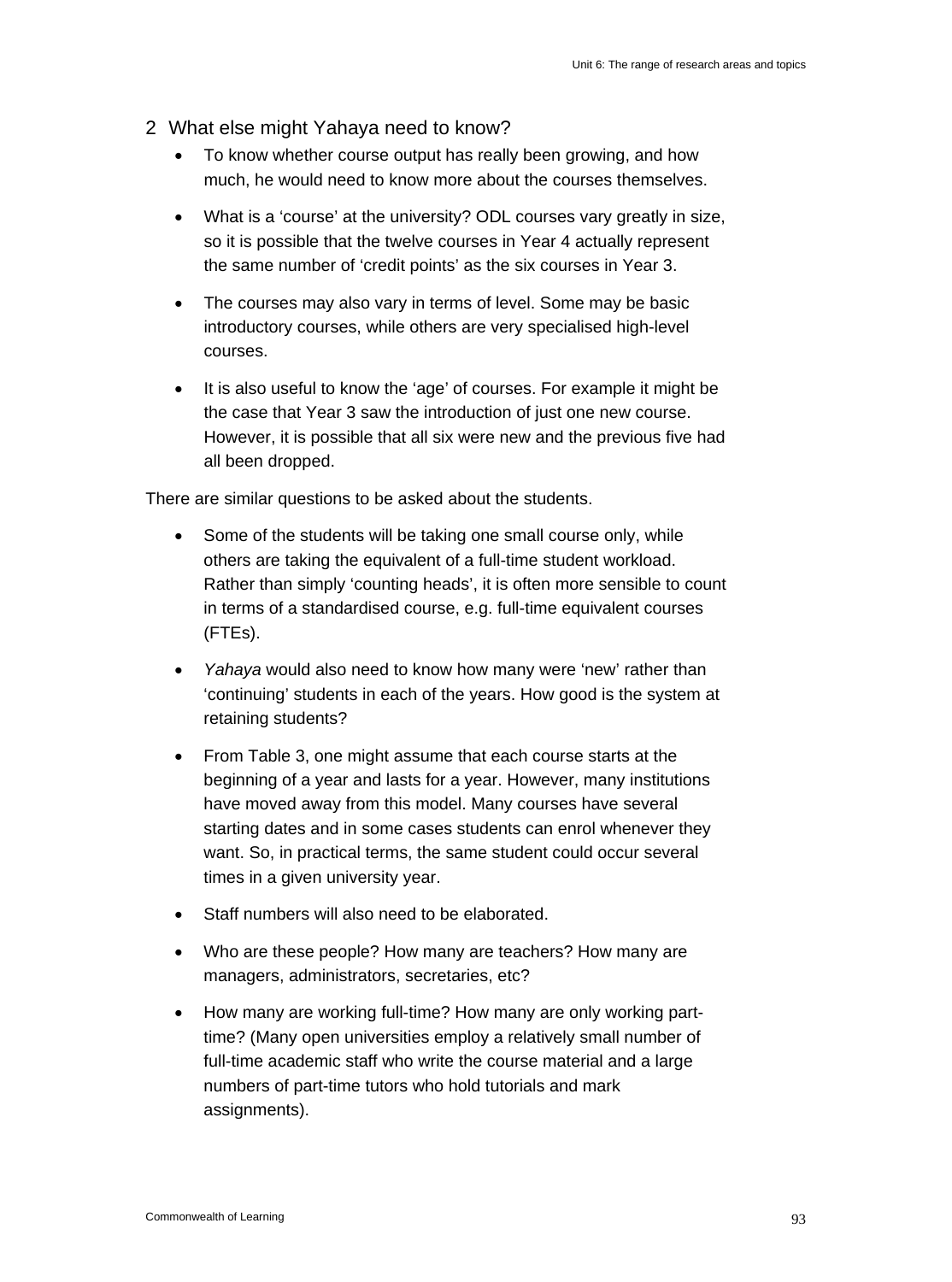2 What else might Yahaya need to know?

- To know whether course output has really been growing, and how much, he would need to know more about the courses themselves.
- What is a 'course' at the university? ODL courses vary greatly in size, so it is possible that the twelve courses in Year 4 actually represent the same number of 'credit points' as the six courses in Year 3.
- The courses may also vary in terms of level. Some may be basic introductory courses, while others are very specialised high-level courses.
- It is also useful to know the 'age' of courses. For example it might be the case that Year 3 saw the introduction of just one new course. However, it is possible that all six were new and the previous five had all been dropped.

There are similar questions to be asked about the students.

- Some of the students will be taking one small course only, while others are taking the equivalent of a full-time student workload. Rather than simply 'counting heads', it is often more sensible to count in terms of a standardised course, e.g. full-time equivalent courses (FTEs).
- *Yahaya* would also need to know how many were 'new' rather than 'continuing' students in each of the years. How good is the system at retaining students?
- From Table 3, one might assume that each course starts at the beginning of a year and lasts for a year. However, many institutions have moved away from this model. Many courses have several starting dates and in some cases students can enrol whenever they want. So, in practical terms, the same student could occur several times in a given university year.
- Staff numbers will also need to be elaborated.
- Who are these people? How many are teachers? How many are managers, administrators, secretaries, etc?
- How many are working full-time? How many are only working part-time? (Many open universities employ a relatively small number of full-time academic staff who write the course material and a large numbers of part-time tutors who hold tutorials and mark assignments).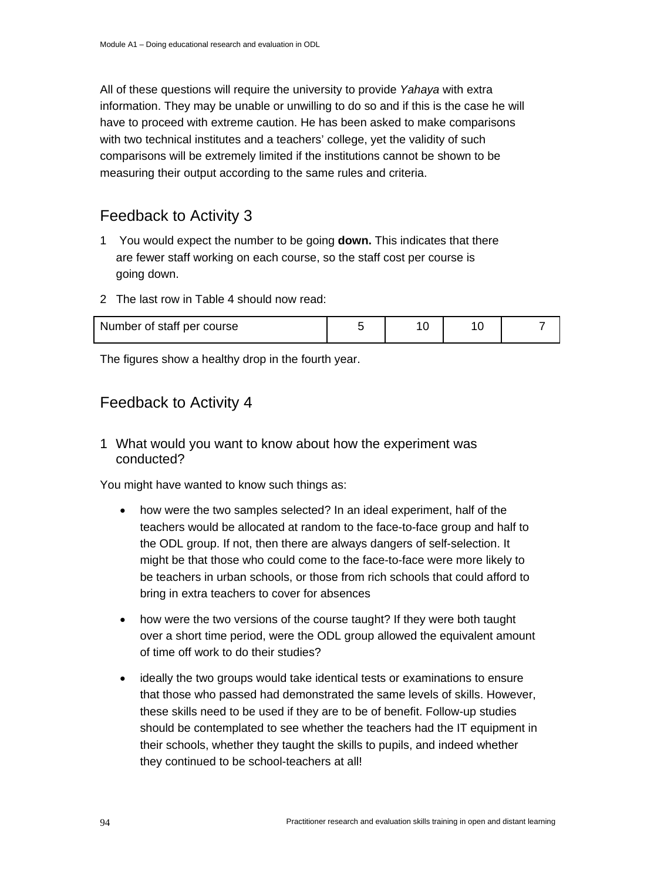All of these questions will require the university to provide *Yahaya* with extra information. They may be unable or unwilling to do so and if this is the case he will have to proceed with extreme caution. He has been asked to make comparisons with two technical institutes and a teachers' college, yet the validity of such comparisons will be extremely limited if the institutions cannot be shown to be measuring their output according to the same rules and criteria.

## Feedback to Activity 3

1 You would expect the number to be going **down.** This indicates that there are fewer staff working on each course, so the staff cost per course is going down.

2 The last row in Table 4 should now read:

| Number of staff per course | 5 | 10 | 10 | 7 |
|---|---|---|---|---|

The figures show a healthy drop in the fourth year.

## Feedback to Activity 4

### 1 What would you want to know about how the experiment was conducted?

You might have wanted to know such things as:

- how were the two samples selected? In an ideal experiment, half of the teachers would be allocated at random to the face-to-face group and half to the ODL group. If not, then there are always dangers of self-selection. It might be that those who could come to the face-to-face were more likely to be teachers in urban schools, or those from rich schools that could afford to bring in extra teachers to cover for absences

- how were the two versions of the course taught? If they were both taught over a short time period, were the ODL group allowed the equivalent amount of time off work to do their studies?

- ideally the two groups would take identical tests or examinations to ensure that those who passed had demonstrated the same levels of skills. However, these skills need to be used if they are to be of benefit. Follow-up studies should be contemplated to see whether the teachers had the IT equipment in their schools, whether they taught the skills to pupils, and indeed whether they continued to be school-teachers at all!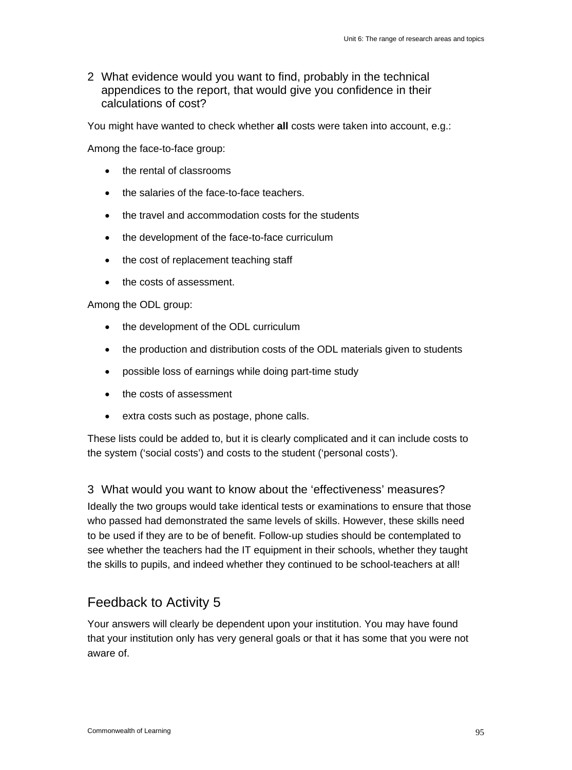2 What evidence would you want to find, probably in the technical appendices to the report, that would give you confidence in their calculations of cost?

You might have wanted to check whether **all** costs were taken into account, e.g.:

Among the face-to-face group:

- the rental of classrooms
- the salaries of the face-to-face teachers.
- the travel and accommodation costs for the students
- the development of the face-to-face curriculum
- the cost of replacement teaching staff
- the costs of assessment.

Among the ODL group:

- the development of the ODL curriculum
- the production and distribution costs of the ODL materials given to students
- possible loss of earnings while doing part-time study
- the costs of assessment
- extra costs such as postage, phone calls.

These lists could be added to, but it is clearly complicated and it can include costs to the system ('social costs') and costs to the student ('personal costs').

3 What would you want to know about the 'effectiveness' measures?

Ideally the two groups would take identical tests or examinations to ensure that those who passed had demonstrated the same levels of skills. However, these skills need to be used if they are to be of benefit. Follow-up studies should be contemplated to see whether the teachers had the IT equipment in their schools, whether they taught the skills to pupils, and indeed whether they continued to be school-teachers at all!

## Feedback to Activity 5

Your answers will clearly be dependent upon your institution. You may have found that your institution only has very general goals or that it has some that you were not aware of.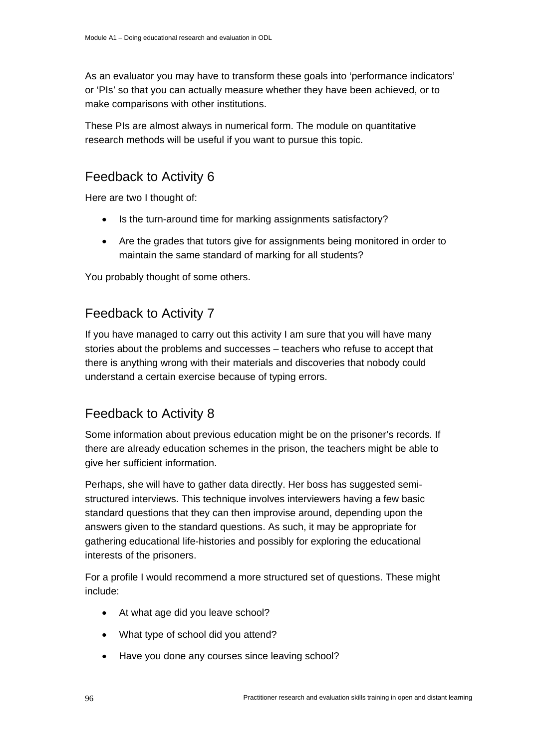As an evaluator you may have to transform these goals into ‘performance indicators’ or ‘PIs’ so that you can actually measure whether they have been achieved, or to make comparisons with other institutions.

These PIs are almost always in numerical form. The module on quantitative research methods will be useful if you want to pursue this topic.

## Feedback to Activity 6

Here are two I thought of:

- Is the turn-around time for marking assignments satisfactory?
- Are the grades that tutors give for assignments being monitored in order to maintain the same standard of marking for all students?

You probably thought of some others.

## Feedback to Activity 7

If you have managed to carry out this activity I am sure that you will have many stories about the problems and successes – teachers who refuse to accept that there is anything wrong with their materials and discoveries that nobody could understand a certain exercise because of typing errors.

## Feedback to Activity 8

Some information about previous education might be on the prisoner’s records. If there are already education schemes in the prison, the teachers might be able to give her sufficient information.

Perhaps, she will have to gather data directly. Her boss has suggested semi-structured interviews. This technique involves interviewers having a few basic standard questions that they can then improvise around, depending upon the answers given to the standard questions. As such, it may be appropriate for gathering educational life-histories and possibly for exploring the educational interests of the prisoners.

For a profile I would recommend a more structured set of questions. These might include:

- At what age did you leave school?
- What type of school did you attend?
- Have you done any courses since leaving school?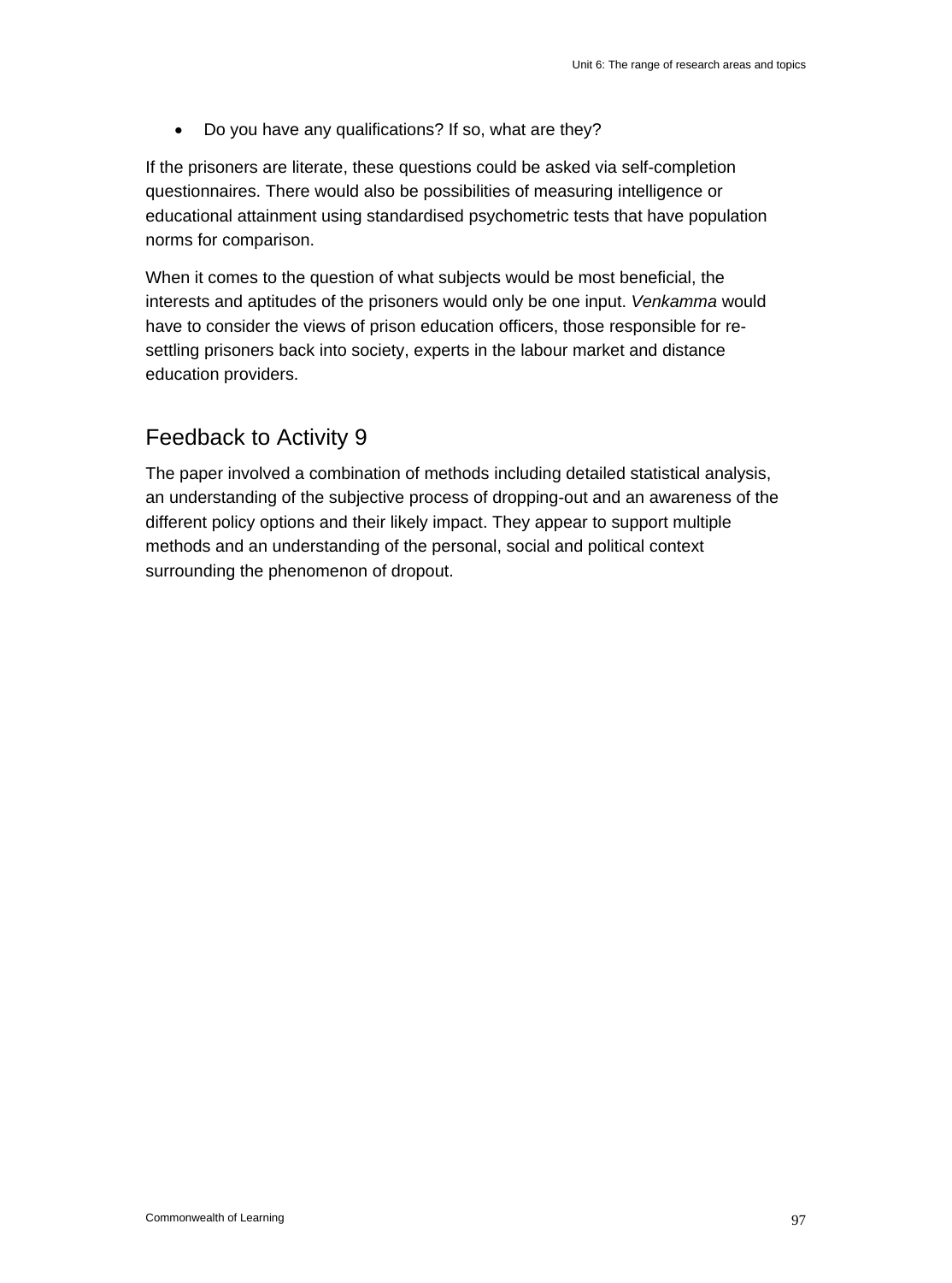- Do you have any qualifications? If so, what are they?

If the prisoners are literate, these questions could be asked via self-completion questionnaires. There would also be possibilities of measuring intelligence or educational attainment using standardised psychometric tests that have population norms for comparison.

When it comes to the question of what subjects would be most beneficial, the interests and aptitudes of the prisoners would only be one input. *Venkamma* would have to consider the views of prison education officers, those responsible for re-settling prisoners back into society, experts in the labour market and distance education providers.

## Feedback to Activity 9

The paper involved a combination of methods including detailed statistical analysis, an understanding of the subjective process of dropping-out and an awareness of the different policy options and their likely impact. They appear to support multiple methods and an understanding of the personal, social and political context surrounding the phenomenon of dropout.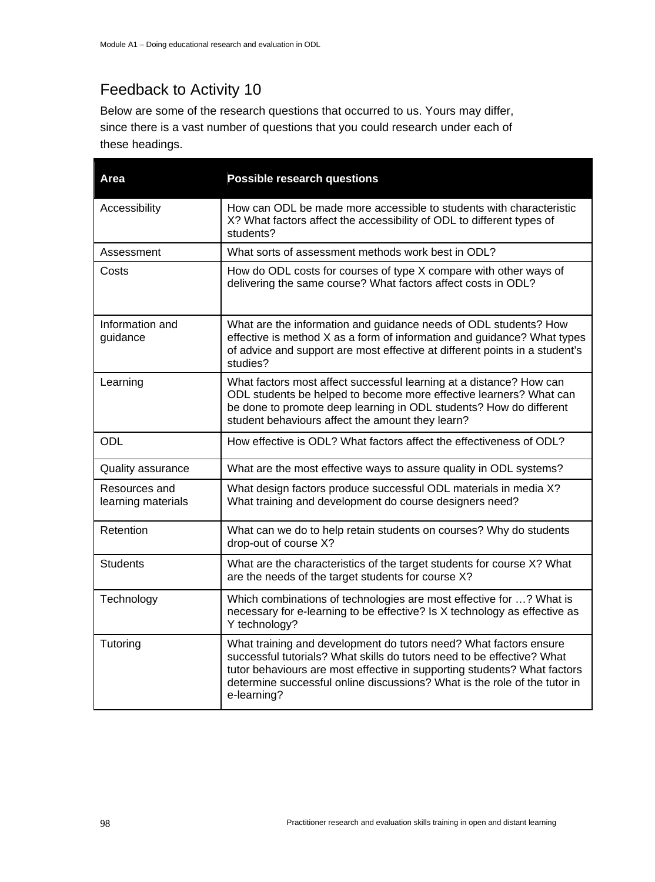## Feedback to Activity 10

Below are some of the research questions that occurred to us. Yours may differ, since there is a vast number of questions that you could research under each of these headings.

| Area | Possible research questions |
|---|---|
| Accessibility | How can ODL be made more accessible to students with characteristic X? What factors affect the accessibility of ODL to different types of students? |
| Assessment | What sorts of assessment methods work best in ODL? |
| Costs | How do ODL costs for courses of type X compare with other ways of delivering the same course? What factors affect costs in ODL? |
| Information and guidance | What are the information and guidance needs of ODL students? How effective is method X as a form of information and guidance? What types of advice and support are most effective at different points in a student's studies? |
| Learning | What factors most affect successful learning at a distance? How can ODL students be helped to become more effective learners? What can be done to promote deep learning in ODL students? How do different student behaviours affect the amount they learn? |
| ODL | How effective is ODL? What factors affect the effectiveness of ODL? |
| Quality assurance | What are the most effective ways to assure quality in ODL systems? |
| Resources and learning materials | What design factors produce successful ODL materials in media X? What training and development do course designers need? |
| Retention | What can we do to help retain students on courses? Why do students drop-out of course X? |
| Students | What are the characteristics of the target students for course X? What are the needs of the target students for course X? |
| Technology | Which combinations of technologies are most effective for …? What is necessary for e-learning to be effective? Is X technology as effective as Y technology? |
| Tutoring | What training and development do tutors need? What factors ensure successful tutorials? What skills do tutors need to be effective? What tutor behaviours are most effective in supporting students? What factors determine successful online discussions? What is the role of the tutor in e-learning? |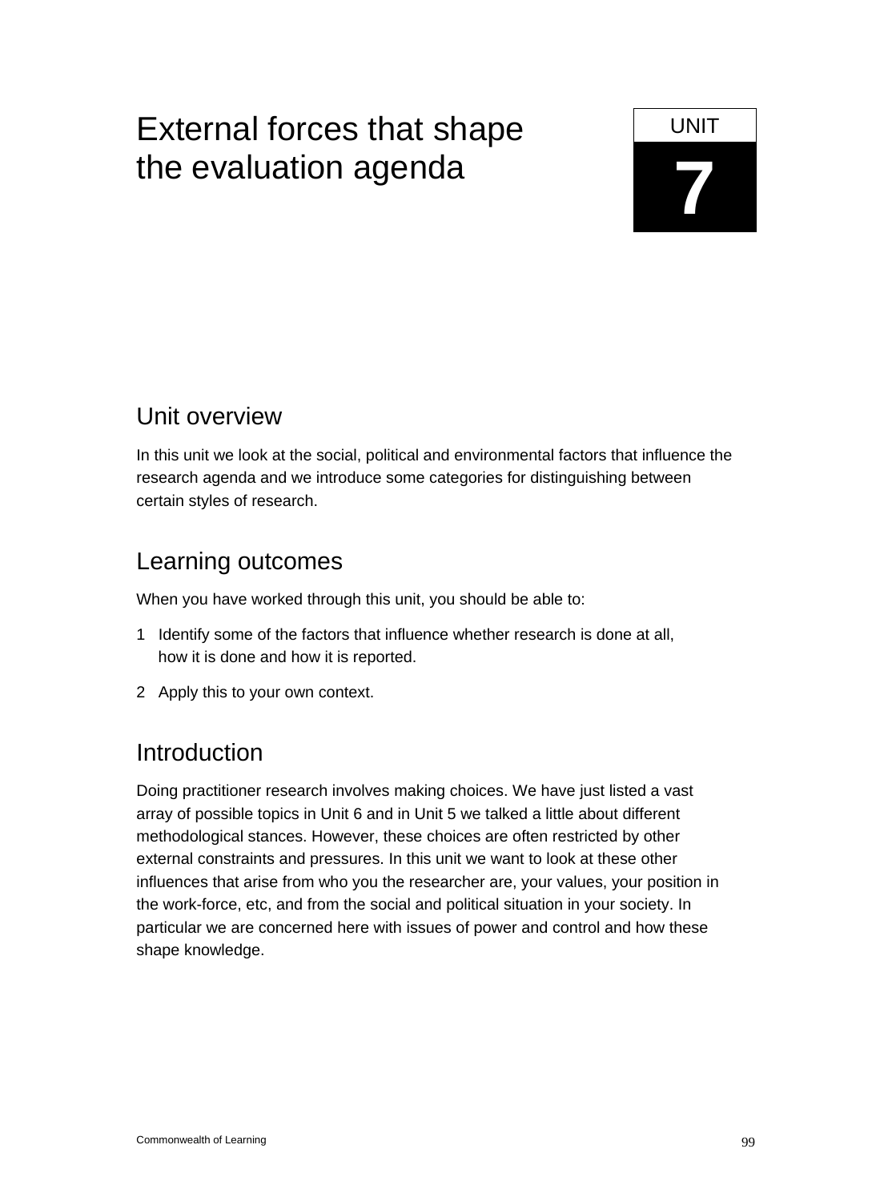# External forces that shape the evaluation agenda

UNIT 7

## Unit overview

In this unit we look at the social, political and environmental factors that influence the research agenda and we introduce some categories for distinguishing between certain styles of research.

## Learning outcomes

When you have worked through this unit, you should be able to:

1. Identify some of the factors that influence whether research is done at all, how it is done and how it is reported.
2. Apply this to your own context.

## Introduction

Doing practitioner research involves making choices. We have just listed a vast array of possible topics in Unit 6 and in Unit 5 we talked a little about different methodological stances. However, these choices are often restricted by other external constraints and pressures. In this unit we want to look at these other influences that arise from who you the researcher are, your values, your position in the work-force, etc, and from the social and political situation in your society. In particular we are concerned here with issues of power and control and how these shape knowledge.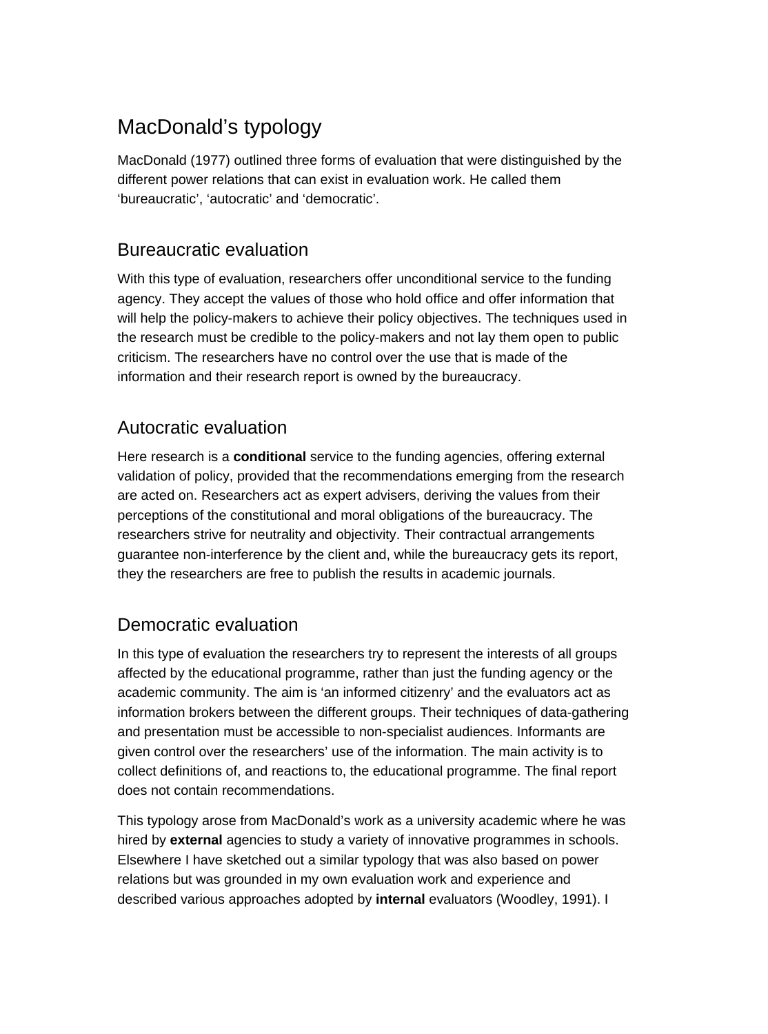## MacDonald's typology

MacDonald (1977) outlined three forms of evaluation that were distinguished by the different power relations that can exist in evaluation work. He called them 'bureaucratic', 'autocratic' and 'democratic'.

### Bureaucratic evaluation

With this type of evaluation, researchers offer unconditional service to the funding agency. They accept the values of those who hold office and offer information that will help the policy-makers to achieve their policy objectives. The techniques used in the research must be credible to the policy-makers and not lay them open to public criticism. The researchers have no control over the use that is made of the information and their research report is owned by the bureaucracy.

### Autocratic evaluation

Here research is a **conditional** service to the funding agencies, offering external validation of policy, provided that the recommendations emerging from the research are acted on. Researchers act as expert advisers, deriving the values from their perceptions of the constitutional and moral obligations of the bureaucracy. The researchers strive for neutrality and objectivity. Their contractual arrangements guarantee non-interference by the client and, while the bureaucracy gets its report, they the researchers are free to publish the results in academic journals.

### Democratic evaluation

In this type of evaluation the researchers try to represent the interests of all groups affected by the educational programme, rather than just the funding agency or the academic community. The aim is 'an informed citizenry' and the evaluators act as information brokers between the different groups. Their techniques of data-gathering and presentation must be accessible to non-specialist audiences. Informants are given control over the researchers' use of the information. The main activity is to collect definitions of, and reactions to, the educational programme. The final report does not contain recommendations.

This typology arose from MacDonald's work as a university academic where he was hired by **external** agencies to study a variety of innovative programmes in schools. Elsewhere I have sketched out a similar typology that was also based on power relations but was grounded in my own evaluation work and experience and described various approaches adopted by **internal** evaluators (Woodley, 1991). I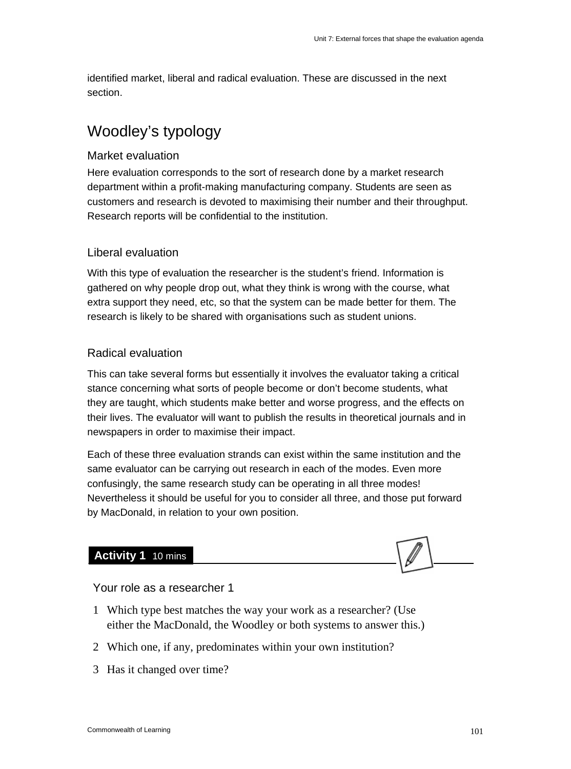identified market, liberal and radical evaluation. These are discussed in the next section.

## Woodley's typology

### Market evaluation

Here evaluation corresponds to the sort of research done by a market research department within a profit-making manufacturing company. Students are seen as customers and research is devoted to maximising their number and their throughput. Research reports will be confidential to the institution.

### Liberal evaluation

With this type of evaluation the researcher is the student's friend. Information is gathered on why people drop out, what they think is wrong with the course, what extra support they need, etc, so that the system can be made better for them. The research is likely to be shared with organisations such as student unions.

### Radical evaluation

This can take several forms but essentially it involves the evaluator taking a critical stance concerning what sorts of people become or don't become students, what they are taught, which students make better and worse progress, and the effects on their lives. The evaluator will want to publish the results in theoretical journals and in newspapers in order to maximise their impact.

Each of these three evaluation strands can exist within the same institution and the same evaluator can be carrying out research in each of the modes. Even more confusingly, the same research study can be operating in all three modes! Nevertheless it should be useful for you to consider all three, and those put forward by MacDonald, in relation to your own position.

**Activity 1** 10 mins

Your role as a researcher 1

1. Which type best matches the way your work as a researcher? (Use either the MacDonald, the Woodley or both systems to answer this.)
2. Which one, if any, predominates within your own institution?
3. Has it changed over time?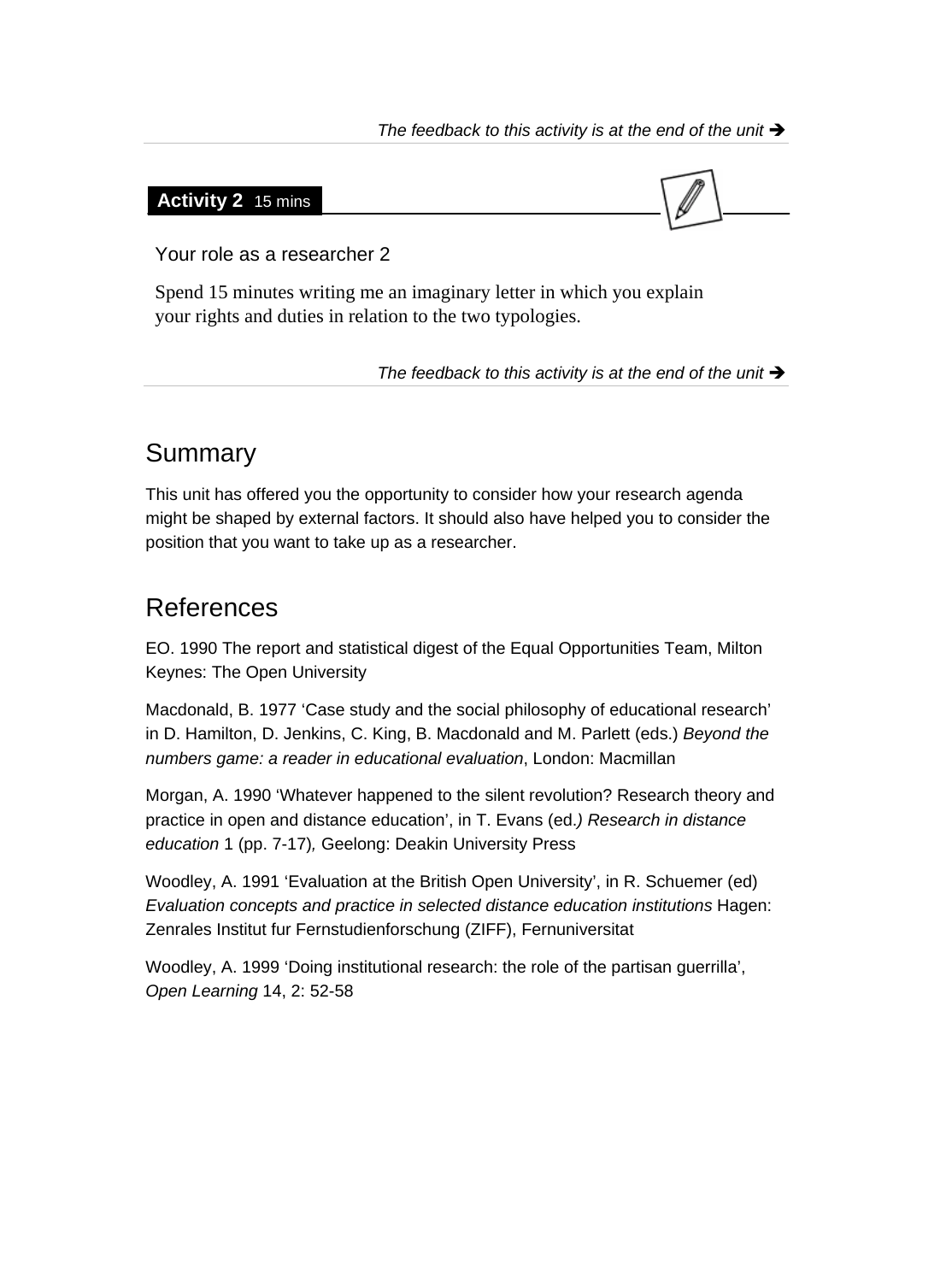*The feedback to this activity is at the end of the unit ➔*

**Activity 2** 15 mins

Your role as a researcher 2

Spend 15 minutes writing me an imaginary letter in which you explain your rights and duties in relation to the two typologies.

*The feedback to this activity is at the end of the unit ➔*

## Summary

This unit has offered you the opportunity to consider how your research agenda might be shaped by external factors. It should also have helped you to consider the position that you want to take up as a researcher.

## References

EO. 1990 The report and statistical digest of the Equal Opportunities Team, Milton Keynes: The Open University

Macdonald, B. 1977 'Case study and the social philosophy of educational research' in D. Hamilton, D. Jenkins, C. King, B. Macdonald and M. Parlett (eds.) *Beyond the numbers game: a reader in educational evaluation*, London: Macmillan

Morgan, A. 1990 'Whatever happened to the silent revolution? Research theory and practice in open and distance education', in T. Evans (ed.*) Research in distance education* 1 (pp. 7-17)*,* Geelong: Deakin University Press

Woodley, A. 1991 'Evaluation at the British Open University', in R. Schuemer (ed) *Evaluation concepts and practice in selected distance education institutions* Hagen: Zenrales Institut fur Fernstudienforschung (ZIFF), Fernuniversitat

Woodley, A. 1999 'Doing institutional research: the role of the partisan guerrilla', *Open Learning* 14, 2: 52-58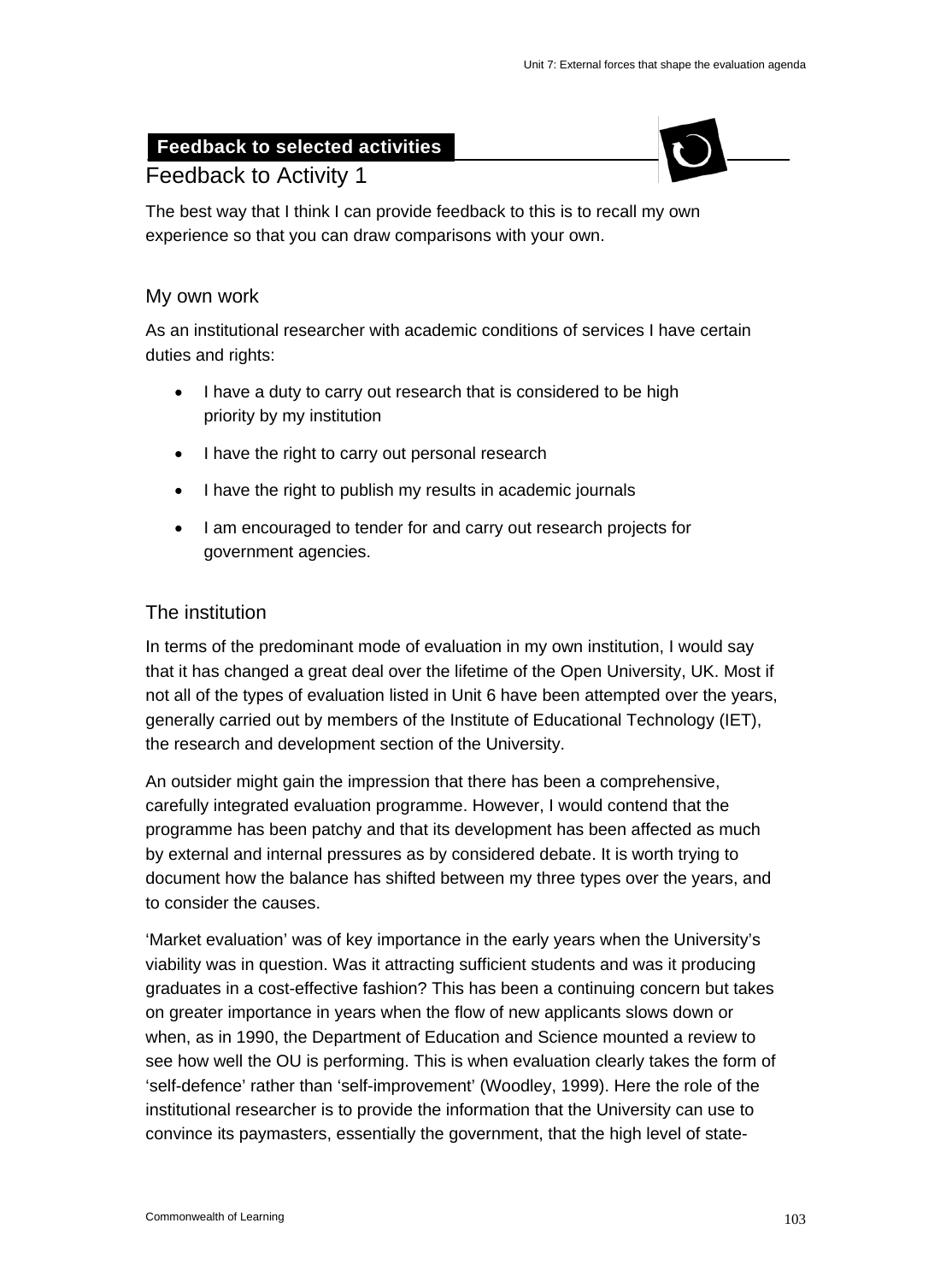## Feedback to selected activities

### Feedback to Activity 1

The best way that I think I can provide feedback to this is to recall my own experience so that you can draw comparisons with your own.

#### My own work

As an institutional researcher with academic conditions of services I have certain duties and rights:

- I have a duty to carry out research that is considered to be high priority by my institution
- I have the right to carry out personal research
- I have the right to publish my results in academic journals
- I am encouraged to tender for and carry out research projects for government agencies.

#### The institution

In terms of the predominant mode of evaluation in my own institution, I would say that it has changed a great deal over the lifetime of the Open University, UK. Most if not all of the types of evaluation listed in Unit 6 have been attempted over the years, generally carried out by members of the Institute of Educational Technology (IET), the research and development section of the University.

An outsider might gain the impression that there has been a comprehensive, carefully integrated evaluation programme. However, I would contend that the programme has been patchy and that its development has been affected as much by external and internal pressures as by considered debate. It is worth trying to document how the balance has shifted between my three types over the years, and to consider the causes.

'Market evaluation' was of key importance in the early years when the University's viability was in question. Was it attracting sufficient students and was it producing graduates in a cost-effective fashion? This has been a continuing concern but takes on greater importance in years when the flow of new applicants slows down or when, as in 1990, the Department of Education and Science mounted a review to see how well the OU is performing. This is when evaluation clearly takes the form of 'self-defence' rather than 'self-improvement' (Woodley, 1999). Here the role of the institutional researcher is to provide the information that the University can use to convince its paymasters, essentially the government, that the high level of state-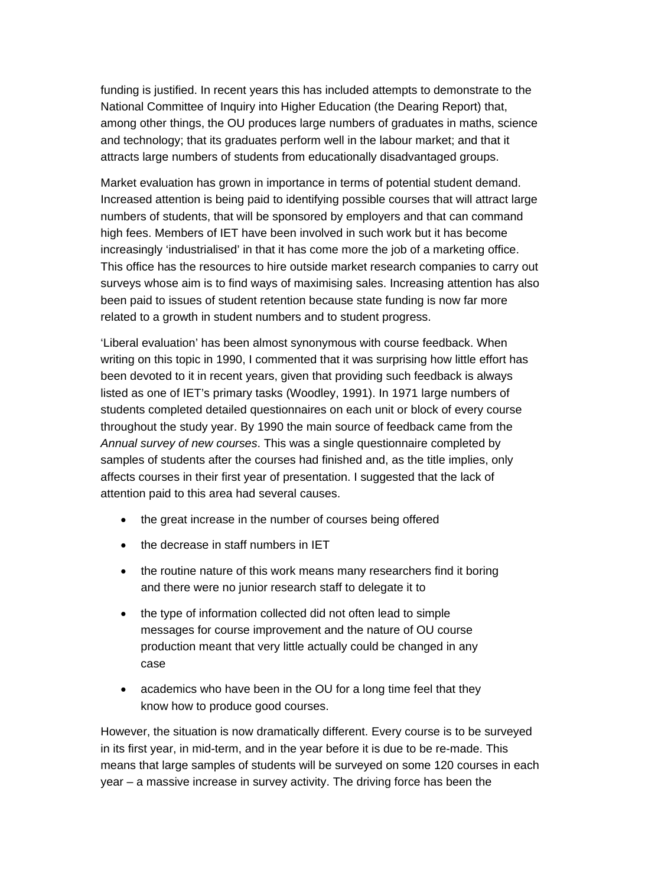funding is justified. In recent years this has included attempts to demonstrate to the National Committee of Inquiry into Higher Education (the Dearing Report) that, among other things, the OU produces large numbers of graduates in maths, science and technology; that its graduates perform well in the labour market; and that it attracts large numbers of students from educationally disadvantaged groups.

Market evaluation has grown in importance in terms of potential student demand. Increased attention is being paid to identifying possible courses that will attract large numbers of students, that will be sponsored by employers and that can command high fees. Members of IET have been involved in such work but it has become increasingly 'industrialised' in that it has come more the job of a marketing office. This office has the resources to hire outside market research companies to carry out surveys whose aim is to find ways of maximising sales. Increasing attention has also been paid to issues of student retention because state funding is now far more related to a growth in student numbers and to student progress.

'Liberal evaluation' has been almost synonymous with course feedback. When writing on this topic in 1990, I commented that it was surprising how little effort has been devoted to it in recent years, given that providing such feedback is always listed as one of IET's primary tasks (Woodley, 1991). In 1971 large numbers of students completed detailed questionnaires on each unit or block of every course throughout the study year. By 1990 the main source of feedback came from the *Annual survey of new courses*. This was a single questionnaire completed by samples of students after the courses had finished and, as the title implies, only affects courses in their first year of presentation. I suggested that the lack of attention paid to this area had several causes.

- the great increase in the number of courses being offered
- the decrease in staff numbers in IET
- the routine nature of this work means many researchers find it boring and there were no junior research staff to delegate it to
- the type of information collected did not often lead to simple messages for course improvement and the nature of OU course production meant that very little actually could be changed in any case
- academics who have been in the OU for a long time feel that they know how to produce good courses.

However, the situation is now dramatically different. Every course is to be surveyed in its first year, in mid-term, and in the year before it is due to be re-made. This means that large samples of students will be surveyed on some 120 courses in each year – a massive increase in survey activity. The driving force has been the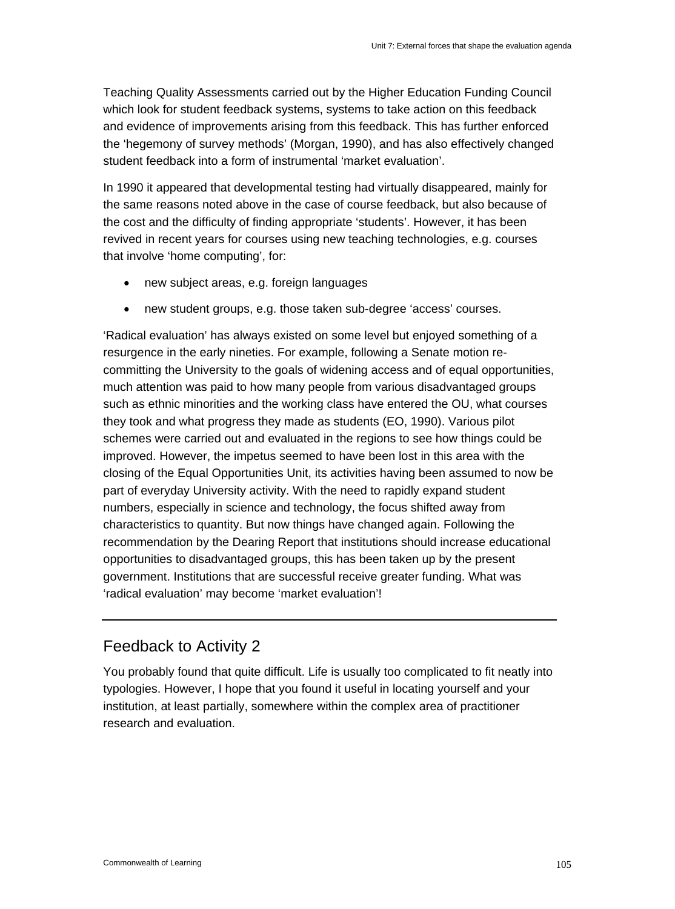Teaching Quality Assessments carried out by the Higher Education Funding Council which look for student feedback systems, systems to take action on this feedback and evidence of improvements arising from this feedback. This has further enforced the 'hegemony of survey methods' (Morgan, 1990), and has also effectively changed student feedback into a form of instrumental 'market evaluation'.

In 1990 it appeared that developmental testing had virtually disappeared, mainly for the same reasons noted above in the case of course feedback, but also because of the cost and the difficulty of finding appropriate 'students'. However, it has been revived in recent years for courses using new teaching technologies, e.g. courses that involve 'home computing', for:

- new subject areas, e.g. foreign languages
- new student groups, e.g. those taken sub-degree 'access' courses.

'Radical evaluation' has always existed on some level but enjoyed something of a resurgence in the early nineties. For example, following a Senate motion re-committing the University to the goals of widening access and of equal opportunities, much attention was paid to how many people from various disadvantaged groups such as ethnic minorities and the working class have entered the OU, what courses they took and what progress they made as students (EO, 1990). Various pilot schemes were carried out and evaluated in the regions to see how things could be improved. However, the impetus seemed to have been lost in this area with the closing of the Equal Opportunities Unit, its activities having been assumed to now be part of everyday University activity. With the need to rapidly expand student numbers, especially in science and technology, the focus shifted away from characteristics to quantity. But now things have changed again. Following the recommendation by the Dearing Report that institutions should increase educational opportunities to disadvantaged groups, this has been taken up by the present government. Institutions that are successful receive greater funding. What was 'radical evaluation' may become 'market evaluation'!

---

## Feedback to Activity 2

You probably found that quite difficult. Life is usually too complicated to fit neatly into typologies. However, I hope that you found it useful in locating yourself and your institution, at least partially, somewhere within the complex area of practitioner research and evaluation.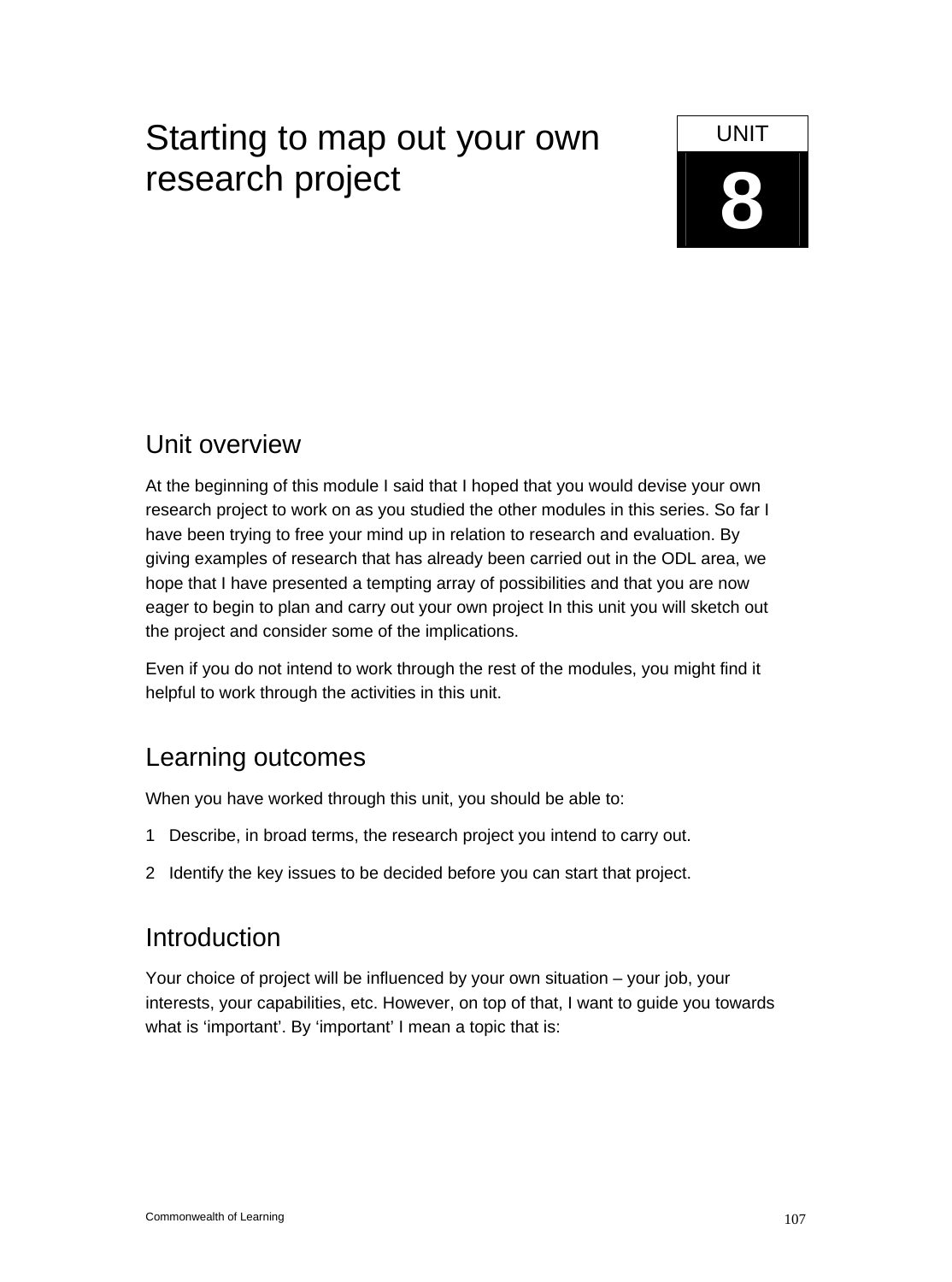# Starting to map out your own research project

UNIT **8**

## Unit overview

At the beginning of this module I said that I hoped that you would devise your own research project to work on as you studied the other modules in this series. So far I have been trying to free your mind up in relation to research and evaluation. By giving examples of research that has already been carried out in the ODL area, we hope that I have presented a tempting array of possibilities and that you are now eager to begin to plan and carry out your own project In this unit you will sketch out the project and consider some of the implications.

Even if you do not intend to work through the rest of the modules, you might find it helpful to work through the activities in this unit.

## Learning outcomes

When you have worked through this unit, you should be able to:

1 Describe, in broad terms, the research project you intend to carry out.

2 Identify the key issues to be decided before you can start that project.

## Introduction

Your choice of project will be influenced by your own situation – your job, your interests, your capabilities, etc. However, on top of that, I want to guide you towards what is 'important'. By 'important' I mean a topic that is: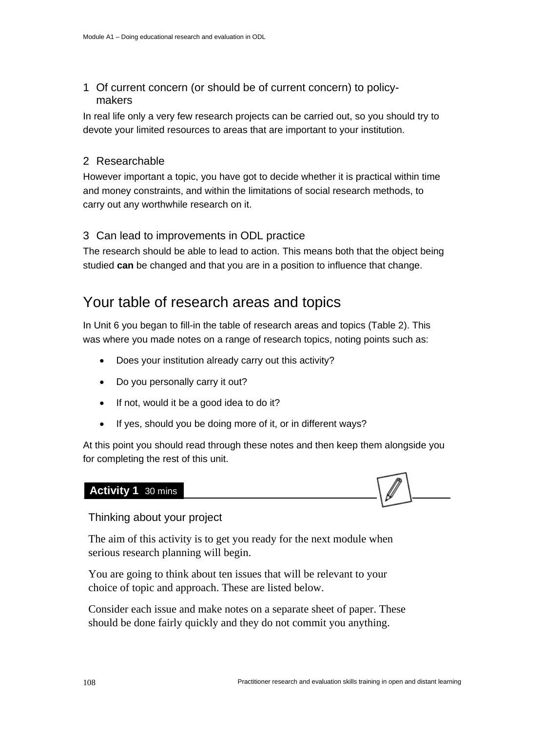### 1 Of current concern (or should be of current concern) to policy-makers

In real life only a very few research projects can be carried out, so you should try to devote your limited resources to areas that are important to your institution.

### 2 Researchable

However important a topic, you have got to decide whether it is practical within time and money constraints, and within the limitations of social research methods, to carry out any worthwhile research on it.

### 3 Can lead to improvements in ODL practice

The research should be able to lead to action. This means both that the object being studied **can** be changed and that you are in a position to influence that change.

## Your table of research areas and topics

In Unit 6 you began to fill-in the table of research areas and topics (Table 2). This was where you made notes on a range of research topics, noting points such as:

- Does your institution already carry out this activity?
- Do you personally carry it out?
- If not, would it be a good idea to do it?
- If yes, should you be doing more of it, or in different ways?

At this point you should read through these notes and then keep them alongside you for completing the rest of this unit.

**Activity 1** 30 mins

Thinking about your project

The aim of this activity is to get you ready for the next module when serious research planning will begin.

You are going to think about ten issues that will be relevant to your choice of topic and approach. These are listed below.

Consider each issue and make notes on a separate sheet of paper. These should be done fairly quickly and they do not commit you anything.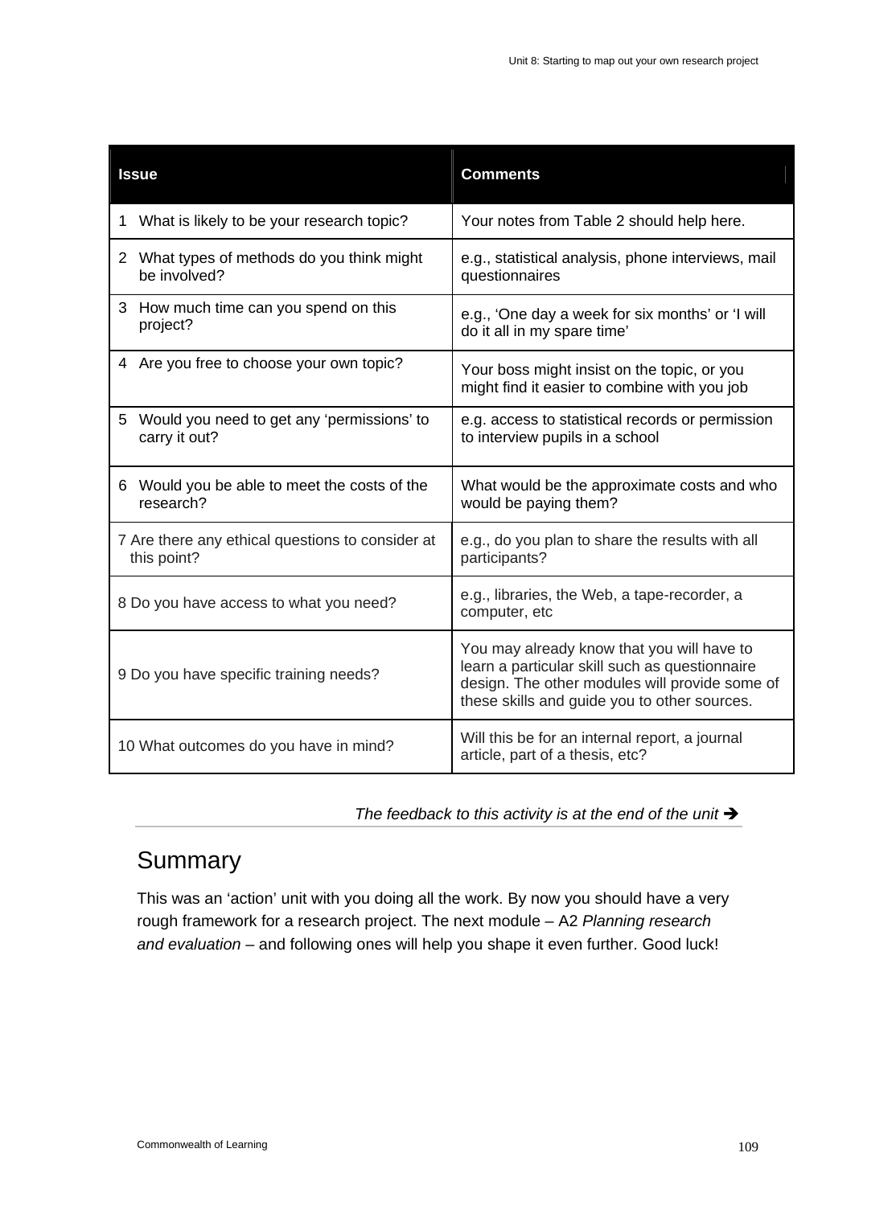| Issue | Comments |
|---|---|
| 1 What is likely to be your research topic? | Your notes from Table 2 should help here. |
| 2 What types of methods do you think might be involved? | e.g., statistical analysis, phone interviews, mail questionnaires |
| 3 How much time can you spend on this project? | e.g., 'One day a week for six months' or 'I will do it all in my spare time' |
| 4 Are you free to choose your own topic? | Your boss might insist on the topic, or you might find it easier to combine with you job |
| 5 Would you need to get any 'permissions' to carry it out? | e.g. access to statistical records or permission to interview pupils in a school |
| 6 Would you be able to meet the costs of the research? | What would be the approximate costs and who would be paying them? |
| 7 Are there any ethical questions to consider at this point? | e.g., do you plan to share the results with all participants? |
| 8 Do you have access to what you need? | e.g., libraries, the Web, a tape-recorder, a computer, etc |
| 9 Do you have specific training needs? | You may already know that you will have to learn a particular skill such as questionnaire design. The other modules will provide some of these skills and guide you to other sources. |
| 10 What outcomes do you have in mind? | Will this be for an internal report, a journal article, part of a thesis, etc? |

*The feedback to this activity is at the end of the unit* ➔

## Summary

This was an 'action' unit with you doing all the work. By now you should have a very rough framework for a research project. The next module – A2 *Planning research and evaluation* – and following ones will help you shape it even further. Good luck!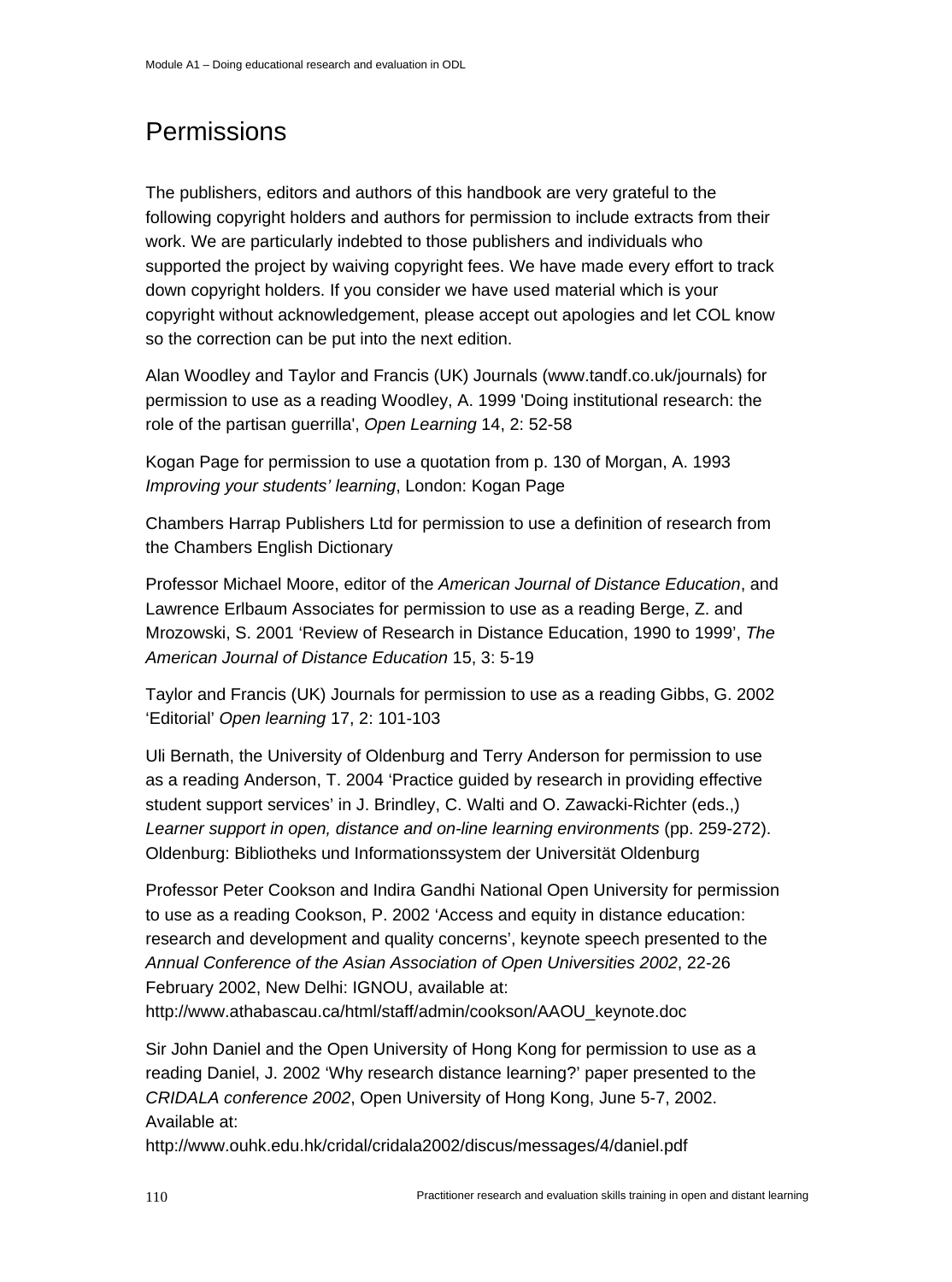# Permissions

The publishers, editors and authors of this handbook are very grateful to the following copyright holders and authors for permission to include extracts from their work. We are particularly indebted to those publishers and individuals who supported the project by waiving copyright fees. We have made every effort to track down copyright holders. If you consider we have used material which is your copyright without acknowledgement, please accept out apologies and let COL know so the correction can be put into the next edition.

Alan Woodley and Taylor and Francis (UK) Journals (www.tandf.co.uk/journals) for permission to use as a reading Woodley, A. 1999 'Doing institutional research: the role of the partisan guerrilla', *Open Learning* 14, 2: 52-58

Kogan Page for permission to use a quotation from p. 130 of Morgan, A. 1993 *Improving your students' learning*, London: Kogan Page

Chambers Harrap Publishers Ltd for permission to use a definition of research from the Chambers English Dictionary

Professor Michael Moore, editor of the *American Journal of Distance Education*, and Lawrence Erlbaum Associates for permission to use as a reading Berge, Z. and Mrozowski, S. 2001 'Review of Research in Distance Education, 1990 to 1999', *The American Journal of Distance Education* 15, 3: 5-19

Taylor and Francis (UK) Journals for permission to use as a reading Gibbs, G. 2002 'Editorial' *Open learning* 17, 2: 101-103

Uli Bernath, the University of Oldenburg and Terry Anderson for permission to use as a reading Anderson, T. 2004 'Practice guided by research in providing effective student support services' in J. Brindley, C. Walti and O. Zawacki-Richter (eds.,) *Learner support in open, distance and on-line learning environments* (pp. 259-272). Oldenburg: Bibliotheks und Informationssystem der Universität Oldenburg

Professor Peter Cookson and Indira Gandhi National Open University for permission to use as a reading Cookson, P. 2002 'Access and equity in distance education: research and development and quality concerns', keynote speech presented to the *Annual Conference of the Asian Association of Open Universities 2002*, 22-26 February 2002, New Delhi: IGNOU, available at: http://www.athabascau.ca/html/staff/admin/cookson/AAOU_keynote.doc

Sir John Daniel and the Open University of Hong Kong for permission to use as a reading Daniel, J. 2002 'Why research distance learning?' paper presented to the *CRIDALA conference 2002*, Open University of Hong Kong, June 5-7, 2002. Available at: http://www.ouhk.edu.hk/cridal/cridala2002/discus/messages/4/daniel.pdf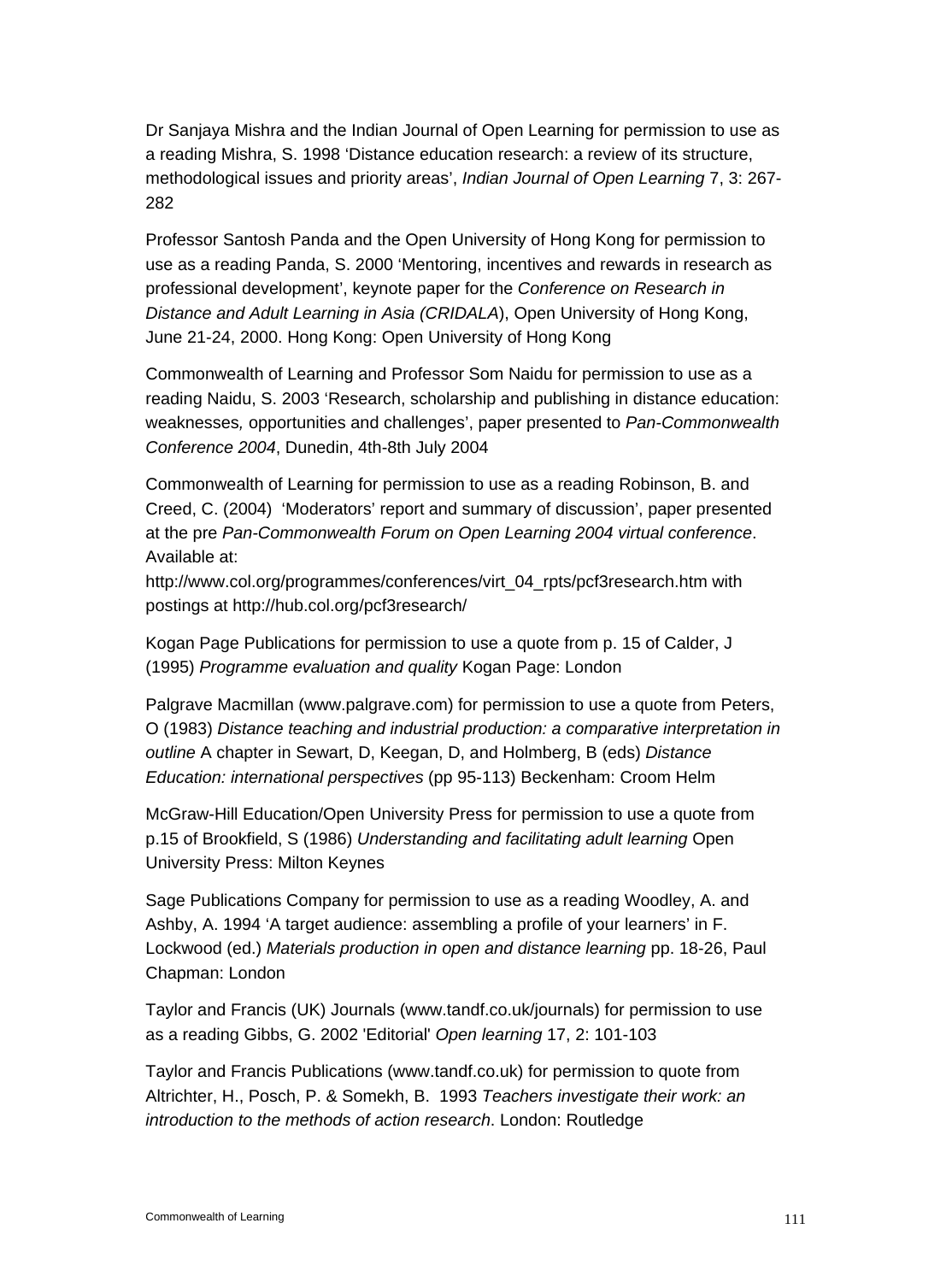Dr Sanjaya Mishra and the Indian Journal of Open Learning for permission to use as a reading Mishra, S. 1998 'Distance education research: a review of its structure, methodological issues and priority areas', *Indian Journal of Open Learning* 7, 3: 267-282

Professor Santosh Panda and the Open University of Hong Kong for permission to use as a reading Panda, S. 2000 'Mentoring, incentives and rewards in research as professional development', keynote paper for the *Conference on Research in Distance and Adult Learning in Asia (CRIDALA*), Open University of Hong Kong, June 21-24, 2000. Hong Kong: Open University of Hong Kong

Commonwealth of Learning and Professor Som Naidu for permission to use as a reading Naidu, S. 2003 'Research, scholarship and publishing in distance education: weaknesses*,* opportunities and challenges', paper presented to *Pan-Commonwealth Conference 2004*, Dunedin, 4th-8th July 2004

Commonwealth of Learning for permission to use as a reading Robinson, B. and Creed, C. (2004) 'Moderators' report and summary of discussion', paper presented at the pre *Pan-Commonwealth Forum on Open Learning 2004 virtual conference*. Available at:
http://www.col.org/programmes/conferences/virt_04_rpts/pcf3research.htm with postings at http://hub.col.org/pcf3research/

Kogan Page Publications for permission to use a quote from p. 15 of Calder, J (1995) *Programme evaluation and quality* Kogan Page: London

Palgrave Macmillan (www.palgrave.com) for permission to use a quote from Peters, O (1983) *Distance teaching and industrial production: a comparative interpretation in outline* A chapter in Sewart, D, Keegan, D, and Holmberg, B (eds) *Distance Education: international perspectives* (pp 95-113) Beckenham: Croom Helm

McGraw-Hill Education/Open University Press for permission to use a quote from p.15 of Brookfield, S (1986) *Understanding and facilitating adult learning* Open University Press: Milton Keynes

Sage Publications Company for permission to use as a reading Woodley, A. and Ashby, A. 1994 'A target audience: assembling a profile of your learners' in F. Lockwood (ed.) *Materials production in open and distance learning* pp. 18-26, Paul Chapman: London

Taylor and Francis (UK) Journals (www.tandf.co.uk/journals) for permission to use as a reading Gibbs, G. 2002 'Editorial' *Open learning* 17, 2: 101-103

Taylor and Francis Publications (www.tandf.co.uk) for permission to quote from Altrichter, H., Posch, P. & Somekh, B. 1993 *Teachers investigate their work: an introduction to the methods of action research*. London: Routledge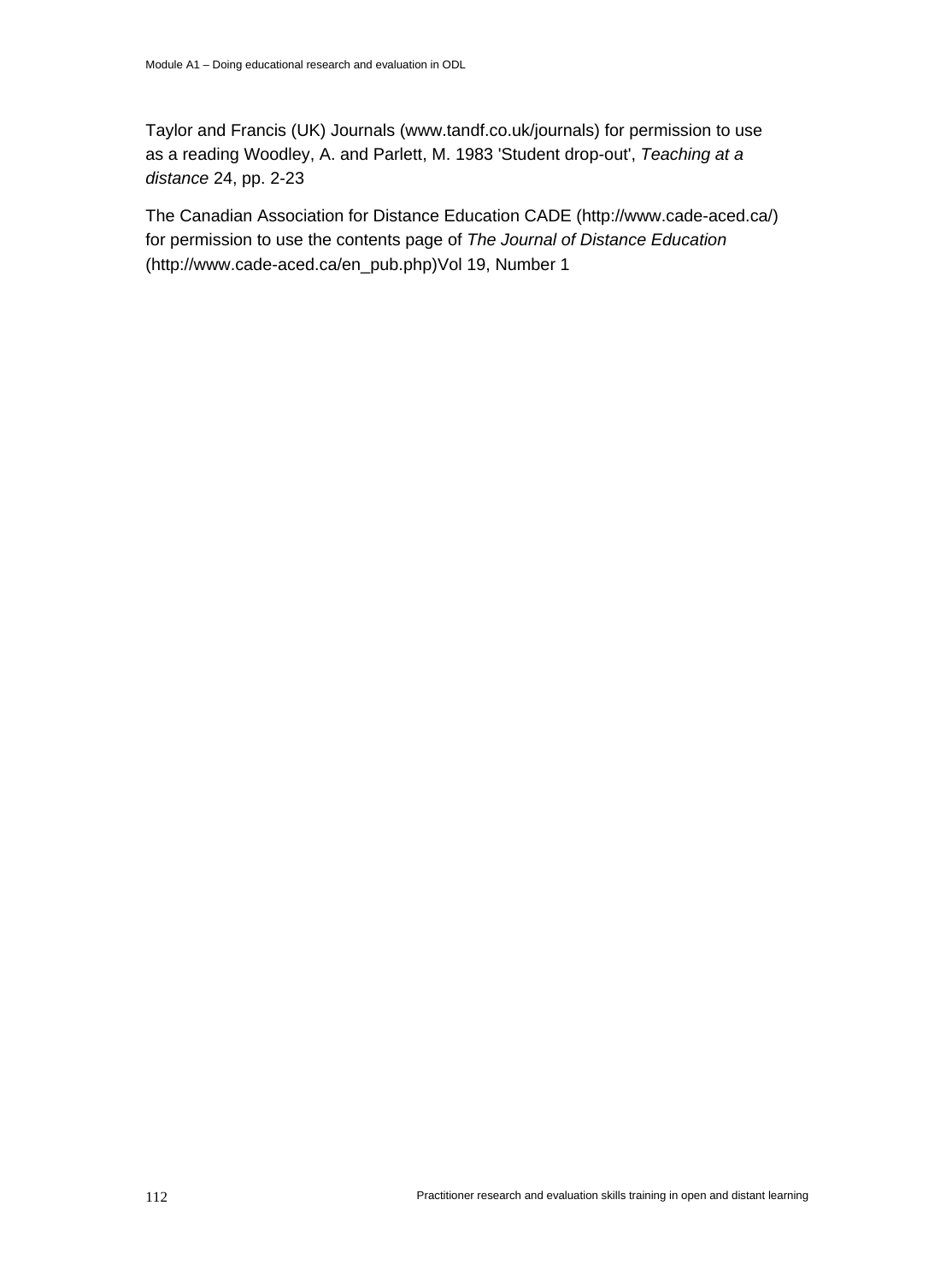Taylor and Francis (UK) Journals (www.tandf.co.uk/journals) for permission to use as a reading Woodley, A. and Parlett, M. 1983 'Student drop-out', *Teaching at a distance* 24, pp. 2-23

The Canadian Association for Distance Education CADE (http://www.cade-aced.ca/) for permission to use the contents page of *The Journal of Distance Education* (http://www.cade-aced.ca/en_pub.php)Vol 19, Number 1